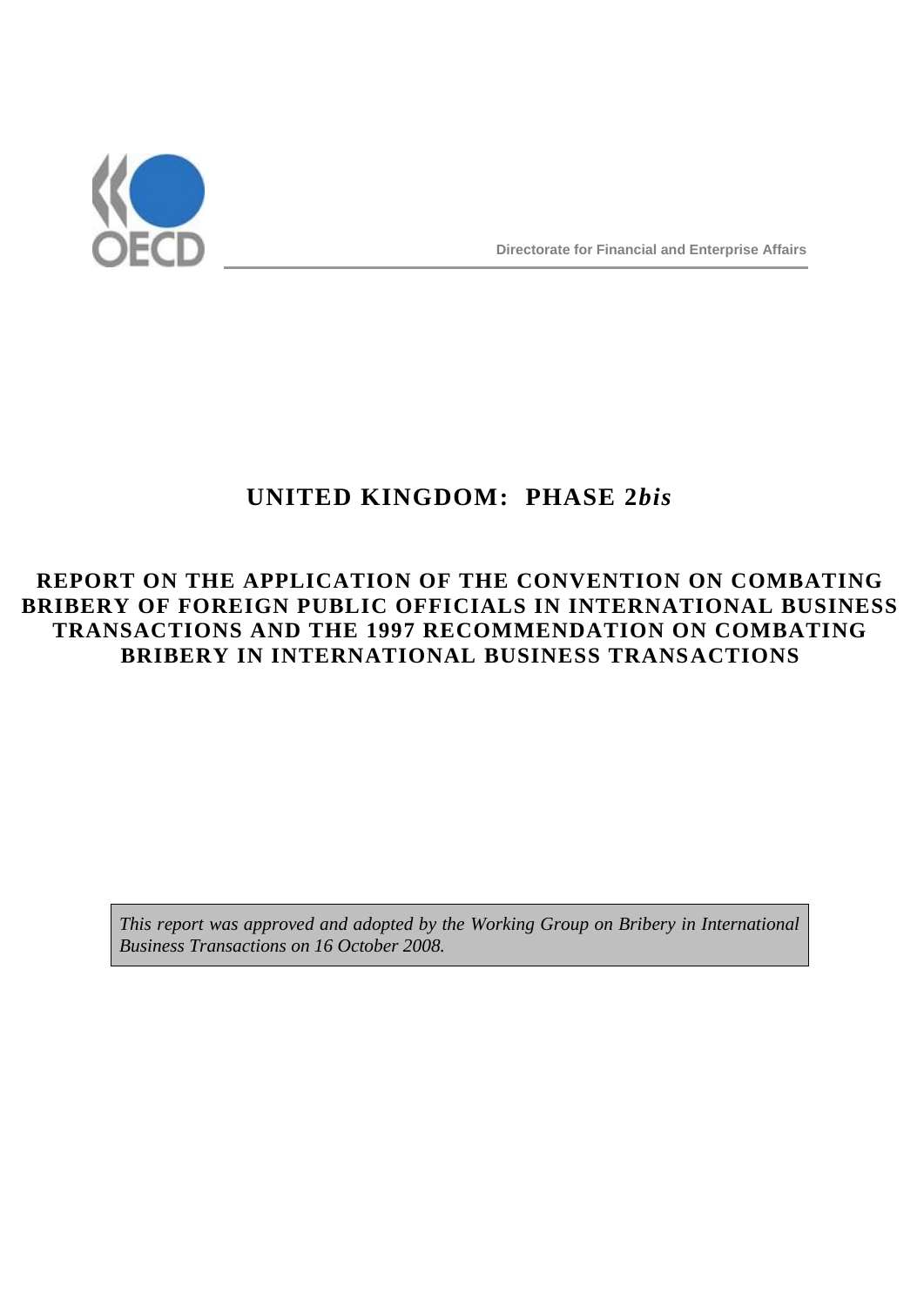OECD

Directorate for Financial and Enterprise Affairs

# UNITED KINGDOM: PHASE 2*bis*

## REPORT ON THE APPLICATION OF THE CONVENTION ON COMBATING BRIBERY OF FOREIGN PUBLIC OFFICIALS IN INTERNATIONAL BUSINESS TRANSACTIONS AND THE 1997 RECOMMENDATION ON COMBATING BRIBERY IN INTERNATIONAL BUSINESS TRANSACTIONS

*This report was approved and adopted by the Working Group on Bribery in International Business Transactions on 16 October 2008.*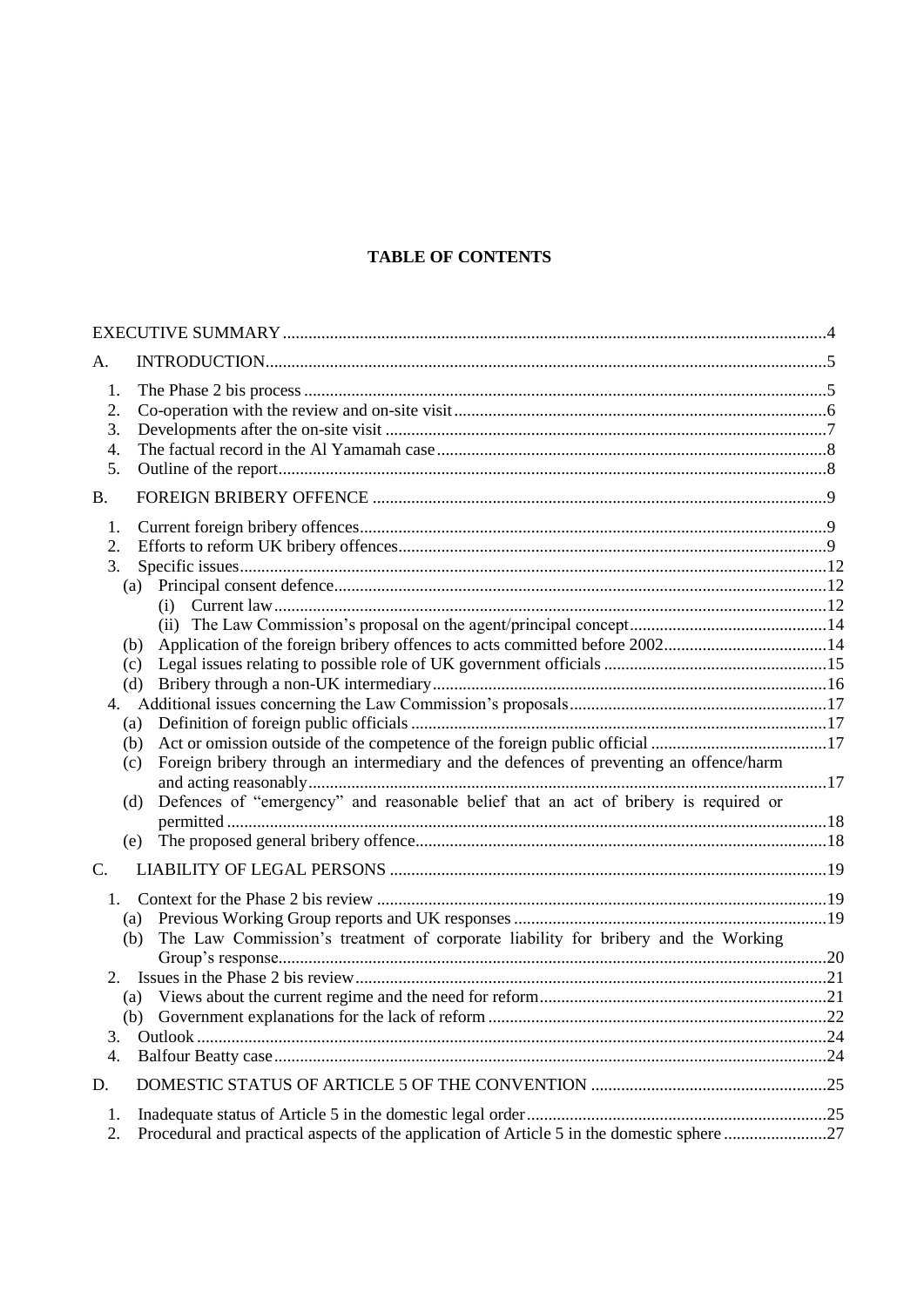**TABLE OF CONTENTS**

EXECUTIVE SUMMARY ....................................................................................................................4

A. INTRODUCTION ....................................................................................................................5

1. The Phase 2 bis process ....................................................................................................5
2. Co-operation with the review and on-site visit ....................................................................6
3. Developments after the on-site visit ....................................................................................7
4. The factual record in the Al Yamamah case ........................................................................8
5. Outline of the report ..........................................................................................................8

B. FOREIGN BRIBERY OFFENCE ................................................................................................9

1. Current foreign bribery offences ..........................................................................................9
2. Efforts to reform UK bribery offences ..................................................................................9
3. Specific issues ..................................................................................................................12
   - (a) Principal consent defence .........................................................................................12
     - (i) Current law ........................................................................................................12
     - (ii) The Law Commission's proposal on the agent/principal concept ..............................14
   - (b) Application of the foreign bribery offences to acts committed before 2002 ......................14
   - (c) Legal issues relating to possible role of UK government officials ....................................15
   - (d) Bribery through a non-UK intermediary ........................................................................16
4. Additional issues concerning the Law Commission's proposals ...............................................17
   - (a) Definition of foreign public officials ..............................................................................17
   - (b) Act or omission outside of the competence of the foreign public official ............................17
   - (c) Foreign bribery through an intermediary and the defences of preventing an offence/harm and acting reasonably ..................................................................................................17
   - (d) Defences of "emergency" and reasonable belief that an act of bribery is required or permitted ..........................................................................................................................18
   - (e) The proposed general bribery offence ............................................................................18

C. LIABILITY OF LEGAL PERSONS ............................................................................................19

1. Context for the Phase 2 bis review ......................................................................................19
   - (a) Previous Working Group reports and UK responses .........................................................19
   - (b) The Law Commission's treatment of corporate liability for bribery and the Working Group's response ..................................................................................................................20
2. Issues in the Phase 2 bis review ..........................................................................................21
   - (a) Views about the current regime and the need for reform ..................................................21
   - (b) Government explanations for the lack of reform .............................................................22
3. Outlook ............................................................................................................................24
4. Balfour Beatty case ............................................................................................................24

D. DOMESTIC STATUS OF ARTICLE 5 OF THE CONVENTION ......................................................25

1. Inadequate status of Article 5 in the domestic legal order .......................................................25
2. Procedural and practical aspects of the application of Article 5 in the domestic sphere ..............27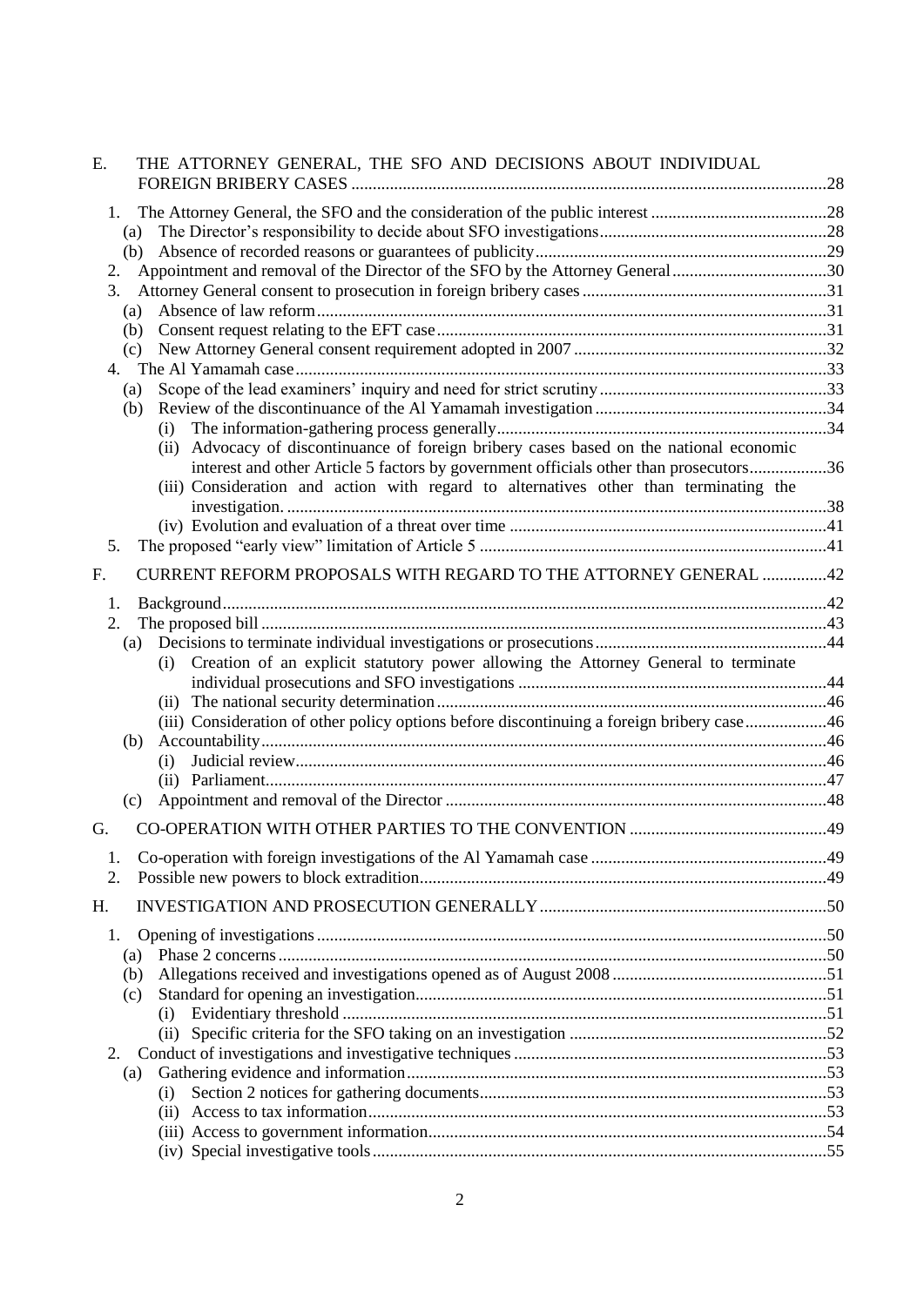E. THE ATTORNEY GENERAL, THE SFO AND DECISIONS ABOUT INDIVIDUAL FOREIGN BRIBERY CASES ....28

1. The Attorney General, the SFO and the consideration of the public interest ....28
   - (a) The Director's responsibility to decide about SFO investigations ....28
   - (b) Absence of recorded reasons or guarantees of publicity ....29
2. Appointment and removal of the Director of the SFO by the Attorney General ....30
3. Attorney General consent to prosecution in foreign bribery cases ....31
   - (a) Absence of law reform ....31
   - (b) Consent request relating to the EFT case ....31
   - (c) New Attorney General consent requirement adopted in 2007 ....32
4. The Al Yamamah case ....33
   - (a) Scope of the lead examiners' inquiry and need for strict scrutiny ....33
   - (b) Review of the discontinuance of the Al Yamamah investigation ....34
     - (i) The information-gathering process generally ....34
     - (ii) Advocacy of discontinuance of foreign bribery cases based on the national economic interest and other Article 5 factors by government officials other than prosecutors ....36
     - (iii) Consideration and action with regard to alternatives other than terminating the investigation. ....38
     - (iv) Evolution and evaluation of a threat over time ....41
5. The proposed "early view" limitation of Article 5 ....41

F. CURRENT REFORM PROPOSALS WITH REGARD TO THE ATTORNEY GENERAL ....42

1. Background ....42
2. The proposed bill ....43
   - (a) Decisions to terminate individual investigations or prosecutions ....44
     - (i) Creation of an explicit statutory power allowing the Attorney General to terminate individual prosecutions and SFO investigations ....44
     - (ii) The national security determination ....46
     - (iii) Consideration of other policy options before discontinuing a foreign bribery case ....46
   - (b) Accountability ....46
     - (i) Judicial review ....46
     - (ii) Parliament ....47
   - (c) Appointment and removal of the Director ....48

G. CO-OPERATION WITH OTHER PARTIES TO THE CONVENTION ....49

1. Co-operation with foreign investigations of the Al Yamamah case ....49
2. Possible new powers to block extradition ....49

H. INVESTIGATION AND PROSECUTION GENERALLY ....50

1. Opening of investigations ....50
   - (a) Phase 2 concerns ....50
   - (b) Allegations received and investigations opened as of August 2008 ....51
   - (c) Standard for opening an investigation ....51
     - (i) Evidentiary threshold ....51
     - (ii) Specific criteria for the SFO taking on an investigation ....52
2. Conduct of investigations and investigative techniques ....53
   - (a) Gathering evidence and information ....53
     - (i) Section 2 notices for gathering documents ....53
     - (ii) Access to tax information ....53
     - (iii) Access to government information ....54
     - (iv) Special investigative tools ....55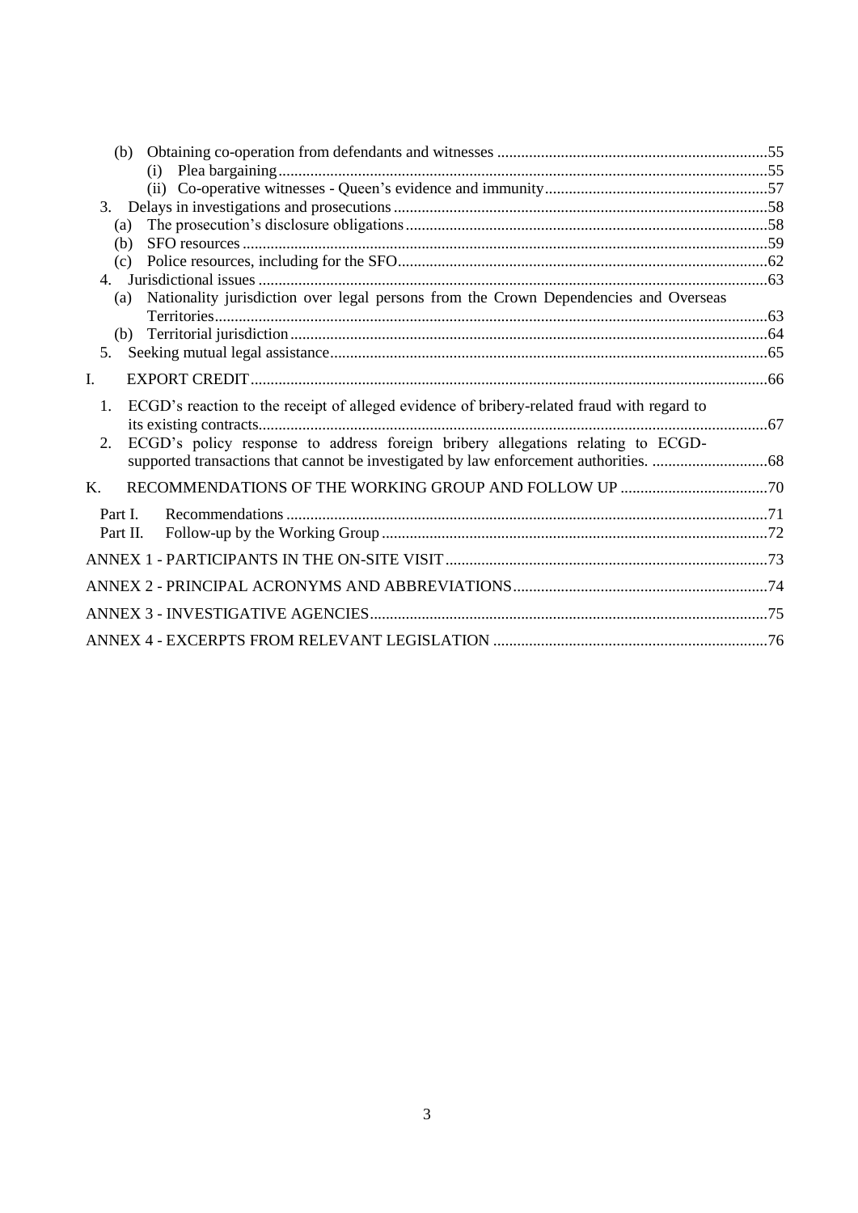- (b) Obtaining co-operation from defendants and witnesses ....................................................................55
  - (i) Plea bargaining..........................................................................................................................55
  - (ii) Co-operative witnesses - Queen's evidence and immunity........................................................57
- 3. Delays in investigations and prosecutions.............................................................................................58
  - (a) The prosecution's disclosure obligations..........................................................................................58
  - (b) SFO resources...................................................................................................................................59
  - (c) Police resources, including for the SFO............................................................................................62
- 4. Jurisdictional issues ...............................................................................................................................63
  - (a) Nationality jurisdiction over legal persons from the Crown Dependencies and Overseas Territories..........................................................................................................................................63
  - (b) Territorial jurisdiction.......................................................................................................................64
- 5. Seeking mutual legal assistance.............................................................................................................65

I. EXPORT CREDIT.................................................................................................................................66

1. ECGD's reaction to the receipt of alleged evidence of bribery-related fraud with regard to its existing contracts...............................................................................................................................67
2. ECGD's policy response to address foreign bribery allegations relating to ECGD-supported transactions that cannot be investigated by law enforcement authorities. .............................68

K. RECOMMENDATIONS OF THE WORKING GROUP AND FOLLOW UP .....................................70

- Part I. Recommendations ........................................................................................................................71
- Part II. Follow-up by the Working Group ................................................................................................72

ANNEX 1 - PARTICIPANTS IN THE ON-SITE VISIT ................................................................................73

ANNEX 2 - PRINCIPAL ACRONYMS AND ABBREVIATIONS................................................................74

ANNEX 3 - INVESTIGATIVE AGENCIES...................................................................................................75

ANNEX 4 - EXCERPTS FROM RELEVANT LEGISLATION ....................................................................76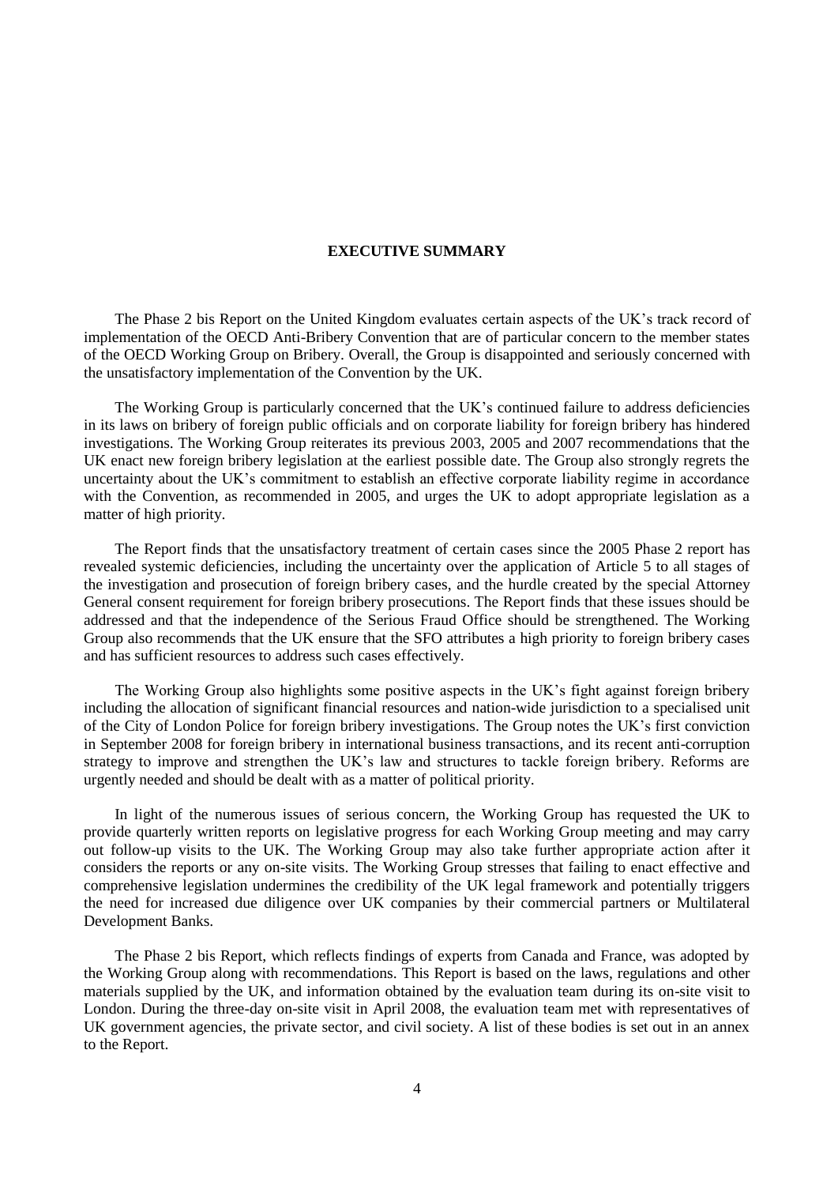# EXECUTIVE SUMMARY

The Phase 2 bis Report on the United Kingdom evaluates certain aspects of the UK's track record of implementation of the OECD Anti-Bribery Convention that are of particular concern to the member states of the OECD Working Group on Bribery. Overall, the Group is disappointed and seriously concerned with the unsatisfactory implementation of the Convention by the UK.

The Working Group is particularly concerned that the UK's continued failure to address deficiencies in its laws on bribery of foreign public officials and on corporate liability for foreign bribery has hindered investigations. The Working Group reiterates its previous 2003, 2005 and 2007 recommendations that the UK enact new foreign bribery legislation at the earliest possible date. The Group also strongly regrets the uncertainty about the UK's commitment to establish an effective corporate liability regime in accordance with the Convention, as recommended in 2005, and urges the UK to adopt appropriate legislation as a matter of high priority.

The Report finds that the unsatisfactory treatment of certain cases since the 2005 Phase 2 report has revealed systemic deficiencies, including the uncertainty over the application of Article 5 to all stages of the investigation and prosecution of foreign bribery cases, and the hurdle created by the special Attorney General consent requirement for foreign bribery prosecutions. The Report finds that these issues should be addressed and that the independence of the Serious Fraud Office should be strengthened. The Working Group also recommends that the UK ensure that the SFO attributes a high priority to foreign bribery cases and has sufficient resources to address such cases effectively.

The Working Group also highlights some positive aspects in the UK's fight against foreign bribery including the allocation of significant financial resources and nation-wide jurisdiction to a specialised unit of the City of London Police for foreign bribery investigations. The Group notes the UK's first conviction in September 2008 for foreign bribery in international business transactions, and its recent anti-corruption strategy to improve and strengthen the UK's law and structures to tackle foreign bribery. Reforms are urgently needed and should be dealt with as a matter of political priority.

In light of the numerous issues of serious concern, the Working Group has requested the UK to provide quarterly written reports on legislative progress for each Working Group meeting and may carry out follow-up visits to the UK. The Working Group may also take further appropriate action after it considers the reports or any on-site visits. The Working Group stresses that failing to enact effective and comprehensive legislation undermines the credibility of the UK legal framework and potentially triggers the need for increased due diligence over UK companies by their commercial partners or Multilateral Development Banks.

The Phase 2 bis Report, which reflects findings of experts from Canada and France, was adopted by the Working Group along with recommendations. This Report is based on the laws, regulations and other materials supplied by the UK, and information obtained by the evaluation team during its on-site visit to London. During the three-day on-site visit in April 2008, the evaluation team met with representatives of UK government agencies, the private sector, and civil society. A list of these bodies is set out in an annex to the Report.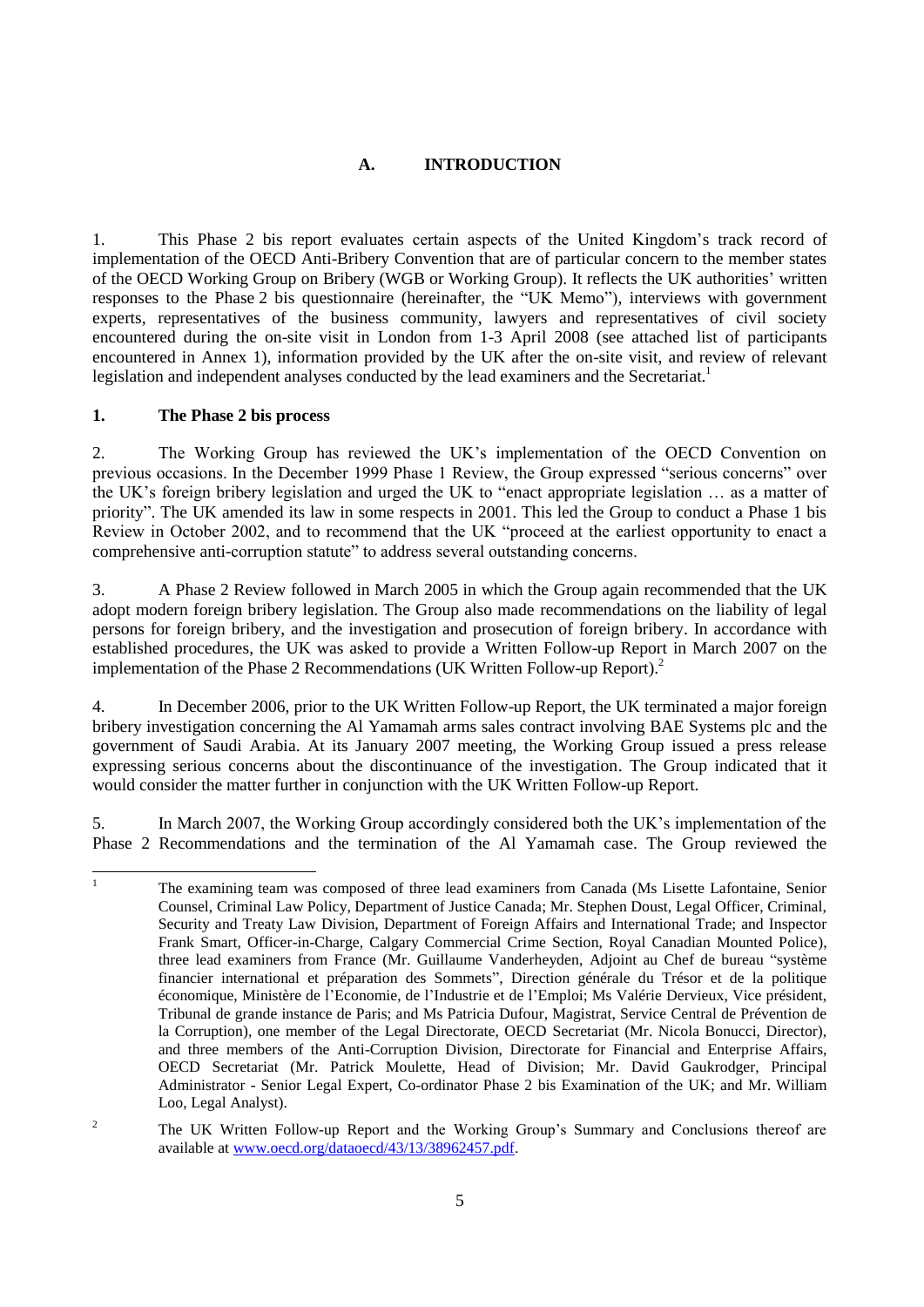## A. INTRODUCTION

1. This Phase 2 bis report evaluates certain aspects of the United Kingdom's track record of implementation of the OECD Anti-Bribery Convention that are of particular concern to the member states of the OECD Working Group on Bribery (WGB or Working Group). It reflects the UK authorities' written responses to the Phase 2 bis questionnaire (hereinafter, the "UK Memo"), interviews with government experts, representatives of the business community, lawyers and representatives of civil society encountered during the on-site visit in London from 1-3 April 2008 (see attached list of participants encountered in Annex 1), information provided by the UK after the on-site visit, and review of relevant legislation and independent analyses conducted by the lead examiners and the Secretariat.[1]

### 1. The Phase 2 bis process

2. The Working Group has reviewed the UK's implementation of the OECD Convention on previous occasions. In the December 1999 Phase 1 Review, the Group expressed "serious concerns" over the UK's foreign bribery legislation and urged the UK to "enact appropriate legislation … as a matter of priority". The UK amended its law in some respects in 2001. This led the Group to conduct a Phase 1 bis Review in October 2002, and to recommend that the UK "proceed at the earliest opportunity to enact a comprehensive anti-corruption statute" to address several outstanding concerns.

3. A Phase 2 Review followed in March 2005 in which the Group again recommended that the UK adopt modern foreign bribery legislation. The Group also made recommendations on the liability of legal persons for foreign bribery, and the investigation and prosecution of foreign bribery. In accordance with established procedures, the UK was asked to provide a Written Follow-up Report in March 2007 on the implementation of the Phase 2 Recommendations (UK Written Follow-up Report).[2]

4. In December 2006, prior to the UK Written Follow-up Report, the UK terminated a major foreign bribery investigation concerning the Al Yamamah arms sales contract involving BAE Systems plc and the government of Saudi Arabia. At its January 2007 meeting, the Working Group issued a press release expressing serious concerns about the discontinuance of the investigation. The Group indicated that it would consider the matter further in conjunction with the UK Written Follow-up Report.

5. In March 2007, the Working Group accordingly considered both the UK's implementation of the Phase 2 Recommendations and the termination of the Al Yamamah case. The Group reviewed the

---

[1] The examining team was composed of three lead examiners from Canada (Ms Lisette Lafontaine, Senior Counsel, Criminal Law Policy, Department of Justice Canada; Mr. Stephen Doust, Legal Officer, Criminal, Security and Treaty Law Division, Department of Foreign Affairs and International Trade; and Inspector Frank Smart, Officer-in-Charge, Calgary Commercial Crime Section, Royal Canadian Mounted Police), three lead examiners from France (Mr. Guillaume Vanderheyden, Adjoint au Chef de bureau "système financier international et préparation des Sommets", Direction générale du Trésor et de la politique économique, Ministère de l'Economie, de l'Industrie et de l'Emploi; Ms Valérie Dervieux, Vice président, Tribunal de grande instance de Paris; and Ms Patricia Dufour, Magistrat, Service Central de Prévention de la Corruption), one member of the Legal Directorate, OECD Secretariat (Mr. Nicola Bonucci, Director), and three members of the Anti-Corruption Division, Directorate for Financial and Enterprise Affairs, OECD Secretariat (Mr. Patrick Moulette, Head of Division; Mr. David Gaukrodger, Principal Administrator - Senior Legal Expert, Co-ordinator Phase 2 bis Examination of the UK; and Mr. William Loo, Legal Analyst).

[2] The UK Written Follow-up Report and the Working Group's Summary and Conclusions thereof are available at www.oecd.org/dataoecd/43/13/38962457.pdf.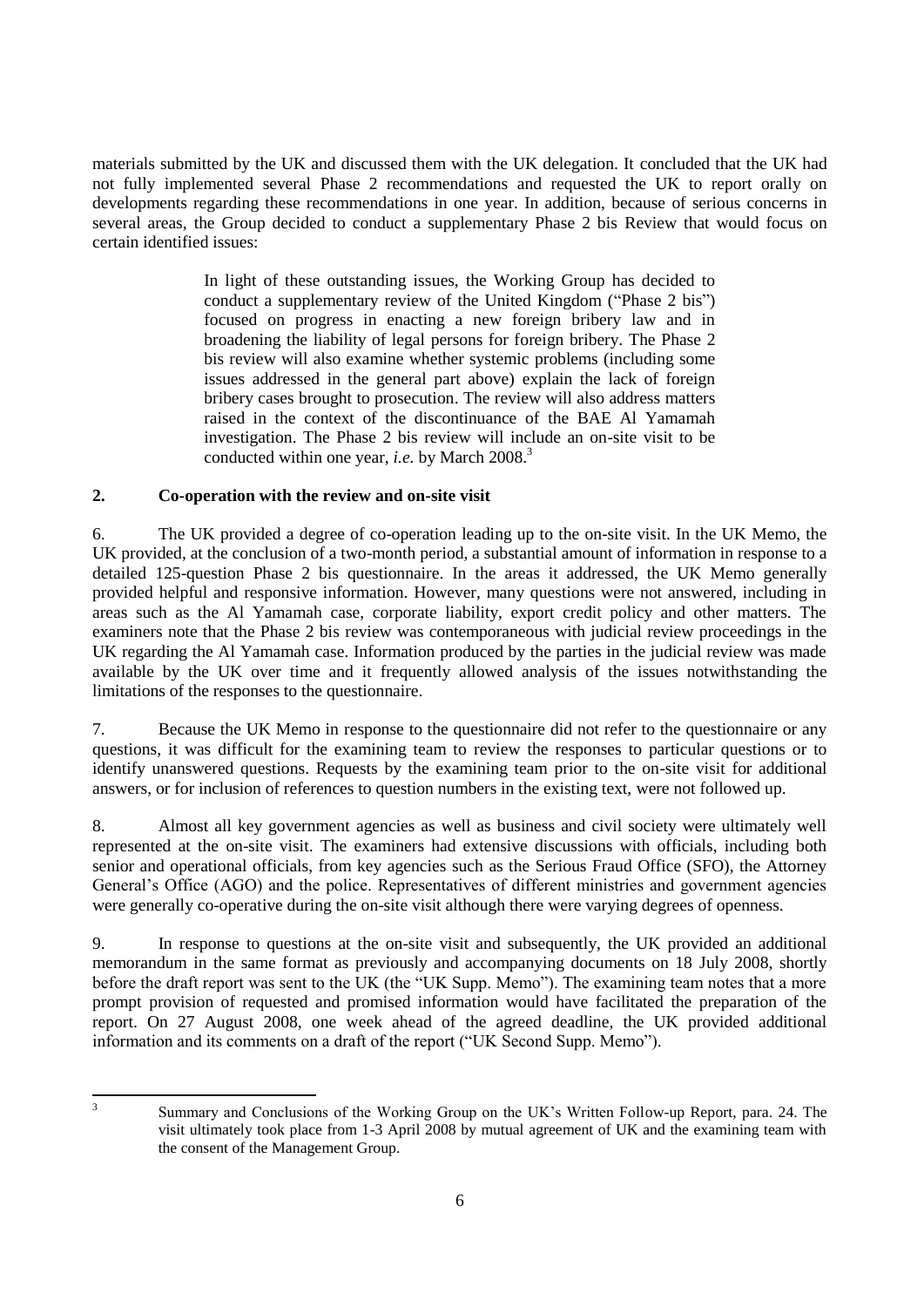materials submitted by the UK and discussed them with the UK delegation. It concluded that the UK had not fully implemented several Phase 2 recommendations and requested the UK to report orally on developments regarding these recommendations in one year. In addition, because of serious concerns in several areas, the Group decided to conduct a supplementary Phase 2 bis Review that would focus on certain identified issues:

> In light of these outstanding issues, the Working Group has decided to conduct a supplementary review of the United Kingdom ("Phase 2 bis") focused on progress in enacting a new foreign bribery law and in broadening the liability of legal persons for foreign bribery. The Phase 2 bis review will also examine whether systemic problems (including some issues addressed in the general part above) explain the lack of foreign bribery cases brought to prosecution. The review will also address matters raised in the context of the discontinuance of the BAE Al Yamamah investigation. The Phase 2 bis review will include an on-site visit to be conducted within one year, *i.e.* by March 2008.[3]

## 2. Co-operation with the review and on-site visit

6. The UK provided a degree of co-operation leading up to the on-site visit. In the UK Memo, the UK provided, at the conclusion of a two-month period, a substantial amount of information in response to a detailed 125-question Phase 2 bis questionnaire. In the areas it addressed, the UK Memo generally provided helpful and responsive information. However, many questions were not answered, including in areas such as the Al Yamamah case, corporate liability, export credit policy and other matters. The examiners note that the Phase 2 bis review was contemporaneous with judicial review proceedings in the UK regarding the Al Yamamah case. Information produced by the parties in the judicial review was made available by the UK over time and it frequently allowed analysis of the issues notwithstanding the limitations of the responses to the questionnaire.

7. Because the UK Memo in response to the questionnaire did not refer to the questionnaire or any questions, it was difficult for the examining team to review the responses to particular questions or to identify unanswered questions. Requests by the examining team prior to the on-site visit for additional answers, or for inclusion of references to question numbers in the existing text, were not followed up.

8. Almost all key government agencies as well as business and civil society were ultimately well represented at the on-site visit. The examiners had extensive discussions with officials, including both senior and operational officials, from key agencies such as the Serious Fraud Office (SFO), the Attorney General's Office (AGO) and the police. Representatives of different ministries and government agencies were generally co-operative during the on-site visit although there were varying degrees of openness.

9. In response to questions at the on-site visit and subsequently, the UK provided an additional memorandum in the same format as previously and accompanying documents on 18 July 2008, shortly before the draft report was sent to the UK (the "UK Supp. Memo"). The examining team notes that a more prompt provision of requested and promised information would have facilitated the preparation of the report. On 27 August 2008, one week ahead of the agreed deadline, the UK provided additional information and its comments on a draft of the report ("UK Second Supp. Memo").

---

[3] Summary and Conclusions of the Working Group on the UK's Written Follow-up Report, para. 24. The visit ultimately took place from 1-3 April 2008 by mutual agreement of UK and the examining team with the consent of the Management Group.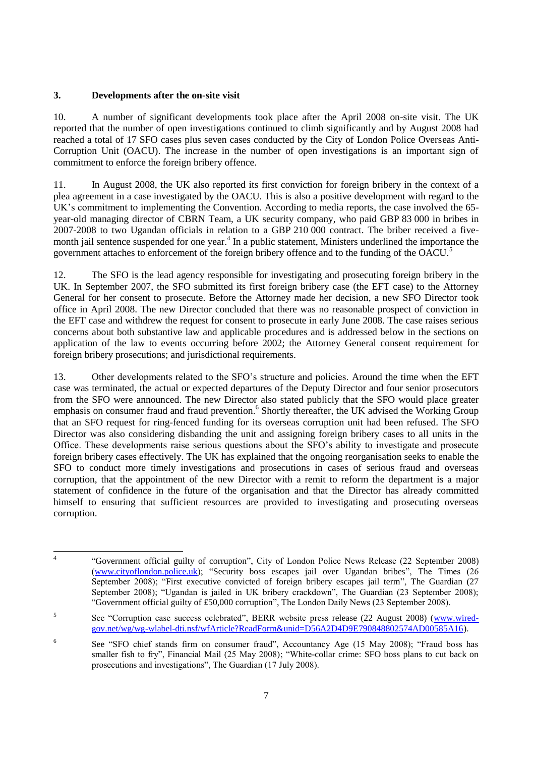### 3. Developments after the on-site visit

10. A number of significant developments took place after the April 2008 on-site visit. The UK reported that the number of open investigations continued to climb significantly and by August 2008 had reached a total of 17 SFO cases plus seven cases conducted by the City of London Police Overseas Anti-Corruption Unit (OACU). The increase in the number of open investigations is an important sign of commitment to enforce the foreign bribery offence.

11. In August 2008, the UK also reported its first conviction for foreign bribery in the context of a plea agreement in a case investigated by the OACU. This is also a positive development with regard to the UK's commitment to implementing the Convention. According to media reports, the case involved the 65-year-old managing director of CBRN Team, a UK security company, who paid GBP 83 000 in bribes in 2007-2008 to two Ugandan officials in relation to a GBP 210 000 contract. The briber received a five-month jail sentence suspended for one year.[4] In a public statement, Ministers underlined the importance the government attaches to enforcement of the foreign bribery offence and to the funding of the OACU.[5]

12. The SFO is the lead agency responsible for investigating and prosecuting foreign bribery in the UK. In September 2007, the SFO submitted its first foreign bribery case (the EFT case) to the Attorney General for her consent to prosecute. Before the Attorney made her decision, a new SFO Director took office in April 2008. The new Director concluded that there was no reasonable prospect of conviction in the EFT case and withdrew the request for consent to prosecute in early June 2008. The case raises serious concerns about both substantive law and applicable procedures and is addressed below in the sections on application of the law to events occurring before 2002; the Attorney General consent requirement for foreign bribery prosecutions; and jurisdictional requirements.

13. Other developments related to the SFO's structure and policies. Around the time when the EFT case was terminated, the actual or expected departures of the Deputy Director and four senior prosecutors from the SFO were announced. The new Director also stated publicly that the SFO would place greater emphasis on consumer fraud and fraud prevention.[6] Shortly thereafter, the UK advised the Working Group that an SFO request for ring-fenced funding for its overseas corruption unit had been refused. The SFO Director was also considering disbanding the unit and assigning foreign bribery cases to all units in the Office. These developments raise serious questions about the SFO's ability to investigate and prosecute foreign bribery cases effectively. The UK has explained that the ongoing reorganisation seeks to enable the SFO to conduct more timely investigations and prosecutions in cases of serious fraud and overseas corruption, that the appointment of the new Director with a remit to reform the department is a major statement of confidence in the future of the organisation and that the Director has already committed himself to ensuring that sufficient resources are provided to investigating and prosecuting overseas corruption.

---

[4] "Government official guilty of corruption", City of London Police News Release (22 September 2008) (www.cityoflondon.police.uk); "Security boss escapes jail over Ugandan bribes", The Times (26 September 2008); "First executive convicted of foreign bribery escapes jail term", The Guardian (27 September 2008); "Ugandan is jailed in UK bribery crackdown", The Guardian (23 September 2008); "Government official guilty of £50,000 corruption", The London Daily News (23 September 2008).

[5] See "Corruption case success celebrated", BERR website press release (22 August 2008) (www.wired-gov.net/wg/wg-wlabel-dti.nsf/wfArticle?ReadForm&unid=D56A2D4D9E790848802574AD00585A16).

[6] See "SFO chief stands firm on consumer fraud", Accountancy Age (15 May 2008); "Fraud boss has smaller fish to fry", Financial Mail (25 May 2008); "White-collar crime: SFO boss plans to cut back on prosecutions and investigations", The Guardian (17 July 2008).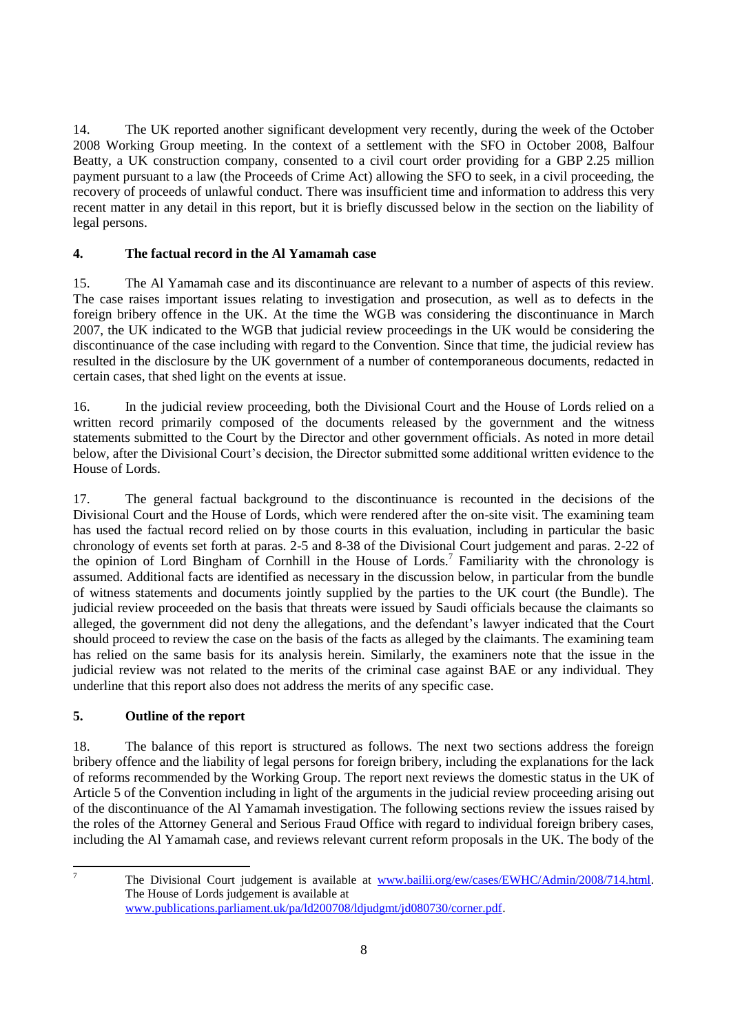14. The UK reported another significant development very recently, during the week of the October 2008 Working Group meeting. In the context of a settlement with the SFO in October 2008, Balfour Beatty, a UK construction company, consented to a civil court order providing for a GBP 2.25 million payment pursuant to a law (the Proceeds of Crime Act) allowing the SFO to seek, in a civil proceeding, the recovery of proceeds of unlawful conduct. There was insufficient time and information to address this very recent matter in any detail in this report, but it is briefly discussed below in the section on the liability of legal persons.

## 4. The factual record in the Al Yamamah case

15. The Al Yamamah case and its discontinuance are relevant to a number of aspects of this review. The case raises important issues relating to investigation and prosecution, as well as to defects in the foreign bribery offence in the UK. At the time the WGB was considering the discontinuance in March 2007, the UK indicated to the WGB that judicial review proceedings in the UK would be considering the discontinuance of the case including with regard to the Convention. Since that time, the judicial review has resulted in the disclosure by the UK government of a number of contemporaneous documents, redacted in certain cases, that shed light on the events at issue.

16. In the judicial review proceeding, both the Divisional Court and the House of Lords relied on a written record primarily composed of the documents released by the government and the witness statements submitted to the Court by the Director and other government officials. As noted in more detail below, after the Divisional Court's decision, the Director submitted some additional written evidence to the House of Lords.

17. The general factual background to the discontinuance is recounted in the decisions of the Divisional Court and the House of Lords, which were rendered after the on-site visit. The examining team has used the factual record relied on by those courts in this evaluation, including in particular the basic chronology of events set forth at paras. 2-5 and 8-38 of the Divisional Court judgement and paras. 2-22 of the opinion of Lord Bingham of Cornhill in the House of Lords.[7] Familiarity with the chronology is assumed. Additional facts are identified as necessary in the discussion below, in particular from the bundle of witness statements and documents jointly supplied by the parties to the UK court (the Bundle). The judicial review proceeded on the basis that threats were issued by Saudi officials because the claimants so alleged, the government did not deny the allegations, and the defendant's lawyer indicated that the Court should proceed to review the case on the basis of the facts as alleged by the claimants. The examining team has relied on the same basis for its analysis herein. Similarly, the examiners note that the issue in the judicial review was not related to the merits of the criminal case against BAE or any individual. They underline that this report also does not address the merits of any specific case.

## 5. Outline of the report

18. The balance of this report is structured as follows. The next two sections address the foreign bribery offence and the liability of legal persons for foreign bribery, including the explanations for the lack of reforms recommended by the Working Group. The report next reviews the domestic status in the UK of Article 5 of the Convention including in light of the arguments in the judicial review proceeding arising out of the discontinuance of the Al Yamamah investigation. The following sections review the issues raised by the roles of the Attorney General and Serious Fraud Office with regard to individual foreign bribery cases, including the Al Yamamah case, and reviews relevant current reform proposals in the UK. The body of the

[7] The Divisional Court judgement is available at www.bailii.org/ew/cases/EWHC/Admin/2008/714.html. The House of Lords judgement is available at www.publications.parliament.uk/pa/ld200708/ldjudgmt/jd080730/corner.pdf.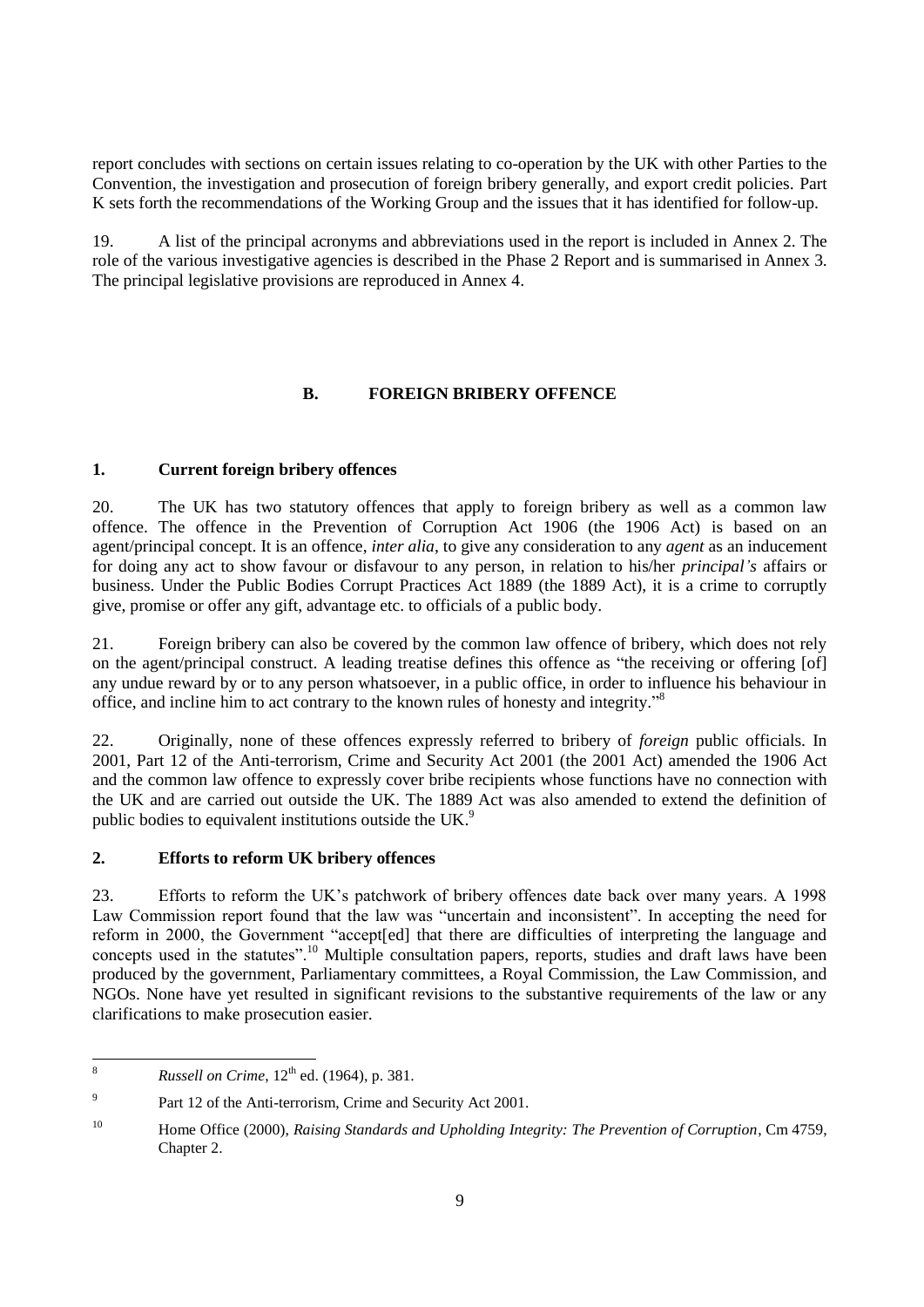report concludes with sections on certain issues relating to co-operation by the UK with other Parties to the Convention, the investigation and prosecution of foreign bribery generally, and export credit policies. Part K sets forth the recommendations of the Working Group and the issues that it has identified for follow-up.

19. A list of the principal acronyms and abbreviations used in the report is included in Annex 2. The role of the various investigative agencies is described in the Phase 2 Report and is summarised in Annex 3. The principal legislative provisions are reproduced in Annex 4.

## B. FOREIGN BRIBERY OFFENCE

### 1. Current foreign bribery offences

20. The UK has two statutory offences that apply to foreign bribery as well as a common law offence. The offence in the Prevention of Corruption Act 1906 (the 1906 Act) is based on an agent/principal concept. It is an offence, *inter alia*, to give any consideration to any *agent* as an inducement for doing any act to show favour or disfavour to any person, in relation to his/her *principal's* affairs or business. Under the Public Bodies Corrupt Practices Act 1889 (the 1889 Act), it is a crime to corruptly give, promise or offer any gift, advantage etc. to officials of a public body.

21. Foreign bribery can also be covered by the common law offence of bribery, which does not rely on the agent/principal construct. A leading treatise defines this offence as "the receiving or offering [of] any undue reward by or to any person whatsoever, in a public office, in order to influence his behaviour in office, and incline him to act contrary to the known rules of honesty and integrity."[8]

22. Originally, none of these offences expressly referred to bribery of *foreign* public officials. In 2001, Part 12 of the Anti-terrorism, Crime and Security Act 2001 (the 2001 Act) amended the 1906 Act and the common law offence to expressly cover bribe recipients whose functions have no connection with the UK and are carried out outside the UK. The 1889 Act was also amended to extend the definition of public bodies to equivalent institutions outside the UK.[9]

### 2. Efforts to reform UK bribery offences

23. Efforts to reform the UK's patchwork of bribery offences date back over many years. A 1998 Law Commission report found that the law was "uncertain and inconsistent". In accepting the need for reform in 2000, the Government "accept[ed] that there are difficulties of interpreting the language and concepts used in the statutes".[10] Multiple consultation papers, reports, studies and draft laws have been produced by the government, Parliamentary committees, a Royal Commission, the Law Commission, and NGOs. None have yet resulted in significant revisions to the substantive requirements of the law or any clarifications to make prosecution easier.

---

[8] *Russell on Crime*, 12th ed. (1964), p. 381.

[9] Part 12 of the Anti-terrorism, Crime and Security Act 2001.

[10] Home Office (2000), *Raising Standards and Upholding Integrity: The Prevention of Corruption*, Cm 4759, Chapter 2.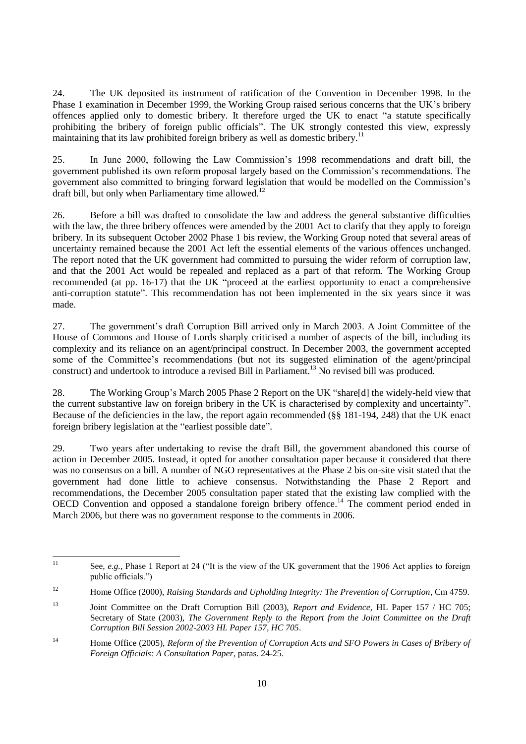24. The UK deposited its instrument of ratification of the Convention in December 1998. In the Phase 1 examination in December 1999, the Working Group raised serious concerns that the UK's bribery offences applied only to domestic bribery. It therefore urged the UK to enact "a statute specifically prohibiting the bribery of foreign public officials". The UK strongly contested this view, expressly maintaining that its law prohibited foreign bribery as well as domestic bribery.[11]

25. In June 2000, following the Law Commission's 1998 recommendations and draft bill, the government published its own reform proposal largely based on the Commission's recommendations. The government also committed to bringing forward legislation that would be modelled on the Commission's draft bill, but only when Parliamentary time allowed.[12]

26. Before a bill was drafted to consolidate the law and address the general substantive difficulties with the law, the three bribery offences were amended by the 2001 Act to clarify that they apply to foreign bribery. In its subsequent October 2002 Phase 1 bis review, the Working Group noted that several areas of uncertainty remained because the 2001 Act left the essential elements of the various offences unchanged. The report noted that the UK government had committed to pursuing the wider reform of corruption law, and that the 2001 Act would be repealed and replaced as a part of that reform. The Working Group recommended (at pp. 16-17) that the UK "proceed at the earliest opportunity to enact a comprehensive anti-corruption statute". This recommendation has not been implemented in the six years since it was made.

27. The government's draft Corruption Bill arrived only in March 2003. A Joint Committee of the House of Commons and House of Lords sharply criticised a number of aspects of the bill, including its complexity and its reliance on an agent/principal construct. In December 2003, the government accepted some of the Committee's recommendations (but not its suggested elimination of the agent/principal construct) and undertook to introduce a revised Bill in Parliament.[13] No revised bill was produced.

28. The Working Group's March 2005 Phase 2 Report on the UK "share[d] the widely-held view that the current substantive law on foreign bribery in the UK is characterised by complexity and uncertainty". Because of the deficiencies in the law, the report again recommended (§§ 181-194, 248) that the UK enact foreign bribery legislation at the "earliest possible date".

29. Two years after undertaking to revise the draft Bill, the government abandoned this course of action in December 2005. Instead, it opted for another consultation paper because it considered that there was no consensus on a bill. A number of NGO representatives at the Phase 2 bis on-site visit stated that the government had done little to achieve consensus. Notwithstanding the Phase 2 Report and recommendations, the December 2005 consultation paper stated that the existing law complied with the OECD Convention and opposed a standalone foreign bribery offence.[14] The comment period ended in March 2006, but there was no government response to the comments in 2006.

---

[11] See, *e.g.*, Phase 1 Report at 24 ("It is the view of the UK government that the 1906 Act applies to foreign public officials.")

[12] Home Office (2000), *Raising Standards and Upholding Integrity: The Prevention of Corruption*, Cm 4759.

[13] Joint Committee on the Draft Corruption Bill (2003), *Report and Evidence*, HL Paper 157 / HC 705; Secretary of State (2003), *The Government Reply to the Report from the Joint Committee on the Draft Corruption Bill Session 2002-2003 HL Paper 157, HC 705*.

[14] Home Office (2005), *Reform of the Prevention of Corruption Acts and SFO Powers in Cases of Bribery of Foreign Officials: A Consultation Paper*, paras. 24-25.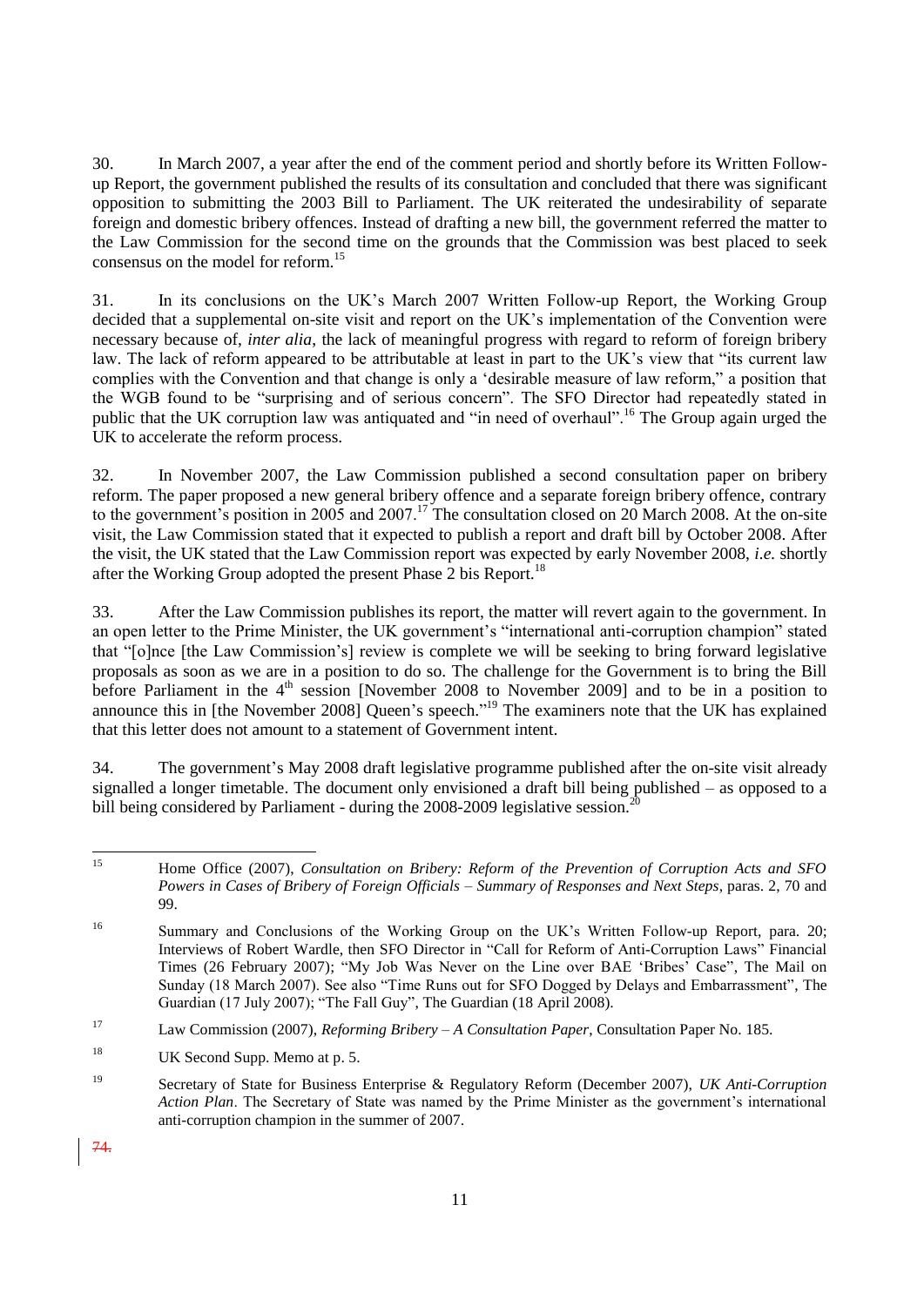30. In March 2007, a year after the end of the comment period and shortly before its Written Follow-up Report, the government published the results of its consultation and concluded that there was significant opposition to submitting the 2003 Bill to Parliament. The UK reiterated the undesirability of separate foreign and domestic bribery offences. Instead of drafting a new bill, the government referred the matter to the Law Commission for the second time on the grounds that the Commission was best placed to seek consensus on the model for reform.[15]

31. In its conclusions on the UK's March 2007 Written Follow-up Report, the Working Group decided that a supplemental on-site visit and report on the UK's implementation of the Convention were necessary because of, *inter alia*, the lack of meaningful progress with regard to reform of foreign bribery law. The lack of reform appeared to be attributable at least in part to the UK's view that "its current law complies with the Convention and that change is only a 'desirable measure of law reform," a position that the WGB found to be "surprising and of serious concern". The SFO Director had repeatedly stated in public that the UK corruption law was antiquated and "in need of overhaul".[16] The Group again urged the UK to accelerate the reform process.

32. In November 2007, the Law Commission published a second consultation paper on bribery reform. The paper proposed a new general bribery offence and a separate foreign bribery offence, contrary to the government's position in 2005 and 2007.[17] The consultation closed on 20 March 2008. At the on-site visit, the Law Commission stated that it expected to publish a report and draft bill by October 2008. After the visit, the UK stated that the Law Commission report was expected by early November 2008, *i.e.* shortly after the Working Group adopted the present Phase 2 bis Report.[18]

33. After the Law Commission publishes its report, the matter will revert again to the government. In an open letter to the Prime Minister, the UK government's "international anti-corruption champion" stated that "[o]nce [the Law Commission's] review is complete we will be seeking to bring forward legislative proposals as soon as we are in a position to do so. The challenge for the Government is to bring the Bill before Parliament in the 4th session [November 2008 to November 2009] and to be in a position to announce this in [the November 2008] Queen's speech."[19] The examiners note that the UK has explained that this letter does not amount to a statement of Government intent.

34. The government's May 2008 draft legislative programme published after the on-site visit already signalled a longer timetable. The document only envisioned a draft bill being published – as opposed to a bill being considered by Parliament - during the 2008-2009 legislative session.[20]

---

[15] Home Office (2007), *Consultation on Bribery: Reform of the Prevention of Corruption Acts and SFO Powers in Cases of Bribery of Foreign Officials – Summary of Responses and Next Steps*, paras. 2, 70 and 99.

[16] Summary and Conclusions of the Working Group on the UK's Written Follow-up Report, para. 20; Interviews of Robert Wardle, then SFO Director in "Call for Reform of Anti-Corruption Laws" Financial Times (26 February 2007); "My Job Was Never on the Line over BAE 'Bribes' Case", The Mail on Sunday (18 March 2007). See also "Time Runs out for SFO Dogged by Delays and Embarrassment", The Guardian (17 July 2007); "The Fall Guy", The Guardian (18 April 2008).

[17] Law Commission (2007), *Reforming Bribery – A Consultation Paper*, Consultation Paper No. 185.

[18] UK Second Supp. Memo at p. 5.

[19] Secretary of State for Business Enterprise & Regulatory Reform (December 2007), *UK Anti-Corruption Action Plan*. The Secretary of State was named by the Prime Minister as the government's international anti-corruption champion in the summer of 2007.

74.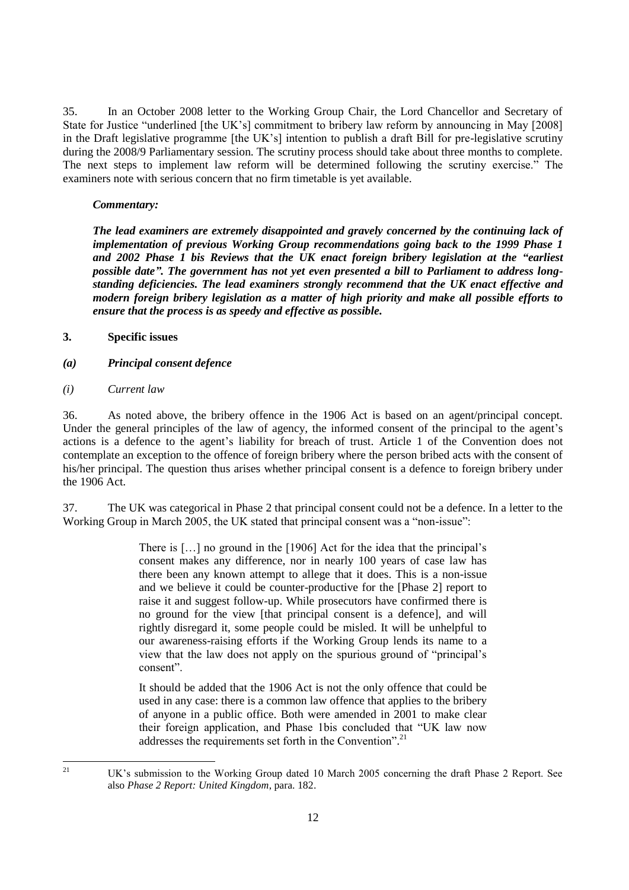35. In an October 2008 letter to the Working Group Chair, the Lord Chancellor and Secretary of State for Justice "underlined [the UK's] commitment to bribery law reform by announcing in May [2008] in the Draft legislative programme [the UK's] intention to publish a draft Bill for pre-legislative scrutiny during the 2008/9 Parliamentary session. The scrutiny process should take about three months to complete. The next steps to implement law reform will be determined following the scrutiny exercise." The examiners note with serious concern that no firm timetable is yet available.

***Commentary:***

***The lead examiners are extremely disappointed and gravely concerned by the continuing lack of implementation of previous Working Group recommendations going back to the 1999 Phase 1 and 2002 Phase 1 bis Reviews that the UK enact foreign bribery legislation at the "earliest possible date". The government has not yet even presented a bill to Parliament to address long-standing deficiencies. The lead examiners strongly recommend that the UK enact effective and modern foreign bribery legislation as a matter of high priority and make all possible efforts to ensure that the process is as speedy and effective as possible.***

**3. Specific issues**

***(a) Principal consent defence***

*(i) Current law*

36. As noted above, the bribery offence in the 1906 Act is based on an agent/principal concept. Under the general principles of the law of agency, the informed consent of the principal to the agent's actions is a defence to the agent's liability for breach of trust. Article 1 of the Convention does not contemplate an exception to the offence of foreign bribery where the person bribed acts with the consent of his/her principal. The question thus arises whether principal consent is a defence to foreign bribery under the 1906 Act.

37. The UK was categorical in Phase 2 that principal consent could not be a defence. In a letter to the Working Group in March 2005, the UK stated that principal consent was a "non-issue":

> There is […] no ground in the [1906] Act for the idea that the principal's consent makes any difference, nor in nearly 100 years of case law has there been any known attempt to allege that it does. This is a non-issue and we believe it could be counter-productive for the [Phase 2] report to raise it and suggest follow-up. While prosecutors have confirmed there is no ground for the view [that principal consent is a defence], and will rightly disregard it, some people could be misled. It will be unhelpful to our awareness-raising efforts if the Working Group lends its name to a view that the law does not apply on the spurious ground of "principal's consent".
>
> It should be added that the 1906 Act is not the only offence that could be used in any case: there is a common law offence that applies to the bribery of anyone in a public office. Both were amended in 2001 to make clear their foreign application, and Phase 1bis concluded that "UK law now addresses the requirements set forth in the Convention".[21]

---

[21] UK's submission to the Working Group dated 10 March 2005 concerning the draft Phase 2 Report. See also *Phase 2 Report: United Kingdom*, para. 182.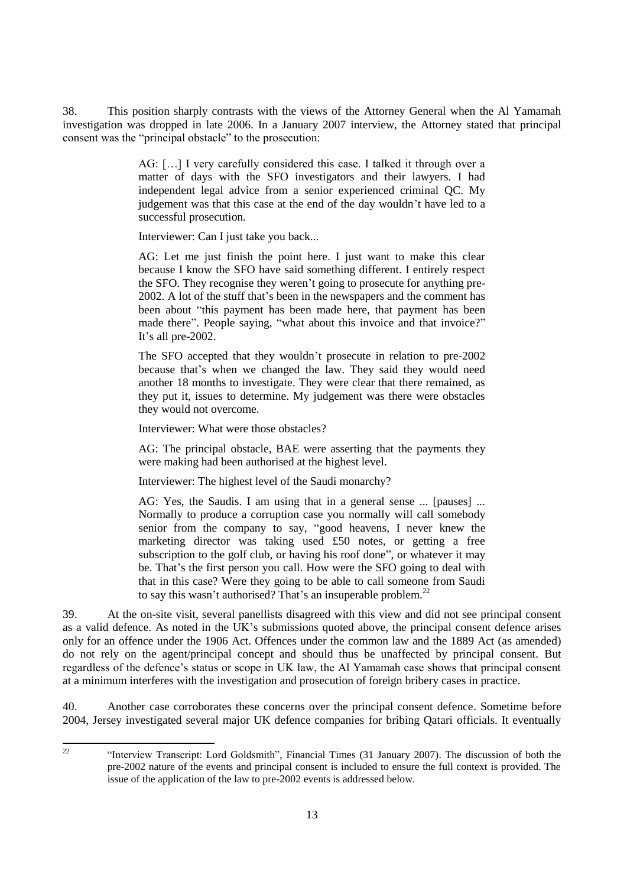38. This position sharply contrasts with the views of the Attorney General when the Al Yamamah investigation was dropped in late 2006. In a January 2007 interview, the Attorney stated that principal consent was the "principal obstacle" to the prosecution:

> AG: […] I very carefully considered this case. I talked it through over a matter of days with the SFO investigators and their lawyers. I had independent legal advice from a senior experienced criminal QC. My judgement was that this case at the end of the day wouldn't have led to a successful prosecution.
>
> Interviewer: Can I just take you back...
>
> AG: Let me just finish the point here. I just want to make this clear because I know the SFO have said something different. I entirely respect the SFO. They recognise they weren't going to prosecute for anything pre-2002. A lot of the stuff that's been in the newspapers and the comment has been about "this payment has been made here, that payment has been made there". People saying, "what about this invoice and that invoice?" It's all pre-2002.
>
> The SFO accepted that they wouldn't prosecute in relation to pre-2002 because that's when we changed the law. They said they would need another 18 months to investigate. They were clear that there remained, as they put it, issues to determine. My judgement was there were obstacles they would not overcome.
>
> Interviewer: What were those obstacles?
>
> AG: The principal obstacle, BAE were asserting that the payments they were making had been authorised at the highest level.
>
> Interviewer: The highest level of the Saudi monarchy?
>
> AG: Yes, the Saudis. I am using that in a general sense ... [pauses] ... Normally to produce a corruption case you normally will call somebody senior from the company to say, "good heavens, I never knew the marketing director was taking used £50 notes, or getting a free subscription to the golf club, or having his roof done", or whatever it may be. That's the first person you call. How were the SFO going to deal with that in this case? Were they going to be able to call someone from Saudi to say this wasn't authorised? That's an insuperable problem.[22]

39. At the on-site visit, several panellists disagreed with this view and did not see principal consent as a valid defence. As noted in the UK's submissions quoted above, the principal consent defence arises only for an offence under the 1906 Act. Offences under the common law and the 1889 Act (as amended) do not rely on the agent/principal concept and should thus be unaffected by principal consent. But regardless of the defence's status or scope in UK law, the Al Yamamah case shows that principal consent at a minimum interferes with the investigation and prosecution of foreign bribery cases in practice.

40. Another case corroborates these concerns over the principal consent defence. Sometime before 2004, Jersey investigated several major UK defence companies for bribing Qatari officials. It eventually

---

[22] "Interview Transcript: Lord Goldsmith", Financial Times (31 January 2007). The discussion of both the pre-2002 nature of the events and principal consent is included to ensure the full context is provided. The issue of the application of the law to pre-2002 events is addressed below.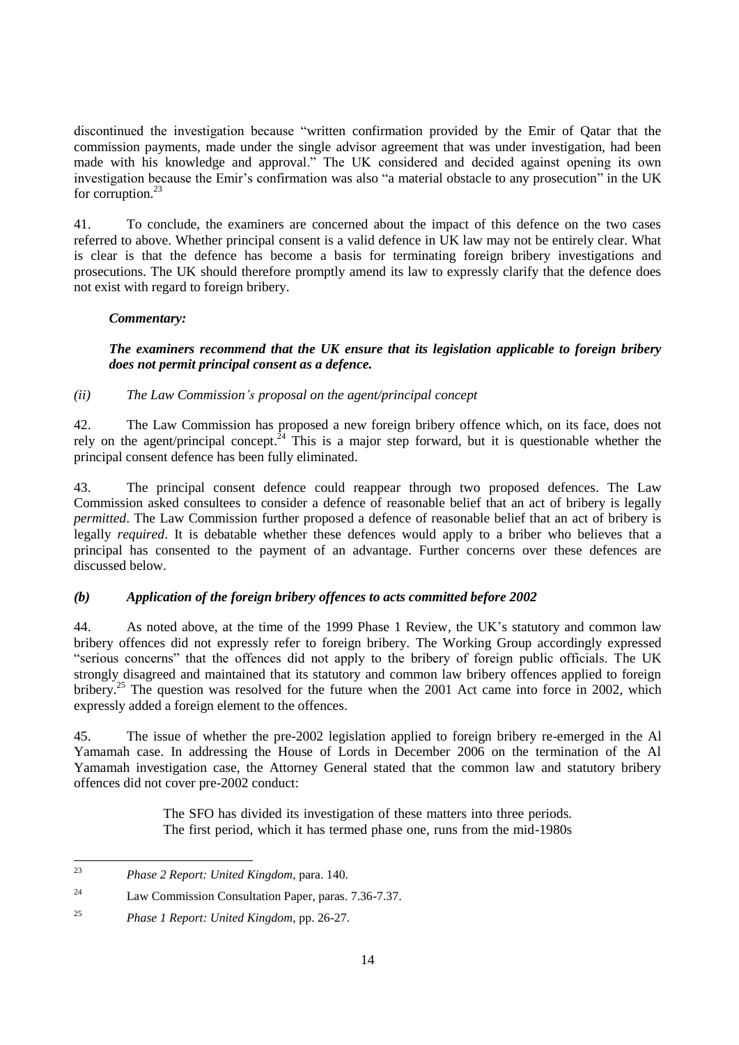discontinued the investigation because "written confirmation provided by the Emir of Qatar that the commission payments, made under the single advisor agreement that was under investigation, had been made with his knowledge and approval." The UK considered and decided against opening its own investigation because the Emir's confirmation was also "a material obstacle to any prosecution" in the UK for corruption.[23]

41. To conclude, the examiners are concerned about the impact of this defence on the two cases referred to above. Whether principal consent is a valid defence in UK law may not be entirely clear. What is clear is that the defence has become a basis for terminating foreign bribery investigations and prosecutions. The UK should therefore promptly amend its law to expressly clarify that the defence does not exist with regard to foreign bribery.

***Commentary:***

***The examiners recommend that the UK ensure that its legislation applicable to foreign bribery does not permit principal consent as a defence.***

*(ii) The Law Commission's proposal on the agent/principal concept*

42. The Law Commission has proposed a new foreign bribery offence which, on its face, does not rely on the agent/principal concept.[24] This is a major step forward, but it is questionable whether the principal consent defence has been fully eliminated.

43. The principal consent defence could reappear through two proposed defences. The Law Commission asked consultees to consider a defence of reasonable belief that an act of bribery is legally *permitted*. The Law Commission further proposed a defence of reasonable belief that an act of bribery is legally *required*. It is debatable whether these defences would apply to a briber who believes that a principal has consented to the payment of an advantage. Further concerns over these defences are discussed below.

### *(b) Application of the foreign bribery offences to acts committed before 2002*

44. As noted above, at the time of the 1999 Phase 1 Review, the UK's statutory and common law bribery offences did not expressly refer to foreign bribery. The Working Group accordingly expressed "serious concerns" that the offences did not apply to the bribery of foreign public officials. The UK strongly disagreed and maintained that its statutory and common law bribery offences applied to foreign bribery.[25] The question was resolved for the future when the 2001 Act came into force in 2002, which expressly added a foreign element to the offences.

45. The issue of whether the pre-2002 legislation applied to foreign bribery re-emerged in the Al Yamamah case. In addressing the House of Lords in December 2006 on the termination of the Al Yamamah investigation case, the Attorney General stated that the common law and statutory bribery offences did not cover pre-2002 conduct:

> The SFO has divided its investigation of these matters into three periods. The first period, which it has termed phase one, runs from the mid-1980s

---

[23] *Phase 2 Report: United Kingdom*, para. 140.

[24] Law Commission Consultation Paper, paras. 7.36-7.37.

[25] *Phase 1 Report: United Kingdom*, pp. 26-27.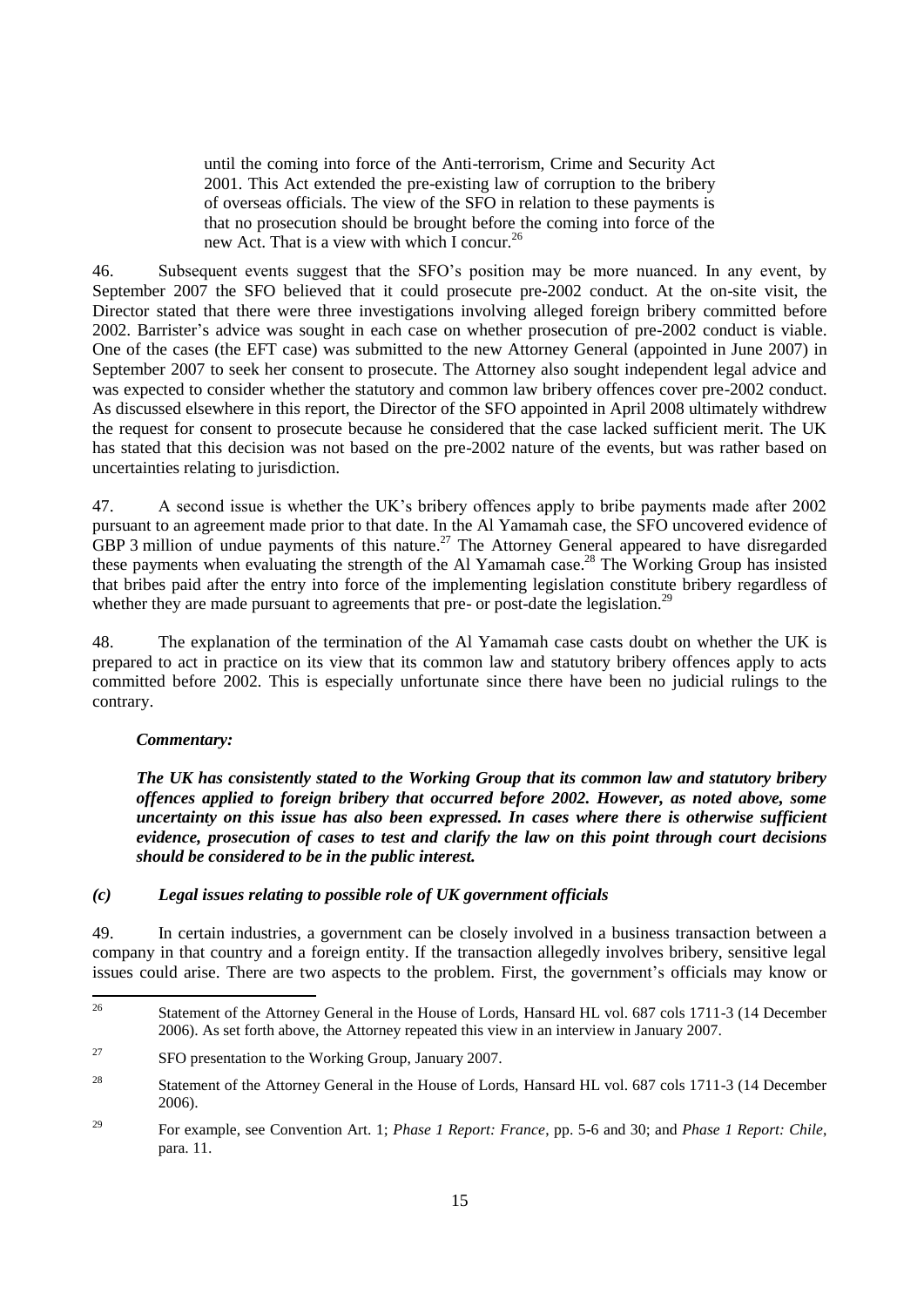> until the coming into force of the Anti-terrorism, Crime and Security Act 2001. This Act extended the pre-existing law of corruption to the bribery of overseas officials. The view of the SFO in relation to these payments is that no prosecution should be brought before the coming into force of the new Act. That is a view with which I concur.[26]

46. Subsequent events suggest that the SFO's position may be more nuanced. In any event, by September 2007 the SFO believed that it could prosecute pre-2002 conduct. At the on-site visit, the Director stated that there were three investigations involving alleged foreign bribery committed before 2002. Barrister's advice was sought in each case on whether prosecution of pre-2002 conduct is viable. One of the cases (the EFT case) was submitted to the new Attorney General (appointed in June 2007) in September 2007 to seek her consent to prosecute. The Attorney also sought independent legal advice and was expected to consider whether the statutory and common law bribery offences cover pre-2002 conduct. As discussed elsewhere in this report, the Director of the SFO appointed in April 2008 ultimately withdrew the request for consent to prosecute because he considered that the case lacked sufficient merit. The UK has stated that this decision was not based on the pre-2002 nature of the events, but was rather based on uncertainties relating to jurisdiction.

47. A second issue is whether the UK's bribery offences apply to bribe payments made after 2002 pursuant to an agreement made prior to that date. In the Al Yamamah case, the SFO uncovered evidence of GBP 3 million of undue payments of this nature.[27] The Attorney General appeared to have disregarded these payments when evaluating the strength of the Al Yamamah case.[28] The Working Group has insisted that bribes paid after the entry into force of the implementing legislation constitute bribery regardless of whether they are made pursuant to agreements that pre- or post-date the legislation.[29]

48. The explanation of the termination of the Al Yamamah case casts doubt on whether the UK is prepared to act in practice on its view that its common law and statutory bribery offences apply to acts committed before 2002. This is especially unfortunate since there have been no judicial rulings to the contrary.

***Commentary:***

***The UK has consistently stated to the Working Group that its common law and statutory bribery offences applied to foreign bribery that occurred before 2002. However, as noted above, some uncertainty on this issue has also been expressed. In cases where there is otherwise sufficient evidence, prosecution of cases to test and clarify the law on this point through court decisions should be considered to be in the public interest.***

### *(c) Legal issues relating to possible role of UK government officials*

49. In certain industries, a government can be closely involved in a business transaction between a company in that country and a foreign entity. If the transaction allegedly involves bribery, sensitive legal issues could arise. There are two aspects to the problem. First, the government's officials may know or

---

[26] Statement of the Attorney General in the House of Lords, Hansard HL vol. 687 cols 1711-3 (14 December 2006). As set forth above, the Attorney repeated this view in an interview in January 2007.

[27] SFO presentation to the Working Group, January 2007.

[28] Statement of the Attorney General in the House of Lords, Hansard HL vol. 687 cols 1711-3 (14 December 2006).

[29] For example, see Convention Art. 1; *Phase 1 Report: France*, pp. 5-6 and 30; and *Phase 1 Report: Chile*, para. 11.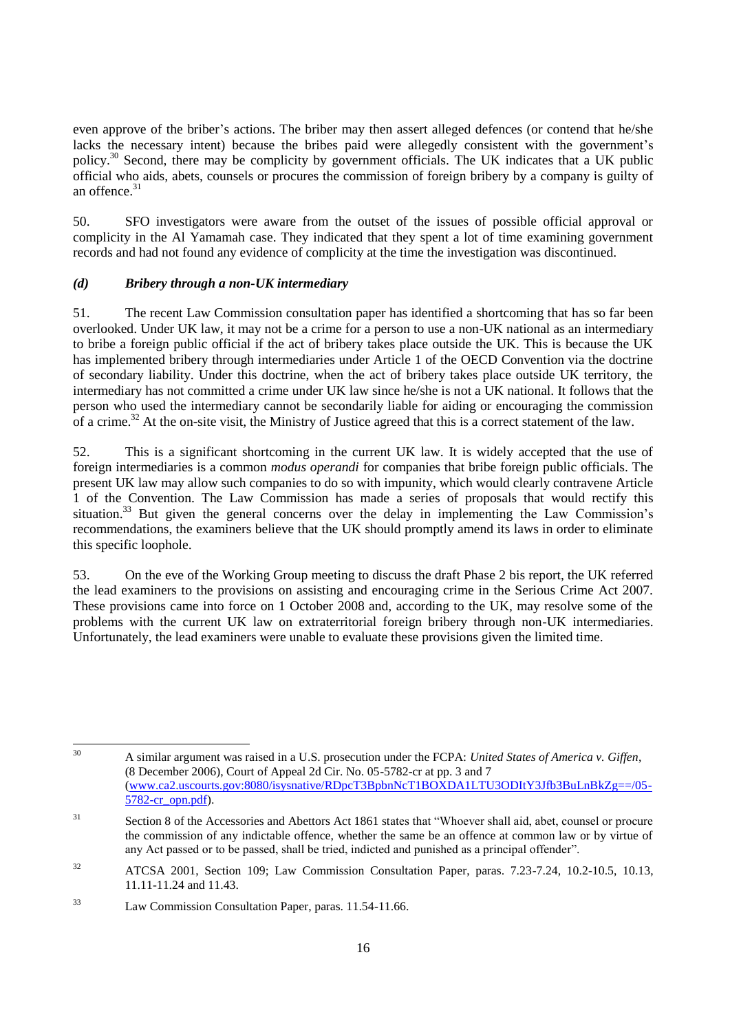even approve of the briber's actions. The briber may then assert alleged defences (or contend that he/she lacks the necessary intent) because the bribes paid were allegedly consistent with the government's policy.[30] Second, there may be complicity by government officials. The UK indicates that a UK public official who aids, abets, counsels or procures the commission of foreign bribery by a company is guilty of an offence.[31]

50. SFO investigators were aware from the outset of the issues of possible official approval or complicity in the Al Yamamah case. They indicated that they spent a lot of time examining government records and had not found any evidence of complicity at the time the investigation was discontinued.

### *(d) Bribery through a non-UK intermediary*

51. The recent Law Commission consultation paper has identified a shortcoming that has so far been overlooked. Under UK law, it may not be a crime for a person to use a non-UK national as an intermediary to bribe a foreign public official if the act of bribery takes place outside the UK. This is because the UK has implemented bribery through intermediaries under Article 1 of the OECD Convention via the doctrine of secondary liability. Under this doctrine, when the act of bribery takes place outside UK territory, the intermediary has not committed a crime under UK law since he/she is not a UK national. It follows that the person who used the intermediary cannot be secondarily liable for aiding or encouraging the commission of a crime.[32] At the on-site visit, the Ministry of Justice agreed that this is a correct statement of the law.

52. This is a significant shortcoming in the current UK law. It is widely accepted that the use of foreign intermediaries is a common *modus operandi* for companies that bribe foreign public officials. The present UK law may allow such companies to do so with impunity, which would clearly contravene Article 1 of the Convention. The Law Commission has made a series of proposals that would rectify this situation.[33] But given the general concerns over the delay in implementing the Law Commission's recommendations, the examiners believe that the UK should promptly amend its laws in order to eliminate this specific loophole.

53. On the eve of the Working Group meeting to discuss the draft Phase 2 bis report, the UK referred the lead examiners to the provisions on assisting and encouraging crime in the Serious Crime Act 2007. These provisions came into force on 1 October 2008 and, according to the UK, may resolve some of the problems with the current UK law on extraterritorial foreign bribery through non-UK intermediaries. Unfortunately, the lead examiners were unable to evaluate these provisions given the limited time.

---

[30] A similar argument was raised in a U.S. prosecution under the FCPA: *United States of America v. Giffen*, (8 December 2006), Court of Appeal 2d Cir. No. 05-5782-cr at pp. 3 and 7 (www.ca2.uscourts.gov:8080/isysnative/RDpcT3BpbnNcT1BOXDA1LTU3ODItY3Jfb3BuLnBkZg==/05-5782-cr_opn.pdf).

[31] Section 8 of the Accessories and Abettors Act 1861 states that "Whoever shall aid, abet, counsel or procure the commission of any indictable offence, whether the same be an offence at common law or by virtue of any Act passed or to be passed, shall be tried, indicted and punished as a principal offender".

[32] ATCSA 2001, Section 109; Law Commission Consultation Paper, paras. 7.23-7.24, 10.2-10.5, 10.13, 11.11-11.24 and 11.43.

[33] Law Commission Consultation Paper, paras. 11.54-11.66.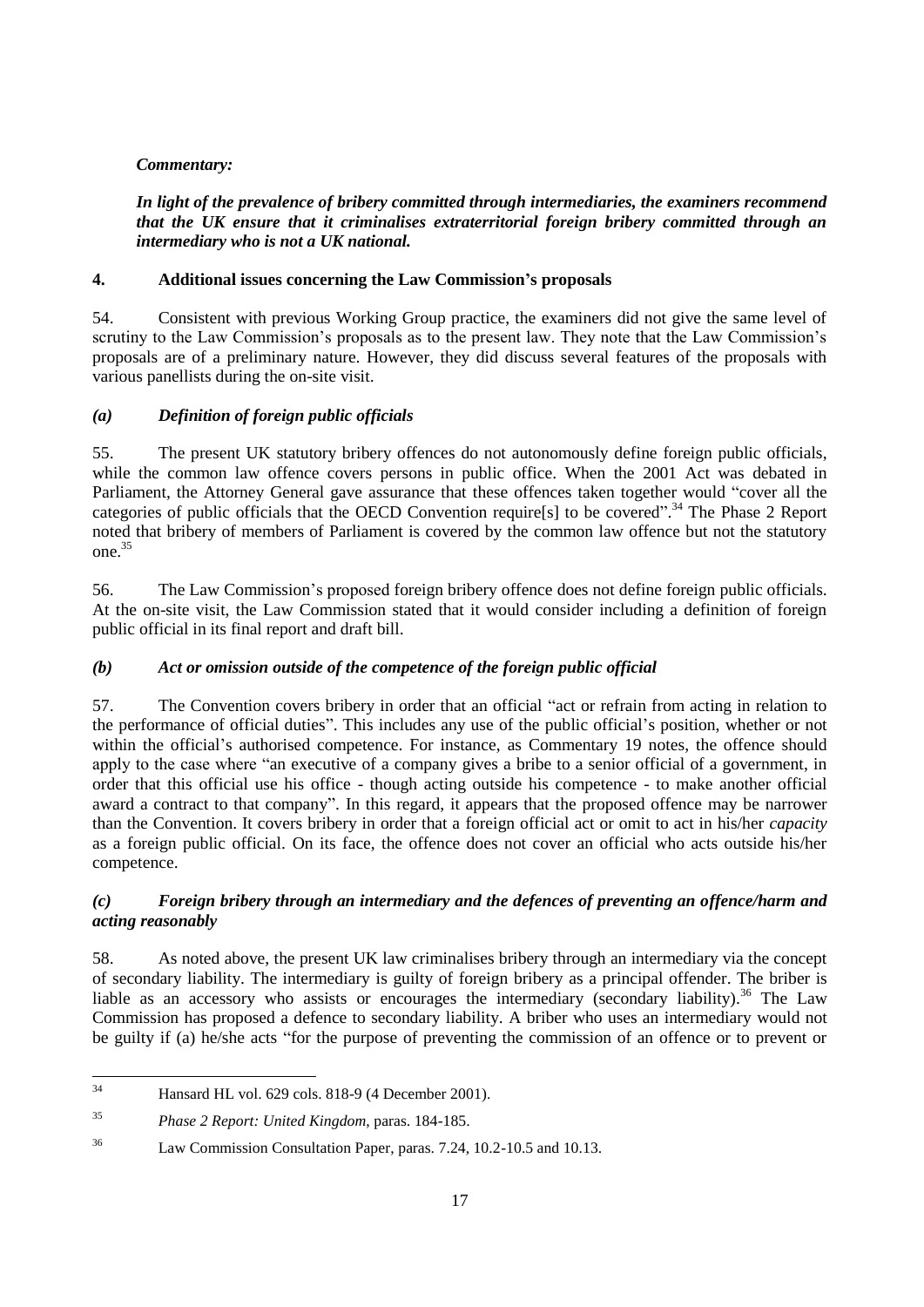*Commentary:*

***In light of the prevalence of bribery committed through intermediaries, the examiners recommend that the UK ensure that it criminalises extraterritorial foreign bribery committed through an intermediary who is not a UK national.***

## 4. Additional issues concerning the Law Commission's proposals

54. Consistent with previous Working Group practice, the examiners did not give the same level of scrutiny to the Law Commission's proposals as to the present law. They note that the Law Commission's proposals are of a preliminary nature. However, they did discuss several features of the proposals with various panellists during the on-site visit.

### *(a) Definition of foreign public officials*

55. The present UK statutory bribery offences do not autonomously define foreign public officials, while the common law offence covers persons in public office. When the 2001 Act was debated in Parliament, the Attorney General gave assurance that these offences taken together would "cover all the categories of public officials that the OECD Convention require[s] to be covered".[34] The Phase 2 Report noted that bribery of members of Parliament is covered by the common law offence but not the statutory one.[35]

56. The Law Commission's proposed foreign bribery offence does not define foreign public officials. At the on-site visit, the Law Commission stated that it would consider including a definition of foreign public official in its final report and draft bill.

### *(b) Act or omission outside of the competence of the foreign public official*

57. The Convention covers bribery in order that an official "act or refrain from acting in relation to the performance of official duties". This includes any use of the public official's position, whether or not within the official's authorised competence. For instance, as Commentary 19 notes, the offence should apply to the case where "an executive of a company gives a bribe to a senior official of a government, in order that this official use his office - though acting outside his competence - to make another official award a contract to that company". In this regard, it appears that the proposed offence may be narrower than the Convention. It covers bribery in order that a foreign official act or omit to act in his/her *capacity* as a foreign public official. On its face, the offence does not cover an official who acts outside his/her competence.

### *(c) Foreign bribery through an intermediary and the defences of preventing an offence/harm and acting reasonably*

58. As noted above, the present UK law criminalises bribery through an intermediary via the concept of secondary liability. The intermediary is guilty of foreign bribery as a principal offender. The briber is liable as an accessory who assists or encourages the intermediary (secondary liability).[36] The Law Commission has proposed a defence to secondary liability. A briber who uses an intermediary would not be guilty if (a) he/she acts "for the purpose of preventing the commission of an offence or to prevent or

---

[34] Hansard HL vol. 629 cols. 818-9 (4 December 2001).

[35] *Phase 2 Report: United Kingdom*, paras. 184-185.

[36] Law Commission Consultation Paper, paras. 7.24, 10.2-10.5 and 10.13.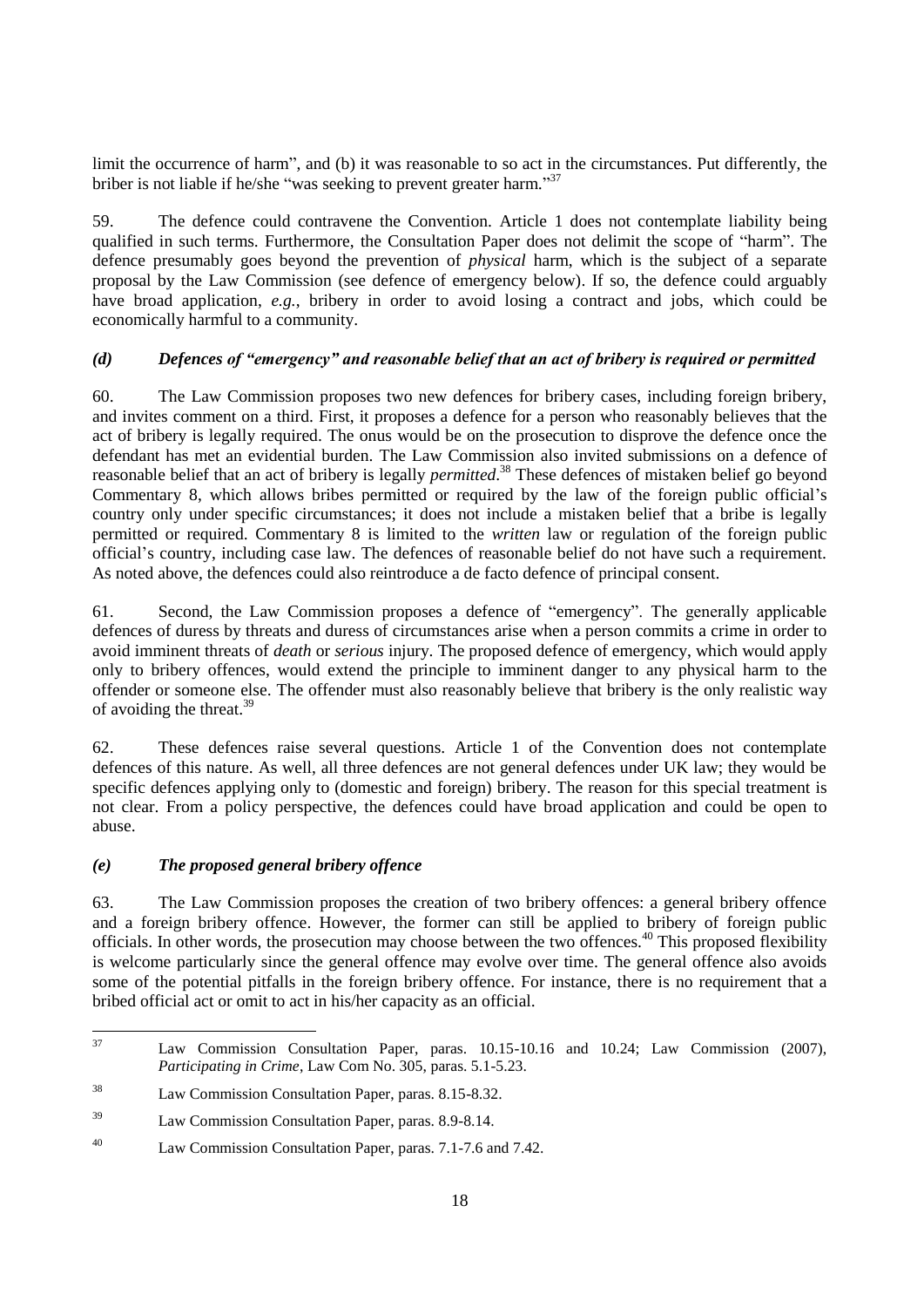limit the occurrence of harm", and (b) it was reasonable to so act in the circumstances. Put differently, the briber is not liable if he/she "was seeking to prevent greater harm."[37]

59. The defence could contravene the Convention. Article 1 does not contemplate liability being qualified in such terms. Furthermore, the Consultation Paper does not delimit the scope of "harm". The defence presumably goes beyond the prevention of *physical* harm, which is the subject of a separate proposal by the Law Commission (see defence of emergency below). If so, the defence could arguably have broad application, *e.g.*, bribery in order to avoid losing a contract and jobs, which could be economically harmful to a community.

### *(d) Defences of "emergency" and reasonable belief that an act of bribery is required or permitted*

60. The Law Commission proposes two new defences for bribery cases, including foreign bribery, and invites comment on a third. First, it proposes a defence for a person who reasonably believes that the act of bribery is legally required. The onus would be on the prosecution to disprove the defence once the defendant has met an evidential burden. The Law Commission also invited submissions on a defence of reasonable belief that an act of bribery is legally *permitted*.[38] These defences of mistaken belief go beyond Commentary 8, which allows bribes permitted or required by the law of the foreign public official's country only under specific circumstances; it does not include a mistaken belief that a bribe is legally permitted or required. Commentary 8 is limited to the *written* law or regulation of the foreign public official's country, including case law. The defences of reasonable belief do not have such a requirement. As noted above, the defences could also reintroduce a de facto defence of principal consent.

61. Second, the Law Commission proposes a defence of "emergency". The generally applicable defences of duress by threats and duress of circumstances arise when a person commits a crime in order to avoid imminent threats of *death* or *serious* injury. The proposed defence of emergency, which would apply only to bribery offences, would extend the principle to imminent danger to any physical harm to the offender or someone else. The offender must also reasonably believe that bribery is the only realistic way of avoiding the threat.[39]

62. These defences raise several questions. Article 1 of the Convention does not contemplate defences of this nature. As well, all three defences are not general defences under UK law; they would be specific defences applying only to (domestic and foreign) bribery. The reason for this special treatment is not clear. From a policy perspective, the defences could have broad application and could be open to abuse.

### *(e) The proposed general bribery offence*

63. The Law Commission proposes the creation of two bribery offences: a general bribery offence and a foreign bribery offence. However, the former can still be applied to bribery of foreign public officials. In other words, the prosecution may choose between the two offences.[40] This proposed flexibility is welcome particularly since the general offence may evolve over time. The general offence also avoids some of the potential pitfalls in the foreign bribery offence. For instance, there is no requirement that a bribed official act or omit to act in his/her capacity as an official.

---

[37] Law Commission Consultation Paper, paras. 10.15-10.16 and 10.24; Law Commission (2007), *Participating in Crime*, Law Com No. 305, paras. 5.1-5.23.

[38] Law Commission Consultation Paper, paras. 8.15-8.32.

[39] Law Commission Consultation Paper, paras. 8.9-8.14.

[40] Law Commission Consultation Paper, paras. 7.1-7.6 and 7.42.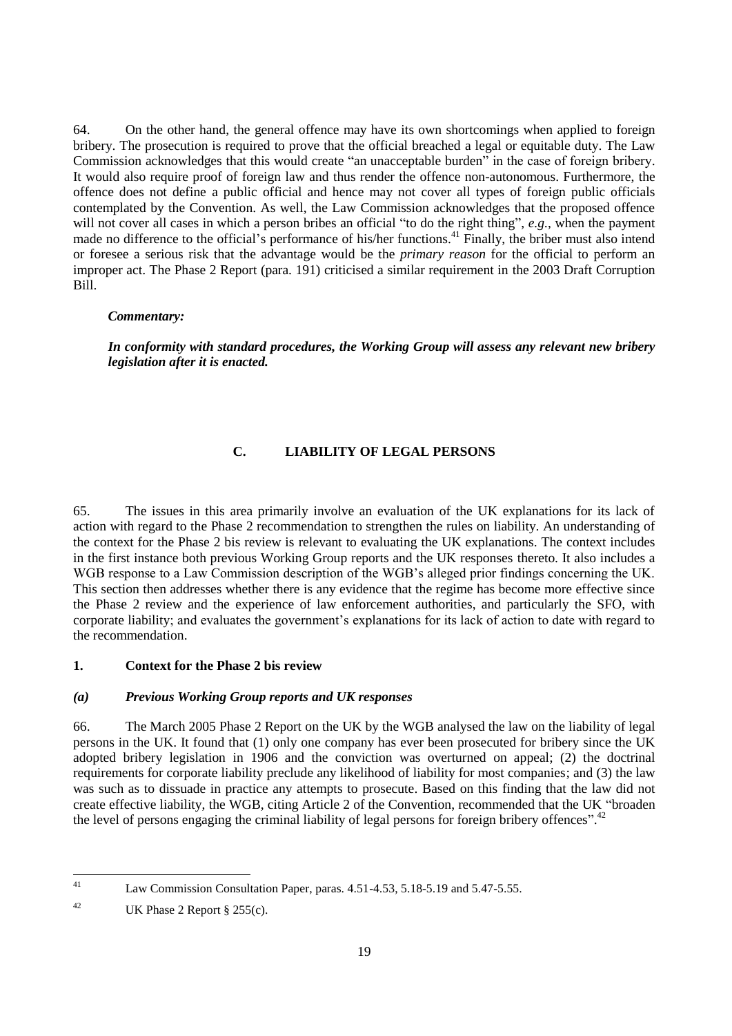64. On the other hand, the general offence may have its own shortcomings when applied to foreign bribery. The prosecution is required to prove that the official breached a legal or equitable duty. The Law Commission acknowledges that this would create "an unacceptable burden" in the case of foreign bribery. It would also require proof of foreign law and thus render the offence non-autonomous. Furthermore, the offence does not define a public official and hence may not cover all types of foreign public officials contemplated by the Convention. As well, the Law Commission acknowledges that the proposed offence will not cover all cases in which a person bribes an official "to do the right thing", *e.g.*, when the payment made no difference to the official's performance of his/her functions.[41] Finally, the briber must also intend or foresee a serious risk that the advantage would be the *primary reason* for the official to perform an improper act. The Phase 2 Report (para. 191) criticised a similar requirement in the 2003 Draft Corruption Bill.

***Commentary:***

***In conformity with standard procedures, the Working Group will assess any relevant new bribery legislation after it is enacted.***

## C. LIABILITY OF LEGAL PERSONS

65. The issues in this area primarily involve an evaluation of the UK explanations for its lack of action with regard to the Phase 2 recommendation to strengthen the rules on liability. An understanding of the context for the Phase 2 bis review is relevant to evaluating the UK explanations. The context includes in the first instance both previous Working Group reports and the UK responses thereto. It also includes a WGB response to a Law Commission description of the WGB's alleged prior findings concerning the UK. This section then addresses whether there is any evidence that the regime has become more effective since the Phase 2 review and the experience of law enforcement authorities, and particularly the SFO, with corporate liability; and evaluates the government's explanations for its lack of action to date with regard to the recommendation.

### 1. Context for the Phase 2 bis review

#### *(a) Previous Working Group reports and UK responses*

66. The March 2005 Phase 2 Report on the UK by the WGB analysed the law on the liability of legal persons in the UK. It found that (1) only one company has ever been prosecuted for bribery since the UK adopted bribery legislation in 1906 and the conviction was overturned on appeal; (2) the doctrinal requirements for corporate liability preclude any likelihood of liability for most companies; and (3) the law was such as to dissuade in practice any attempts to prosecute. Based on this finding that the law did not create effective liability, the WGB, citing Article 2 of the Convention, recommended that the UK "broaden the level of persons engaging the criminal liability of legal persons for foreign bribery offences".[42]

---

[41] Law Commission Consultation Paper, paras. 4.51-4.53, 5.18-5.19 and 5.47-5.55.

[42] UK Phase 2 Report § 255(c).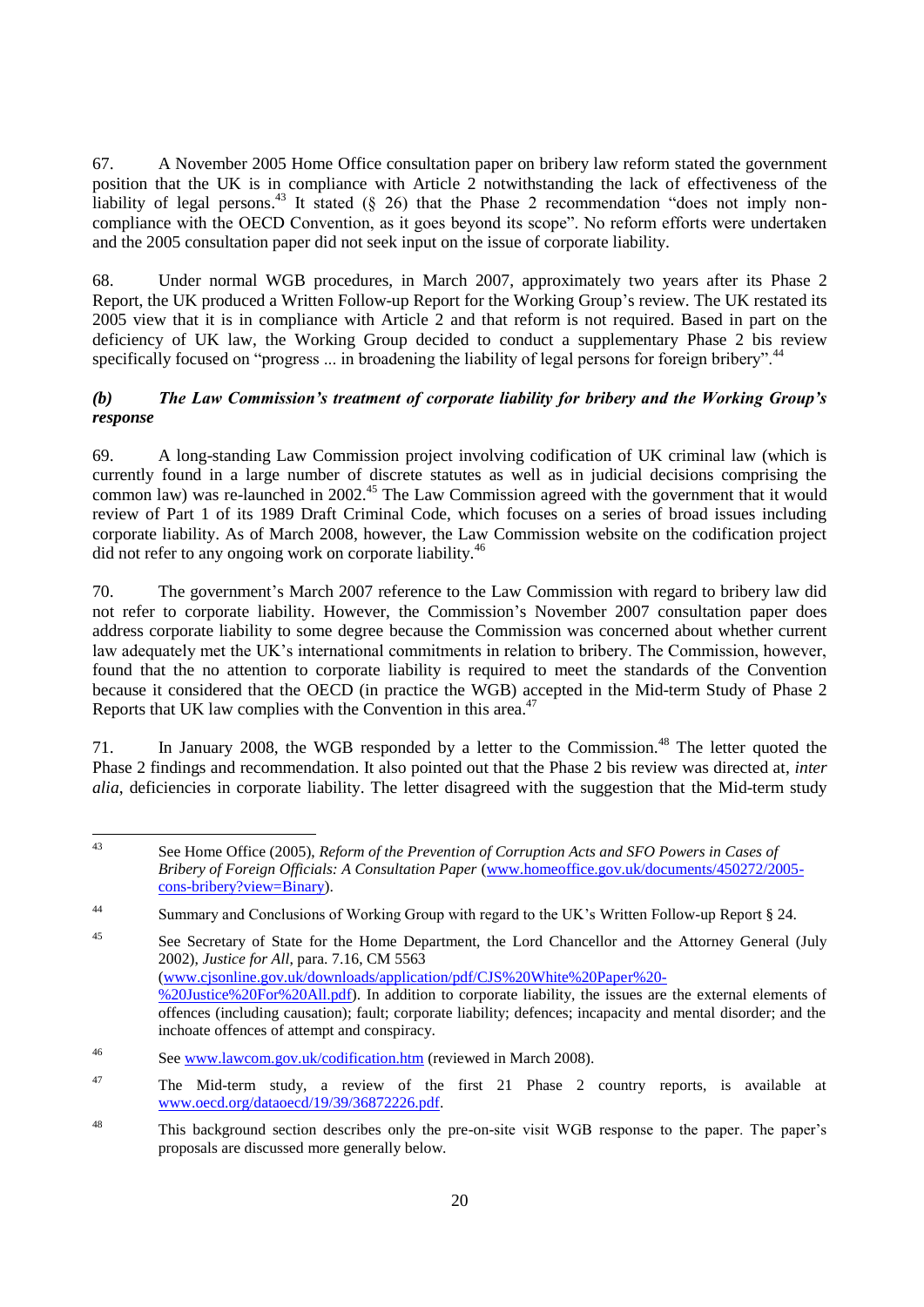67. A November 2005 Home Office consultation paper on bribery law reform stated the government position that the UK is in compliance with Article 2 notwithstanding the lack of effectiveness of the liability of legal persons.[43] It stated (§ 26) that the Phase 2 recommendation "does not imply non-compliance with the OECD Convention, as it goes beyond its scope". No reform efforts were undertaken and the 2005 consultation paper did not seek input on the issue of corporate liability.

68. Under normal WGB procedures, in March 2007, approximately two years after its Phase 2 Report, the UK produced a Written Follow-up Report for the Working Group's review. The UK restated its 2005 view that it is in compliance with Article 2 and that reform is not required. Based in part on the deficiency of UK law, the Working Group decided to conduct a supplementary Phase 2 bis review specifically focused on "progress ... in broadening the liability of legal persons for foreign bribery".[44]

### *(b) The Law Commission's treatment of corporate liability for bribery and the Working Group's response*

69. A long-standing Law Commission project involving codification of UK criminal law (which is currently found in a large number of discrete statutes as well as in judicial decisions comprising the common law) was re-launched in 2002.[45] The Law Commission agreed with the government that it would review of Part 1 of its 1989 Draft Criminal Code, which focuses on a series of broad issues including corporate liability. As of March 2008, however, the Law Commission website on the codification project did not refer to any ongoing work on corporate liability.[46]

70. The government's March 2007 reference to the Law Commission with regard to bribery law did not refer to corporate liability. However, the Commission's November 2007 consultation paper does address corporate liability to some degree because the Commission was concerned about whether current law adequately met the UK's international commitments in relation to bribery. The Commission, however, found that the no attention to corporate liability is required to meet the standards of the Convention because it considered that the OECD (in practice the WGB) accepted in the Mid-term Study of Phase 2 Reports that UK law complies with the Convention in this area.[47]

71. In January 2008, the WGB responded by a letter to the Commission.[48] The letter quoted the Phase 2 findings and recommendation. It also pointed out that the Phase 2 bis review was directed at, *inter alia*, deficiencies in corporate liability. The letter disagreed with the suggestion that the Mid-term study

---

[43] See Home Office (2005), *Reform of the Prevention of Corruption Acts and SFO Powers in Cases of Bribery of Foreign Officials: A Consultation Paper* (www.homeoffice.gov.uk/documents/450272/2005-cons-bribery?view=Binary).

[44] Summary and Conclusions of Working Group with regard to the UK's Written Follow-up Report § 24.

[45] See Secretary of State for the Home Department, the Lord Chancellor and the Attorney General (July 2002), *Justice for All*, para. 7.16, CM 5563 (www.cjsonline.gov.uk/downloads/application/pdf/CJS%20White%20Paper%20-%20Justice%20For%20All.pdf). In addition to corporate liability, the issues are the external elements of offences (including causation); fault; corporate liability; defences; incapacity and mental disorder; and the inchoate offences of attempt and conspiracy.

[46] See www.lawcom.gov.uk/codification.htm (reviewed in March 2008).

[47] The Mid-term study, a review of the first 21 Phase 2 country reports, is available at www.oecd.org/dataoecd/19/39/36872226.pdf.

[48] This background section describes only the pre-on-site visit WGB response to the paper. The paper's proposals are discussed more generally below.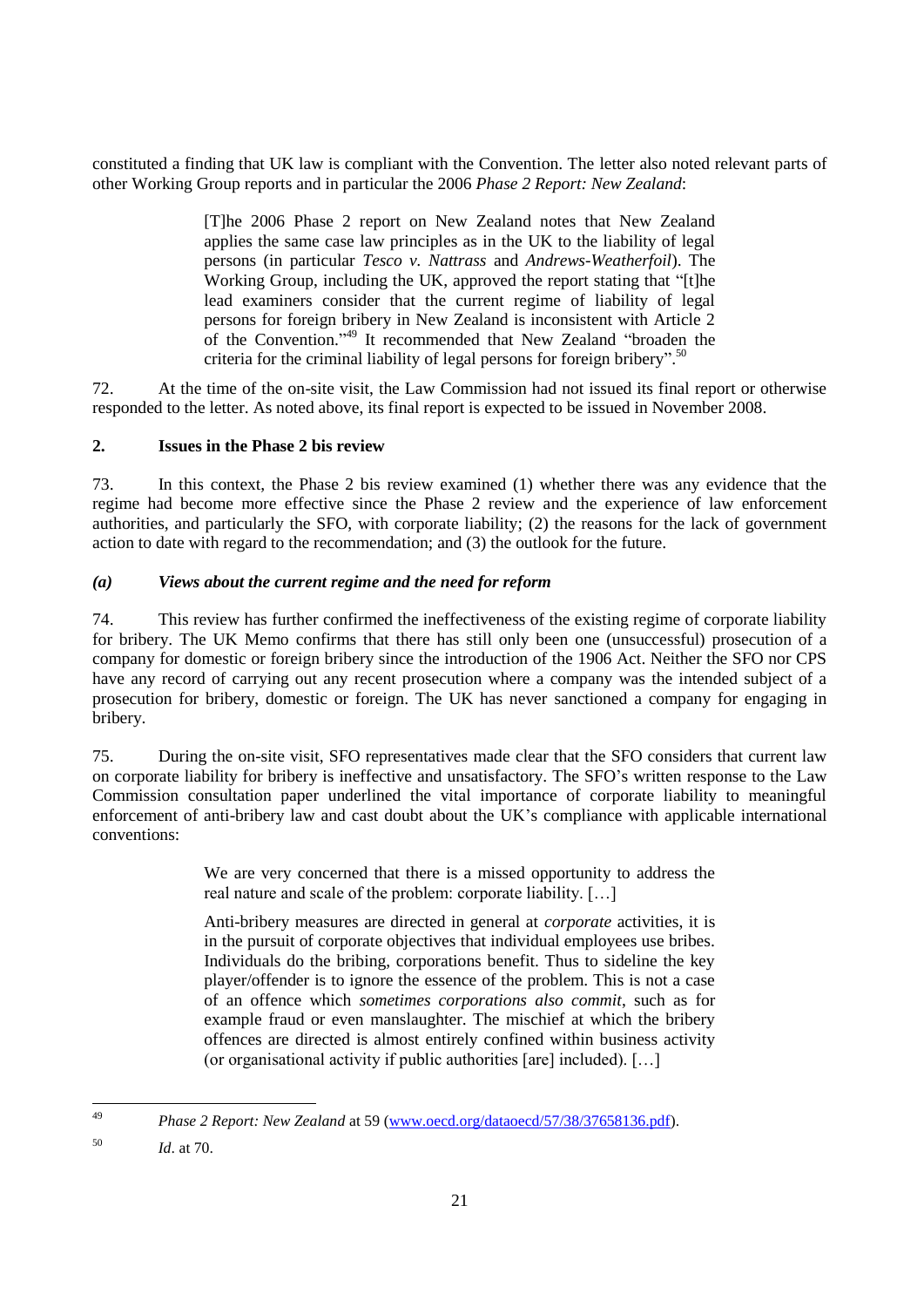constituted a finding that UK law is compliant with the Convention. The letter also noted relevant parts of other Working Group reports and in particular the 2006 *Phase 2 Report: New Zealand*:

> [T]he 2006 Phase 2 report on New Zealand notes that New Zealand applies the same case law principles as in the UK to the liability of legal persons (in particular *Tesco v. Nattrass* and *Andrews-Weatherfoil*). The Working Group, including the UK, approved the report stating that "[t]he lead examiners consider that the current regime of liability of legal persons for foreign bribery in New Zealand is inconsistent with Article 2 of the Convention."[49] It recommended that New Zealand "broaden the criteria for the criminal liability of legal persons for foreign bribery".[50]

72. At the time of the on-site visit, the Law Commission had not issued its final report or otherwise responded to the letter. As noted above, its final report is expected to be issued in November 2008.

## 2. Issues in the Phase 2 bis review

73. In this context, the Phase 2 bis review examined (1) whether there was any evidence that the regime had become more effective since the Phase 2 review and the experience of law enforcement authorities, and particularly the SFO, with corporate liability; (2) the reasons for the lack of government action to date with regard to the recommendation; and (3) the outlook for the future.

### *(a) Views about the current regime and the need for reform*

74. This review has further confirmed the ineffectiveness of the existing regime of corporate liability for bribery. The UK Memo confirms that there has still only been one (unsuccessful) prosecution of a company for domestic or foreign bribery since the introduction of the 1906 Act. Neither the SFO nor CPS have any record of carrying out any recent prosecution where a company was the intended subject of a prosecution for bribery, domestic or foreign. The UK has never sanctioned a company for engaging in bribery.

75. During the on-site visit, SFO representatives made clear that the SFO considers that current law on corporate liability for bribery is ineffective and unsatisfactory. The SFO's written response to the Law Commission consultation paper underlined the vital importance of corporate liability to meaningful enforcement of anti-bribery law and cast doubt about the UK's compliance with applicable international conventions:

> We are very concerned that there is a missed opportunity to address the real nature and scale of the problem: corporate liability. […]
>
> Anti-bribery measures are directed in general at *corporate* activities, it is in the pursuit of corporate objectives that individual employees use bribes. Individuals do the bribing, corporations benefit. Thus to sideline the key player/offender is to ignore the essence of the problem. This is not a case of an offence which *sometimes corporations also commit*, such as for example fraud or even manslaughter. The mischief at which the bribery offences are directed is almost entirely confined within business activity (or organisational activity if public authorities [are] included). […]

---

[49] *Phase 2 Report: New Zealand* at 59 (www.oecd.org/dataoecd/57/38/37658136.pdf).

[50] *Id*. at 70.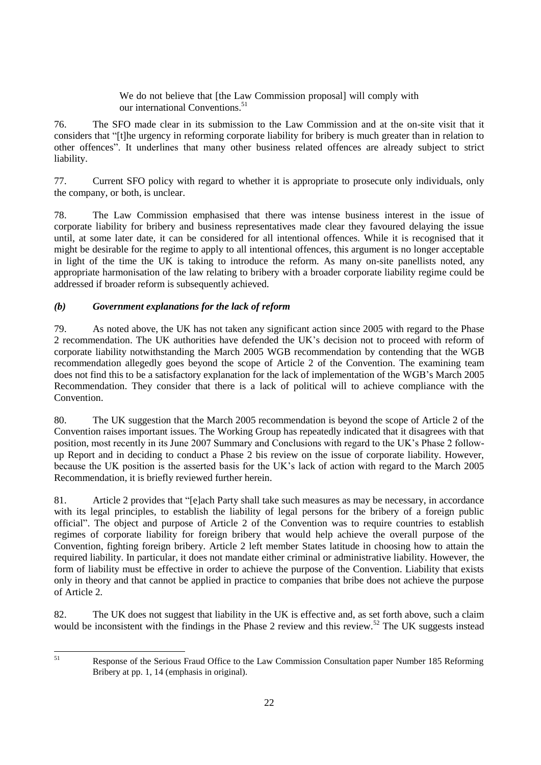> We do not believe that [the Law Commission proposal] will comply with our international Conventions.[51]

76. The SFO made clear in its submission to the Law Commission and at the on-site visit that it considers that "[t]he urgency in reforming corporate liability for bribery is much greater than in relation to other offences". It underlines that many other business related offences are already subject to strict liability.

77. Current SFO policy with regard to whether it is appropriate to prosecute only individuals, only the company, or both, is unclear.

78. The Law Commission emphasised that there was intense business interest in the issue of corporate liability for bribery and business representatives made clear they favoured delaying the issue until, at some later date, it can be considered for all intentional offences. While it is recognised that it might be desirable for the regime to apply to all intentional offences, this argument is no longer acceptable in light of the time the UK is taking to introduce the reform. As many on-site panellists noted, any appropriate harmonisation of the law relating to bribery with a broader corporate liability regime could be addressed if broader reform is subsequently achieved.

### *(b) Government explanations for the lack of reform*

79. As noted above, the UK has not taken any significant action since 2005 with regard to the Phase 2 recommendation. The UK authorities have defended the UK's decision not to proceed with reform of corporate liability notwithstanding the March 2005 WGB recommendation by contending that the WGB recommendation allegedly goes beyond the scope of Article 2 of the Convention. The examining team does not find this to be a satisfactory explanation for the lack of implementation of the WGB's March 2005 Recommendation. They consider that there is a lack of political will to achieve compliance with the Convention.

80. The UK suggestion that the March 2005 recommendation is beyond the scope of Article 2 of the Convention raises important issues. The Working Group has repeatedly indicated that it disagrees with that position, most recently in its June 2007 Summary and Conclusions with regard to the UK's Phase 2 follow-up Report and in deciding to conduct a Phase 2 bis review on the issue of corporate liability. However, because the UK position is the asserted basis for the UK's lack of action with regard to the March 2005 Recommendation, it is briefly reviewed further herein.

81. Article 2 provides that "[e]ach Party shall take such measures as may be necessary, in accordance with its legal principles, to establish the liability of legal persons for the bribery of a foreign public official". The object and purpose of Article 2 of the Convention was to require countries to establish regimes of corporate liability for foreign bribery that would help achieve the overall purpose of the Convention, fighting foreign bribery. Article 2 left member States latitude in choosing how to attain the required liability. In particular, it does not mandate either criminal or administrative liability. However, the form of liability must be effective in order to achieve the purpose of the Convention. Liability that exists only in theory and that cannot be applied in practice to companies that bribe does not achieve the purpose of Article 2.

82. The UK does not suggest that liability in the UK is effective and, as set forth above, such a claim would be inconsistent with the findings in the Phase 2 review and this review.[52] The UK suggests instead

---

[51] Response of the Serious Fraud Office to the Law Commission Consultation paper Number 185 Reforming Bribery at pp. 1, 14 (emphasis in original).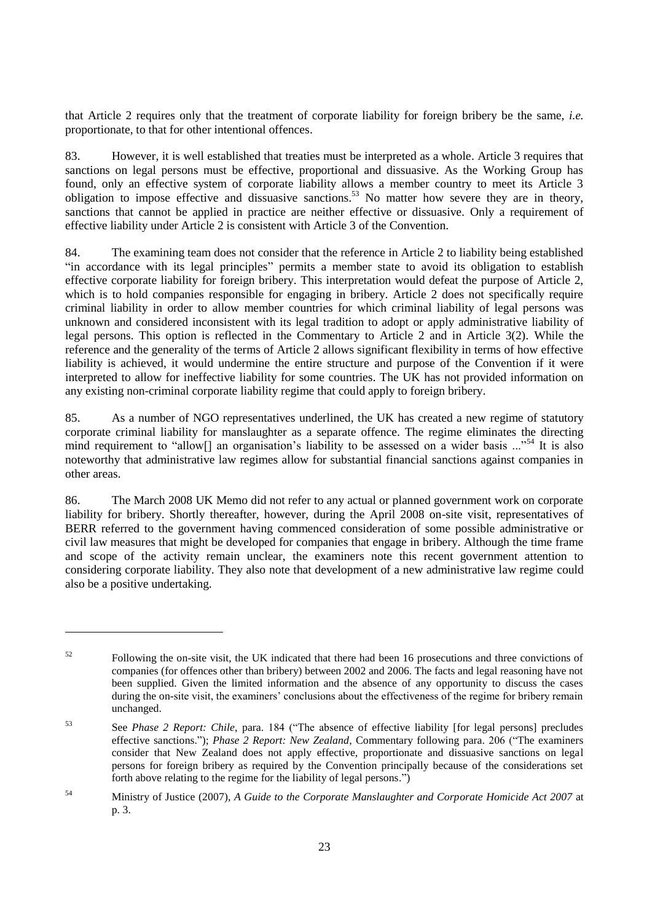that Article 2 requires only that the treatment of corporate liability for foreign bribery be the same, *i.e.* proportionate, to that for other intentional offences.

83. However, it is well established that treaties must be interpreted as a whole. Article 3 requires that sanctions on legal persons must be effective, proportional and dissuasive. As the Working Group has found, only an effective system of corporate liability allows a member country to meet its Article 3 obligation to impose effective and dissuasive sanctions.[53] No matter how severe they are in theory, sanctions that cannot be applied in practice are neither effective or dissuasive. Only a requirement of effective liability under Article 2 is consistent with Article 3 of the Convention.

84. The examining team does not consider that the reference in Article 2 to liability being established "in accordance with its legal principles" permits a member state to avoid its obligation to establish effective corporate liability for foreign bribery. This interpretation would defeat the purpose of Article 2, which is to hold companies responsible for engaging in bribery. Article 2 does not specifically require criminal liability in order to allow member countries for which criminal liability of legal persons was unknown and considered inconsistent with its legal tradition to adopt or apply administrative liability of legal persons. This option is reflected in the Commentary to Article 2 and in Article 3(2). While the reference and the generality of the terms of Article 2 allows significant flexibility in terms of how effective liability is achieved, it would undermine the entire structure and purpose of the Convention if it were interpreted to allow for ineffective liability for some countries. The UK has not provided information on any existing non-criminal corporate liability regime that could apply to foreign bribery.

85. As a number of NGO representatives underlined, the UK has created a new regime of statutory corporate criminal liability for manslaughter as a separate offence. The regime eliminates the directing mind requirement to "allow[] an organisation's liability to be assessed on a wider basis ..."[54] It is also noteworthy that administrative law regimes allow for substantial financial sanctions against companies in other areas.

86. The March 2008 UK Memo did not refer to any actual or planned government work on corporate liability for bribery. Shortly thereafter, however, during the April 2008 on-site visit, representatives of BERR referred to the government having commenced consideration of some possible administrative or civil law measures that might be developed for companies that engage in bribery. Although the time frame and scope of the activity remain unclear, the examiners note this recent government attention to considering corporate liability. They also note that development of a new administrative law regime could also be a positive undertaking.

---

[52] Following the on-site visit, the UK indicated that there had been 16 prosecutions and three convictions of companies (for offences other than bribery) between 2002 and 2006. The facts and legal reasoning have not been supplied. Given the limited information and the absence of any opportunity to discuss the cases during the on-site visit, the examiners' conclusions about the effectiveness of the regime for bribery remain unchanged.

[53] See *Phase 2 Report: Chile*, para. 184 ("The absence of effective liability [for legal persons] precludes effective sanctions."); *Phase 2 Report: New Zealand*, Commentary following para. 206 ("The examiners consider that New Zealand does not apply effective, proportionate and dissuasive sanctions on legal persons for foreign bribery as required by the Convention principally because of the considerations set forth above relating to the regime for the liability of legal persons.")

[54] Ministry of Justice (2007), *A Guide to the Corporate Manslaughter and Corporate Homicide Act 2007* at p. 3.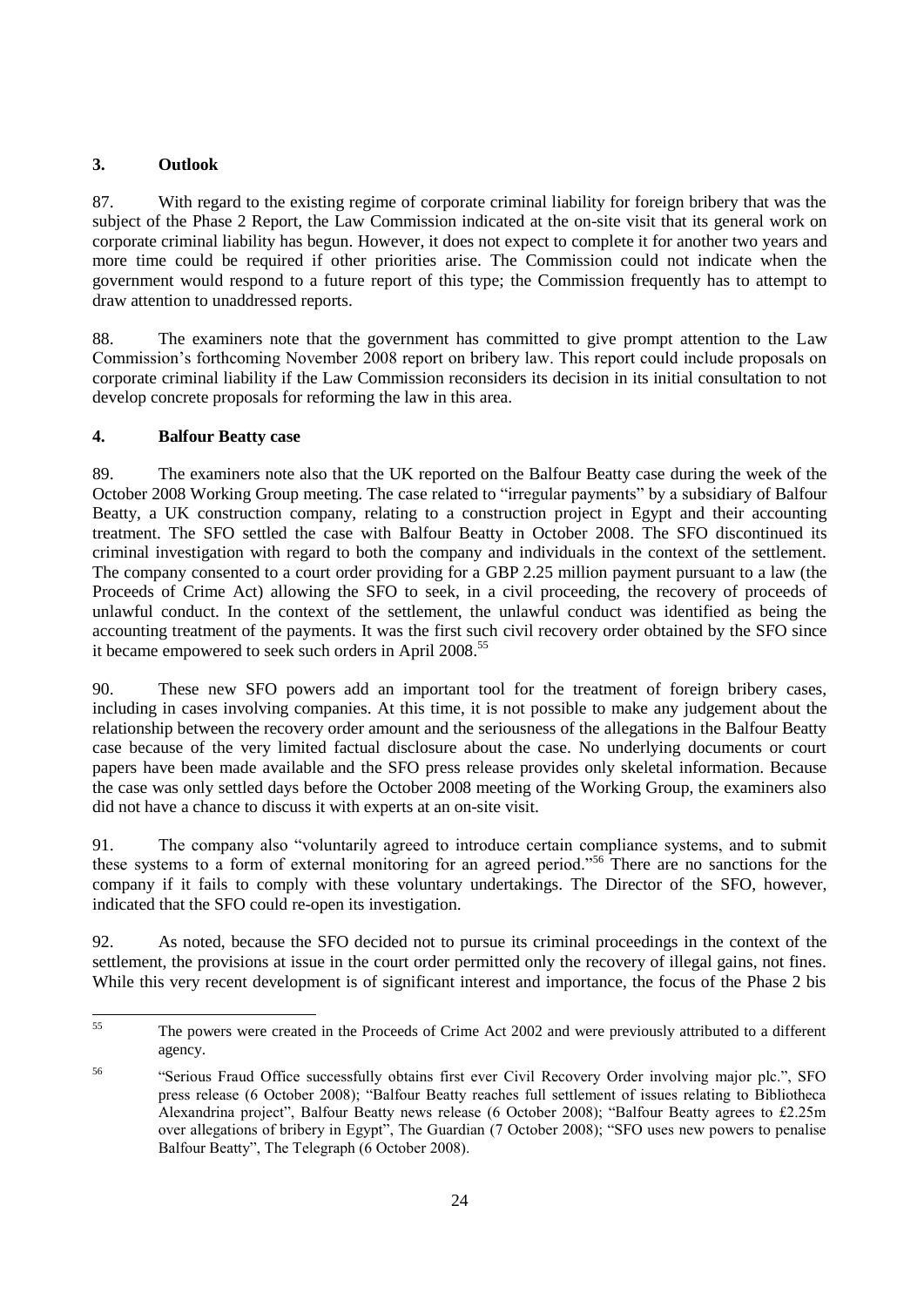## 3. Outlook

87. With regard to the existing regime of corporate criminal liability for foreign bribery that was the subject of the Phase 2 Report, the Law Commission indicated at the on-site visit that its general work on corporate criminal liability has begun. However, it does not expect to complete it for another two years and more time could be required if other priorities arise. The Commission could not indicate when the government would respond to a future report of this type; the Commission frequently has to attempt to draw attention to unaddressed reports.

88. The examiners note that the government has committed to give prompt attention to the Law Commission's forthcoming November 2008 report on bribery law. This report could include proposals on corporate criminal liability if the Law Commission reconsiders its decision in its initial consultation to not develop concrete proposals for reforming the law in this area.

## 4. Balfour Beatty case

89. The examiners note also that the UK reported on the Balfour Beatty case during the week of the October 2008 Working Group meeting. The case related to "irregular payments" by a subsidiary of Balfour Beatty, a UK construction company, relating to a construction project in Egypt and their accounting treatment. The SFO settled the case with Balfour Beatty in October 2008. The SFO discontinued its criminal investigation with regard to both the company and individuals in the context of the settlement. The company consented to a court order providing for a GBP 2.25 million payment pursuant to a law (the Proceeds of Crime Act) allowing the SFO to seek, in a civil proceeding, the recovery of proceeds of unlawful conduct. In the context of the settlement, the unlawful conduct was identified as being the accounting treatment of the payments. It was the first such civil recovery order obtained by the SFO since it became empowered to seek such orders in April 2008.[55]

90. These new SFO powers add an important tool for the treatment of foreign bribery cases, including in cases involving companies. At this time, it is not possible to make any judgement about the relationship between the recovery order amount and the seriousness of the allegations in the Balfour Beatty case because of the very limited factual disclosure about the case. No underlying documents or court papers have been made available and the SFO press release provides only skeletal information. Because the case was only settled days before the October 2008 meeting of the Working Group, the examiners also did not have a chance to discuss it with experts at an on-site visit.

91. The company also "voluntarily agreed to introduce certain compliance systems, and to submit these systems to a form of external monitoring for an agreed period."[56] There are no sanctions for the company if it fails to comply with these voluntary undertakings. The Director of the SFO, however, indicated that the SFO could re-open its investigation.

92. As noted, because the SFO decided not to pursue its criminal proceedings in the context of the settlement, the provisions at issue in the court order permitted only the recovery of illegal gains, not fines. While this very recent development is of significant interest and importance, the focus of the Phase 2 bis

---

[55] The powers were created in the Proceeds of Crime Act 2002 and were previously attributed to a different agency.

[56] "Serious Fraud Office successfully obtains first ever Civil Recovery Order involving major plc.", SFO press release (6 October 2008); "Balfour Beatty reaches full settlement of issues relating to Bibliotheca Alexandrina project", Balfour Beatty news release (6 October 2008); "Balfour Beatty agrees to £2.25m over allegations of bribery in Egypt", The Guardian (7 October 2008); "SFO uses new powers to penalise Balfour Beatty", The Telegraph (6 October 2008).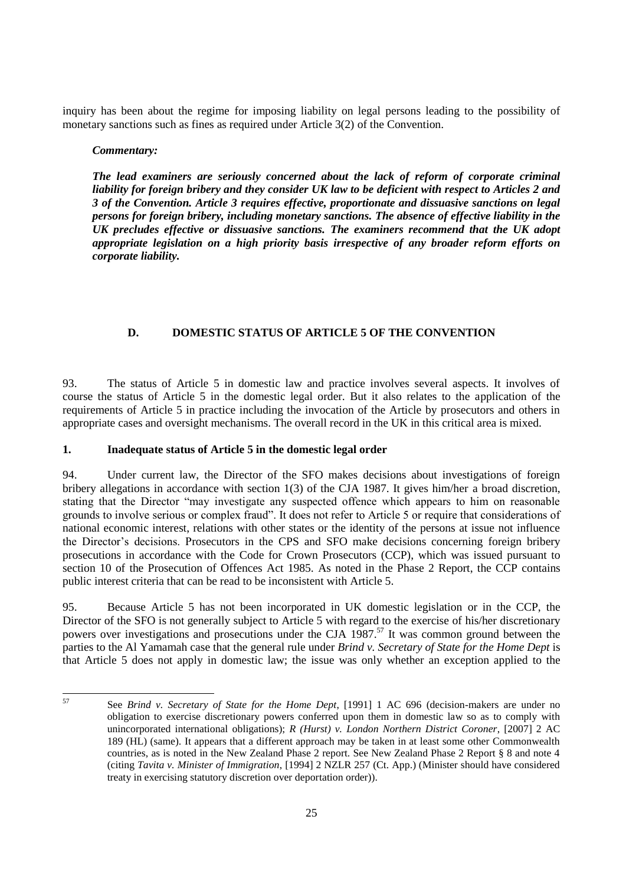inquiry has been about the regime for imposing liability on legal persons leading to the possibility of monetary sanctions such as fines as required under Article 3(2) of the Convention.

***Commentary:***

***The lead examiners are seriously concerned about the lack of reform of corporate criminal liability for foreign bribery and they consider UK law to be deficient with respect to Articles 2 and 3 of the Convention. Article 3 requires effective, proportionate and dissuasive sanctions on legal persons for foreign bribery, including monetary sanctions. The absence of effective liability in the UK precludes effective or dissuasive sanctions. The examiners recommend that the UK adopt appropriate legislation on a high priority basis irrespective of any broader reform efforts on corporate liability.***

## D. DOMESTIC STATUS OF ARTICLE 5 OF THE CONVENTION

93. The status of Article 5 in domestic law and practice involves several aspects. It involves of course the status of Article 5 in the domestic legal order. But it also relates to the application of the requirements of Article 5 in practice including the invocation of the Article by prosecutors and others in appropriate cases and oversight mechanisms. The overall record in the UK in this critical area is mixed.

### 1. Inadequate status of Article 5 in the domestic legal order

94. Under current law, the Director of the SFO makes decisions about investigations of foreign bribery allegations in accordance with section 1(3) of the CJA 1987. It gives him/her a broad discretion, stating that the Director "may investigate any suspected offence which appears to him on reasonable grounds to involve serious or complex fraud". It does not refer to Article 5 or require that considerations of national economic interest, relations with other states or the identity of the persons at issue not influence the Director's decisions. Prosecutors in the CPS and SFO make decisions concerning foreign bribery prosecutions in accordance with the Code for Crown Prosecutors (CCP), which was issued pursuant to section 10 of the Prosecution of Offences Act 1985. As noted in the Phase 2 Report, the CCP contains public interest criteria that can be read to be inconsistent with Article 5.

95. Because Article 5 has not been incorporated in UK domestic legislation or in the CCP, the Director of the SFO is not generally subject to Article 5 with regard to the exercise of his/her discretionary powers over investigations and prosecutions under the CJA 1987.[57] It was common ground between the parties to the Al Yamamah case that the general rule under *Brind v. Secretary of State for the Home Dept* is that Article 5 does not apply in domestic law; the issue was only whether an exception applied to the

---

[57] See *Brind v. Secretary of State for the Home Dept*, [1991] 1 AC 696 (decision-makers are under no obligation to exercise discretionary powers conferred upon them in domestic law so as to comply with unincorporated international obligations); *R (Hurst) v. London Northern District Coroner*, [2007] 2 AC 189 (HL) (same). It appears that a different approach may be taken in at least some other Commonwealth countries, as is noted in the New Zealand Phase 2 report. See New Zealand Phase 2 Report § 8 and note 4 (citing *Tavita v. Minister of Immigration*, [1994] 2 NZLR 257 (Ct. App.) (Minister should have considered treaty in exercising statutory discretion over deportation order)).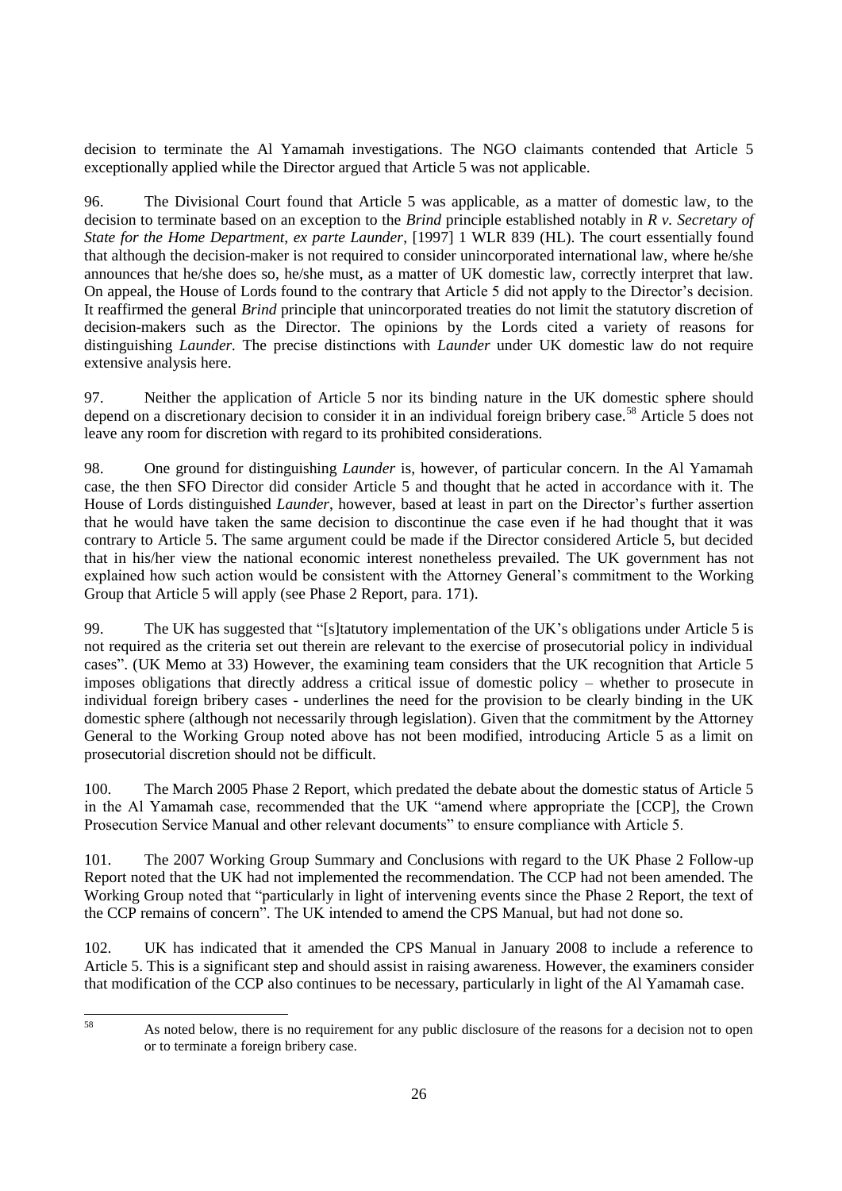decision to terminate the Al Yamamah investigations. The NGO claimants contended that Article 5 exceptionally applied while the Director argued that Article 5 was not applicable.

96. The Divisional Court found that Article 5 was applicable, as a matter of domestic law, to the decision to terminate based on an exception to the *Brind* principle established notably in *R v. Secretary of State for the Home Department, ex parte Launder*, [1997] 1 WLR 839 (HL). The court essentially found that although the decision-maker is not required to consider unincorporated international law, where he/she announces that he/she does so, he/she must, as a matter of UK domestic law, correctly interpret that law. On appeal, the House of Lords found to the contrary that Article 5 did not apply to the Director's decision. It reaffirmed the general *Brind* principle that unincorporated treaties do not limit the statutory discretion of decision-makers such as the Director. The opinions by the Lords cited a variety of reasons for distinguishing *Launder*. The precise distinctions with *Launder* under UK domestic law do not require extensive analysis here.

97. Neither the application of Article 5 nor its binding nature in the UK domestic sphere should depend on a discretionary decision to consider it in an individual foreign bribery case.[58] Article 5 does not leave any room for discretion with regard to its prohibited considerations.

98. One ground for distinguishing *Launder* is, however, of particular concern. In the Al Yamamah case, the then SFO Director did consider Article 5 and thought that he acted in accordance with it. The House of Lords distinguished *Launder*, however, based at least in part on the Director's further assertion that he would have taken the same decision to discontinue the case even if he had thought that it was contrary to Article 5. The same argument could be made if the Director considered Article 5, but decided that in his/her view the national economic interest nonetheless prevailed. The UK government has not explained how such action would be consistent with the Attorney General's commitment to the Working Group that Article 5 will apply (see Phase 2 Report, para. 171).

99. The UK has suggested that "[s]tatutory implementation of the UK's obligations under Article 5 is not required as the criteria set out therein are relevant to the exercise of prosecutorial policy in individual cases". (UK Memo at 33) However, the examining team considers that the UK recognition that Article 5 imposes obligations that directly address a critical issue of domestic policy – whether to prosecute in individual foreign bribery cases - underlines the need for the provision to be clearly binding in the UK domestic sphere (although not necessarily through legislation). Given that the commitment by the Attorney General to the Working Group noted above has not been modified, introducing Article 5 as a limit on prosecutorial discretion should not be difficult.

100. The March 2005 Phase 2 Report, which predated the debate about the domestic status of Article 5 in the Al Yamamah case, recommended that the UK "amend where appropriate the [CCP], the Crown Prosecution Service Manual and other relevant documents" to ensure compliance with Article 5.

101. The 2007 Working Group Summary and Conclusions with regard to the UK Phase 2 Follow-up Report noted that the UK had not implemented the recommendation. The CCP had not been amended. The Working Group noted that "particularly in light of intervening events since the Phase 2 Report, the text of the CCP remains of concern". The UK intended to amend the CPS Manual, but had not done so.

102. UK has indicated that it amended the CPS Manual in January 2008 to include a reference to Article 5. This is a significant step and should assist in raising awareness. However, the examiners consider that modification of the CCP also continues to be necessary, particularly in light of the Al Yamamah case.

[58] As noted below, there is no requirement for any public disclosure of the reasons for a decision not to open or to terminate a foreign bribery case.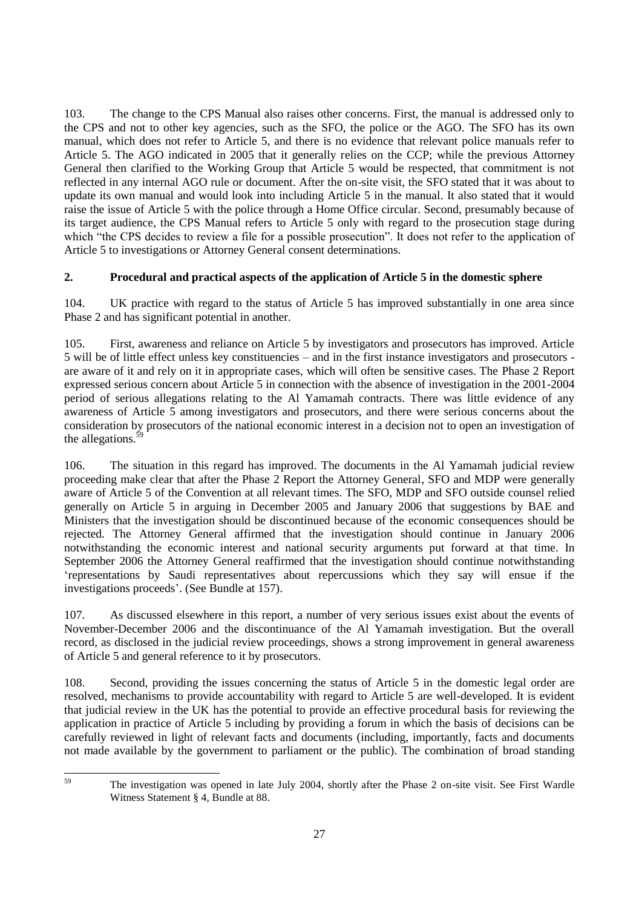103. The change to the CPS Manual also raises other concerns. First, the manual is addressed only to the CPS and not to other key agencies, such as the SFO, the police or the AGO. The SFO has its own manual, which does not refer to Article 5, and there is no evidence that relevant police manuals refer to Article 5. The AGO indicated in 2005 that it generally relies on the CCP; while the previous Attorney General then clarified to the Working Group that Article 5 would be respected, that commitment is not reflected in any internal AGO rule or document. After the on-site visit, the SFO stated that it was about to update its own manual and would look into including Article 5 in the manual. It also stated that it would raise the issue of Article 5 with the police through a Home Office circular. Second, presumably because of its target audience, the CPS Manual refers to Article 5 only with regard to the prosecution stage during which "the CPS decides to review a file for a possible prosecution". It does not refer to the application of Article 5 to investigations or Attorney General consent determinations.

## 2. Procedural and practical aspects of the application of Article 5 in the domestic sphere

104. UK practice with regard to the status of Article 5 has improved substantially in one area since Phase 2 and has significant potential in another.

105. First, awareness and reliance on Article 5 by investigators and prosecutors has improved. Article 5 will be of little effect unless key constituencies – and in the first instance investigators and prosecutors - are aware of it and rely on it in appropriate cases, which will often be sensitive cases. The Phase 2 Report expressed serious concern about Article 5 in connection with the absence of investigation in the 2001-2004 period of serious allegations relating to the Al Yamamah contracts. There was little evidence of any awareness of Article 5 among investigators and prosecutors, and there were serious concerns about the consideration by prosecutors of the national economic interest in a decision not to open an investigation of the allegations.[59]

106. The situation in this regard has improved. The documents in the Al Yamamah judicial review proceeding make clear that after the Phase 2 Report the Attorney General, SFO and MDP were generally aware of Article 5 of the Convention at all relevant times. The SFO, MDP and SFO outside counsel relied generally on Article 5 in arguing in December 2005 and January 2006 that suggestions by BAE and Ministers that the investigation should be discontinued because of the economic consequences should be rejected. The Attorney General affirmed that the investigation should continue in January 2006 notwithstanding the economic interest and national security arguments put forward at that time. In September 2006 the Attorney General reaffirmed that the investigation should continue notwithstanding 'representations by Saudi representatives about repercussions which they say will ensue if the investigations proceeds'. (See Bundle at 157).

107. As discussed elsewhere in this report, a number of very serious issues exist about the events of November-December 2006 and the discontinuance of the Al Yamamah investigation. But the overall record, as disclosed in the judicial review proceedings, shows a strong improvement in general awareness of Article 5 and general reference to it by prosecutors.

108. Second, providing the issues concerning the status of Article 5 in the domestic legal order are resolved, mechanisms to provide accountability with regard to Article 5 are well-developed. It is evident that judicial review in the UK has the potential to provide an effective procedural basis for reviewing the application in practice of Article 5 including by providing a forum in which the basis of decisions can be carefully reviewed in light of relevant facts and documents (including, importantly, facts and documents not made available by the government to parliament or the public). The combination of broad standing

[59] The investigation was opened in late July 2004, shortly after the Phase 2 on-site visit. See First Wardle Witness Statement § 4, Bundle at 88.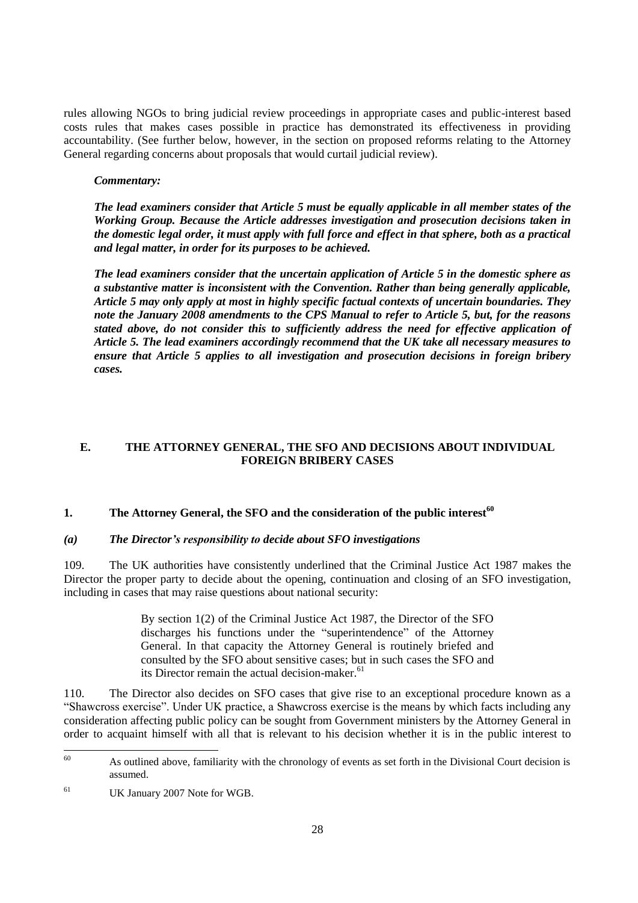rules allowing NGOs to bring judicial review proceedings in appropriate cases and public-interest based costs rules that makes cases possible in practice has demonstrated its effectiveness in providing accountability. (See further below, however, in the section on proposed reforms relating to the Attorney General regarding concerns about proposals that would curtail judicial review).

***Commentary:***

***The lead examiners consider that Article 5 must be equally applicable in all member states of the Working Group. Because the Article addresses investigation and prosecution decisions taken in the domestic legal order, it must apply with full force and effect in that sphere, both as a practical and legal matter, in order for its purposes to be achieved.***

***The lead examiners consider that the uncertain application of Article 5 in the domestic sphere as a substantive matter is inconsistent with the Convention. Rather than being generally applicable, Article 5 may only apply at most in highly specific factual contexts of uncertain boundaries. They note the January 2008 amendments to the CPS Manual to refer to Article 5, but, for the reasons stated above, do not consider this to sufficiently address the need for effective application of Article 5. The lead examiners accordingly recommend that the UK take all necessary measures to ensure that Article 5 applies to all investigation and prosecution decisions in foreign bribery cases.***

## E. THE ATTORNEY GENERAL, THE SFO AND DECISIONS ABOUT INDIVIDUAL FOREIGN BRIBERY CASES

### 1. The Attorney General, the SFO and the consideration of the public interest[60]

#### *(a) The Director's responsibility to decide about SFO investigations*

109. The UK authorities have consistently underlined that the Criminal Justice Act 1987 makes the Director the proper party to decide about the opening, continuation and closing of an SFO investigation, including in cases that may raise questions about national security:

> By section 1(2) of the Criminal Justice Act 1987, the Director of the SFO discharges his functions under the "superintendence" of the Attorney General. In that capacity the Attorney General is routinely briefed and consulted by the SFO about sensitive cases; but in such cases the SFO and its Director remain the actual decision-maker.[61]

110. The Director also decides on SFO cases that give rise to an exceptional procedure known as a "Shawcross exercise". Under UK practice, a Shawcross exercise is the means by which facts including any consideration affecting public policy can be sought from Government ministers by the Attorney General in order to acquaint himself with all that is relevant to his decision whether it is in the public interest to

---

[60] As outlined above, familiarity with the chronology of events as set forth in the Divisional Court decision is assumed.

[61] UK January 2007 Note for WGB.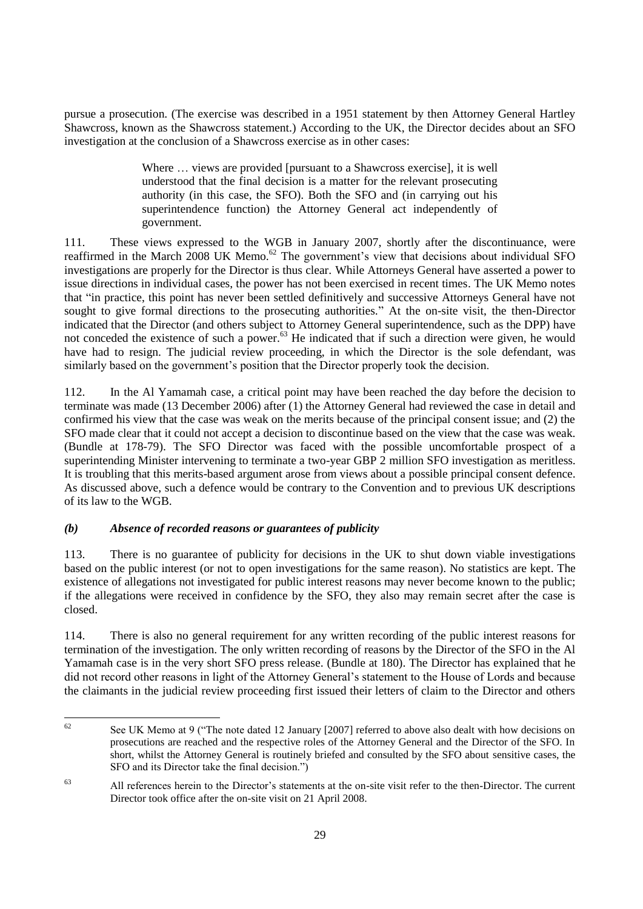pursue a prosecution. (The exercise was described in a 1951 statement by then Attorney General Hartley Shawcross, known as the Shawcross statement.) According to the UK, the Director decides about an SFO investigation at the conclusion of a Shawcross exercise as in other cases:

> Where … views are provided [pursuant to a Shawcross exercise], it is well understood that the final decision is a matter for the relevant prosecuting authority (in this case, the SFO). Both the SFO and (in carrying out his superintendence function) the Attorney General act independently of government.

111. These views expressed to the WGB in January 2007, shortly after the discontinuance, were reaffirmed in the March 2008 UK Memo.[62] The government's view that decisions about individual SFO investigations are properly for the Director is thus clear. While Attorneys General have asserted a power to issue directions in individual cases, the power has not been exercised in recent times. The UK Memo notes that "in practice, this point has never been settled definitively and successive Attorneys General have not sought to give formal directions to the prosecuting authorities." At the on-site visit, the then-Director indicated that the Director (and others subject to Attorney General superintendence, such as the DPP) have not conceded the existence of such a power.[63] He indicated that if such a direction were given, he would have had to resign. The judicial review proceeding, in which the Director is the sole defendant, was similarly based on the government's position that the Director properly took the decision.

112. In the Al Yamamah case, a critical point may have been reached the day before the decision to terminate was made (13 December 2006) after (1) the Attorney General had reviewed the case in detail and confirmed his view that the case was weak on the merits because of the principal consent issue; and (2) the SFO made clear that it could not accept a decision to discontinue based on the view that the case was weak. (Bundle at 178-79). The SFO Director was faced with the possible uncomfortable prospect of a superintending Minister intervening to terminate a two-year GBP 2 million SFO investigation as meritless. It is troubling that this merits-based argument arose from views about a possible principal consent defence. As discussed above, such a defence would be contrary to the Convention and to previous UK descriptions of its law to the WGB.

### *(b) Absence of recorded reasons or guarantees of publicity*

113. There is no guarantee of publicity for decisions in the UK to shut down viable investigations based on the public interest (or not to open investigations for the same reason). No statistics are kept. The existence of allegations not investigated for public interest reasons may never become known to the public; if the allegations were received in confidence by the SFO, they also may remain secret after the case is closed.

114. There is also no general requirement for any written recording of the public interest reasons for termination of the investigation. The only written recording of reasons by the Director of the SFO in the Al Yamamah case is in the very short SFO press release. (Bundle at 180). The Director has explained that he did not record other reasons in light of the Attorney General's statement to the House of Lords and because the claimants in the judicial review proceeding first issued their letters of claim to the Director and others

---

[62] See UK Memo at 9 ("The note dated 12 January [2007] referred to above also dealt with how decisions on prosecutions are reached and the respective roles of the Attorney General and the Director of the SFO. In short, whilst the Attorney General is routinely briefed and consulted by the SFO about sensitive cases, the SFO and its Director take the final decision.")

[63] All references herein to the Director's statements at the on-site visit refer to the then-Director. The current Director took office after the on-site visit on 21 April 2008.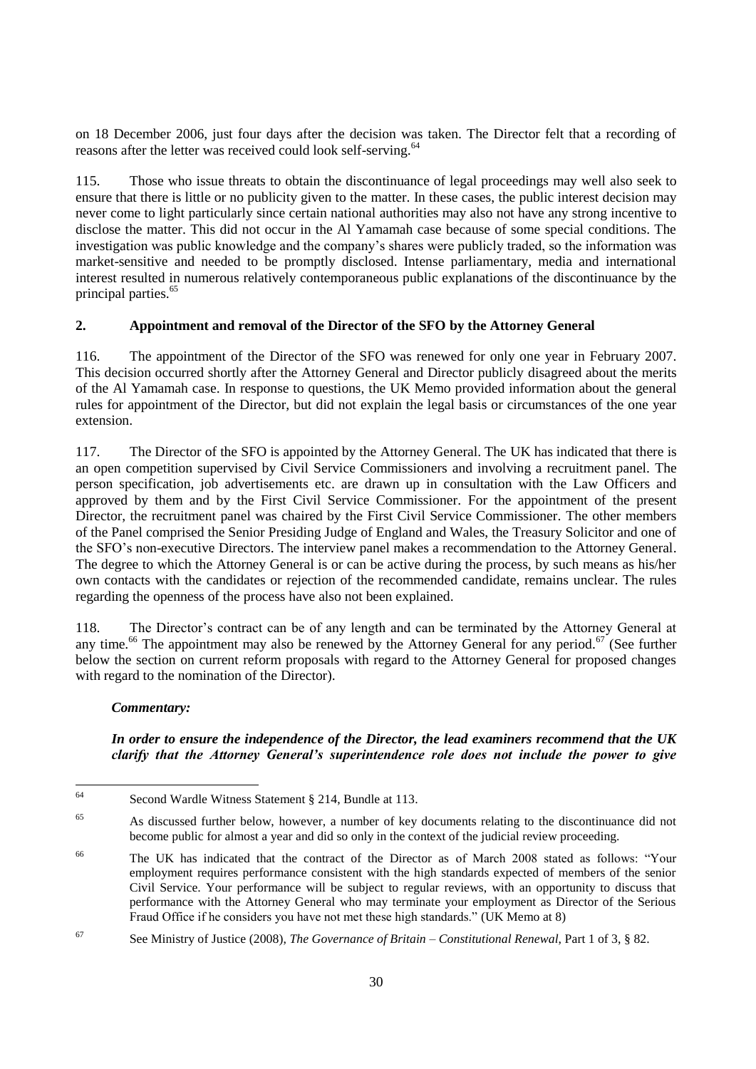on 18 December 2006, just four days after the decision was taken. The Director felt that a recording of reasons after the letter was received could look self-serving.[64]

115. Those who issue threats to obtain the discontinuance of legal proceedings may well also seek to ensure that there is little or no publicity given to the matter. In these cases, the public interest decision may never come to light particularly since certain national authorities may also not have any strong incentive to disclose the matter. This did not occur in the Al Yamamah case because of some special conditions. The investigation was public knowledge and the company's shares were publicly traded, so the information was market-sensitive and needed to be promptly disclosed. Intense parliamentary, media and international interest resulted in numerous relatively contemporaneous public explanations of the discontinuance by the principal parties.[65]

## 2. Appointment and removal of the Director of the SFO by the Attorney General

116. The appointment of the Director of the SFO was renewed for only one year in February 2007. This decision occurred shortly after the Attorney General and Director publicly disagreed about the merits of the Al Yamamah case. In response to questions, the UK Memo provided information about the general rules for appointment of the Director, but did not explain the legal basis or circumstances of the one year extension.

117. The Director of the SFO is appointed by the Attorney General. The UK has indicated that there is an open competition supervised by Civil Service Commissioners and involving a recruitment panel. The person specification, job advertisements etc. are drawn up in consultation with the Law Officers and approved by them and by the First Civil Service Commissioner. For the appointment of the present Director, the recruitment panel was chaired by the First Civil Service Commissioner. The other members of the Panel comprised the Senior Presiding Judge of England and Wales, the Treasury Solicitor and one of the SFO's non-executive Directors. The interview panel makes a recommendation to the Attorney General. The degree to which the Attorney General is or can be active during the process, by such means as his/her own contacts with the candidates or rejection of the recommended candidate, remains unclear. The rules regarding the openness of the process have also not been explained.

118. The Director's contract can be of any length and can be terminated by the Attorney General at any time.[66] The appointment may also be renewed by the Attorney General for any period.[67] (See further below the section on current reform proposals with regard to the Attorney General for proposed changes with regard to the nomination of the Director).

***Commentary:***

***In order to ensure the independence of the Director, the lead examiners recommend that the UK clarify that the Attorney General's superintendence role does not include the power to give***

---

[64] Second Wardle Witness Statement § 214, Bundle at 113.

[65] As discussed further below, however, a number of key documents relating to the discontinuance did not become public for almost a year and did so only in the context of the judicial review proceeding.

[66] The UK has indicated that the contract of the Director as of March 2008 stated as follows: "Your employment requires performance consistent with the high standards expected of members of the senior Civil Service. Your performance will be subject to regular reviews, with an opportunity to discuss that performance with the Attorney General who may terminate your employment as Director of the Serious Fraud Office if he considers you have not met these high standards." (UK Memo at 8)

[67] See Ministry of Justice (2008), *The Governance of Britain – Constitutional Renewal*, Part 1 of 3, § 82.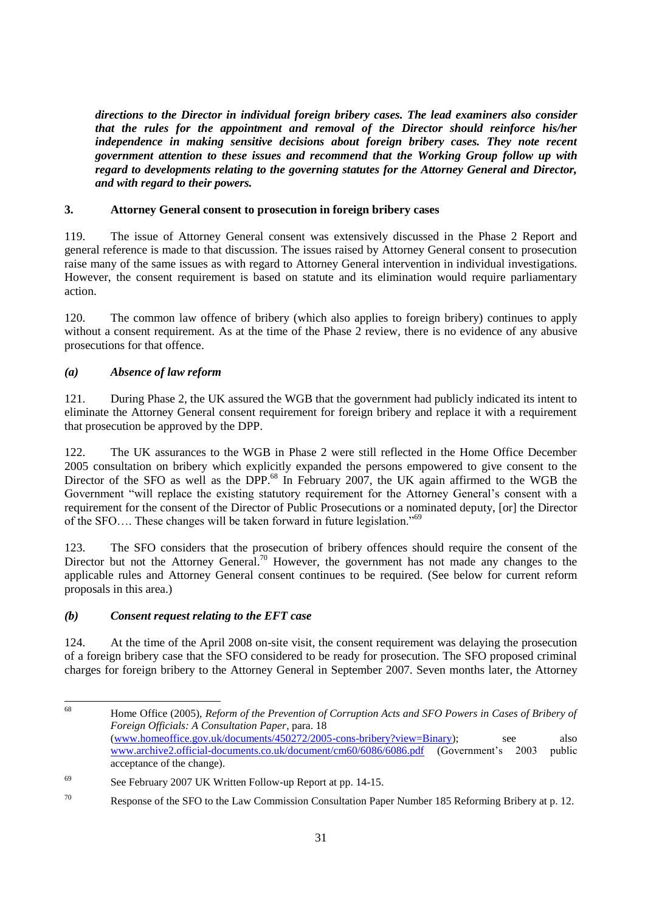***directions to the Director in individual foreign bribery cases. The lead examiners also consider that the rules for the appointment and removal of the Director should reinforce his/her independence in making sensitive decisions about foreign bribery cases. They note recent government attention to these issues and recommend that the Working Group follow up with regard to developments relating to the governing statutes for the Attorney General and Director, and with regard to their powers.***

### 3. Attorney General consent to prosecution in foreign bribery cases

119. The issue of Attorney General consent was extensively discussed in the Phase 2 Report and general reference is made to that discussion. The issues raised by Attorney General consent to prosecution raise many of the same issues as with regard to Attorney General intervention in individual investigations. However, the consent requirement is based on statute and its elimination would require parliamentary action.

120. The common law offence of bribery (which also applies to foreign bribery) continues to apply without a consent requirement. As at the time of the Phase 2 review, there is no evidence of any abusive prosecutions for that offence.

#### *(a) Absence of law reform*

121. During Phase 2, the UK assured the WGB that the government had publicly indicated its intent to eliminate the Attorney General consent requirement for foreign bribery and replace it with a requirement that prosecution be approved by the DPP.

122. The UK assurances to the WGB in Phase 2 were still reflected in the Home Office December 2005 consultation on bribery which explicitly expanded the persons empowered to give consent to the Director of the SFO as well as the DPP.[68] In February 2007, the UK again affirmed to the WGB the Government "will replace the existing statutory requirement for the Attorney General's consent with a requirement for the consent of the Director of Public Prosecutions or a nominated deputy, [or] the Director of the SFO…. These changes will be taken forward in future legislation."[69]

123. The SFO considers that the prosecution of bribery offences should require the consent of the Director but not the Attorney General.[70] However, the government has not made any changes to the applicable rules and Attorney General consent continues to be required. (See below for current reform proposals in this area.)

#### *(b) Consent request relating to the EFT case*

124. At the time of the April 2008 on-site visit, the consent requirement was delaying the prosecution of a foreign bribery case that the SFO considered to be ready for prosecution. The SFO proposed criminal charges for foreign bribery to the Attorney General in September 2007. Seven months later, the Attorney

---

[68] Home Office (2005), *Reform of the Prevention of Corruption Acts and SFO Powers in Cases of Bribery of Foreign Officials: A Consultation Paper*, para. 18 (www.homeoffice.gov.uk/documents/450272/2005-cons-bribery?view=Binary); see also www.archive2.official-documents.co.uk/document/cm60/6086/6086.pdf (Government's 2003 public acceptance of the change).

[69] See February 2007 UK Written Follow-up Report at pp. 14-15.

[70] Response of the SFO to the Law Commission Consultation Paper Number 185 Reforming Bribery at p. 12.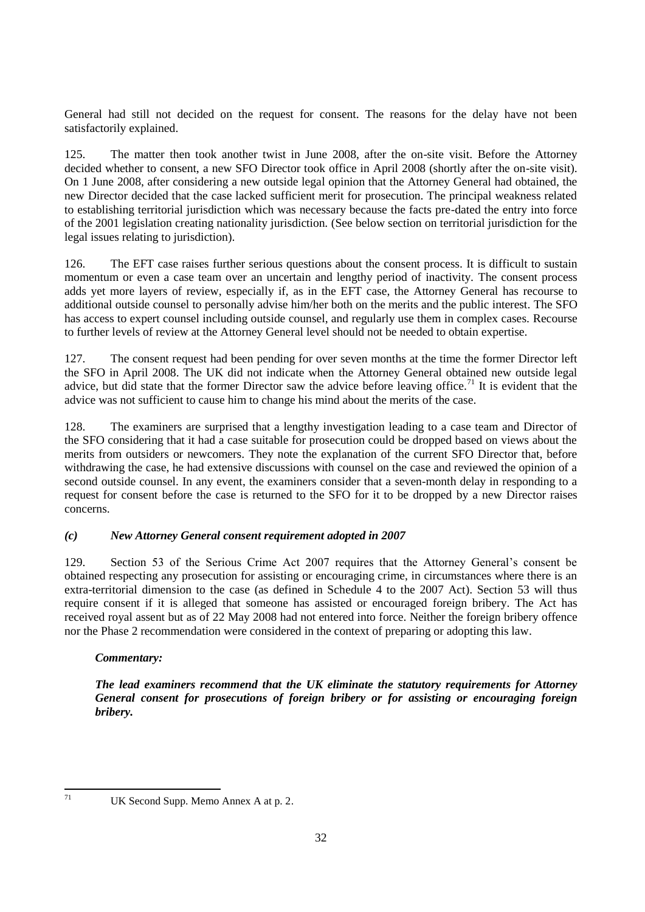General had still not decided on the request for consent. The reasons for the delay have not been satisfactorily explained.

125. The matter then took another twist in June 2008, after the on-site visit. Before the Attorney decided whether to consent, a new SFO Director took office in April 2008 (shortly after the on-site visit). On 1 June 2008, after considering a new outside legal opinion that the Attorney General had obtained, the new Director decided that the case lacked sufficient merit for prosecution. The principal weakness related to establishing territorial jurisdiction which was necessary because the facts pre-dated the entry into force of the 2001 legislation creating nationality jurisdiction. (See below section on territorial jurisdiction for the legal issues relating to jurisdiction).

126. The EFT case raises further serious questions about the consent process. It is difficult to sustain momentum or even a case team over an uncertain and lengthy period of inactivity. The consent process adds yet more layers of review, especially if, as in the EFT case, the Attorney General has recourse to additional outside counsel to personally advise him/her both on the merits and the public interest. The SFO has access to expert counsel including outside counsel, and regularly use them in complex cases. Recourse to further levels of review at the Attorney General level should not be needed to obtain expertise.

127. The consent request had been pending for over seven months at the time the former Director left the SFO in April 2008. The UK did not indicate when the Attorney General obtained new outside legal advice, but did state that the former Director saw the advice before leaving office.[71] It is evident that the advice was not sufficient to cause him to change his mind about the merits of the case.

128. The examiners are surprised that a lengthy investigation leading to a case team and Director of the SFO considering that it had a case suitable for prosecution could be dropped based on views about the merits from outsiders or newcomers. They note the explanation of the current SFO Director that, before withdrawing the case, he had extensive discussions with counsel on the case and reviewed the opinion of a second outside counsel. In any event, the examiners consider that a seven-month delay in responding to a request for consent before the case is returned to the SFO for it to be dropped by a new Director raises concerns.

### *(c) New Attorney General consent requirement adopted in 2007*

129. Section 53 of the Serious Crime Act 2007 requires that the Attorney General's consent be obtained respecting any prosecution for assisting or encouraging crime, in circumstances where there is an extra-territorial dimension to the case (as defined in Schedule 4 to the 2007 Act). Section 53 will thus require consent if it is alleged that someone has assisted or encouraged foreign bribery. The Act has received royal assent but as of 22 May 2008 had not entered into force. Neither the foreign bribery offence nor the Phase 2 recommendation were considered in the context of preparing or adopting this law.

***Commentary:***

***The lead examiners recommend that the UK eliminate the statutory requirements for Attorney General consent for prosecutions of foreign bribery or for assisting or encouraging foreign bribery.***

---

71 UK Second Supp. Memo Annex A at p. 2.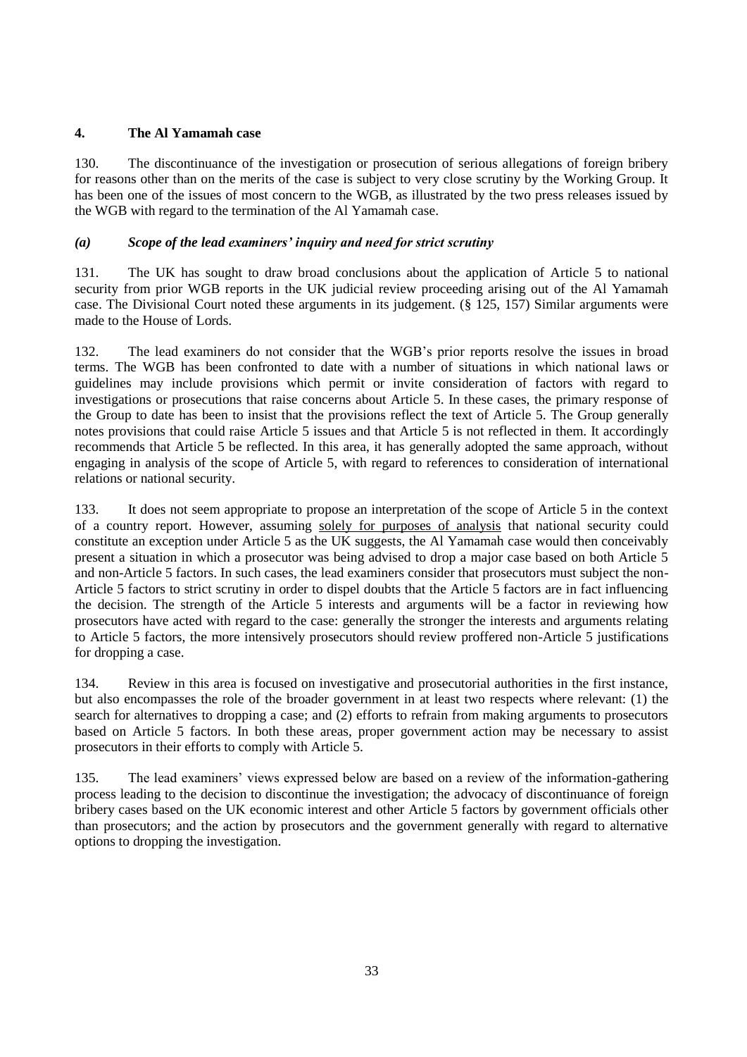## 4. The Al Yamamah case

130. The discontinuance of the investigation or prosecution of serious allegations of foreign bribery for reasons other than on the merits of the case is subject to very close scrutiny by the Working Group. It has been one of the issues of most concern to the WGB, as illustrated by the two press releases issued by the WGB with regard to the termination of the Al Yamamah case.

### *(a) Scope of the lead examiners' inquiry and need for strict scrutiny*

131. The UK has sought to draw broad conclusions about the application of Article 5 to national security from prior WGB reports in the UK judicial review proceeding arising out of the Al Yamamah case. The Divisional Court noted these arguments in its judgement. (§ 125, 157) Similar arguments were made to the House of Lords.

132. The lead examiners do not consider that the WGB's prior reports resolve the issues in broad terms. The WGB has been confronted to date with a number of situations in which national laws or guidelines may include provisions which permit or invite consideration of factors with regard to investigations or prosecutions that raise concerns about Article 5. In these cases, the primary response of the Group to date has been to insist that the provisions reflect the text of Article 5. The Group generally notes provisions that could raise Article 5 issues and that Article 5 is not reflected in them. It accordingly recommends that Article 5 be reflected. In this area, it has generally adopted the same approach, without engaging in analysis of the scope of Article 5, with regard to references to consideration of international relations or national security.

133. It does not seem appropriate to propose an interpretation of the scope of Article 5 in the context of a country report. However, assuming solely for purposes of analysis that national security could constitute an exception under Article 5 as the UK suggests, the Al Yamamah case would then conceivably present a situation in which a prosecutor was being advised to drop a major case based on both Article 5 and non-Article 5 factors. In such cases, the lead examiners consider that prosecutors must subject the non-Article 5 factors to strict scrutiny in order to dispel doubts that the Article 5 factors are in fact influencing the decision. The strength of the Article 5 interests and arguments will be a factor in reviewing how prosecutors have acted with regard to the case: generally the stronger the interests and arguments relating to Article 5 factors, the more intensively prosecutors should review proffered non-Article 5 justifications for dropping a case.

134. Review in this area is focused on investigative and prosecutorial authorities in the first instance, but also encompasses the role of the broader government in at least two respects where relevant: (1) the search for alternatives to dropping a case; and (2) efforts to refrain from making arguments to prosecutors based on Article 5 factors. In both these areas, proper government action may be necessary to assist prosecutors in their efforts to comply with Article 5.

135. The lead examiners' views expressed below are based on a review of the information-gathering process leading to the decision to discontinue the investigation; the advocacy of discontinuance of foreign bribery cases based on the UK economic interest and other Article 5 factors by government officials other than prosecutors; and the action by prosecutors and the government generally with regard to alternative options to dropping the investigation.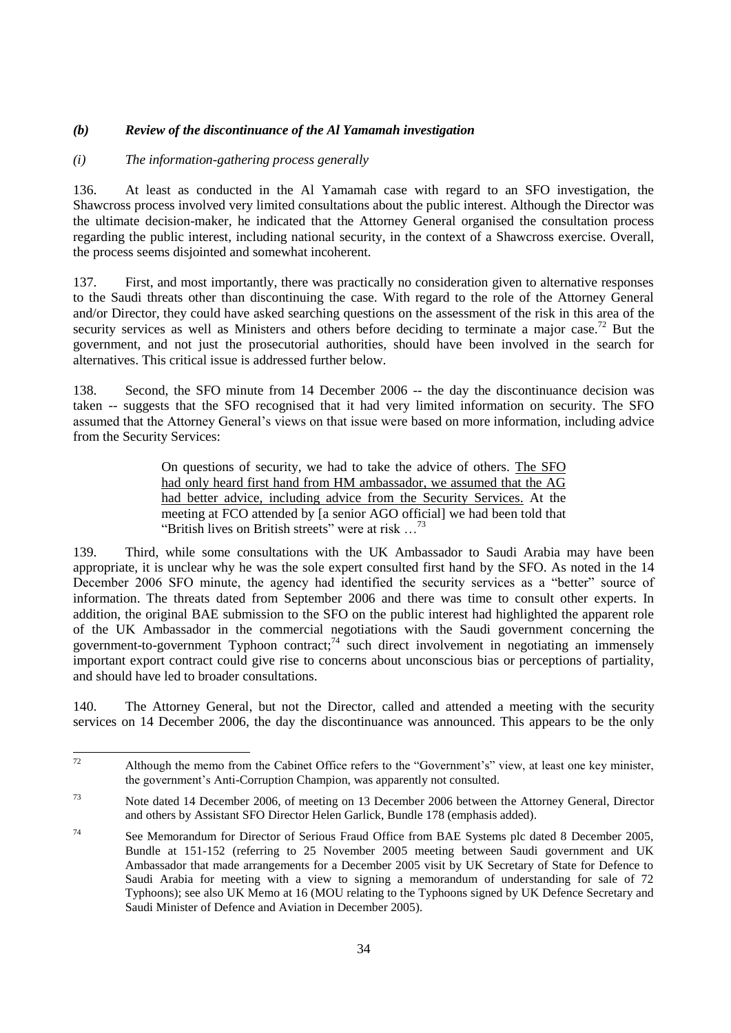### *(b) Review of the discontinuance of the Al Yamamah investigation*

#### *(i) The information-gathering process generally*

136. At least as conducted in the Al Yamamah case with regard to an SFO investigation, the Shawcross process involved very limited consultations about the public interest. Although the Director was the ultimate decision-maker, he indicated that the Attorney General organised the consultation process regarding the public interest, including national security, in the context of a Shawcross exercise. Overall, the process seems disjointed and somewhat incoherent.

137. First, and most importantly, there was practically no consideration given to alternative responses to the Saudi threats other than discontinuing the case. With regard to the role of the Attorney General and/or Director, they could have asked searching questions on the assessment of the risk in this area of the security services as well as Ministers and others before deciding to terminate a major case.[72] But the government, and not just the prosecutorial authorities, should have been involved in the search for alternatives. This critical issue is addressed further below.

138. Second, the SFO minute from 14 December 2006 -- the day the discontinuance decision was taken -- suggests that the SFO recognised that it had very limited information on security. The SFO assumed that the Attorney General's views on that issue were based on more information, including advice from the Security Services:

> On questions of security, we had to take the advice of others. <u>The SFO had only heard first hand from HM ambassador, we assumed that the AG had better advice, including advice from the Security Services.</u> At the meeting at FCO attended by [a senior AGO official] we had been told that "British lives on British streets" were at risk …[73]

139. Third, while some consultations with the UK Ambassador to Saudi Arabia may have been appropriate, it is unclear why he was the sole expert consulted first hand by the SFO. As noted in the 14 December 2006 SFO minute, the agency had identified the security services as a "better" source of information. The threats dated from September 2006 and there was time to consult other experts. In addition, the original BAE submission to the SFO on the public interest had highlighted the apparent role of the UK Ambassador in the commercial negotiations with the Saudi government concerning the government-to-government Typhoon contract;[74] such direct involvement in negotiating an immensely important export contract could give rise to concerns about unconscious bias or perceptions of partiality, and should have led to broader consultations.

140. The Attorney General, but not the Director, called and attended a meeting with the security services on 14 December 2006, the day the discontinuance was announced. This appears to be the only

---

[72] Although the memo from the Cabinet Office refers to the "Government's" view, at least one key minister, the government's Anti-Corruption Champion, was apparently not consulted.

[73] Note dated 14 December 2006, of meeting on 13 December 2006 between the Attorney General, Director and others by Assistant SFO Director Helen Garlick, Bundle 178 (emphasis added).

[74] See Memorandum for Director of Serious Fraud Office from BAE Systems plc dated 8 December 2005, Bundle at 151-152 (referring to 25 November 2005 meeting between Saudi government and UK Ambassador that made arrangements for a December 2005 visit by UK Secretary of State for Defence to Saudi Arabia for meeting with a view to signing a memorandum of understanding for sale of 72 Typhoons); see also UK Memo at 16 (MOU relating to the Typhoons signed by UK Defence Secretary and Saudi Minister of Defence and Aviation in December 2005).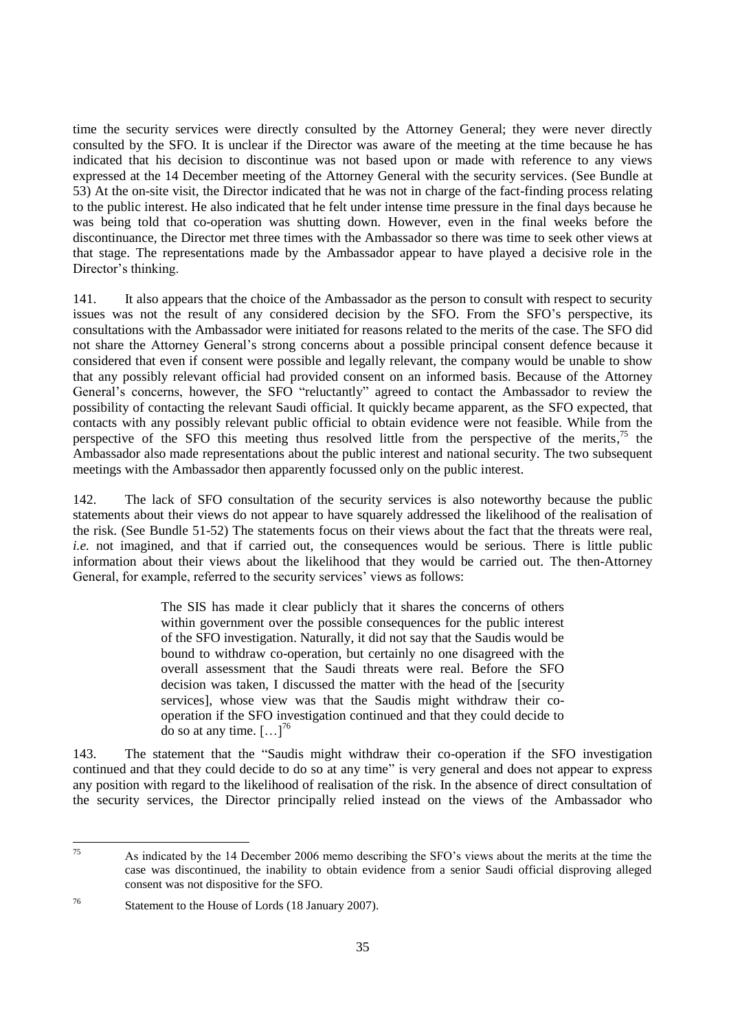time the security services were directly consulted by the Attorney General; they were never directly consulted by the SFO. It is unclear if the Director was aware of the meeting at the time because he has indicated that his decision to discontinue was not based upon or made with reference to any views expressed at the 14 December meeting of the Attorney General with the security services. (See Bundle at 53) At the on-site visit, the Director indicated that he was not in charge of the fact-finding process relating to the public interest. He also indicated that he felt under intense time pressure in the final days because he was being told that co-operation was shutting down. However, even in the final weeks before the discontinuance, the Director met three times with the Ambassador so there was time to seek other views at that stage. The representations made by the Ambassador appear to have played a decisive role in the Director's thinking.

141. It also appears that the choice of the Ambassador as the person to consult with respect to security issues was not the result of any considered decision by the SFO. From the SFO's perspective, its consultations with the Ambassador were initiated for reasons related to the merits of the case. The SFO did not share the Attorney General's strong concerns about a possible principal consent defence because it considered that even if consent were possible and legally relevant, the company would be unable to show that any possibly relevant official had provided consent on an informed basis. Because of the Attorney General's concerns, however, the SFO "reluctantly" agreed to contact the Ambassador to review the possibility of contacting the relevant Saudi official. It quickly became apparent, as the SFO expected, that contacts with any possibly relevant public official to obtain evidence were not feasible. While from the perspective of the SFO this meeting thus resolved little from the perspective of the merits,[75] the Ambassador also made representations about the public interest and national security. The two subsequent meetings with the Ambassador then apparently focussed only on the public interest.

142. The lack of SFO consultation of the security services is also noteworthy because the public statements about their views do not appear to have squarely addressed the likelihood of the realisation of the risk. (See Bundle 51-52) The statements focus on their views about the fact that the threats were real, *i.e.* not imagined, and that if carried out, the consequences would be serious. There is little public information about their views about the likelihood that they would be carried out. The then-Attorney General, for example, referred to the security services' views as follows:

> The SIS has made it clear publicly that it shares the concerns of others within government over the possible consequences for the public interest of the SFO investigation. Naturally, it did not say that the Saudis would be bound to withdraw co-operation, but certainly no one disagreed with the overall assessment that the Saudi threats were real. Before the SFO decision was taken, I discussed the matter with the head of the [security services], whose view was that the Saudis might withdraw their co-operation if the SFO investigation continued and that they could decide to do so at any time. […][76]

143. The statement that the "Saudis might withdraw their co-operation if the SFO investigation continued and that they could decide to do so at any time" is very general and does not appear to express any position with regard to the likelihood of realisation of the risk. In the absence of direct consultation of the security services, the Director principally relied instead on the views of the Ambassador who

[75] As indicated by the 14 December 2006 memo describing the SFO's views about the merits at the time the case was discontinued, the inability to obtain evidence from a senior Saudi official disproving alleged consent was not dispositive for the SFO.

[76] Statement to the House of Lords (18 January 2007).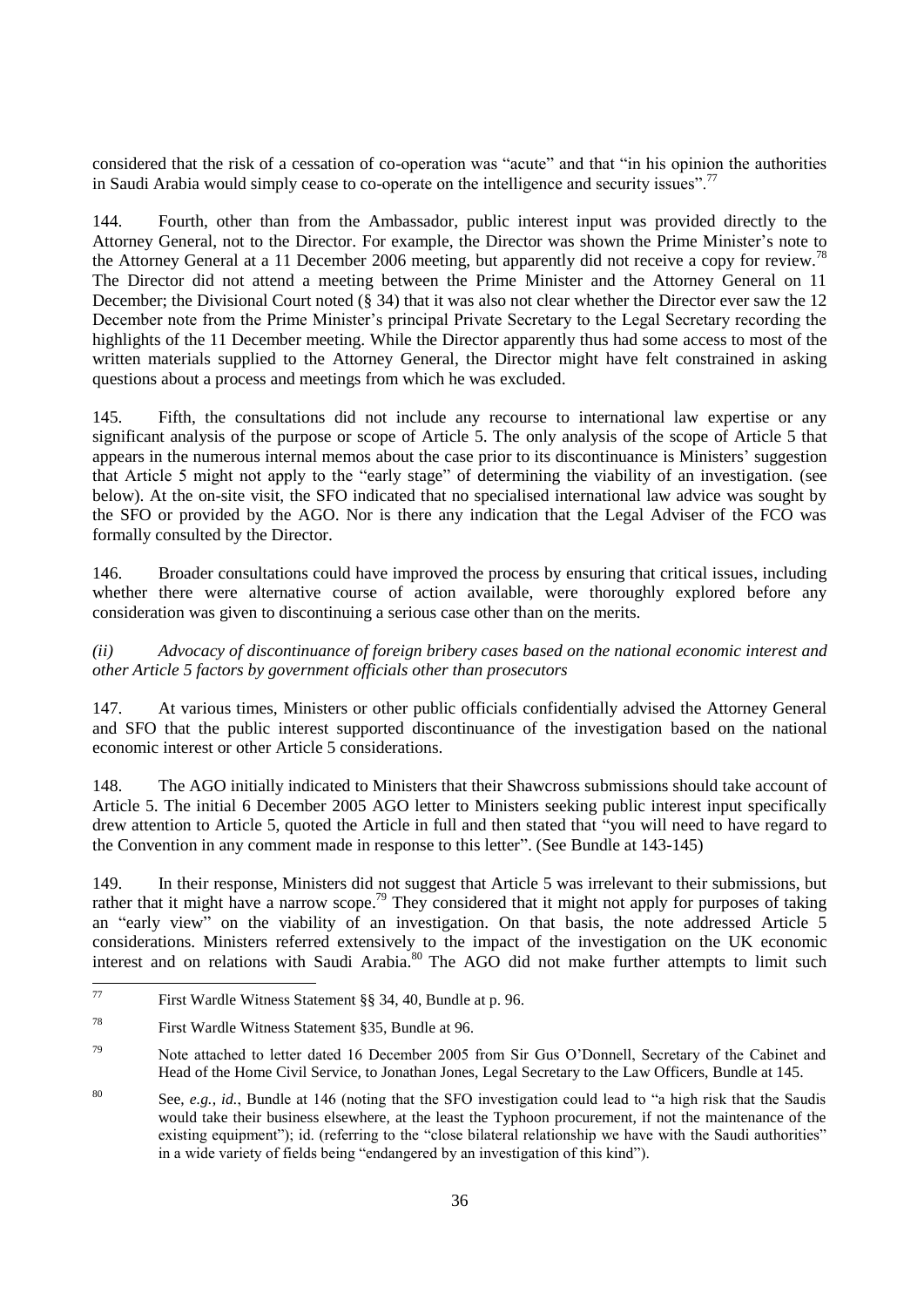considered that the risk of a cessation of co-operation was "acute" and that "in his opinion the authorities in Saudi Arabia would simply cease to co-operate on the intelligence and security issues".[77]

144. Fourth, other than from the Ambassador, public interest input was provided directly to the Attorney General, not to the Director. For example, the Director was shown the Prime Minister's note to the Attorney General at a 11 December 2006 meeting, but apparently did not receive a copy for review.[78] The Director did not attend a meeting between the Prime Minister and the Attorney General on 11 December; the Divisional Court noted (§ 34) that it was also not clear whether the Director ever saw the 12 December note from the Prime Minister's principal Private Secretary to the Legal Secretary recording the highlights of the 11 December meeting. While the Director apparently thus had some access to most of the written materials supplied to the Attorney General, the Director might have felt constrained in asking questions about a process and meetings from which he was excluded.

145. Fifth, the consultations did not include any recourse to international law expertise or any significant analysis of the purpose or scope of Article 5. The only analysis of the scope of Article 5 that appears in the numerous internal memos about the case prior to its discontinuance is Ministers' suggestion that Article 5 might not apply to the "early stage" of determining the viability of an investigation. (see below). At the on-site visit, the SFO indicated that no specialised international law advice was sought by the SFO or provided by the AGO. Nor is there any indication that the Legal Adviser of the FCO was formally consulted by the Director.

146. Broader consultations could have improved the process by ensuring that critical issues, including whether there were alternative course of action available, were thoroughly explored before any consideration was given to discontinuing a serious case other than on the merits.

*(ii) Advocacy of discontinuance of foreign bribery cases based on the national economic interest and other Article 5 factors by government officials other than prosecutors*

147. At various times, Ministers or other public officials confidentially advised the Attorney General and SFO that the public interest supported discontinuance of the investigation based on the national economic interest or other Article 5 considerations.

148. The AGO initially indicated to Ministers that their Shawcross submissions should take account of Article 5. The initial 6 December 2005 AGO letter to Ministers seeking public interest input specifically drew attention to Article 5, quoted the Article in full and then stated that "you will need to have regard to the Convention in any comment made in response to this letter". (See Bundle at 143-145)

149. In their response, Ministers did not suggest that Article 5 was irrelevant to their submissions, but rather that it might have a narrow scope.[79] They considered that it might not apply for purposes of taking an "early view" on the viability of an investigation. On that basis, the note addressed Article 5 considerations. Ministers referred extensively to the impact of the investigation on the UK economic interest and on relations with Saudi Arabia.[80] The AGO did not make further attempts to limit such

---

[77] First Wardle Witness Statement §§ 34, 40, Bundle at p. 96.

[78] First Wardle Witness Statement §35, Bundle at 96.

[79] Note attached to letter dated 16 December 2005 from Sir Gus O'Donnell, Secretary of the Cabinet and Head of the Home Civil Service, to Jonathan Jones, Legal Secretary to the Law Officers, Bundle at 145.

[80] See, *e.g.*, *id.*, Bundle at 146 (noting that the SFO investigation could lead to "a high risk that the Saudis would take their business elsewhere, at the least the Typhoon procurement, if not the maintenance of the existing equipment"); id. (referring to the "close bilateral relationship we have with the Saudi authorities" in a wide variety of fields being "endangered by an investigation of this kind").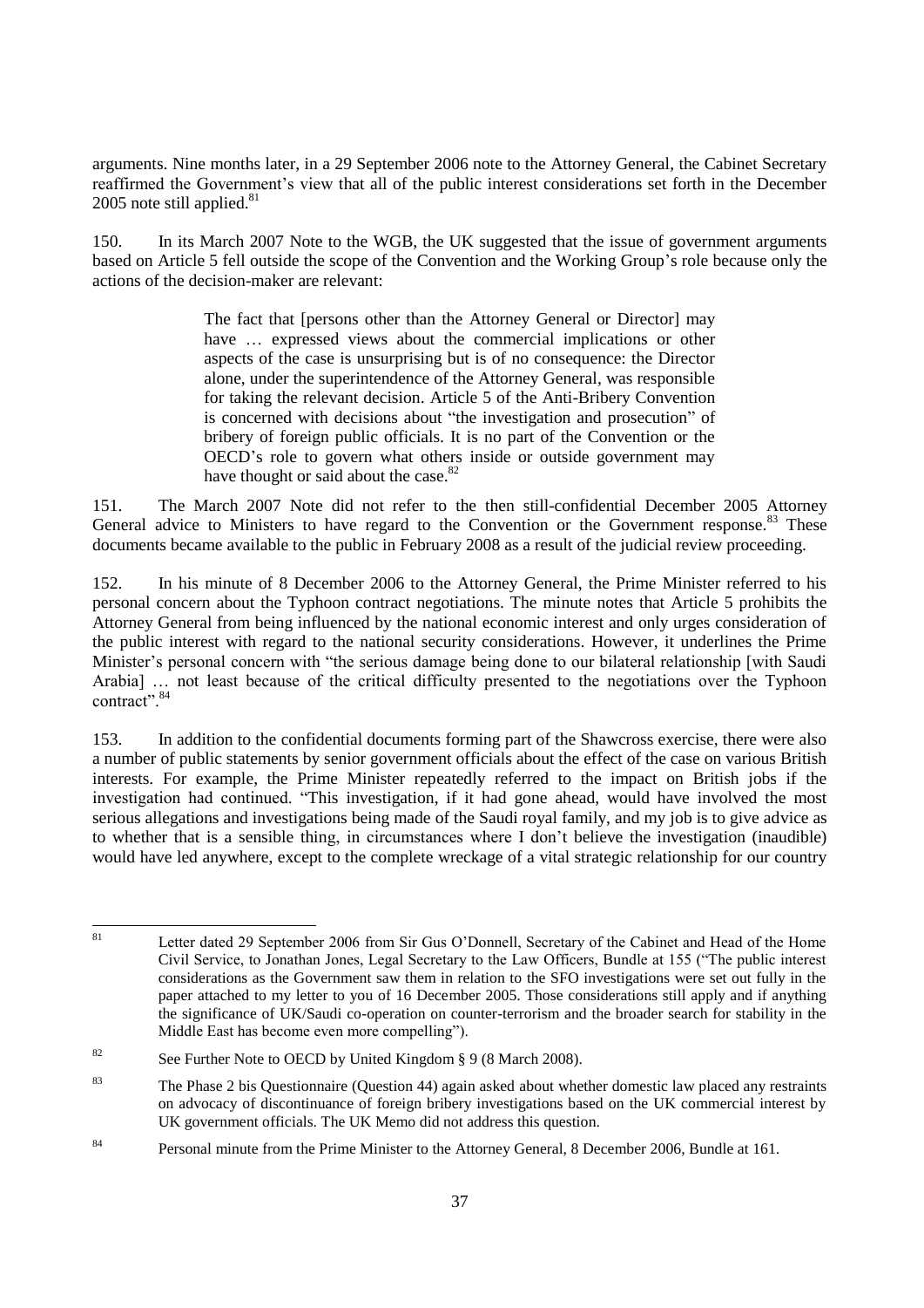arguments. Nine months later, in a 29 September 2006 note to the Attorney General, the Cabinet Secretary reaffirmed the Government's view that all of the public interest considerations set forth in the December 2005 note still applied.[81]

150. In its March 2007 Note to the WGB, the UK suggested that the issue of government arguments based on Article 5 fell outside the scope of the Convention and the Working Group's role because only the actions of the decision-maker are relevant:

> The fact that [persons other than the Attorney General or Director] may have … expressed views about the commercial implications or other aspects of the case is unsurprising but is of no consequence: the Director alone, under the superintendence of the Attorney General, was responsible for taking the relevant decision. Article 5 of the Anti-Bribery Convention is concerned with decisions about "the investigation and prosecution" of bribery of foreign public officials. It is no part of the Convention or the OECD's role to govern what others inside or outside government may have thought or said about the case.[82]

151. The March 2007 Note did not refer to the then still-confidential December 2005 Attorney General advice to Ministers to have regard to the Convention or the Government response.[83] These documents became available to the public in February 2008 as a result of the judicial review proceeding.

152. In his minute of 8 December 2006 to the Attorney General, the Prime Minister referred to his personal concern about the Typhoon contract negotiations. The minute notes that Article 5 prohibits the Attorney General from being influenced by the national economic interest and only urges consideration of the public interest with regard to the national security considerations. However, it underlines the Prime Minister's personal concern with "the serious damage being done to our bilateral relationship [with Saudi Arabia] … not least because of the critical difficulty presented to the negotiations over the Typhoon contract".[84]

153. In addition to the confidential documents forming part of the Shawcross exercise, there were also a number of public statements by senior government officials about the effect of the case on various British interests. For example, the Prime Minister repeatedly referred to the impact on British jobs if the investigation had continued. "This investigation, if it had gone ahead, would have involved the most serious allegations and investigations being made of the Saudi royal family, and my job is to give advice as to whether that is a sensible thing, in circumstances where I don't believe the investigation (inaudible) would have led anywhere, except to the complete wreckage of a vital strategic relationship for our country

---

[81] Letter dated 29 September 2006 from Sir Gus O'Donnell, Secretary of the Cabinet and Head of the Home Civil Service, to Jonathan Jones, Legal Secretary to the Law Officers, Bundle at 155 ("The public interest considerations as the Government saw them in relation to the SFO investigations were set out fully in the paper attached to my letter to you of 16 December 2005. Those considerations still apply and if anything the significance of UK/Saudi co-operation on counter-terrorism and the broader search for stability in the Middle East has become even more compelling").

[82] See Further Note to OECD by United Kingdom § 9 (8 March 2008).

[83] The Phase 2 bis Questionnaire (Question 44) again asked about whether domestic law placed any restraints on advocacy of discontinuance of foreign bribery investigations based on the UK commercial interest by UK government officials. The UK Memo did not address this question.

[84] Personal minute from the Prime Minister to the Attorney General, 8 December 2006, Bundle at 161.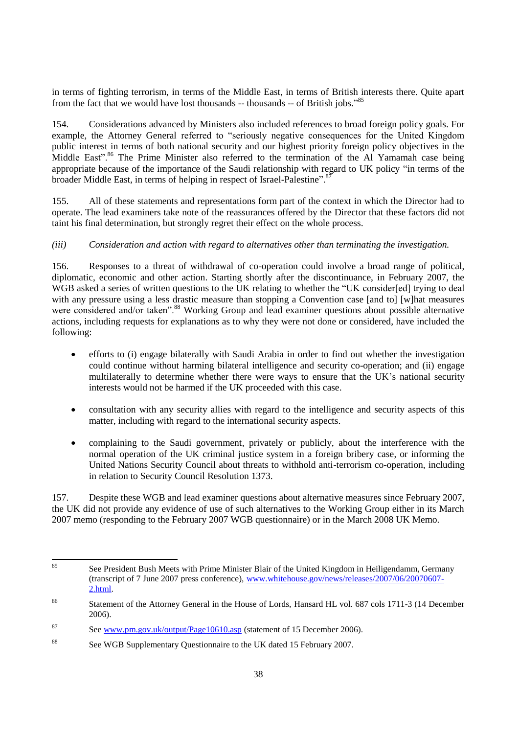in terms of fighting terrorism, in terms of the Middle East, in terms of British interests there. Quite apart from the fact that we would have lost thousands -- thousands -- of British jobs."[85]

154. Considerations advanced by Ministers also included references to broad foreign policy goals. For example, the Attorney General referred to "seriously negative consequences for the United Kingdom public interest in terms of both national security and our highest priority foreign policy objectives in the Middle East".[86] The Prime Minister also referred to the termination of the Al Yamamah case being appropriate because of the importance of the Saudi relationship with regard to UK policy "in terms of the broader Middle East, in terms of helping in respect of Israel-Palestine".[87]

155. All of these statements and representations form part of the context in which the Director had to operate. The lead examiners take note of the reassurances offered by the Director that these factors did not taint his final determination, but strongly regret their effect on the whole process.

*(iii) Consideration and action with regard to alternatives other than terminating the investigation.*

156. Responses to a threat of withdrawal of co-operation could involve a broad range of political, diplomatic, economic and other action. Starting shortly after the discontinuance, in February 2007, the WGB asked a series of written questions to the UK relating to whether the "UK consider[ed] trying to deal with any pressure using a less drastic measure than stopping a Convention case [and to] [w]hat measures were considered and/or taken".[88] Working Group and lead examiner questions about possible alternative actions, including requests for explanations as to why they were not done or considered, have included the following:

- efforts to (i) engage bilaterally with Saudi Arabia in order to find out whether the investigation could continue without harming bilateral intelligence and security co-operation; and (ii) engage multilaterally to determine whether there were ways to ensure that the UK's national security interests would not be harmed if the UK proceeded with this case.
- consultation with any security allies with regard to the intelligence and security aspects of this matter, including with regard to the international security aspects.
- complaining to the Saudi government, privately or publicly, about the interference with the normal operation of the UK criminal justice system in a foreign bribery case, or informing the United Nations Security Council about threats to withhold anti-terrorism co-operation, including in relation to Security Council Resolution 1373.

157. Despite these WGB and lead examiner questions about alternative measures since February 2007, the UK did not provide any evidence of use of such alternatives to the Working Group either in its March 2007 memo (responding to the February 2007 WGB questionnaire) or in the March 2008 UK Memo.

---

[85] See President Bush Meets with Prime Minister Blair of the United Kingdom in Heiligendamm, Germany (transcript of 7 June 2007 press conference), www.whitehouse.gov/news/releases/2007/06/20070607-2.html.

[86] Statement of the Attorney General in the House of Lords, Hansard HL vol. 687 cols 1711-3 (14 December 2006).

[87] See www.pm.gov.uk/output/Page10610.asp (statement of 15 December 2006).

[88] See WGB Supplementary Questionnaire to the UK dated 15 February 2007.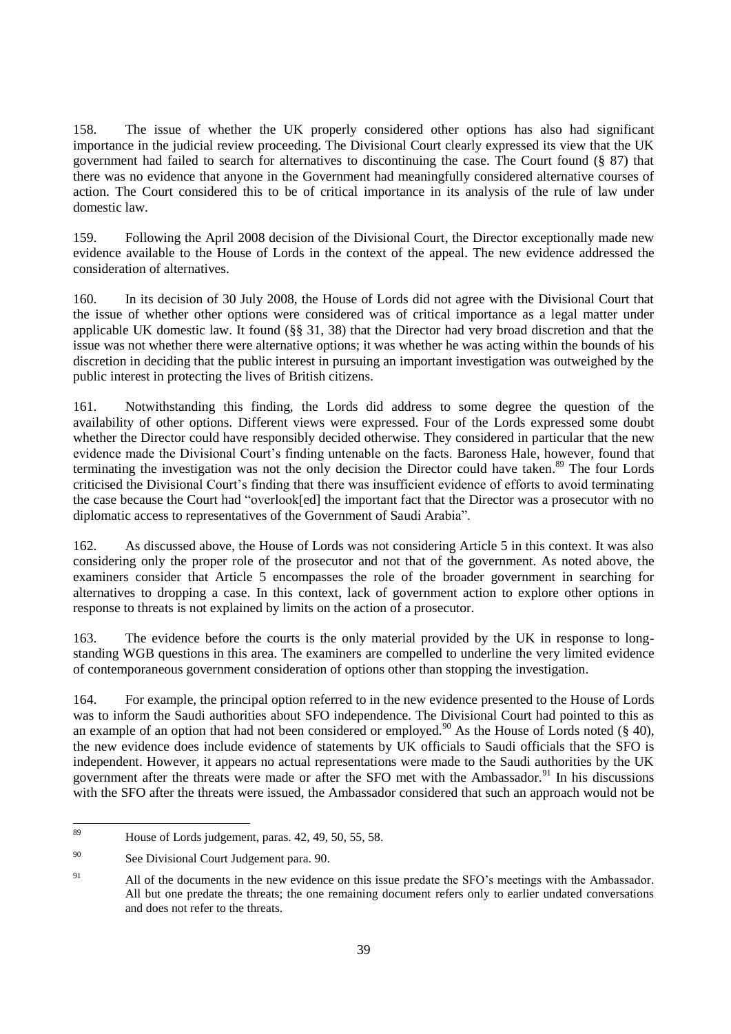158. The issue of whether the UK properly considered other options has also had significant importance in the judicial review proceeding. The Divisional Court clearly expressed its view that the UK government had failed to search for alternatives to discontinuing the case. The Court found (§ 87) that there was no evidence that anyone in the Government had meaningfully considered alternative courses of action. The Court considered this to be of critical importance in its analysis of the rule of law under domestic law.

159. Following the April 2008 decision of the Divisional Court, the Director exceptionally made new evidence available to the House of Lords in the context of the appeal. The new evidence addressed the consideration of alternatives.

160. In its decision of 30 July 2008, the House of Lords did not agree with the Divisional Court that the issue of whether other options were considered was of critical importance as a legal matter under applicable UK domestic law. It found (§§ 31, 38) that the Director had very broad discretion and that the issue was not whether there were alternative options; it was whether he was acting within the bounds of his discretion in deciding that the public interest in pursuing an important investigation was outweighed by the public interest in protecting the lives of British citizens.

161. Notwithstanding this finding, the Lords did address to some degree the question of the availability of other options. Different views were expressed. Four of the Lords expressed some doubt whether the Director could have responsibly decided otherwise. They considered in particular that the new evidence made the Divisional Court's finding untenable on the facts. Baroness Hale, however, found that terminating the investigation was not the only decision the Director could have taken.[89] The four Lords criticised the Divisional Court's finding that there was insufficient evidence of efforts to avoid terminating the case because the Court had "overlook[ed] the important fact that the Director was a prosecutor with no diplomatic access to representatives of the Government of Saudi Arabia".

162. As discussed above, the House of Lords was not considering Article 5 in this context. It was also considering only the proper role of the prosecutor and not that of the government. As noted above, the examiners consider that Article 5 encompasses the role of the broader government in searching for alternatives to dropping a case. In this context, lack of government action to explore other options in response to threats is not explained by limits on the action of a prosecutor.

163. The evidence before the courts is the only material provided by the UK in response to long-standing WGB questions in this area. The examiners are compelled to underline the very limited evidence of contemporaneous government consideration of options other than stopping the investigation.

164. For example, the principal option referred to in the new evidence presented to the House of Lords was to inform the Saudi authorities about SFO independence. The Divisional Court had pointed to this as an example of an option that had not been considered or employed.[90] As the House of Lords noted (§ 40), the new evidence does include evidence of statements by UK officials to Saudi officials that the SFO is independent. However, it appears no actual representations were made to the Saudi authorities by the UK government after the threats were made or after the SFO met with the Ambassador.[91] In his discussions with the SFO after the threats were issued, the Ambassador considered that such an approach would not be

---

[89] House of Lords judgement, paras. 42, 49, 50, 55, 58.

[90] See Divisional Court Judgement para. 90.

[91] All of the documents in the new evidence on this issue predate the SFO's meetings with the Ambassador. All but one predate the threats; the one remaining document refers only to earlier undated conversations and does not refer to the threats.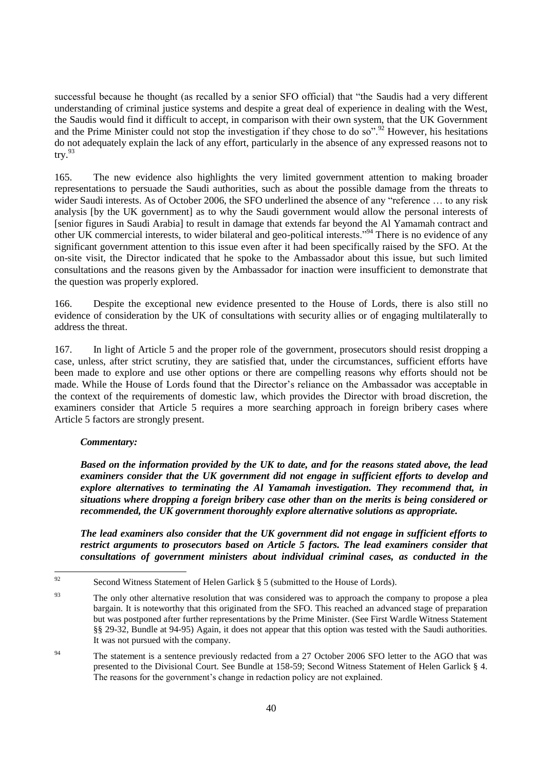successful because he thought (as recalled by a senior SFO official) that "the Saudis had a very different understanding of criminal justice systems and despite a great deal of experience in dealing with the West, the Saudis would find it difficult to accept, in comparison with their own system, that the UK Government and the Prime Minister could not stop the investigation if they chose to do so".[92] However, his hesitations do not adequately explain the lack of any effort, particularly in the absence of any expressed reasons not to try.[93]

165. The new evidence also highlights the very limited government attention to making broader representations to persuade the Saudi authorities, such as about the possible damage from the threats to wider Saudi interests. As of October 2006, the SFO underlined the absence of any "reference … to any risk analysis [by the UK government] as to why the Saudi government would allow the personal interests of [senior figures in Saudi Arabia] to result in damage that extends far beyond the Al Yamamah contract and other UK commercial interests, to wider bilateral and geo-political interests."[94] There is no evidence of any significant government attention to this issue even after it had been specifically raised by the SFO. At the on-site visit, the Director indicated that he spoke to the Ambassador about this issue, but such limited consultations and the reasons given by the Ambassador for inaction were insufficient to demonstrate that the question was properly explored.

166. Despite the exceptional new evidence presented to the House of Lords, there is also still no evidence of consideration by the UK of consultations with security allies or of engaging multilaterally to address the threat.

167. In light of Article 5 and the proper role of the government, prosecutors should resist dropping a case, unless, after strict scrutiny, they are satisfied that, under the circumstances, sufficient efforts have been made to explore and use other options or there are compelling reasons why efforts should not be made. While the House of Lords found that the Director's reliance on the Ambassador was acceptable in the context of the requirements of domestic law, which provides the Director with broad discretion, the examiners consider that Article 5 requires a more searching approach in foreign bribery cases where Article 5 factors are strongly present.

***Commentary:***

***Based on the information provided by the UK to date, and for the reasons stated above, the lead examiners consider that the UK government did not engage in sufficient efforts to develop and explore alternatives to terminating the Al Yamamah investigation. They recommend that, in situations where dropping a foreign bribery case other than on the merits is being considered or recommended, the UK government thoroughly explore alternative solutions as appropriate.***

***The lead examiners also consider that the UK government did not engage in sufficient efforts to restrict arguments to prosecutors based on Article 5 factors. The lead examiners consider that consultations of government ministers about individual criminal cases, as conducted in the***

---

[92] Second Witness Statement of Helen Garlick § 5 (submitted to the House of Lords).

[93] The only other alternative resolution that was considered was to approach the company to propose a plea bargain. It is noteworthy that this originated from the SFO. This reached an advanced stage of preparation but was postponed after further representations by the Prime Minister. (See First Wardle Witness Statement §§ 29-32, Bundle at 94-95) Again, it does not appear that this option was tested with the Saudi authorities. It was not pursued with the company.

[94] The statement is a sentence previously redacted from a 27 October 2006 SFO letter to the AGO that was presented to the Divisional Court. See Bundle at 158-59; Second Witness Statement of Helen Garlick § 4. The reasons for the government's change in redaction policy are not explained.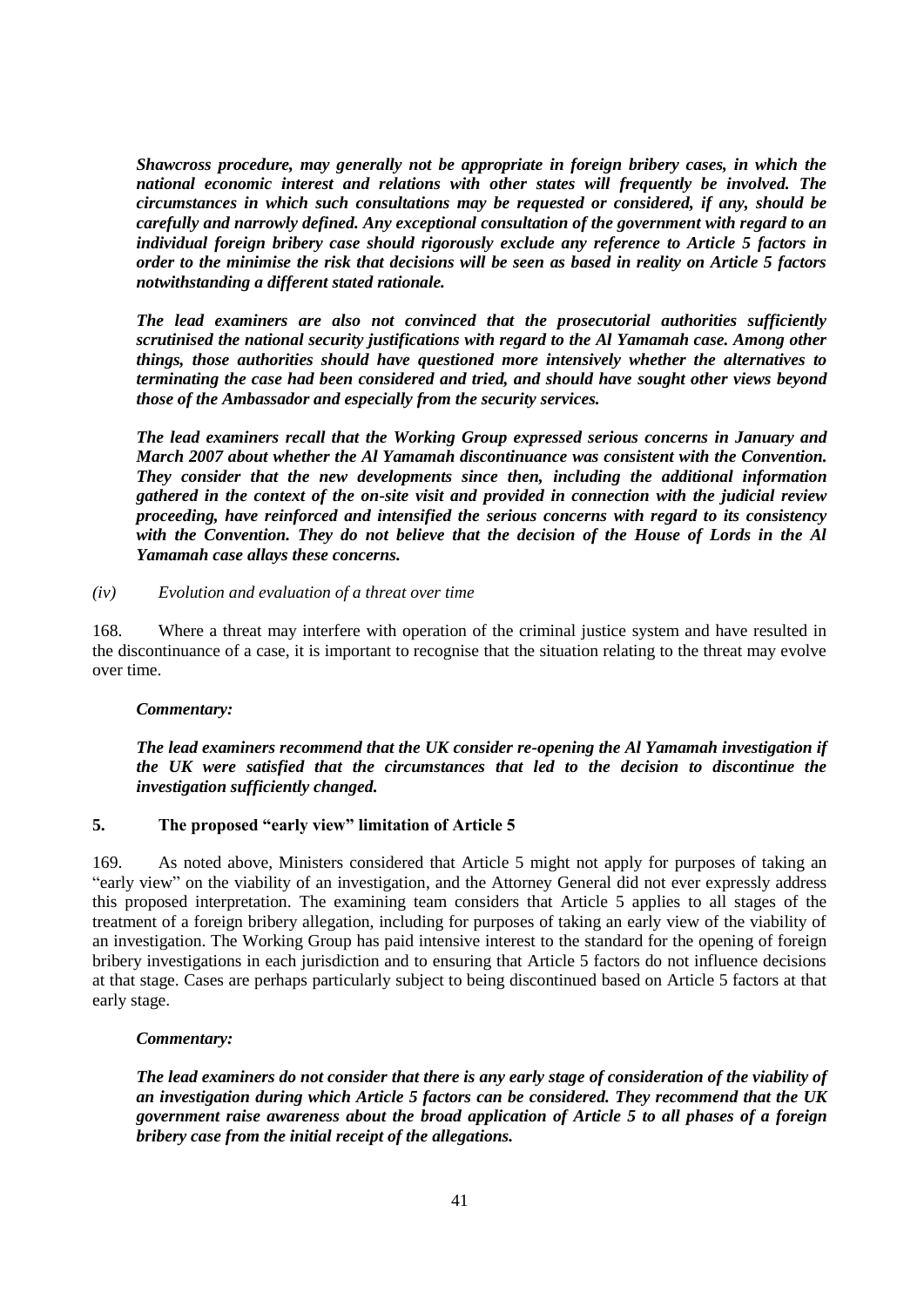***Shawcross procedure, may generally not be appropriate in foreign bribery cases, in which the national economic interest and relations with other states will frequently be involved. The circumstances in which such consultations may be requested or considered, if any, should be carefully and narrowly defined. Any exceptional consultation of the government with regard to an individual foreign bribery case should rigorously exclude any reference to Article 5 factors in order to the minimise the risk that decisions will be seen as based in reality on Article 5 factors notwithstanding a different stated rationale.***

***The lead examiners are also not convinced that the prosecutorial authorities sufficiently scrutinised the national security justifications with regard to the Al Yamamah case. Among other things, those authorities should have questioned more intensively whether the alternatives to terminating the case had been considered and tried, and should have sought other views beyond those of the Ambassador and especially from the security services.***

***The lead examiners recall that the Working Group expressed serious concerns in January and March 2007 about whether the Al Yamamah discontinuance was consistent with the Convention. They consider that the new developments since then, including the additional information gathered in the context of the on-site visit and provided in connection with the judicial review proceeding, have reinforced and intensified the serious concerns with regard to its consistency with the Convention. They do not believe that the decision of the House of Lords in the Al Yamamah case allays these concerns.***

*(iv) Evolution and evaluation of a threat over time*

168. Where a threat may interfere with operation of the criminal justice system and have resulted in the discontinuance of a case, it is important to recognise that the situation relating to the threat may evolve over time.

***Commentary:***

***The lead examiners recommend that the UK consider re-opening the Al Yamamah investigation if the UK were satisfied that the circumstances that led to the decision to discontinue the investigation sufficiently changed.***

## 5. The proposed "early view" limitation of Article 5

169. As noted above, Ministers considered that Article 5 might not apply for purposes of taking an "early view" on the viability of an investigation, and the Attorney General did not ever expressly address this proposed interpretation. The examining team considers that Article 5 applies to all stages of the treatment of a foreign bribery allegation, including for purposes of taking an early view of the viability of an investigation. The Working Group has paid intensive interest to the standard for the opening of foreign bribery investigations in each jurisdiction and to ensuring that Article 5 factors do not influence decisions at that stage. Cases are perhaps particularly subject to being discontinued based on Article 5 factors at that early stage.

***Commentary:***

***The lead examiners do not consider that there is any early stage of consideration of the viability of an investigation during which Article 5 factors can be considered. They recommend that the UK government raise awareness about the broad application of Article 5 to all phases of a foreign bribery case from the initial receipt of the allegations.***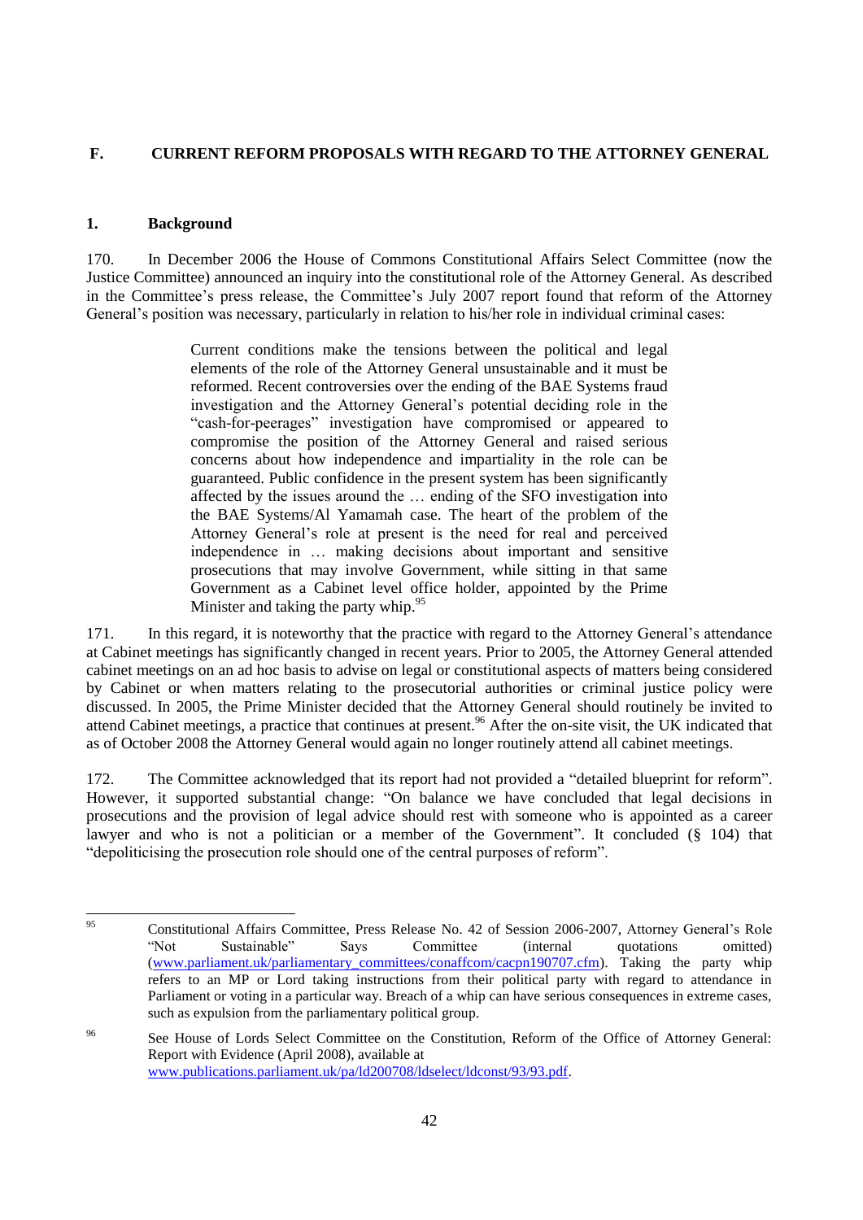## F. CURRENT REFORM PROPOSALS WITH REGARD TO THE ATTORNEY GENERAL

### 1. Background

170. In December 2006 the House of Commons Constitutional Affairs Select Committee (now the Justice Committee) announced an inquiry into the constitutional role of the Attorney General. As described in the Committee's press release, the Committee's July 2007 report found that reform of the Attorney General's position was necessary, particularly in relation to his/her role in individual criminal cases:

> Current conditions make the tensions between the political and legal elements of the role of the Attorney General unsustainable and it must be reformed. Recent controversies over the ending of the BAE Systems fraud investigation and the Attorney General's potential deciding role in the "cash-for-peerages" investigation have compromised or appeared to compromise the position of the Attorney General and raised serious concerns about how independence and impartiality in the role can be guaranteed. Public confidence in the present system has been significantly affected by the issues around the … ending of the SFO investigation into the BAE Systems/Al Yamamah case. The heart of the problem of the Attorney General's role at present is the need for real and perceived independence in … making decisions about important and sensitive prosecutions that may involve Government, while sitting in that same Government as a Cabinet level office holder, appointed by the Prime Minister and taking the party whip.[95]

171. In this regard, it is noteworthy that the practice with regard to the Attorney General's attendance at Cabinet meetings has significantly changed in recent years. Prior to 2005, the Attorney General attended cabinet meetings on an ad hoc basis to advise on legal or constitutional aspects of matters being considered by Cabinet or when matters relating to the prosecutorial authorities or criminal justice policy were discussed. In 2005, the Prime Minister decided that the Attorney General should routinely be invited to attend Cabinet meetings, a practice that continues at present.[96] After the on-site visit, the UK indicated that as of October 2008 the Attorney General would again no longer routinely attend all cabinet meetings.

172. The Committee acknowledged that its report had not provided a "detailed blueprint for reform". However, it supported substantial change: "On balance we have concluded that legal decisions in prosecutions and the provision of legal advice should rest with someone who is appointed as a career lawyer and who is not a politician or a member of the Government". It concluded (§ 104) that "depoliticising the prosecution role should one of the central purposes of reform".

---

[95] Constitutional Affairs Committee, Press Release No. 42 of Session 2006-2007, Attorney General's Role "Not Sustainable" Says Committee (internal quotations omitted) (www.parliament.uk/parliamentary_committees/conaffcom/cacpn190707.cfm). Taking the party whip refers to an MP or Lord taking instructions from their political party with regard to attendance in Parliament or voting in a particular way. Breach of a whip can have serious consequences in extreme cases, such as expulsion from the parliamentary political group.

[96] See House of Lords Select Committee on the Constitution, Reform of the Office of Attorney General: Report with Evidence (April 2008), available at www.publications.parliament.uk/pa/ld200708/ldselect/ldconst/93/93.pdf.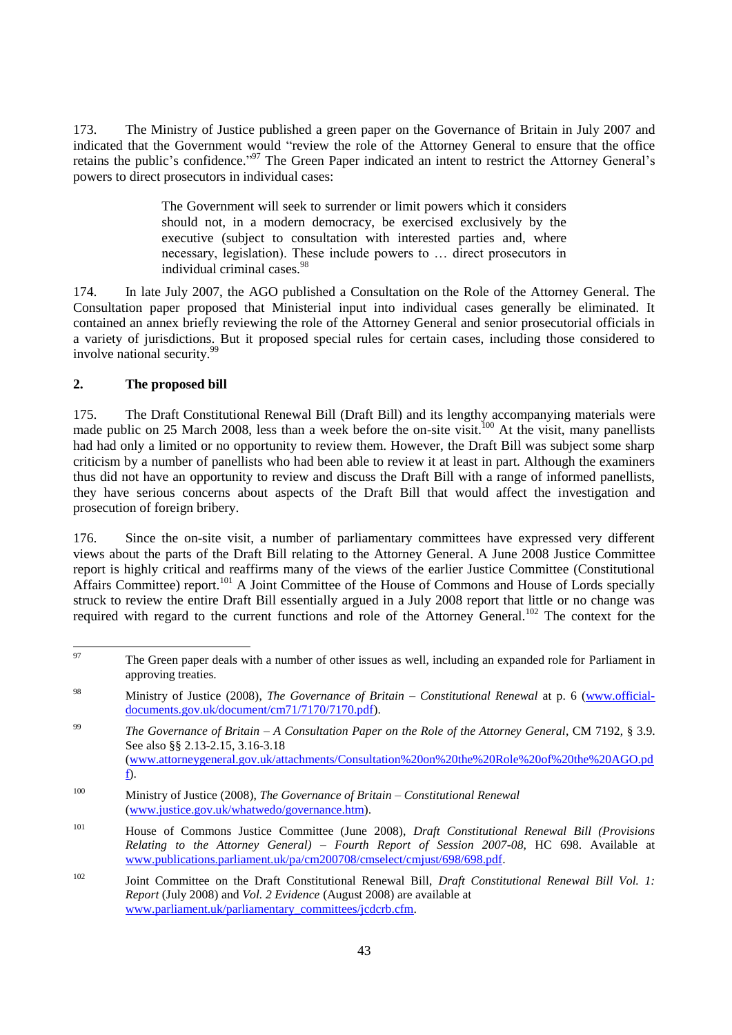173. The Ministry of Justice published a green paper on the Governance of Britain in July 2007 and indicated that the Government would "review the role of the Attorney General to ensure that the office retains the public's confidence."[97] The Green Paper indicated an intent to restrict the Attorney General's powers to direct prosecutors in individual cases:

> The Government will seek to surrender or limit powers which it considers should not, in a modern democracy, be exercised exclusively by the executive (subject to consultation with interested parties and, where necessary, legislation). These include powers to … direct prosecutors in individual criminal cases.[98]

174. In late July 2007, the AGO published a Consultation on the Role of the Attorney General. The Consultation paper proposed that Ministerial input into individual cases generally be eliminated. It contained an annex briefly reviewing the role of the Attorney General and senior prosecutorial officials in a variety of jurisdictions. But it proposed special rules for certain cases, including those considered to involve national security.[99]

## 2. The proposed bill

175. The Draft Constitutional Renewal Bill (Draft Bill) and its lengthy accompanying materials were made public on 25 March 2008, less than a week before the on-site visit.[100] At the visit, many panellists had had only a limited or no opportunity to review them. However, the Draft Bill was subject some sharp criticism by a number of panellists who had been able to review it at least in part. Although the examiners thus did not have an opportunity to review and discuss the Draft Bill with a range of informed panellists, they have serious concerns about aspects of the Draft Bill that would affect the investigation and prosecution of foreign bribery.

176. Since the on-site visit, a number of parliamentary committees have expressed very different views about the parts of the Draft Bill relating to the Attorney General. A June 2008 Justice Committee report is highly critical and reaffirms many of the views of the earlier Justice Committee (Constitutional Affairs Committee) report.[101] A Joint Committee of the House of Commons and House of Lords specially struck to review the entire Draft Bill essentially argued in a July 2008 report that little or no change was required with regard to the current functions and role of the Attorney General.[102] The context for the

---

[97] The Green paper deals with a number of other issues as well, including an expanded role for Parliament in approving treaties.

[98] Ministry of Justice (2008), *The Governance of Britain – Constitutional Renewal* at p. 6 (www.official-documents.gov.uk/document/cm71/7170/7170.pdf).

[99] *The Governance of Britain – A Consultation Paper on the Role of the Attorney General*, CM 7192, § 3.9. See also §§ 2.13-2.15, 3.16-3.18 (www.attorneygeneral.gov.uk/attachments/Consultation%20on%20the%20Role%20of%20the%20AGO.pdf).

[100] Ministry of Justice (2008), *The Governance of Britain – Constitutional Renewal* (www.justice.gov.uk/whatwedo/governance.htm).

[101] House of Commons Justice Committee (June 2008), *Draft Constitutional Renewal Bill (Provisions Relating to the Attorney General) – Fourth Report of Session 2007-08*, HC 698. Available at www.publications.parliament.uk/pa/cm200708/cmselect/cmjust/698/698.pdf.

[102] Joint Committee on the Draft Constitutional Renewal Bill, *Draft Constitutional Renewal Bill Vol. 1: Report* (July 2008) and *Vol. 2 Evidence* (August 2008) are available at www.parliament.uk/parliamentary_committees/jcdcrb.cfm.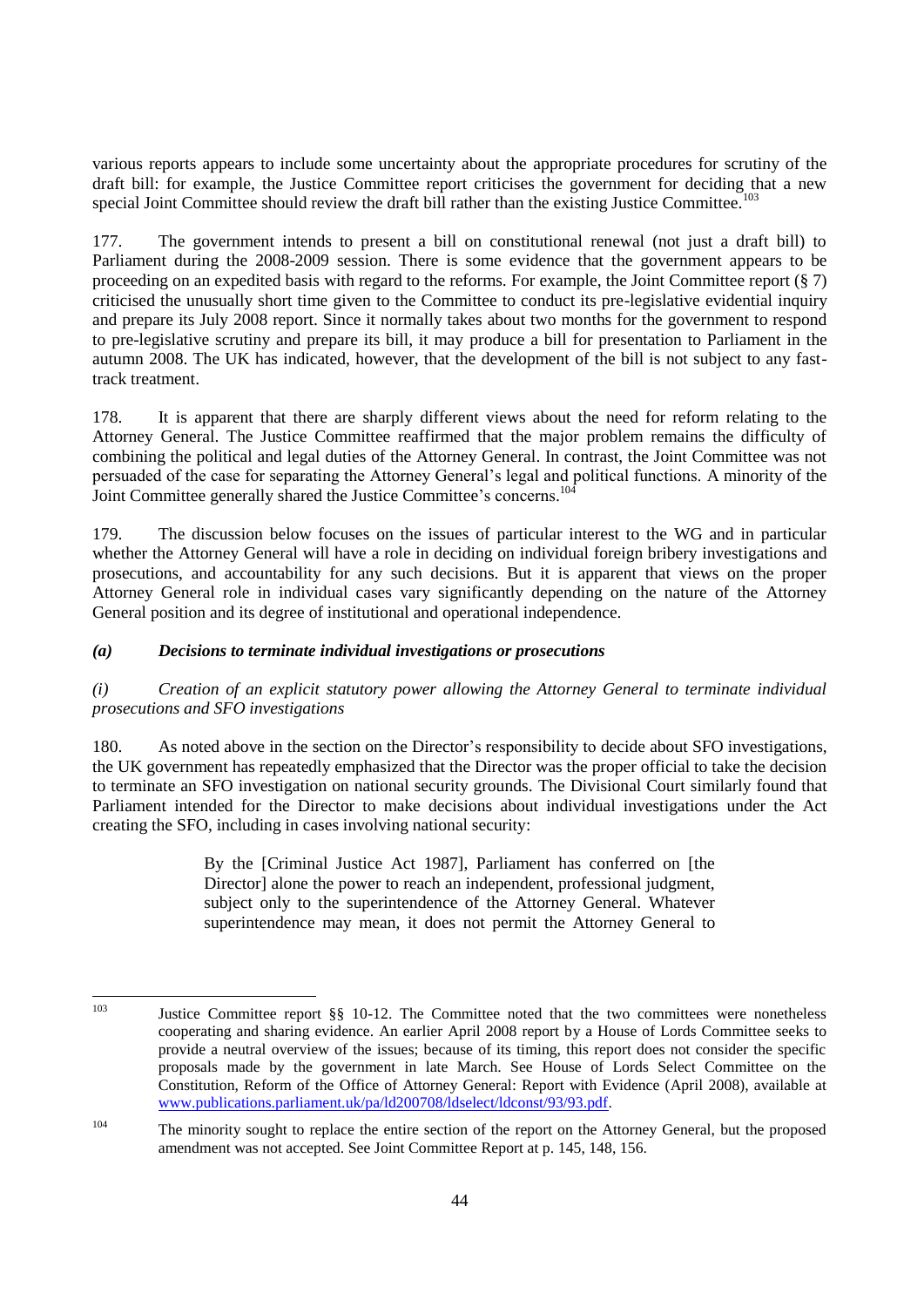various reports appears to include some uncertainty about the appropriate procedures for scrutiny of the draft bill: for example, the Justice Committee report criticises the government for deciding that a new special Joint Committee should review the draft bill rather than the existing Justice Committee.[103]

177. The government intends to present a bill on constitutional renewal (not just a draft bill) to Parliament during the 2008-2009 session. There is some evidence that the government appears to be proceeding on an expedited basis with regard to the reforms. For example, the Joint Committee report (§ 7) criticised the unusually short time given to the Committee to conduct its pre-legislative evidential inquiry and prepare its July 2008 report. Since it normally takes about two months for the government to respond to pre-legislative scrutiny and prepare its bill, it may produce a bill for presentation to Parliament in the autumn 2008. The UK has indicated, however, that the development of the bill is not subject to any fast-track treatment.

178. It is apparent that there are sharply different views about the need for reform relating to the Attorney General. The Justice Committee reaffirmed that the major problem remains the difficulty of combining the political and legal duties of the Attorney General. In contrast, the Joint Committee was not persuaded of the case for separating the Attorney General's legal and political functions. A minority of the Joint Committee generally shared the Justice Committee's concerns.[104]

179. The discussion below focuses on the issues of particular interest to the WG and in particular whether the Attorney General will have a role in deciding on individual foreign bribery investigations and prosecutions, and accountability for any such decisions. But it is apparent that views on the proper Attorney General role in individual cases vary significantly depending on the nature of the Attorney General position and its degree of institutional and operational independence.

### *(a) Decisions to terminate individual investigations or prosecutions*

*(i) Creation of an explicit statutory power allowing the Attorney General to terminate individual prosecutions and SFO investigations*

180. As noted above in the section on the Director's responsibility to decide about SFO investigations, the UK government has repeatedly emphasized that the Director was the proper official to take the decision to terminate an SFO investigation on national security grounds. The Divisional Court similarly found that Parliament intended for the Director to make decisions about individual investigations under the Act creating the SFO, including in cases involving national security:

> By the [Criminal Justice Act 1987], Parliament has conferred on [the Director] alone the power to reach an independent, professional judgment, subject only to the superintendence of the Attorney General. Whatever superintendence may mean, it does not permit the Attorney General to

---

[103] Justice Committee report §§ 10-12. The Committee noted that the two committees were nonetheless cooperating and sharing evidence. An earlier April 2008 report by a House of Lords Committee seeks to provide a neutral overview of the issues; because of its timing, this report does not consider the specific proposals made by the government in late March. See House of Lords Select Committee on the Constitution, Reform of the Office of Attorney General: Report with Evidence (April 2008), available at www.publications.parliament.uk/pa/ld200708/ldselect/ldconst/93/93.pdf.

[104] The minority sought to replace the entire section of the report on the Attorney General, but the proposed amendment was not accepted. See Joint Committee Report at p. 145, 148, 156.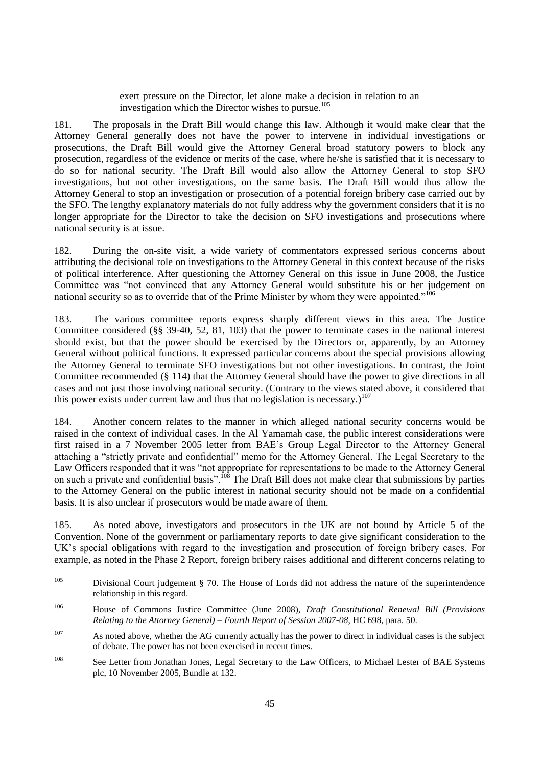> exert pressure on the Director, let alone make a decision in relation to an investigation which the Director wishes to pursue.[105]

181. The proposals in the Draft Bill would change this law. Although it would make clear that the Attorney General generally does not have the power to intervene in individual investigations or prosecutions, the Draft Bill would give the Attorney General broad statutory powers to block any prosecution, regardless of the evidence or merits of the case, where he/she is satisfied that it is necessary to do so for national security. The Draft Bill would also allow the Attorney General to stop SFO investigations, but not other investigations, on the same basis. The Draft Bill would thus allow the Attorney General to stop an investigation or prosecution of a potential foreign bribery case carried out by the SFO. The lengthy explanatory materials do not fully address why the government considers that it is no longer appropriate for the Director to take the decision on SFO investigations and prosecutions where national security is at issue.

182. During the on-site visit, a wide variety of commentators expressed serious concerns about attributing the decisional role on investigations to the Attorney General in this context because of the risks of political interference. After questioning the Attorney General on this issue in June 2008, the Justice Committee was "not convinced that any Attorney General would substitute his or her judgement on national security so as to override that of the Prime Minister by whom they were appointed."[106]

183. The various committee reports express sharply different views in this area. The Justice Committee considered (§§ 39-40, 52, 81, 103) that the power to terminate cases in the national interest should exist, but that the power should be exercised by the Directors or, apparently, by an Attorney General without political functions. It expressed particular concerns about the special provisions allowing the Attorney General to terminate SFO investigations but not other investigations. In contrast, the Joint Committee recommended (§ 114) that the Attorney General should have the power to give directions in all cases and not just those involving national security. (Contrary to the views stated above, it considered that this power exists under current law and thus that no legislation is necessary.)[107]

184. Another concern relates to the manner in which alleged national security concerns would be raised in the context of individual cases. In the Al Yamamah case, the public interest considerations were first raised in a 7 November 2005 letter from BAE's Group Legal Director to the Attorney General attaching a "strictly private and confidential" memo for the Attorney General. The Legal Secretary to the Law Officers responded that it was "not appropriate for representations to be made to the Attorney General on such a private and confidential basis".[108] The Draft Bill does not make clear that submissions by parties to the Attorney General on the public interest in national security should not be made on a confidential basis. It is also unclear if prosecutors would be made aware of them.

185. As noted above, investigators and prosecutors in the UK are not bound by Article 5 of the Convention. None of the government or parliamentary reports to date give significant consideration to the UK's special obligations with regard to the investigation and prosecution of foreign bribery cases. For example, as noted in the Phase 2 Report, foreign bribery raises additional and different concerns relating to

---

[105] Divisional Court judgement § 70. The House of Lords did not address the nature of the superintendence relationship in this regard.

[106] House of Commons Justice Committee (June 2008), *Draft Constitutional Renewal Bill (Provisions Relating to the Attorney General) – Fourth Report of Session 2007-08*, HC 698, para. 50.

[107] As noted above, whether the AG currently actually has the power to direct in individual cases is the subject of debate. The power has not been exercised in recent times.

[108] See Letter from Jonathan Jones, Legal Secretary to the Law Officers, to Michael Lester of BAE Systems plc, 10 November 2005, Bundle at 132.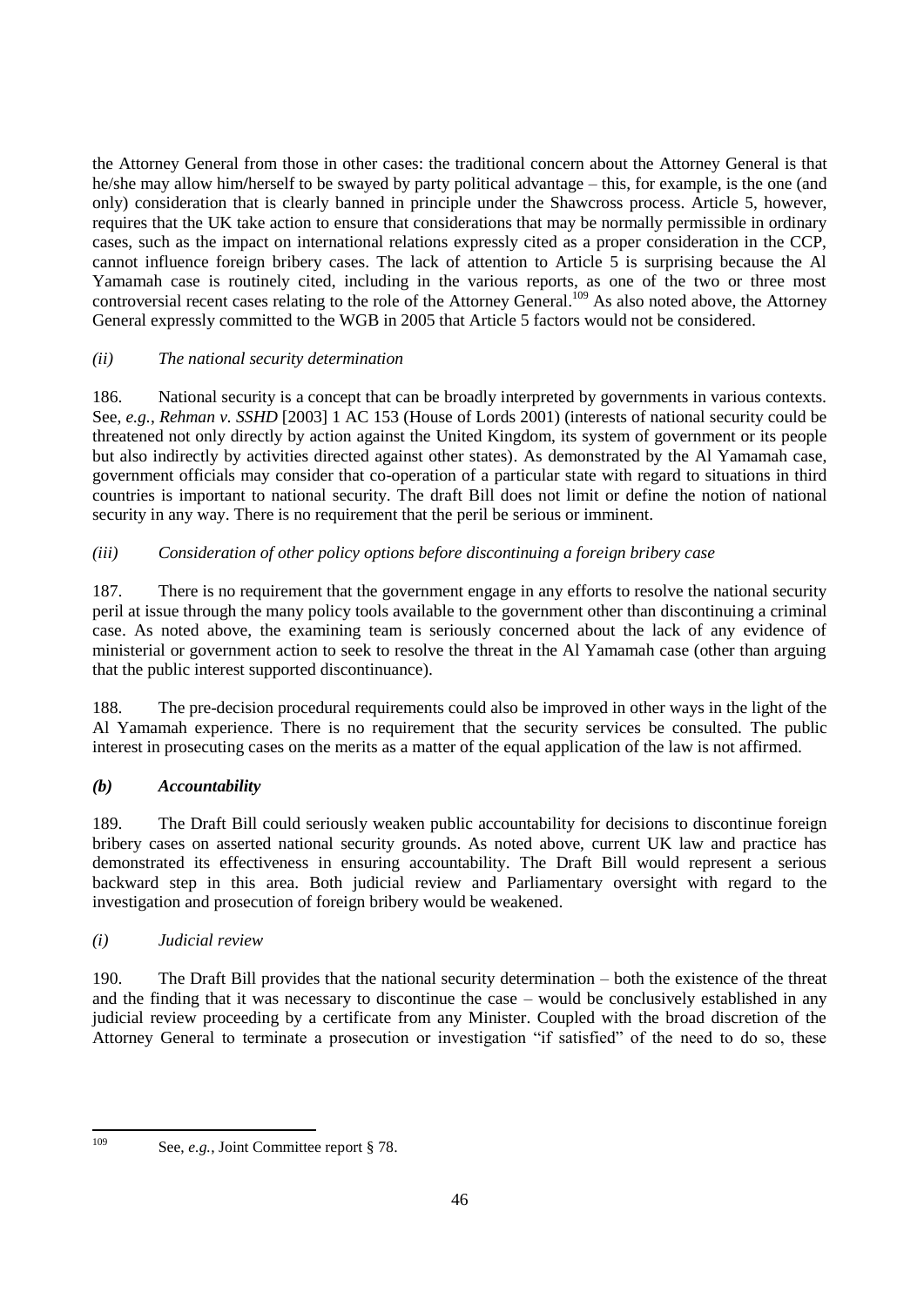the Attorney General from those in other cases: the traditional concern about the Attorney General is that he/she may allow him/herself to be swayed by party political advantage – this, for example, is the one (and only) consideration that is clearly banned in principle under the Shawcross process. Article 5, however, requires that the UK take action to ensure that considerations that may be normally permissible in ordinary cases, such as the impact on international relations expressly cited as a proper consideration in the CCP, cannot influence foreign bribery cases. The lack of attention to Article 5 is surprising because the Al Yamamah case is routinely cited, including in the various reports, as one of the two or three most controversial recent cases relating to the role of the Attorney General.[109] As also noted above, the Attorney General expressly committed to the WGB in 2005 that Article 5 factors would not be considered.

*(ii) The national security determination*

186. National security is a concept that can be broadly interpreted by governments in various contexts. See, *e.g.*, *Rehman v. SSHD* [2003] 1 AC 153 (House of Lords 2001) (interests of national security could be threatened not only directly by action against the United Kingdom, its system of government or its people but also indirectly by activities directed against other states). As demonstrated by the Al Yamamah case, government officials may consider that co-operation of a particular state with regard to situations in third countries is important to national security. The draft Bill does not limit or define the notion of national security in any way. There is no requirement that the peril be serious or imminent.

*(iii) Consideration of other policy options before discontinuing a foreign bribery case*

187. There is no requirement that the government engage in any efforts to resolve the national security peril at issue through the many policy tools available to the government other than discontinuing a criminal case. As noted above, the examining team is seriously concerned about the lack of any evidence of ministerial or government action to seek to resolve the threat in the Al Yamamah case (other than arguing that the public interest supported discontinuance).

188. The pre-decision procedural requirements could also be improved in other ways in the light of the Al Yamamah experience. There is no requirement that the security services be consulted. The public interest in prosecuting cases on the merits as a matter of the equal application of the law is not affirmed.

***(b) Accountability***

189. The Draft Bill could seriously weaken public accountability for decisions to discontinue foreign bribery cases on asserted national security grounds. As noted above, current UK law and practice has demonstrated its effectiveness in ensuring accountability. The Draft Bill would represent a serious backward step in this area. Both judicial review and Parliamentary oversight with regard to the investigation and prosecution of foreign bribery would be weakened.

*(i) Judicial review*

190. The Draft Bill provides that the national security determination – both the existence of the threat and the finding that it was necessary to discontinue the case – would be conclusively established in any judicial review proceeding by a certificate from any Minister. Coupled with the broad discretion of the Attorney General to terminate a prosecution or investigation "if satisfied" of the need to do so, these

---

[109] See, *e.g.*, Joint Committee report § 78.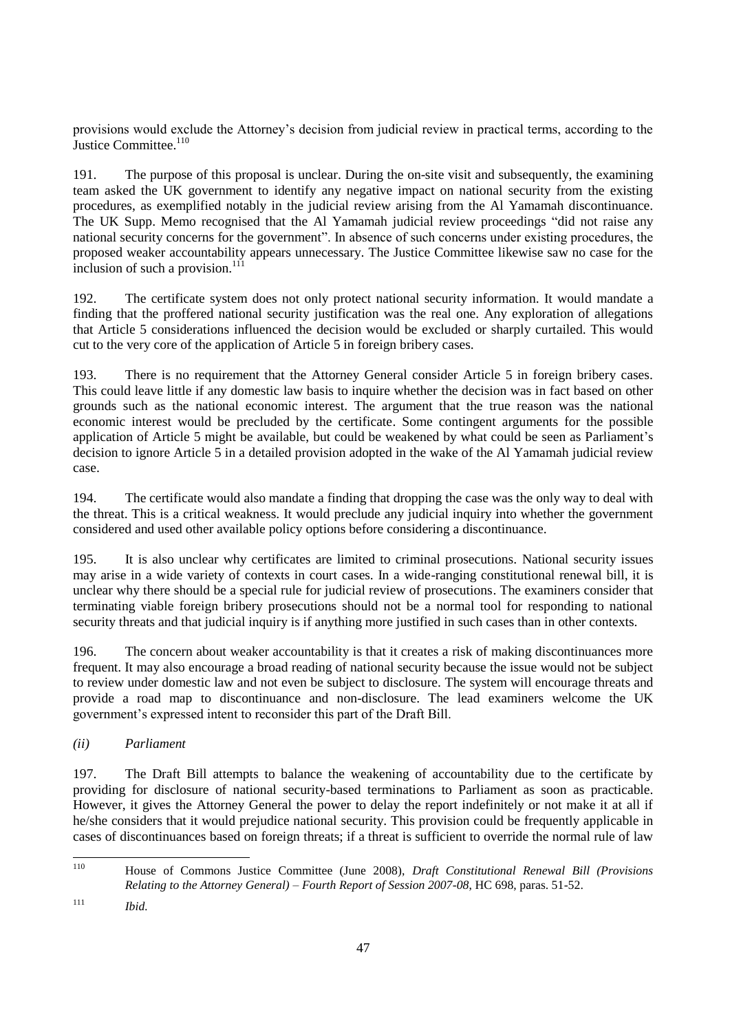provisions would exclude the Attorney's decision from judicial review in practical terms, according to the Justice Committee.[110]

191. The purpose of this proposal is unclear. During the on-site visit and subsequently, the examining team asked the UK government to identify any negative impact on national security from the existing procedures, as exemplified notably in the judicial review arising from the Al Yamamah discontinuance. The UK Supp. Memo recognised that the Al Yamamah judicial review proceedings "did not raise any national security concerns for the government". In absence of such concerns under existing procedures, the proposed weaker accountability appears unnecessary. The Justice Committee likewise saw no case for the inclusion of such a provision.[111]

192. The certificate system does not only protect national security information. It would mandate a finding that the proffered national security justification was the real one. Any exploration of allegations that Article 5 considerations influenced the decision would be excluded or sharply curtailed. This would cut to the very core of the application of Article 5 in foreign bribery cases.

193. There is no requirement that the Attorney General consider Article 5 in foreign bribery cases. This could leave little if any domestic law basis to inquire whether the decision was in fact based on other grounds such as the national economic interest. The argument that the true reason was the national economic interest would be precluded by the certificate. Some contingent arguments for the possible application of Article 5 might be available, but could be weakened by what could be seen as Parliament's decision to ignore Article 5 in a detailed provision adopted in the wake of the Al Yamamah judicial review case.

194. The certificate would also mandate a finding that dropping the case was the only way to deal with the threat. This is a critical weakness. It would preclude any judicial inquiry into whether the government considered and used other available policy options before considering a discontinuance.

195. It is also unclear why certificates are limited to criminal prosecutions. National security issues may arise in a wide variety of contexts in court cases. In a wide-ranging constitutional renewal bill, it is unclear why there should be a special rule for judicial review of prosecutions. The examiners consider that terminating viable foreign bribery prosecutions should not be a normal tool for responding to national security threats and that judicial inquiry is if anything more justified in such cases than in other contexts.

196. The concern about weaker accountability is that it creates a risk of making discontinuances more frequent. It may also encourage a broad reading of national security because the issue would not be subject to review under domestic law and not even be subject to disclosure. The system will encourage threats and provide a road map to discontinuance and non-disclosure. The lead examiners welcome the UK government's expressed intent to reconsider this part of the Draft Bill.

*(ii) Parliament*

197. The Draft Bill attempts to balance the weakening of accountability due to the certificate by providing for disclosure of national security-based terminations to Parliament as soon as practicable. However, it gives the Attorney General the power to delay the report indefinitely or not make it at all if he/she considers that it would prejudice national security. This provision could be frequently applicable in cases of discontinuances based on foreign threats; if a threat is sufficient to override the normal rule of law

---

[110] House of Commons Justice Committee (June 2008), *Draft Constitutional Renewal Bill (Provisions Relating to the Attorney General) – Fourth Report of Session 2007-08*, HC 698, paras. 51-52.

[111] *Ibid.*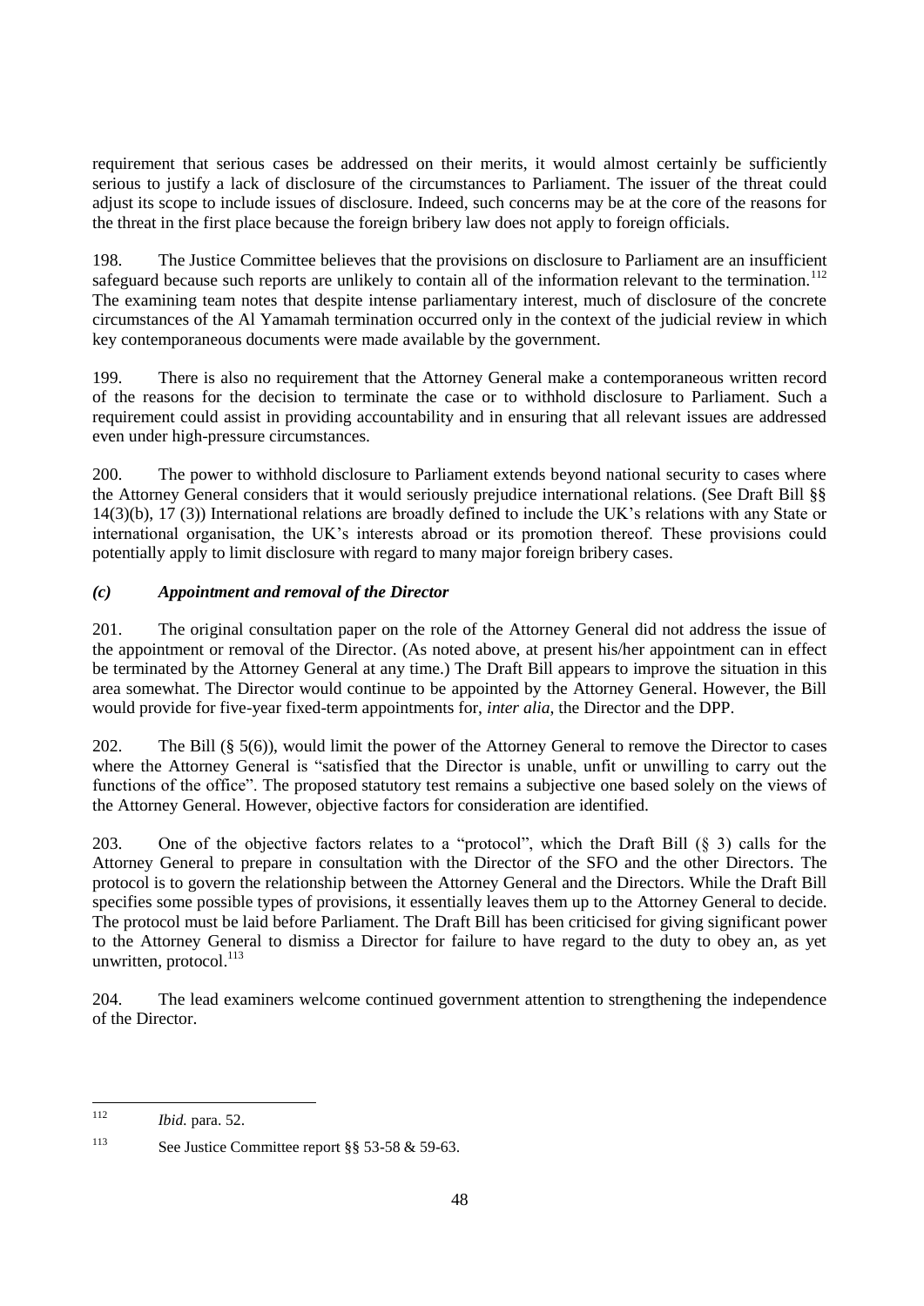requirement that serious cases be addressed on their merits, it would almost certainly be sufficiently serious to justify a lack of disclosure of the circumstances to Parliament. The issuer of the threat could adjust its scope to include issues of disclosure. Indeed, such concerns may be at the core of the reasons for the threat in the first place because the foreign bribery law does not apply to foreign officials.

198. The Justice Committee believes that the provisions on disclosure to Parliament are an insufficient safeguard because such reports are unlikely to contain all of the information relevant to the termination.[112] The examining team notes that despite intense parliamentary interest, much of disclosure of the concrete circumstances of the Al Yamamah termination occurred only in the context of the judicial review in which key contemporaneous documents were made available by the government.

199. There is also no requirement that the Attorney General make a contemporaneous written record of the reasons for the decision to terminate the case or to withhold disclosure to Parliament. Such a requirement could assist in providing accountability and in ensuring that all relevant issues are addressed even under high-pressure circumstances.

200. The power to withhold disclosure to Parliament extends beyond national security to cases where the Attorney General considers that it would seriously prejudice international relations. (See Draft Bill §§ 14(3)(b), 17 (3)) International relations are broadly defined to include the UK's relations with any State or international organisation, the UK's interests abroad or its promotion thereof. These provisions could potentially apply to limit disclosure with regard to many major foreign bribery cases.

### *(c) Appointment and removal of the Director*

201. The original consultation paper on the role of the Attorney General did not address the issue of the appointment or removal of the Director. (As noted above, at present his/her appointment can in effect be terminated by the Attorney General at any time.) The Draft Bill appears to improve the situation in this area somewhat. The Director would continue to be appointed by the Attorney General. However, the Bill would provide for five-year fixed-term appointments for, *inter alia*, the Director and the DPP.

202. The Bill (§ 5(6)), would limit the power of the Attorney General to remove the Director to cases where the Attorney General is "satisfied that the Director is unable, unfit or unwilling to carry out the functions of the office". The proposed statutory test remains a subjective one based solely on the views of the Attorney General. However, objective factors for consideration are identified.

203. One of the objective factors relates to a "protocol", which the Draft Bill (§ 3) calls for the Attorney General to prepare in consultation with the Director of the SFO and the other Directors. The protocol is to govern the relationship between the Attorney General and the Directors. While the Draft Bill specifies some possible types of provisions, it essentially leaves them up to the Attorney General to decide. The protocol must be laid before Parliament. The Draft Bill has been criticised for giving significant power to the Attorney General to dismiss a Director for failure to have regard to the duty to obey an, as yet unwritten, protocol.[113]

204. The lead examiners welcome continued government attention to strengthening the independence of the Director.

---

[112] *Ibid.* para. 52.

[113] See Justice Committee report §§ 53-58 & 59-63.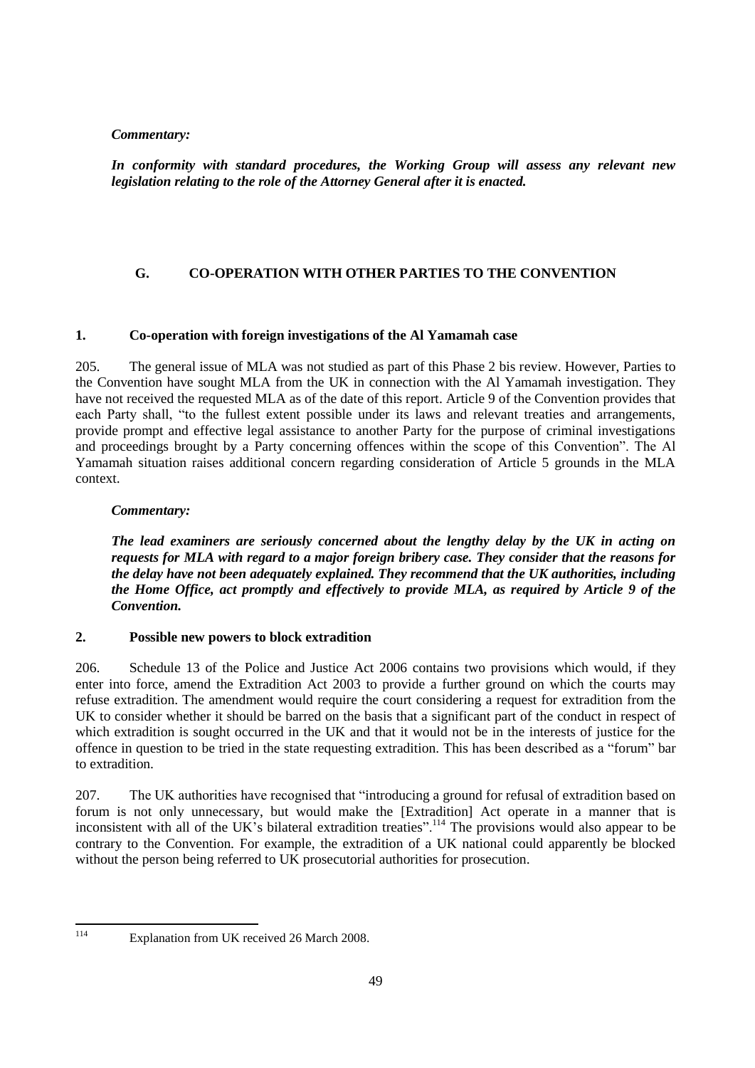***Commentary:***

***In conformity with standard procedures, the Working Group will assess any relevant new legislation relating to the role of the Attorney General after it is enacted.***

## G. CO-OPERATION WITH OTHER PARTIES TO THE CONVENTION

### 1. Co-operation with foreign investigations of the Al Yamamah case

205. The general issue of MLA was not studied as part of this Phase 2 bis review. However, Parties to the Convention have sought MLA from the UK in connection with the Al Yamamah investigation. They have not received the requested MLA as of the date of this report. Article 9 of the Convention provides that each Party shall, "to the fullest extent possible under its laws and relevant treaties and arrangements, provide prompt and effective legal assistance to another Party for the purpose of criminal investigations and proceedings brought by a Party concerning offences within the scope of this Convention". The Al Yamamah situation raises additional concern regarding consideration of Article 5 grounds in the MLA context.

***Commentary:***

***The lead examiners are seriously concerned about the lengthy delay by the UK in acting on requests for MLA with regard to a major foreign bribery case. They consider that the reasons for the delay have not been adequately explained. They recommend that the UK authorities, including the Home Office, act promptly and effectively to provide MLA, as required by Article 9 of the Convention.***

### 2. Possible new powers to block extradition

206. Schedule 13 of the Police and Justice Act 2006 contains two provisions which would, if they enter into force, amend the Extradition Act 2003 to provide a further ground on which the courts may refuse extradition. The amendment would require the court considering a request for extradition from the UK to consider whether it should be barred on the basis that a significant part of the conduct in respect of which extradition is sought occurred in the UK and that it would not be in the interests of justice for the offence in question to be tried in the state requesting extradition. This has been described as a "forum" bar to extradition.

207. The UK authorities have recognised that "introducing a ground for refusal of extradition based on forum is not only unnecessary, but would make the [Extradition] Act operate in a manner that is inconsistent with all of the UK's bilateral extradition treaties".[114] The provisions would also appear to be contrary to the Convention. For example, the extradition of a UK national could apparently be blocked without the person being referred to UK prosecutorial authorities for prosecution.

---

[114] Explanation from UK received 26 March 2008.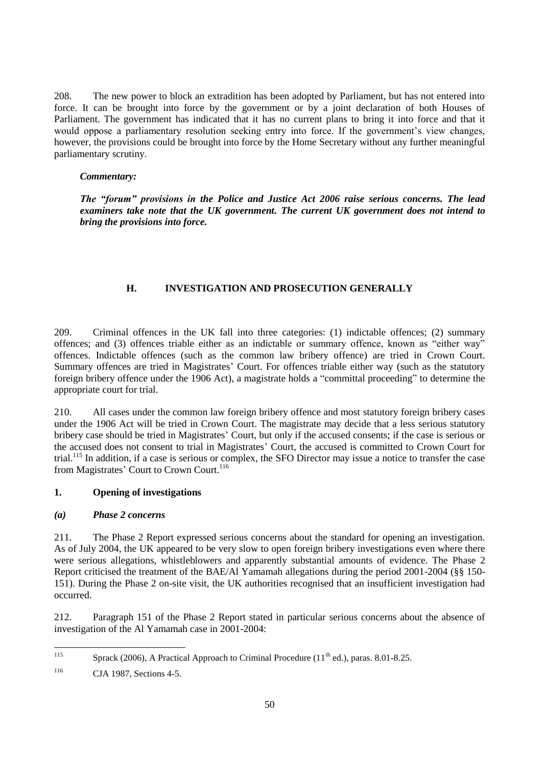208. The new power to block an extradition has been adopted by Parliament, but has not entered into force. It can be brought into force by the government or by a joint declaration of both Houses of Parliament. The government has indicated that it has no current plans to bring it into force and that it would oppose a parliamentary resolution seeking entry into force. If the government's view changes, however, the provisions could be brought into force by the Home Secretary without any further meaningful parliamentary scrutiny.

***Commentary:***

***The "forum" provisions in the Police and Justice Act 2006 raise serious concerns. The lead examiners take note that the UK government. The current UK government does not intend to bring the provisions into force.***

## H. INVESTIGATION AND PROSECUTION GENERALLY

209. Criminal offences in the UK fall into three categories: (1) indictable offences; (2) summary offences; and (3) offences triable either as an indictable or summary offence, known as "either way" offences. Indictable offences (such as the common law bribery offence) are tried in Crown Court. Summary offences are tried in Magistrates' Court. For offences triable either way (such as the statutory foreign bribery offence under the 1906 Act), a magistrate holds a "committal proceeding" to determine the appropriate court for trial.

210. All cases under the common law foreign bribery offence and most statutory foreign bribery cases under the 1906 Act will be tried in Crown Court. The magistrate may decide that a less serious statutory bribery case should be tried in Magistrates' Court, but only if the accused consents; if the case is serious or the accused does not consent to trial in Magistrates' Court, the accused is committed to Crown Court for trial.[115] In addition, if a case is serious or complex, the SFO Director may issue a notice to transfer the case from Magistrates' Court to Crown Court.[116]

### 1. Opening of investigations

#### *(a) Phase 2 concerns*

211. The Phase 2 Report expressed serious concerns about the standard for opening an investigation. As of July 2004, the UK appeared to be very slow to open foreign bribery investigations even where there were serious allegations, whistleblowers and apparently substantial amounts of evidence. The Phase 2 Report criticised the treatment of the BAE/Al Yamamah allegations during the period 2001-2004 (§§ 150-151). During the Phase 2 on-site visit, the UK authorities recognised that an insufficient investigation had occurred.

212. Paragraph 151 of the Phase 2 Report stated in particular serious concerns about the absence of investigation of the Al Yamamah case in 2001-2004:

---

[115] Sprack (2006), A Practical Approach to Criminal Procedure (11th ed.), paras. 8.01-8.25.

[116] CJA 1987, Sections 4-5.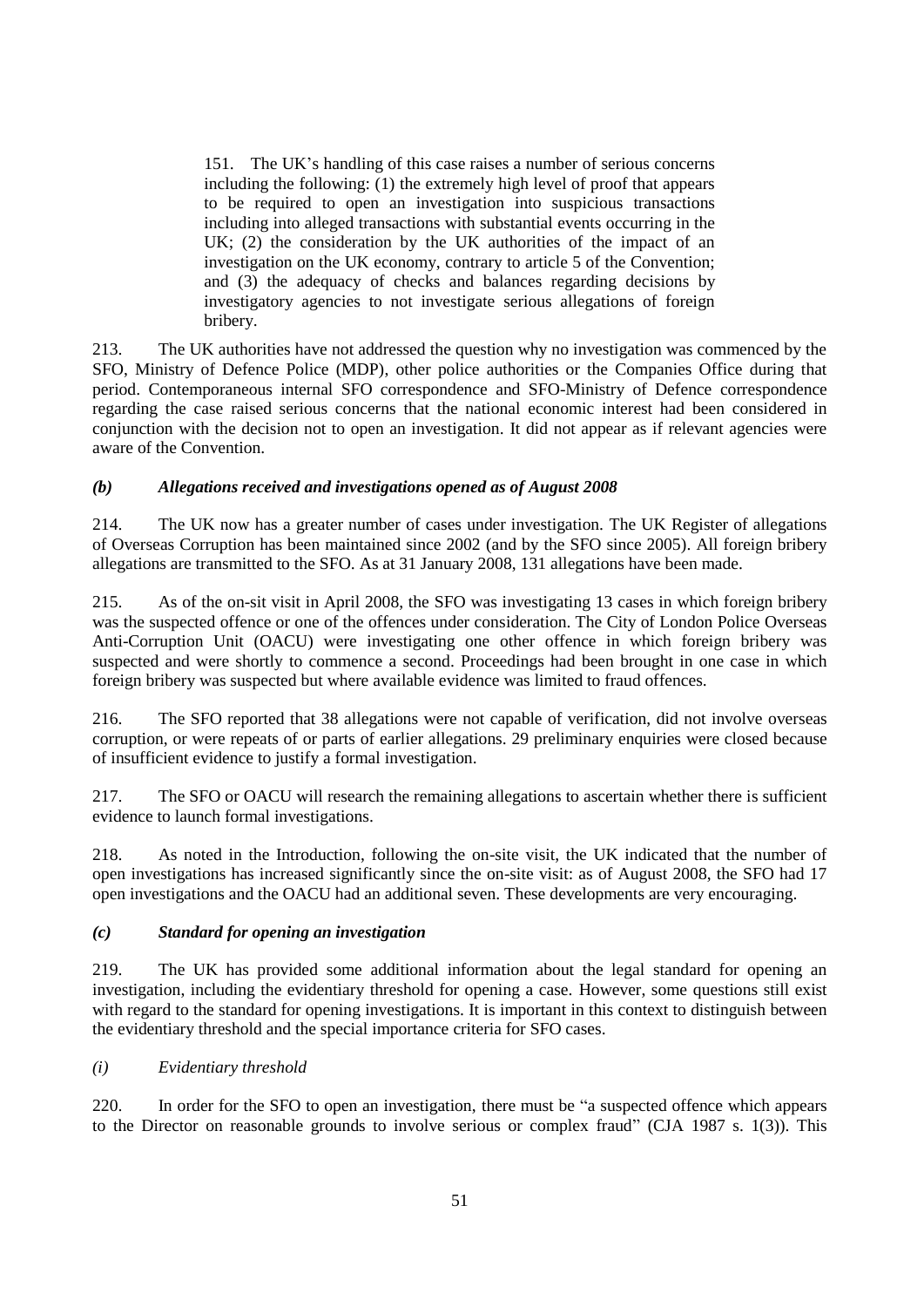> 151. The UK's handling of this case raises a number of serious concerns including the following: (1) the extremely high level of proof that appears to be required to open an investigation into suspicious transactions including into alleged transactions with substantial events occurring in the UK; (2) the consideration by the UK authorities of the impact of an investigation on the UK economy, contrary to article 5 of the Convention; and (3) the adequacy of checks and balances regarding decisions by investigatory agencies to not investigate serious allegations of foreign bribery.

213. The UK authorities have not addressed the question why no investigation was commenced by the SFO, Ministry of Defence Police (MDP), other police authorities or the Companies Office during that period. Contemporaneous internal SFO correspondence and SFO-Ministry of Defence correspondence regarding the case raised serious concerns that the national economic interest had been considered in conjunction with the decision not to open an investigation. It did not appear as if relevant agencies were aware of the Convention.

### *(b) Allegations received and investigations opened as of August 2008*

214. The UK now has a greater number of cases under investigation. The UK Register of allegations of Overseas Corruption has been maintained since 2002 (and by the SFO since 2005). All foreign bribery allegations are transmitted to the SFO. As at 31 January 2008, 131 allegations have been made.

215. As of the on-sit visit in April 2008, the SFO was investigating 13 cases in which foreign bribery was the suspected offence or one of the offences under consideration. The City of London Police Overseas Anti-Corruption Unit (OACU) were investigating one other offence in which foreign bribery was suspected and were shortly to commence a second. Proceedings had been brought in one case in which foreign bribery was suspected but where available evidence was limited to fraud offences.

216. The SFO reported that 38 allegations were not capable of verification, did not involve overseas corruption, or were repeats of or parts of earlier allegations. 29 preliminary enquiries were closed because of insufficient evidence to justify a formal investigation.

217. The SFO or OACU will research the remaining allegations to ascertain whether there is sufficient evidence to launch formal investigations.

218. As noted in the Introduction, following the on-site visit, the UK indicated that the number of open investigations has increased significantly since the on-site visit: as of August 2008, the SFO had 17 open investigations and the OACU had an additional seven. These developments are very encouraging.

### *(c) Standard for opening an investigation*

219. The UK has provided some additional information about the legal standard for opening an investigation, including the evidentiary threshold for opening a case. However, some questions still exist with regard to the standard for opening investigations. It is important in this context to distinguish between the evidentiary threshold and the special importance criteria for SFO cases.

#### *(i) Evidentiary threshold*

220. In order for the SFO to open an investigation, there must be "a suspected offence which appears to the Director on reasonable grounds to involve serious or complex fraud" (CJA 1987 s. 1(3)). This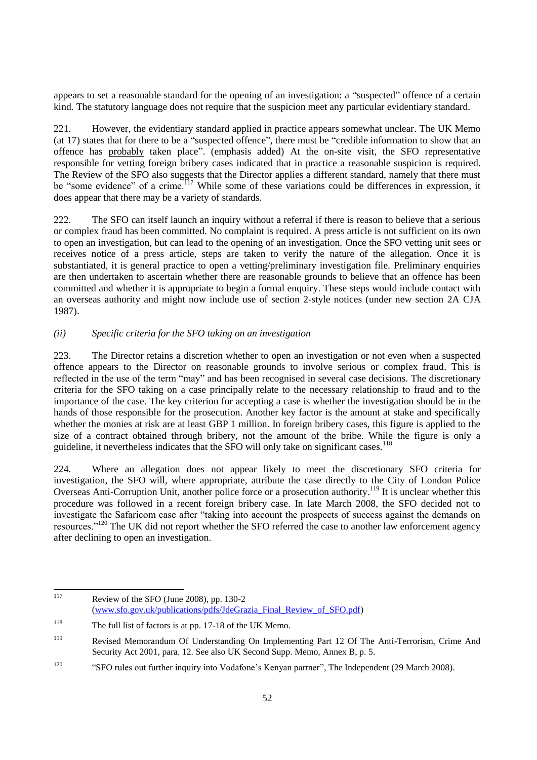appears to set a reasonable standard for the opening of an investigation: a "suspected" offence of a certain kind. The statutory language does not require that the suspicion meet any particular evidentiary standard.

221. However, the evidentiary standard applied in practice appears somewhat unclear. The UK Memo (at 17) states that for there to be a "suspected offence", there must be "credible information to show that an offence has probably taken place". (emphasis added) At the on-site visit, the SFO representative responsible for vetting foreign bribery cases indicated that in practice a reasonable suspicion is required. The Review of the SFO also suggests that the Director applies a different standard, namely that there must be "some evidence" of a crime.[117] While some of these variations could be differences in expression, it does appear that there may be a variety of standards.

222. The SFO can itself launch an inquiry without a referral if there is reason to believe that a serious or complex fraud has been committed. No complaint is required. A press article is not sufficient on its own to open an investigation, but can lead to the opening of an investigation. Once the SFO vetting unit sees or receives notice of a press article, steps are taken to verify the nature of the allegation. Once it is substantiated, it is general practice to open a vetting/preliminary investigation file. Preliminary enquiries are then undertaken to ascertain whether there are reasonable grounds to believe that an offence has been committed and whether it is appropriate to begin a formal enquiry. These steps would include contact with an overseas authority and might now include use of section 2-style notices (under new section 2A CJA 1987).

*(ii) Specific criteria for the SFO taking on an investigation*

223. The Director retains a discretion whether to open an investigation or not even when a suspected offence appears to the Director on reasonable grounds to involve serious or complex fraud. This is reflected in the use of the term "may" and has been recognised in several case decisions. The discretionary criteria for the SFO taking on a case principally relate to the necessary relationship to fraud and to the importance of the case. The key criterion for accepting a case is whether the investigation should be in the hands of those responsible for the prosecution. Another key factor is the amount at stake and specifically whether the monies at risk are at least GBP 1 million. In foreign bribery cases, this figure is applied to the size of a contract obtained through bribery, not the amount of the bribe. While the figure is only a guideline, it nevertheless indicates that the SFO will only take on significant cases.[118]

224. Where an allegation does not appear likely to meet the discretionary SFO criteria for investigation, the SFO will, where appropriate, attribute the case directly to the City of London Police Overseas Anti-Corruption Unit, another police force or a prosecution authority.[119] It is unclear whether this procedure was followed in a recent foreign bribery case. In late March 2008, the SFO decided not to investigate the Safaricom case after "taking into account the prospects of success against the demands on resources."[120] The UK did not report whether the SFO referred the case to another law enforcement agency after declining to open an investigation.

---

[117] Review of the SFO (June 2008), pp. 130-2 (www.sfo.gov.uk/publications/pdfs/JdeGrazia_Final_Review_of_SFO.pdf)

[118] The full list of factors is at pp. 17-18 of the UK Memo.

[119] Revised Memorandum Of Understanding On Implementing Part 12 Of The Anti-Terrorism, Crime And Security Act 2001, para. 12. See also UK Second Supp. Memo, Annex B, p. 5.

[120] "SFO rules out further inquiry into Vodafone's Kenyan partner", The Independent (29 March 2008).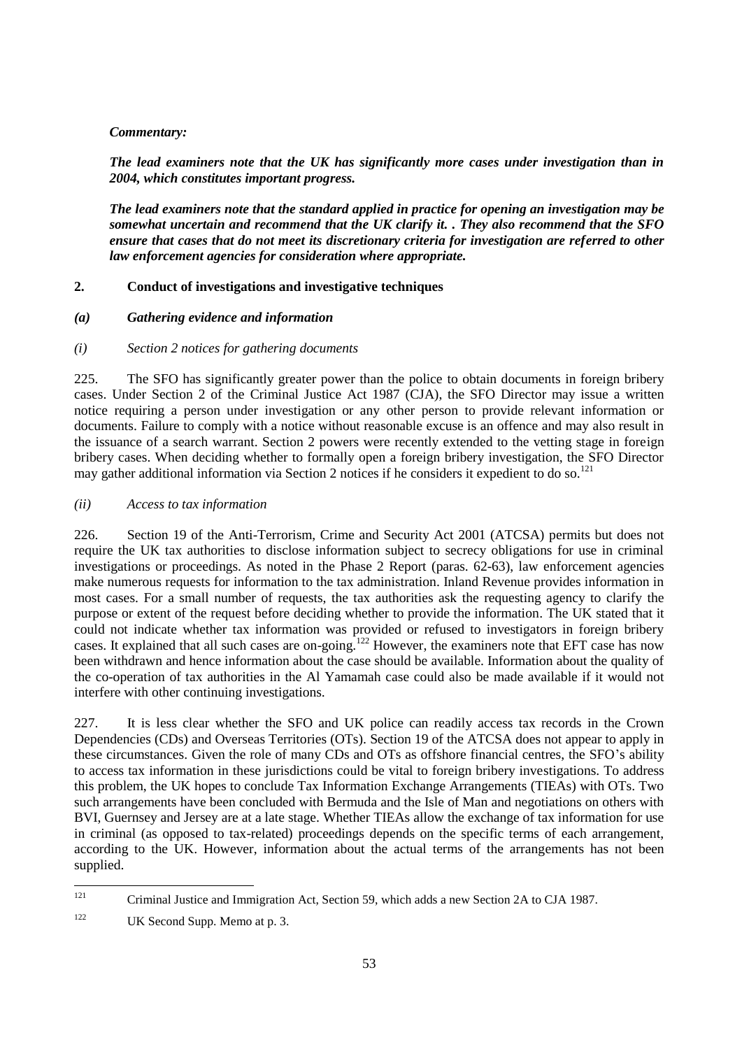***Commentary:***

***The lead examiners note that the UK has significantly more cases under investigation than in 2004, which constitutes important progress.***

***The lead examiners note that the standard applied in practice for opening an investigation may be somewhat uncertain and recommend that the UK clarify it. . They also recommend that the SFO ensure that cases that do not meet its discretionary criteria for investigation are referred to other law enforcement agencies for consideration where appropriate.***

## 2. Conduct of investigations and investigative techniques

### *(a) Gathering evidence and information*

#### *(i) Section 2 notices for gathering documents*

225. The SFO has significantly greater power than the police to obtain documents in foreign bribery cases. Under Section 2 of the Criminal Justice Act 1987 (CJA), the SFO Director may issue a written notice requiring a person under investigation or any other person to provide relevant information or documents. Failure to comply with a notice without reasonable excuse is an offence and may also result in the issuance of a search warrant. Section 2 powers were recently extended to the vetting stage in foreign bribery cases. When deciding whether to formally open a foreign bribery investigation, the SFO Director may gather additional information via Section 2 notices if he considers it expedient to do so.[121]

#### *(ii) Access to tax information*

226. Section 19 of the Anti-Terrorism, Crime and Security Act 2001 (ATCSA) permits but does not require the UK tax authorities to disclose information subject to secrecy obligations for use in criminal investigations or proceedings. As noted in the Phase 2 Report (paras. 62-63), law enforcement agencies make numerous requests for information to the tax administration. Inland Revenue provides information in most cases. For a small number of requests, the tax authorities ask the requesting agency to clarify the purpose or extent of the request before deciding whether to provide the information. The UK stated that it could not indicate whether tax information was provided or refused to investigators in foreign bribery cases. It explained that all such cases are on-going.[122] However, the examiners note that EFT case has now been withdrawn and hence information about the case should be available. Information about the quality of the co-operation of tax authorities in the Al Yamamah case could also be made available if it would not interfere with other continuing investigations.

227. It is less clear whether the SFO and UK police can readily access tax records in the Crown Dependencies (CDs) and Overseas Territories (OTs). Section 19 of the ATCSA does not appear to apply in these circumstances. Given the role of many CDs and OTs as offshore financial centres, the SFO's ability to access tax information in these jurisdictions could be vital to foreign bribery investigations. To address this problem, the UK hopes to conclude Tax Information Exchange Arrangements (TIEAs) with OTs. Two such arrangements have been concluded with Bermuda and the Isle of Man and negotiations on others with BVI, Guernsey and Jersey are at a late stage. Whether TIEAs allow the exchange of tax information for use in criminal (as opposed to tax-related) proceedings depends on the specific terms of each arrangement, according to the UK. However, information about the actual terms of the arrangements has not been supplied.

---

[121] Criminal Justice and Immigration Act, Section 59, which adds a new Section 2A to CJA 1987.

[122] UK Second Supp. Memo at p. 3.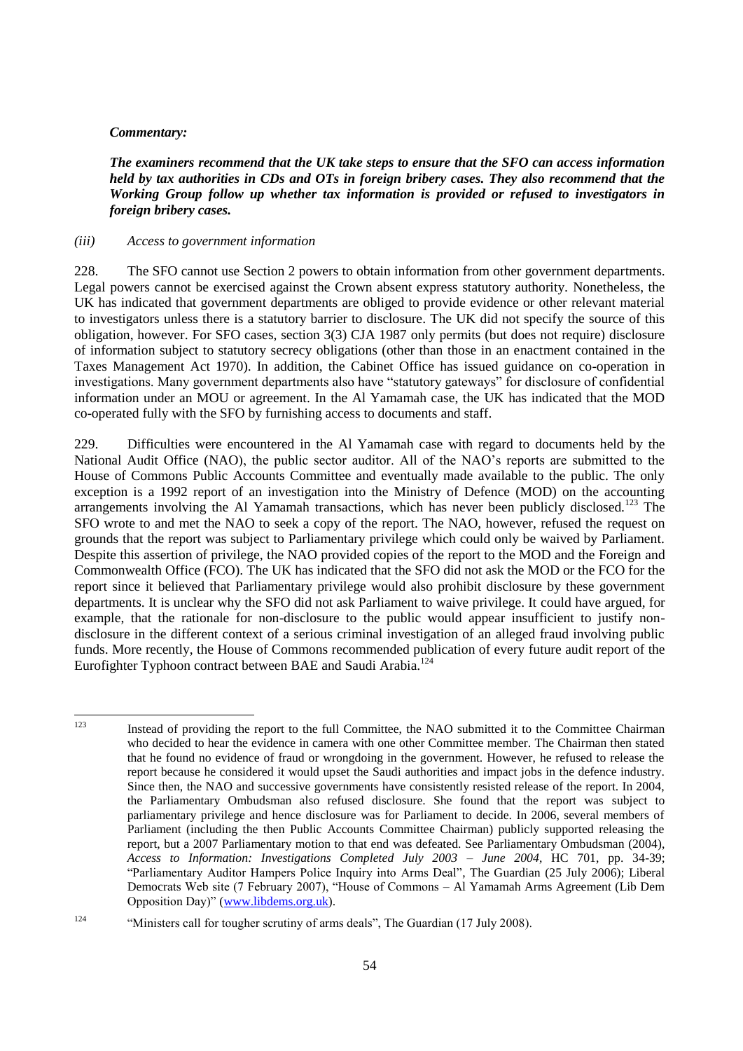***Commentary:***

***The examiners recommend that the UK take steps to ensure that the SFO can access information held by tax authorities in CDs and OTs in foreign bribery cases. They also recommend that the Working Group follow up whether tax information is provided or refused to investigators in foreign bribery cases.***

*(iii) Access to government information*

228. The SFO cannot use Section 2 powers to obtain information from other government departments. Legal powers cannot be exercised against the Crown absent express statutory authority. Nonetheless, the UK has indicated that government departments are obliged to provide evidence or other relevant material to investigators unless there is a statutory barrier to disclosure. The UK did not specify the source of this obligation, however. For SFO cases, section 3(3) CJA 1987 only permits (but does not require) disclosure of information subject to statutory secrecy obligations (other than those in an enactment contained in the Taxes Management Act 1970). In addition, the Cabinet Office has issued guidance on co-operation in investigations. Many government departments also have "statutory gateways" for disclosure of confidential information under an MOU or agreement. In the Al Yamamah case, the UK has indicated that the MOD co-operated fully with the SFO by furnishing access to documents and staff.

229. Difficulties were encountered in the Al Yamamah case with regard to documents held by the National Audit Office (NAO), the public sector auditor. All of the NAO's reports are submitted to the House of Commons Public Accounts Committee and eventually made available to the public. The only exception is a 1992 report of an investigation into the Ministry of Defence (MOD) on the accounting arrangements involving the Al Yamamah transactions, which has never been publicly disclosed.[123] The SFO wrote to and met the NAO to seek a copy of the report. The NAO, however, refused the request on grounds that the report was subject to Parliamentary privilege which could only be waived by Parliament. Despite this assertion of privilege, the NAO provided copies of the report to the MOD and the Foreign and Commonwealth Office (FCO). The UK has indicated that the SFO did not ask the MOD or the FCO for the report since it believed that Parliamentary privilege would also prohibit disclosure by these government departments. It is unclear why the SFO did not ask Parliament to waive privilege. It could have argued, for example, that the rationale for non-disclosure to the public would appear insufficient to justify non-disclosure in the different context of a serious criminal investigation of an alleged fraud involving public funds. More recently, the House of Commons recommended publication of every future audit report of the Eurofighter Typhoon contract between BAE and Saudi Arabia.[124]

---

[123] Instead of providing the report to the full Committee, the NAO submitted it to the Committee Chairman who decided to hear the evidence in camera with one other Committee member. The Chairman then stated that he found no evidence of fraud or wrongdoing in the government. However, he refused to release the report because he considered it would upset the Saudi authorities and impact jobs in the defence industry. Since then, the NAO and successive governments have consistently resisted release of the report. In 2004, the Parliamentary Ombudsman also refused disclosure. She found that the report was subject to parliamentary privilege and hence disclosure was for Parliament to decide. In 2006, several members of Parliament (including the then Public Accounts Committee Chairman) publicly supported releasing the report, but a 2007 Parliamentary motion to that end was defeated. See Parliamentary Ombudsman (2004), *Access to Information: Investigations Completed July 2003 – June 2004*, HC 701, pp. 34-39; "Parliamentary Auditor Hampers Police Inquiry into Arms Deal", The Guardian (25 July 2006); Liberal Democrats Web site (7 February 2007), "House of Commons – Al Yamamah Arms Agreement (Lib Dem Opposition Day)" (www.libdems.org.uk).

[124] "Ministers call for tougher scrutiny of arms deals", The Guardian (17 July 2008).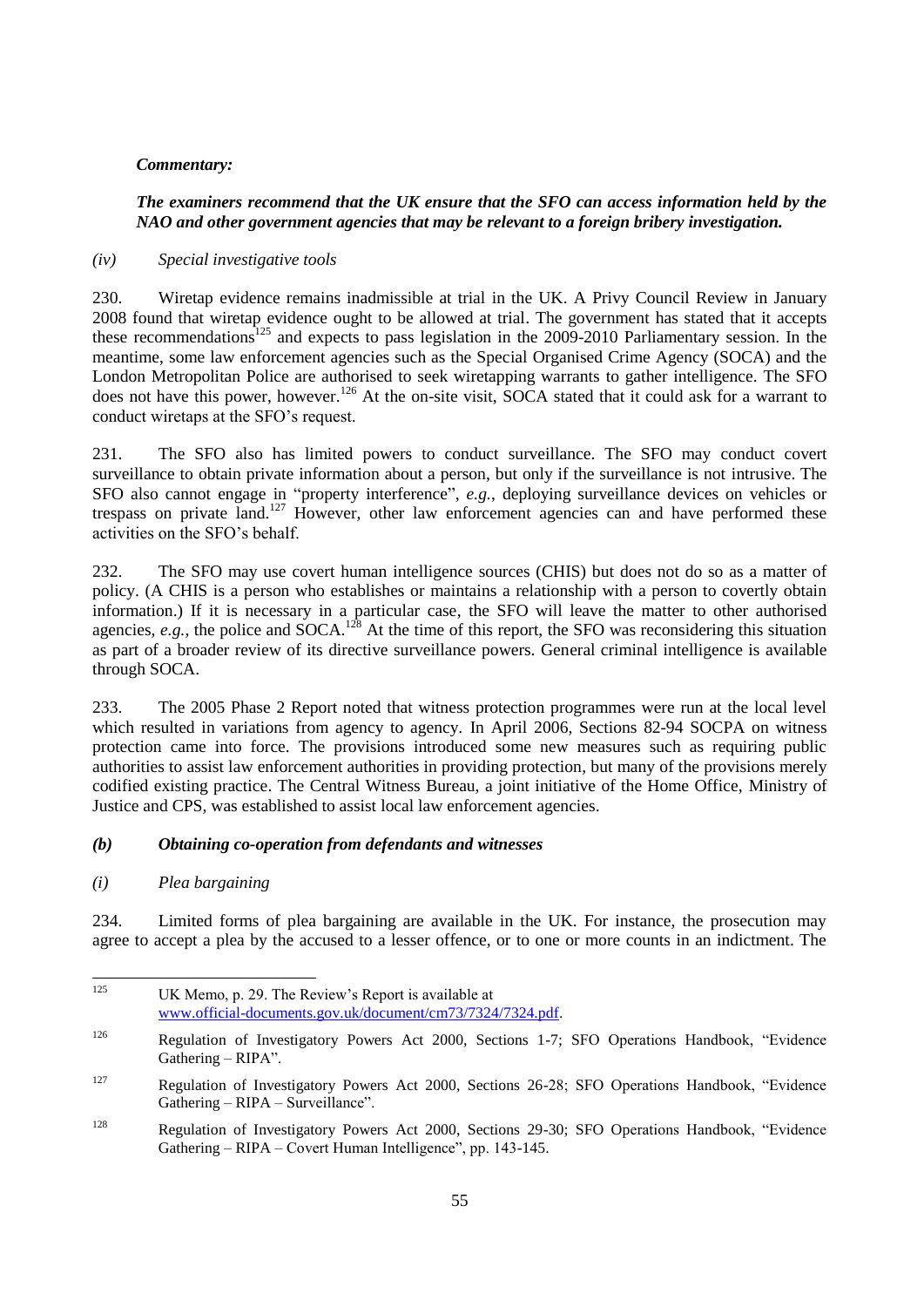***Commentary:***

***The examiners recommend that the UK ensure that the SFO can access information held by the NAO and other government agencies that may be relevant to a foreign bribery investigation.***

*(iv) Special investigative tools*

230. Wiretap evidence remains inadmissible at trial in the UK. A Privy Council Review in January 2008 found that wiretap evidence ought to be allowed at trial. The government has stated that it accepts these recommendations[125] and expects to pass legislation in the 2009-2010 Parliamentary session. In the meantime, some law enforcement agencies such as the Special Organised Crime Agency (SOCA) and the London Metropolitan Police are authorised to seek wiretapping warrants to gather intelligence. The SFO does not have this power, however.[126] At the on-site visit, SOCA stated that it could ask for a warrant to conduct wiretaps at the SFO's request.

231. The SFO also has limited powers to conduct surveillance. The SFO may conduct covert surveillance to obtain private information about a person, but only if the surveillance is not intrusive. The SFO also cannot engage in "property interference", *e.g.*, deploying surveillance devices on vehicles or trespass on private land.[127] However, other law enforcement agencies can and have performed these activities on the SFO's behalf.

232. The SFO may use covert human intelligence sources (CHIS) but does not do so as a matter of policy. (A CHIS is a person who establishes or maintains a relationship with a person to covertly obtain information.) If it is necessary in a particular case, the SFO will leave the matter to other authorised agencies, *e.g.*, the police and SOCA.[128] At the time of this report, the SFO was reconsidering this situation as part of a broader review of its directive surveillance powers. General criminal intelligence is available through SOCA.

233. The 2005 Phase 2 Report noted that witness protection programmes were run at the local level which resulted in variations from agency to agency. In April 2006, Sections 82-94 SOCPA on witness protection came into force. The provisions introduced some new measures such as requiring public authorities to assist law enforcement authorities in providing protection, but many of the provisions merely codified existing practice. The Central Witness Bureau, a joint initiative of the Home Office, Ministry of Justice and CPS, was established to assist local law enforcement agencies.

***(b) Obtaining co-operation from defendants and witnesses***

*(i) Plea bargaining*

234. Limited forms of plea bargaining are available in the UK. For instance, the prosecution may agree to accept a plea by the accused to a lesser offence, or to one or more counts in an indictment. The

---

[125] UK Memo, p. 29. The Review's Report is available at www.official-documents.gov.uk/document/cm73/7324/7324.pdf.

[126] Regulation of Investigatory Powers Act 2000, Sections 1-7; SFO Operations Handbook, "Evidence Gathering – RIPA".

[127] Regulation of Investigatory Powers Act 2000, Sections 26-28; SFO Operations Handbook, "Evidence Gathering – RIPA – Surveillance".

[128] Regulation of Investigatory Powers Act 2000, Sections 29-30; SFO Operations Handbook, "Evidence Gathering – RIPA – Covert Human Intelligence", pp. 143-145.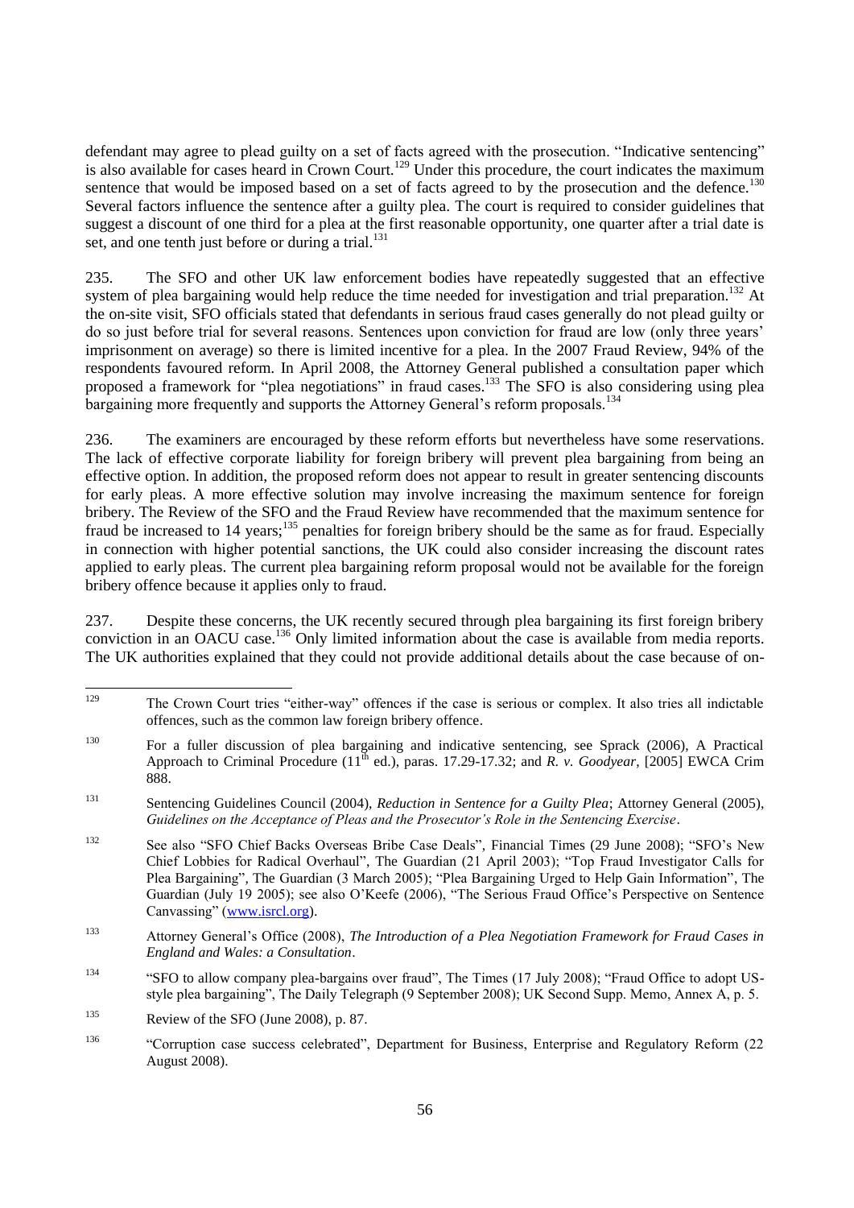defendant may agree to plead guilty on a set of facts agreed with the prosecution. "Indicative sentencing" is also available for cases heard in Crown Court.[129] Under this procedure, the court indicates the maximum sentence that would be imposed based on a set of facts agreed to by the prosecution and the defence.[130] Several factors influence the sentence after a guilty plea. The court is required to consider guidelines that suggest a discount of one third for a plea at the first reasonable opportunity, one quarter after a trial date is set, and one tenth just before or during a trial.[131]

235. The SFO and other UK law enforcement bodies have repeatedly suggested that an effective system of plea bargaining would help reduce the time needed for investigation and trial preparation.[132] At the on-site visit, SFO officials stated that defendants in serious fraud cases generally do not plead guilty or do so just before trial for several reasons. Sentences upon conviction for fraud are low (only three years' imprisonment on average) so there is limited incentive for a plea. In the 2007 Fraud Review, 94% of the respondents favoured reform. In April 2008, the Attorney General published a consultation paper which proposed a framework for "plea negotiations" in fraud cases.[133] The SFO is also considering using plea bargaining more frequently and supports the Attorney General's reform proposals.[134]

236. The examiners are encouraged by these reform efforts but nevertheless have some reservations. The lack of effective corporate liability for foreign bribery will prevent plea bargaining from being an effective option. In addition, the proposed reform does not appear to result in greater sentencing discounts for early pleas. A more effective solution may involve increasing the maximum sentence for foreign bribery. The Review of the SFO and the Fraud Review have recommended that the maximum sentence for fraud be increased to 14 years;[135] penalties for foreign bribery should be the same as for fraud. Especially in connection with higher potential sanctions, the UK could also consider increasing the discount rates applied to early pleas. The current plea bargaining reform proposal would not be available for the foreign bribery offence because it applies only to fraud.

237. Despite these concerns, the UK recently secured through plea bargaining its first foreign bribery conviction in an OACU case.[136] Only limited information about the case is available from media reports. The UK authorities explained that they could not provide additional details about the case because of on-

---

[129] The Crown Court tries "either-way" offences if the case is serious or complex. It also tries all indictable offences, such as the common law foreign bribery offence.

[130] For a fuller discussion of plea bargaining and indicative sentencing, see Sprack (2006), A Practical Approach to Criminal Procedure (11th ed.), paras. 17.29-17.32; and *R. v. Goodyear*, [2005] EWCA Crim 888.

[131] Sentencing Guidelines Council (2004), *Reduction in Sentence for a Guilty Plea*; Attorney General (2005), *Guidelines on the Acceptance of Pleas and the Prosecutor's Role in the Sentencing Exercise*.

[132] See also "SFO Chief Backs Overseas Bribe Case Deals", Financial Times (29 June 2008); "SFO's New Chief Lobbies for Radical Overhaul", The Guardian (21 April 2003); "Top Fraud Investigator Calls for Plea Bargaining", The Guardian (3 March 2005); "Plea Bargaining Urged to Help Gain Information", The Guardian (July 19 2005); see also O'Keefe (2006), "The Serious Fraud Office's Perspective on Sentence Canvassing" (www.isrcl.org).

[133] Attorney General's Office (2008), *The Introduction of a Plea Negotiation Framework for Fraud Cases in England and Wales: a Consultation*.

[134] "SFO to allow company plea-bargains over fraud", The Times (17 July 2008); "Fraud Office to adopt US-style plea bargaining", The Daily Telegraph (9 September 2008); UK Second Supp. Memo, Annex A, p. 5.

[135] Review of the SFO (June 2008), p. 87.

[136] "Corruption case success celebrated", Department for Business, Enterprise and Regulatory Reform (22 August 2008).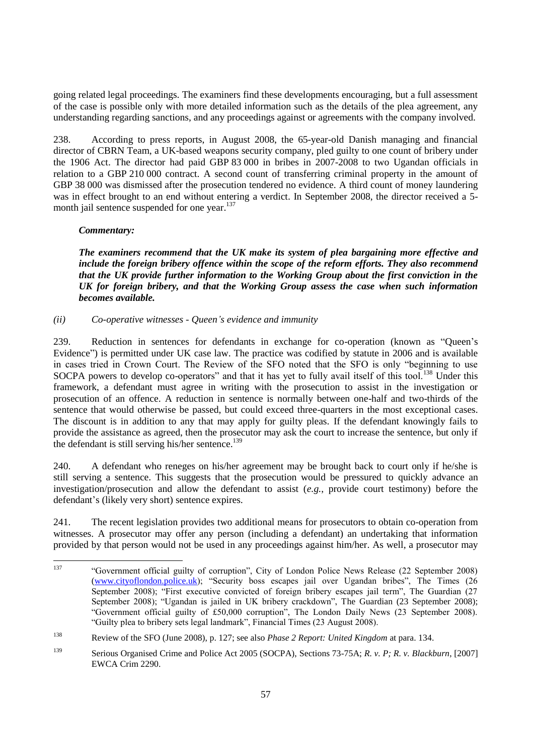going related legal proceedings. The examiners find these developments encouraging, but a full assessment of the case is possible only with more detailed information such as the details of the plea agreement, any understanding regarding sanctions, and any proceedings against or agreements with the company involved.

238. According to press reports, in August 2008, the 65-year-old Danish managing and financial director of CBRN Team, a UK-based weapons security company, pled guilty to one count of bribery under the 1906 Act. The director had paid GBP 83 000 in bribes in 2007-2008 to two Ugandan officials in relation to a GBP 210 000 contract. A second count of transferring criminal property in the amount of GBP 38 000 was dismissed after the prosecution tendered no evidence. A third count of money laundering was in effect brought to an end without entering a verdict. In September 2008, the director received a 5-month jail sentence suspended for one year.[137]

***Commentary:***

***The examiners recommend that the UK make its system of plea bargaining more effective and include the foreign bribery offence within the scope of the reform efforts. They also recommend that the UK provide further information to the Working Group about the first conviction in the UK for foreign bribery, and that the Working Group assess the case when such information becomes available.***

*(ii) Co-operative witnesses - Queen's evidence and immunity*

239. Reduction in sentences for defendants in exchange for co-operation (known as "Queen's Evidence") is permitted under UK case law. The practice was codified by statute in 2006 and is available in cases tried in Crown Court. The Review of the SFO noted that the SFO is only "beginning to use SOCPA powers to develop co-operators" and that it has yet to fully avail itself of this tool.[138] Under this framework, a defendant must agree in writing with the prosecution to assist in the investigation or prosecution of an offence. A reduction in sentence is normally between one-half and two-thirds of the sentence that would otherwise be passed, but could exceed three-quarters in the most exceptional cases. The discount is in addition to any that may apply for guilty pleas. If the defendant knowingly fails to provide the assistance as agreed, then the prosecutor may ask the court to increase the sentence, but only if the defendant is still serving his/her sentence.[139]

240. A defendant who reneges on his/her agreement may be brought back to court only if he/she is still serving a sentence. This suggests that the prosecution would be pressured to quickly advance an investigation/prosecution and allow the defendant to assist (*e.g.*, provide court testimony) before the defendant's (likely very short) sentence expires.

241. The recent legislation provides two additional means for prosecutors to obtain co-operation from witnesses. A prosecutor may offer any person (including a defendant) an undertaking that information provided by that person would not be used in any proceedings against him/her. As well, a prosecutor may

---

[137] "Government official guilty of corruption", City of London Police News Release (22 September 2008) (www.cityoflondon.police.uk); "Security boss escapes jail over Ugandan bribes", The Times (26 September 2008); "First executive convicted of foreign bribery escapes jail term", The Guardian (27 September 2008); "Ugandan is jailed in UK bribery crackdown", The Guardian (23 September 2008); "Government official guilty of £50,000 corruption", The London Daily News (23 September 2008). "Guilty plea to bribery sets legal landmark", Financial Times (23 August 2008).

[138] Review of the SFO (June 2008), p. 127; see also *Phase 2 Report: United Kingdom* at para. 134.

[139] Serious Organised Crime and Police Act 2005 (SOCPA), Sections 73-75A; *R. v. P; R. v. Blackburn*, [2007] EWCA Crim 2290.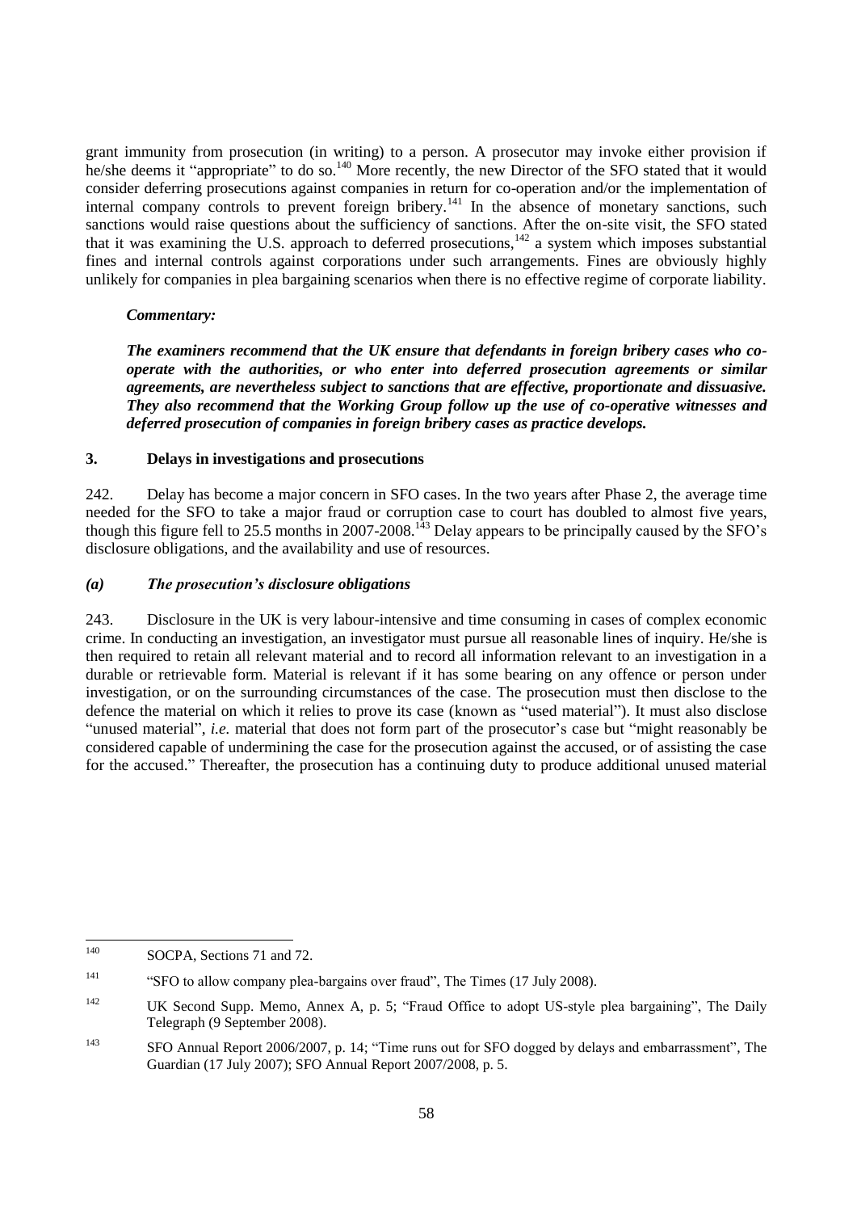grant immunity from prosecution (in writing) to a person. A prosecutor may invoke either provision if he/she deems it "appropriate" to do so.[140] More recently, the new Director of the SFO stated that it would consider deferring prosecutions against companies in return for co-operation and/or the implementation of internal company controls to prevent foreign bribery.[141] In the absence of monetary sanctions, such sanctions would raise questions about the sufficiency of sanctions. After the on-site visit, the SFO stated that it was examining the U.S. approach to deferred prosecutions,[142] a system which imposes substantial fines and internal controls against corporations under such arrangements. Fines are obviously highly unlikely for companies in plea bargaining scenarios when there is no effective regime of corporate liability.

***Commentary:***

***The examiners recommend that the UK ensure that defendants in foreign bribery cases who co-operate with the authorities, or who enter into deferred prosecution agreements or similar agreements, are nevertheless subject to sanctions that are effective, proportionate and dissuasive. They also recommend that the Working Group follow up the use of co-operative witnesses and deferred prosecution of companies in foreign bribery cases as practice develops.***

### 3. Delays in investigations and prosecutions

242. Delay has become a major concern in SFO cases. In the two years after Phase 2, the average time needed for the SFO to take a major fraud or corruption case to court has doubled to almost five years, though this figure fell to 25.5 months in 2007-2008.[143] Delay appears to be principally caused by the SFO's disclosure obligations, and the availability and use of resources.

#### *(a) The prosecution's disclosure obligations*

243. Disclosure in the UK is very labour-intensive and time consuming in cases of complex economic crime. In conducting an investigation, an investigator must pursue all reasonable lines of inquiry. He/she is then required to retain all relevant material and to record all information relevant to an investigation in a durable or retrievable form. Material is relevant if it has some bearing on any offence or person under investigation, or on the surrounding circumstances of the case. The prosecution must then disclose to the defence the material on which it relies to prove its case (known as "used material"). It must also disclose "unused material", *i.e.* material that does not form part of the prosecutor's case but "might reasonably be considered capable of undermining the case for the prosecution against the accused, or of assisting the case for the accused." Thereafter, the prosecution has a continuing duty to produce additional unused material

---

[140] SOCPA, Sections 71 and 72.

[141] "SFO to allow company plea-bargains over fraud", The Times (17 July 2008).

[142] UK Second Supp. Memo, Annex A, p. 5; "Fraud Office to adopt US-style plea bargaining", The Daily Telegraph (9 September 2008).

[143] SFO Annual Report 2006/2007, p. 14; "Time runs out for SFO dogged by delays and embarrassment", The Guardian (17 July 2007); SFO Annual Report 2007/2008, p. 5.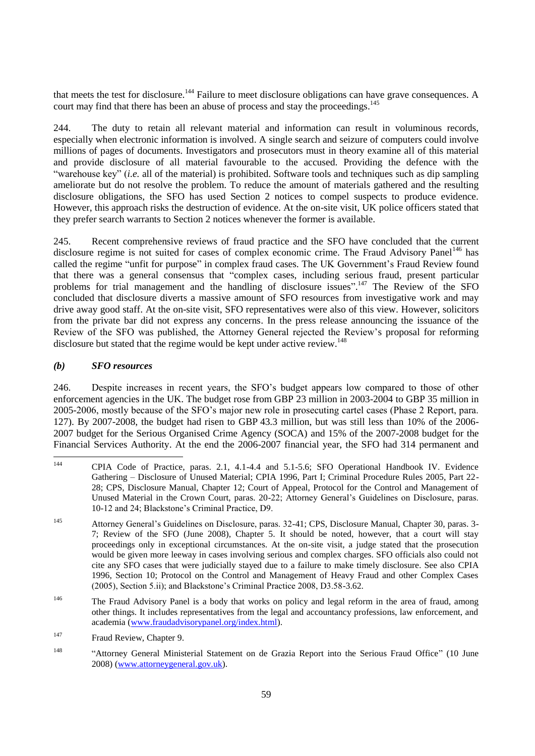that meets the test for disclosure.[144] Failure to meet disclosure obligations can have grave consequences. A court may find that there has been an abuse of process and stay the proceedings.[145]

244. The duty to retain all relevant material and information can result in voluminous records, especially when electronic information is involved. A single search and seizure of computers could involve millions of pages of documents. Investigators and prosecutors must in theory examine all of this material and provide disclosure of all material favourable to the accused. Providing the defence with the "warehouse key" (*i.e.* all of the material) is prohibited. Software tools and techniques such as dip sampling ameliorate but do not resolve the problem. To reduce the amount of materials gathered and the resulting disclosure obligations, the SFO has used Section 2 notices to compel suspects to produce evidence. However, this approach risks the destruction of evidence. At the on-site visit, UK police officers stated that they prefer search warrants to Section 2 notices whenever the former is available.

245. Recent comprehensive reviews of fraud practice and the SFO have concluded that the current disclosure regime is not suited for cases of complex economic crime. The Fraud Advisory Panel[146] has called the regime "unfit for purpose" in complex fraud cases. The UK Government's Fraud Review found that there was a general consensus that "complex cases, including serious fraud, present particular problems for trial management and the handling of disclosure issues".[147] The Review of the SFO concluded that disclosure diverts a massive amount of SFO resources from investigative work and may drive away good staff. At the on-site visit, SFO representatives were also of this view. However, solicitors from the private bar did not express any concerns. In the press release announcing the issuance of the Review of the SFO was published, the Attorney General rejected the Review's proposal for reforming disclosure but stated that the regime would be kept under active review.[148]

### *(b) SFO resources*

246. Despite increases in recent years, the SFO's budget appears low compared to those of other enforcement agencies in the UK. The budget rose from GBP 23 million in 2003-2004 to GBP 35 million in 2005-2006, mostly because of the SFO's major new role in prosecuting cartel cases (Phase 2 Report, para. 127). By 2007-2008, the budget had risen to GBP 43.3 million, but was still less than 10% of the 2006-2007 budget for the Serious Organised Crime Agency (SOCA) and 15% of the 2007-2008 budget for the Financial Services Authority. At the end the 2006-2007 financial year, the SFO had 314 permanent and

---

[144] CPIA Code of Practice, paras. 2.1, 4.1-4.4 and 5.1-5.6; SFO Operational Handbook IV. Evidence Gathering – Disclosure of Unused Material; CPIA 1996, Part I; Criminal Procedure Rules 2005, Part 22-28; CPS, Disclosure Manual, Chapter 12; Court of Appeal, Protocol for the Control and Management of Unused Material in the Crown Court, paras. 20-22; Attorney General's Guidelines on Disclosure, paras. 10-12 and 24; Blackstone's Criminal Practice, D9.

[145] Attorney General's Guidelines on Disclosure, paras. 32-41; CPS, Disclosure Manual, Chapter 30, paras. 3-7; Review of the SFO (June 2008), Chapter 5. It should be noted, however, that a court will stay proceedings only in exceptional circumstances. At the on-site visit, a judge stated that the prosecution would be given more leeway in cases involving serious and complex charges. SFO officials also could not cite any SFO cases that were judicially stayed due to a failure to make timely disclosure. See also CPIA 1996, Section 10; Protocol on the Control and Management of Heavy Fraud and other Complex Cases (2005), Section 5.ii); and Blackstone's Criminal Practice 2008, D3.58-3.62.

[146] The Fraud Advisory Panel is a body that works on policy and legal reform in the area of fraud, among other things. It includes representatives from the legal and accountancy professions, law enforcement, and academia (www.fraudadvisorypanel.org/index.html).

[147] Fraud Review, Chapter 9.

[148] "Attorney General Ministerial Statement on de Grazia Report into the Serious Fraud Office" (10 June 2008) (www.attorneygeneral.gov.uk).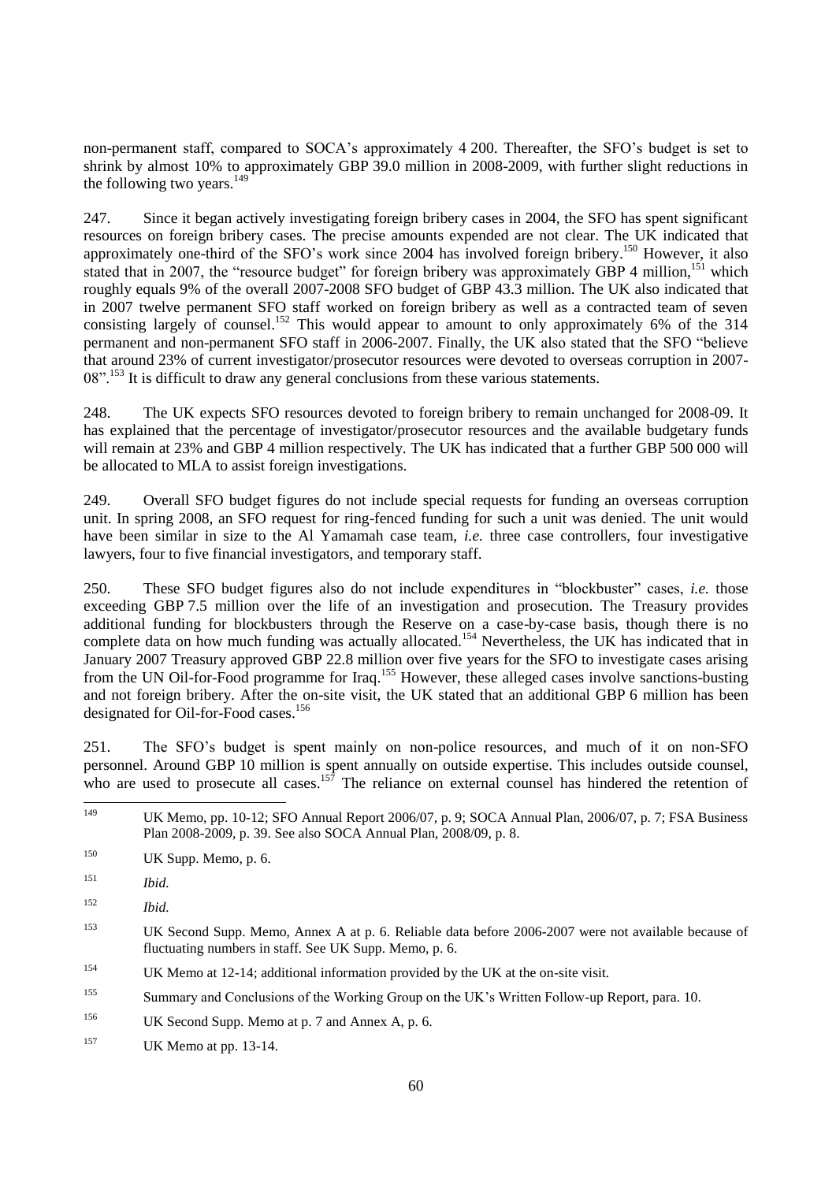non-permanent staff, compared to SOCA's approximately 4 200. Thereafter, the SFO's budget is set to shrink by almost 10% to approximately GBP 39.0 million in 2008-2009, with further slight reductions in the following two years.[149]

247. Since it began actively investigating foreign bribery cases in 2004, the SFO has spent significant resources on foreign bribery cases. The precise amounts expended are not clear. The UK indicated that approximately one-third of the SFO's work since 2004 has involved foreign bribery.[150] However, it also stated that in 2007, the "resource budget" for foreign bribery was approximately GBP 4 million,[151] which roughly equals 9% of the overall 2007-2008 SFO budget of GBP 43.3 million. The UK also indicated that in 2007 twelve permanent SFO staff worked on foreign bribery as well as a contracted team of seven consisting largely of counsel.[152] This would appear to amount to only approximately 6% of the 314 permanent and non-permanent SFO staff in 2006-2007. Finally, the UK also stated that the SFO "believe that around 23% of current investigator/prosecutor resources were devoted to overseas corruption in 2007-08".[153] It is difficult to draw any general conclusions from these various statements.

248. The UK expects SFO resources devoted to foreign bribery to remain unchanged for 2008-09. It has explained that the percentage of investigator/prosecutor resources and the available budgetary funds will remain at 23% and GBP 4 million respectively. The UK has indicated that a further GBP 500 000 will be allocated to MLA to assist foreign investigations.

249. Overall SFO budget figures do not include special requests for funding an overseas corruption unit. In spring 2008, an SFO request for ring-fenced funding for such a unit was denied. The unit would have been similar in size to the Al Yamamah case team, *i.e.* three case controllers, four investigative lawyers, four to five financial investigators, and temporary staff.

250. These SFO budget figures also do not include expenditures in "blockbuster" cases, *i.e.* those exceeding GBP 7.5 million over the life of an investigation and prosecution. The Treasury provides additional funding for blockbusters through the Reserve on a case-by-case basis, though there is no complete data on how much funding was actually allocated.[154] Nevertheless, the UK has indicated that in January 2007 Treasury approved GBP 22.8 million over five years for the SFO to investigate cases arising from the UN Oil-for-Food programme for Iraq.[155] However, these alleged cases involve sanctions-busting and not foreign bribery. After the on-site visit, the UK stated that an additional GBP 6 million has been designated for Oil-for-Food cases.[156]

251. The SFO's budget is spent mainly on non-police resources, and much of it on non-SFO personnel. Around GBP 10 million is spent annually on outside expertise. This includes outside counsel, who are used to prosecute all cases.[157] The reliance on external counsel has hindered the retention of

---

[149] UK Memo, pp. 10-12; SFO Annual Report 2006/07, p. 9; SOCA Annual Plan, 2006/07, p. 7; FSA Business Plan 2008-2009, p. 39. See also SOCA Annual Plan, 2008/09, p. 8.

[150] UK Supp. Memo, p. 6.

[151] *Ibid.*

[152] *Ibid.*

[153] UK Second Supp. Memo, Annex A at p. 6. Reliable data before 2006-2007 were not available because of fluctuating numbers in staff. See UK Supp. Memo, p. 6.

[154] UK Memo at 12-14; additional information provided by the UK at the on-site visit.

[155] Summary and Conclusions of the Working Group on the UK's Written Follow-up Report, para. 10.

[156] UK Second Supp. Memo at p. 7 and Annex A, p. 6.

[157] UK Memo at pp. 13-14.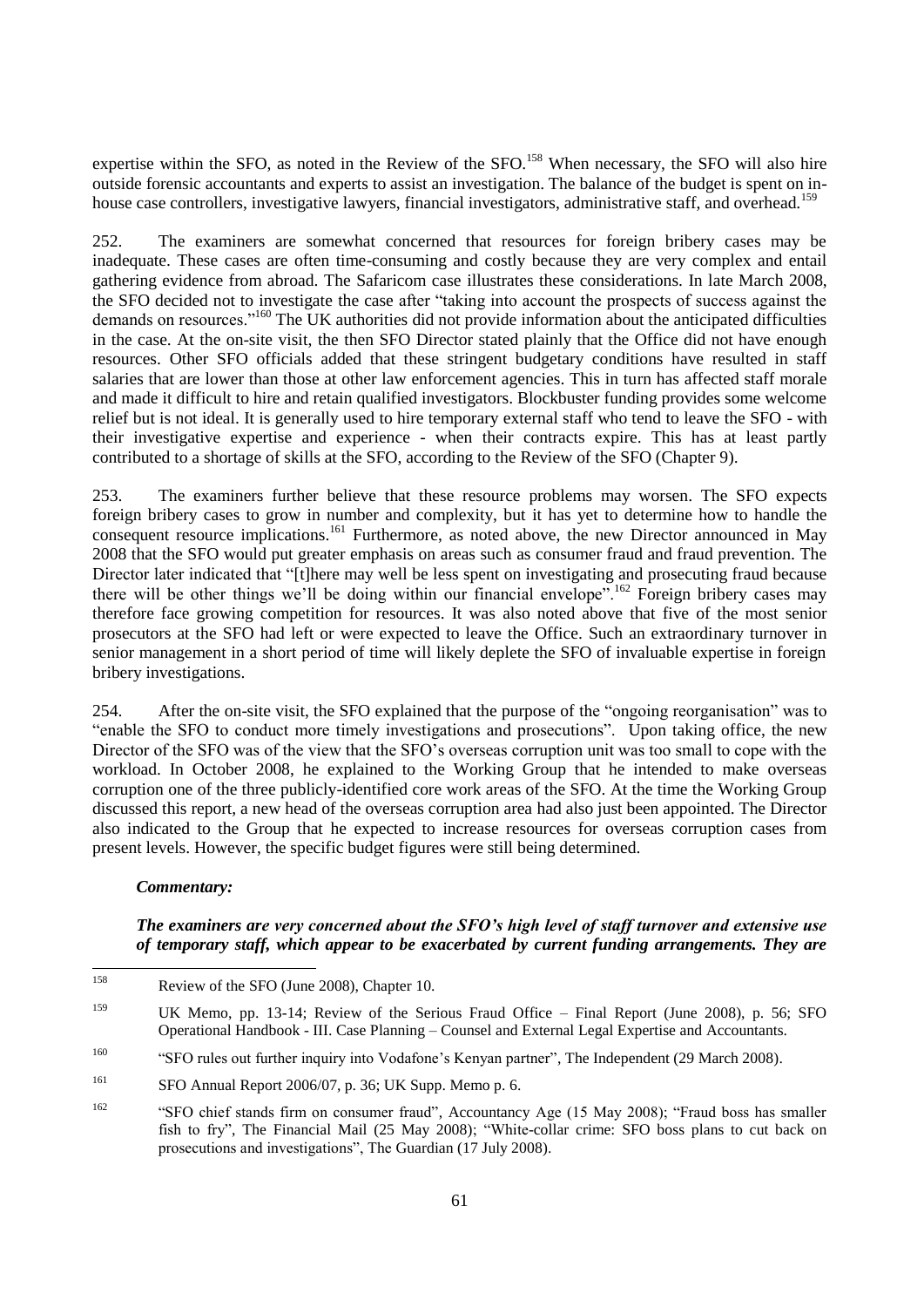expertise within the SFO, as noted in the Review of the SFO.[158] When necessary, the SFO will also hire outside forensic accountants and experts to assist an investigation. The balance of the budget is spent on in-house case controllers, investigative lawyers, financial investigators, administrative staff, and overhead.[159]

252. The examiners are somewhat concerned that resources for foreign bribery cases may be inadequate. These cases are often time-consuming and costly because they are very complex and entail gathering evidence from abroad. The Safaricom case illustrates these considerations. In late March 2008, the SFO decided not to investigate the case after "taking into account the prospects of success against the demands on resources."[160] The UK authorities did not provide information about the anticipated difficulties in the case. At the on-site visit, the then SFO Director stated plainly that the Office did not have enough resources. Other SFO officials added that these stringent budgetary conditions have resulted in staff salaries that are lower than those at other law enforcement agencies. This in turn has affected staff morale and made it difficult to hire and retain qualified investigators. Blockbuster funding provides some welcome relief but is not ideal. It is generally used to hire temporary external staff who tend to leave the SFO - with their investigative expertise and experience - when their contracts expire. This has at least partly contributed to a shortage of skills at the SFO, according to the Review of the SFO (Chapter 9).

253. The examiners further believe that these resource problems may worsen. The SFO expects foreign bribery cases to grow in number and complexity, but it has yet to determine how to handle the consequent resource implications.[161] Furthermore, as noted above, the new Director announced in May 2008 that the SFO would put greater emphasis on areas such as consumer fraud and fraud prevention. The Director later indicated that "[t]here may well be less spent on investigating and prosecuting fraud because there will be other things we'll be doing within our financial envelope".[162] Foreign bribery cases may therefore face growing competition for resources. It was also noted above that five of the most senior prosecutors at the SFO had left or were expected to leave the Office. Such an extraordinary turnover in senior management in a short period of time will likely deplete the SFO of invaluable expertise in foreign bribery investigations.

254. After the on-site visit, the SFO explained that the purpose of the "ongoing reorganisation" was to "enable the SFO to conduct more timely investigations and prosecutions". Upon taking office, the new Director of the SFO was of the view that the SFO's overseas corruption unit was too small to cope with the workload. In October 2008, he explained to the Working Group that he intended to make overseas corruption one of the three publicly-identified core work areas of the SFO. At the time the Working Group discussed this report, a new head of the overseas corruption area had also just been appointed. The Director also indicated to the Group that he expected to increase resources for overseas corruption cases from present levels. However, the specific budget figures were still being determined.

***Commentary:***

***The examiners are very concerned about the SFO's high level of staff turnover and extensive use of temporary staff, which appear to be exacerbated by current funding arrangements. They are***

---

[158] Review of the SFO (June 2008), Chapter 10.

[159] UK Memo, pp. 13-14; Review of the Serious Fraud Office – Final Report (June 2008), p. 56; SFO Operational Handbook - III. Case Planning – Counsel and External Legal Expertise and Accountants.

[160] "SFO rules out further inquiry into Vodafone's Kenyan partner", The Independent (29 March 2008).

[161] SFO Annual Report 2006/07, p. 36; UK Supp. Memo p. 6.

[162] "SFO chief stands firm on consumer fraud", Accountancy Age (15 May 2008); "Fraud boss has smaller fish to fry", The Financial Mail (25 May 2008); "White-collar crime: SFO boss plans to cut back on prosecutions and investigations", The Guardian (17 July 2008).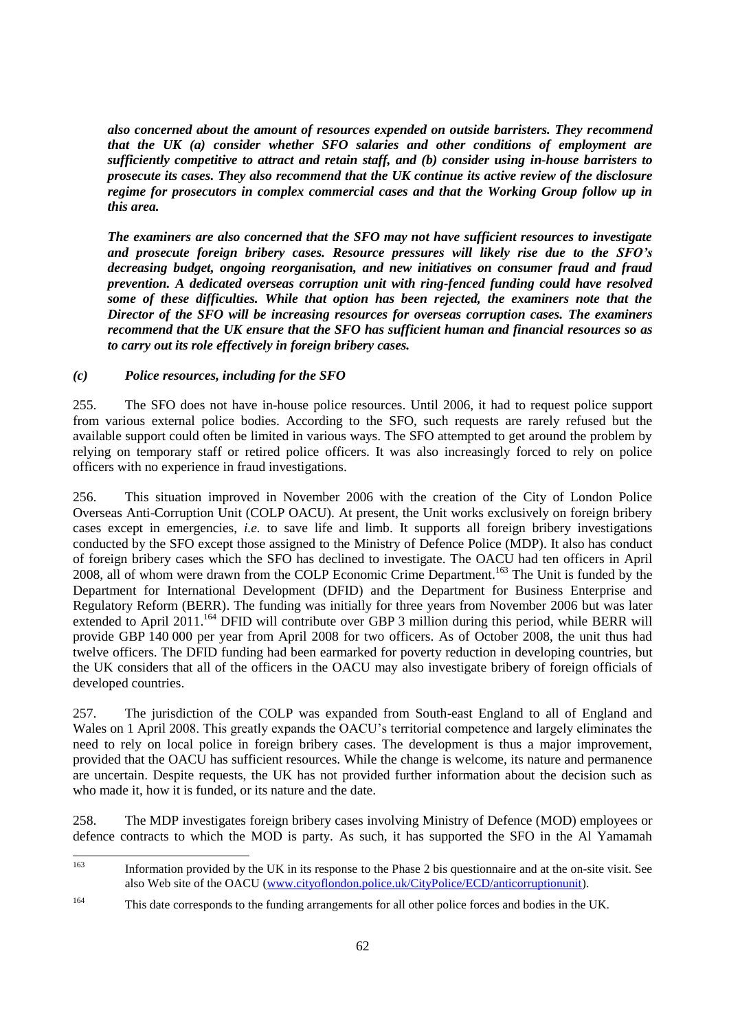***also concerned about the amount of resources expended on outside barristers. They recommend that the UK (a) consider whether SFO salaries and other conditions of employment are sufficiently competitive to attract and retain staff, and (b) consider using in-house barristers to prosecute its cases. They also recommend that the UK continue its active review of the disclosure regime for prosecutors in complex commercial cases and that the Working Group follow up in this area.***

***The examiners are also concerned that the SFO may not have sufficient resources to investigate and prosecute foreign bribery cases. Resource pressures will likely rise due to the SFO's decreasing budget, ongoing reorganisation, and new initiatives on consumer fraud and fraud prevention. A dedicated overseas corruption unit with ring-fenced funding could have resolved some of these difficulties. While that option has been rejected, the examiners note that the Director of the SFO will be increasing resources for overseas corruption cases. The examiners recommend that the UK ensure that the SFO has sufficient human and financial resources so as to carry out its role effectively in foreign bribery cases.***

### *(c) Police resources, including for the SFO*

255. The SFO does not have in-house police resources. Until 2006, it had to request police support from various external police bodies. According to the SFO, such requests are rarely refused but the available support could often be limited in various ways. The SFO attempted to get around the problem by relying on temporary staff or retired police officers. It was also increasingly forced to rely on police officers with no experience in fraud investigations.

256. This situation improved in November 2006 with the creation of the City of London Police Overseas Anti-Corruption Unit (COLP OACU). At present, the Unit works exclusively on foreign bribery cases except in emergencies, *i.e.* to save life and limb. It supports all foreign bribery investigations conducted by the SFO except those assigned to the Ministry of Defence Police (MDP). It also has conduct of foreign bribery cases which the SFO has declined to investigate. The OACU had ten officers in April 2008, all of whom were drawn from the COLP Economic Crime Department.[163] The Unit is funded by the Department for International Development (DFID) and the Department for Business Enterprise and Regulatory Reform (BERR). The funding was initially for three years from November 2006 but was later extended to April 2011.[164] DFID will contribute over GBP 3 million during this period, while BERR will provide GBP 140 000 per year from April 2008 for two officers. As of October 2008, the unit thus had twelve officers. The DFID funding had been earmarked for poverty reduction in developing countries, but the UK considers that all of the officers in the OACU may also investigate bribery of foreign officials of developed countries.

257. The jurisdiction of the COLP was expanded from South-east England to all of England and Wales on 1 April 2008. This greatly expands the OACU's territorial competence and largely eliminates the need to rely on local police in foreign bribery cases. The development is thus a major improvement, provided that the OACU has sufficient resources. While the change is welcome, its nature and permanence are uncertain. Despite requests, the UK has not provided further information about the decision such as who made it, how it is funded, or its nature and the date.

258. The MDP investigates foreign bribery cases involving Ministry of Defence (MOD) employees or defence contracts to which the MOD is party. As such, it has supported the SFO in the Al Yamamah

---

[163] Information provided by the UK in its response to the Phase 2 bis questionnaire and at the on-site visit. See also Web site of the OACU (www.cityoflondon.police.uk/CityPolice/ECD/anticorruptionunit).

[164] This date corresponds to the funding arrangements for all other police forces and bodies in the UK.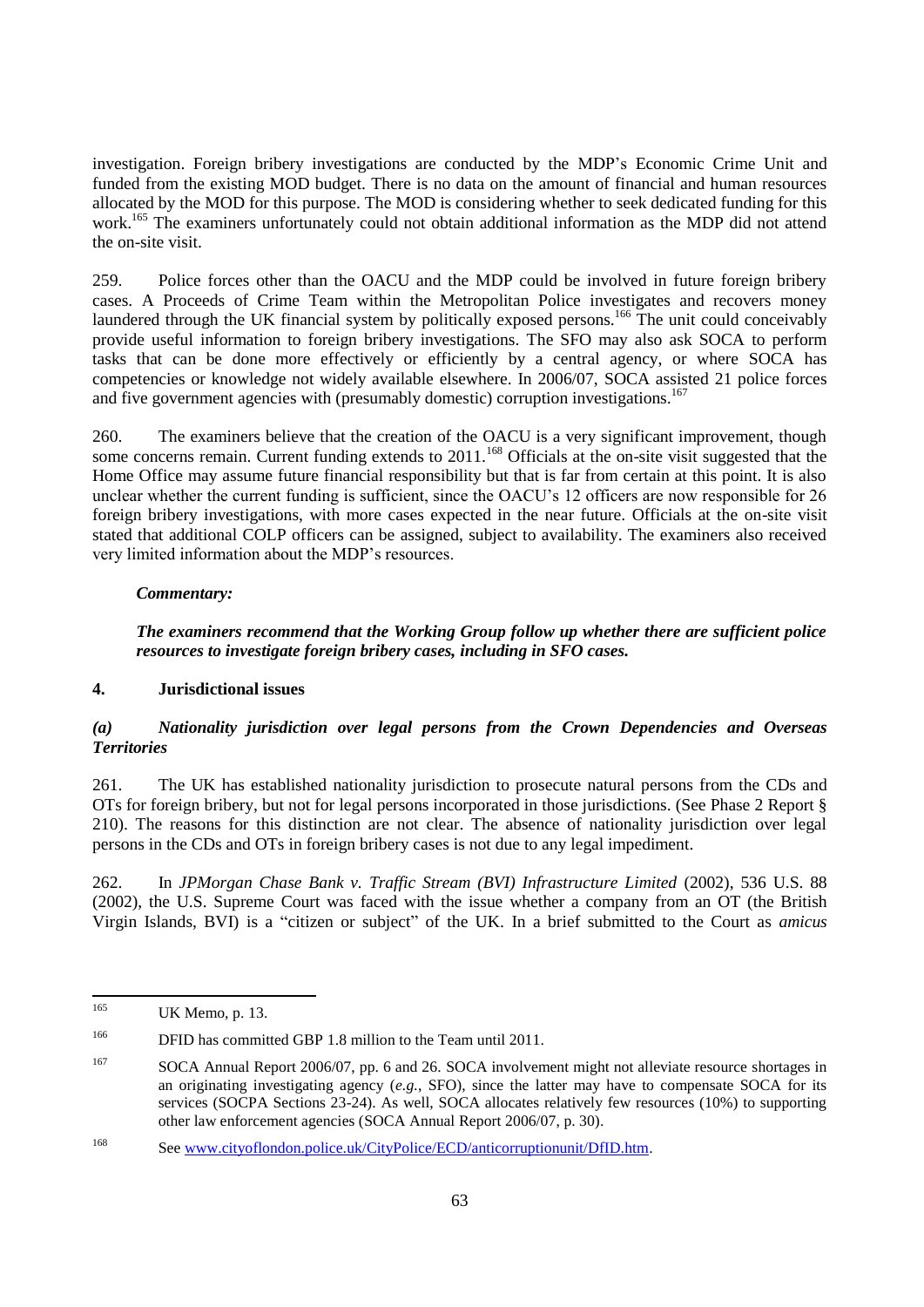investigation. Foreign bribery investigations are conducted by the MDP's Economic Crime Unit and funded from the existing MOD budget. There is no data on the amount of financial and human resources allocated by the MOD for this purpose. The MOD is considering whether to seek dedicated funding for this work.[165] The examiners unfortunately could not obtain additional information as the MDP did not attend the on-site visit.

259. Police forces other than the OACU and the MDP could be involved in future foreign bribery cases. A Proceeds of Crime Team within the Metropolitan Police investigates and recovers money laundered through the UK financial system by politically exposed persons.[166] The unit could conceivably provide useful information to foreign bribery investigations. The SFO may also ask SOCA to perform tasks that can be done more effectively or efficiently by a central agency, or where SOCA has competencies or knowledge not widely available elsewhere. In 2006/07, SOCA assisted 21 police forces and five government agencies with (presumably domestic) corruption investigations.[167]

260. The examiners believe that the creation of the OACU is a very significant improvement, though some concerns remain. Current funding extends to 2011.[168] Officials at the on-site visit suggested that the Home Office may assume future financial responsibility but that is far from certain at this point. It is also unclear whether the current funding is sufficient, since the OACU's 12 officers are now responsible for 26 foreign bribery investigations, with more cases expected in the near future. Officials at the on-site visit stated that additional COLP officers can be assigned, subject to availability. The examiners also received very limited information about the MDP's resources.

***Commentary:***

***The examiners recommend that the Working Group follow up whether there are sufficient police resources to investigate foreign bribery cases, including in SFO cases.***

## 4. Jurisdictional issues

### *(a) Nationality jurisdiction over legal persons from the Crown Dependencies and Overseas Territories*

261. The UK has established nationality jurisdiction to prosecute natural persons from the CDs and OTs for foreign bribery, but not for legal persons incorporated in those jurisdictions. (See Phase 2 Report § 210). The reasons for this distinction are not clear. The absence of nationality jurisdiction over legal persons in the CDs and OTs in foreign bribery cases is not due to any legal impediment.

262. In *JPMorgan Chase Bank v. Traffic Stream (BVI) Infrastructure Limited* (2002), 536 U.S. 88 (2002), the U.S. Supreme Court was faced with the issue whether a company from an OT (the British Virgin Islands, BVI) is a "citizen or subject" of the UK. In a brief submitted to the Court as *amicus*

---

[165] UK Memo, p. 13.

[166] DFID has committed GBP 1.8 million to the Team until 2011.

[167] SOCA Annual Report 2006/07, pp. 6 and 26. SOCA involvement might not alleviate resource shortages in an originating investigating agency (*e.g.*, SFO), since the latter may have to compensate SOCA for its services (SOCPA Sections 23-24). As well, SOCA allocates relatively few resources (10%) to supporting other law enforcement agencies (SOCA Annual Report 2006/07, p. 30).

[168] See www.cityoflondon.police.uk/CityPolice/ECD/anticorruptionunit/DfID.htm.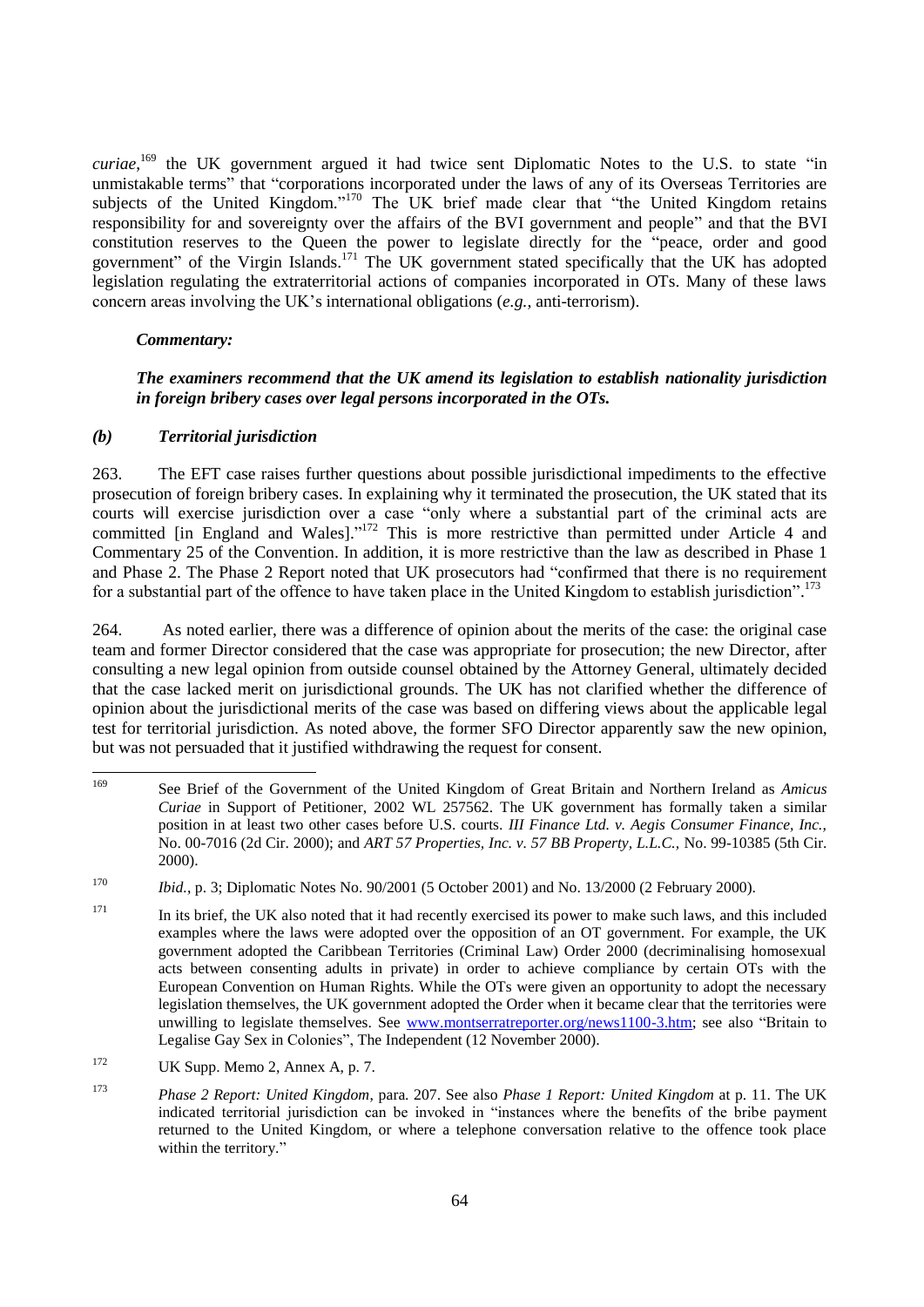*curiae*,[169] the UK government argued it had twice sent Diplomatic Notes to the U.S. to state "in unmistakable terms" that "corporations incorporated under the laws of any of its Overseas Territories are subjects of the United Kingdom."[170] The UK brief made clear that "the United Kingdom retains responsibility for and sovereignty over the affairs of the BVI government and people" and that the BVI constitution reserves to the Queen the power to legislate directly for the "peace, order and good government" of the Virgin Islands.[171] The UK government stated specifically that the UK has adopted legislation regulating the extraterritorial actions of companies incorporated in OTs. Many of these laws concern areas involving the UK's international obligations (*e.g.*, anti-terrorism).

***Commentary:***

***The examiners recommend that the UK amend its legislation to establish nationality jurisdiction in foreign bribery cases over legal persons incorporated in the OTs.***

### *(b) Territorial jurisdiction*

263. The EFT case raises further questions about possible jurisdictional impediments to the effective prosecution of foreign bribery cases. In explaining why it terminated the prosecution, the UK stated that its courts will exercise jurisdiction over a case "only where a substantial part of the criminal acts are committed [in England and Wales]."[172] This is more restrictive than permitted under Article 4 and Commentary 25 of the Convention. In addition, it is more restrictive than the law as described in Phase 1 and Phase 2. The Phase 2 Report noted that UK prosecutors had "confirmed that there is no requirement for a substantial part of the offence to have taken place in the United Kingdom to establish jurisdiction".[173]

264. As noted earlier, there was a difference of opinion about the merits of the case: the original case team and former Director considered that the case was appropriate for prosecution; the new Director, after consulting a new legal opinion from outside counsel obtained by the Attorney General, ultimately decided that the case lacked merit on jurisdictional grounds. The UK has not clarified whether the difference of opinion about the jurisdictional merits of the case was based on differing views about the applicable legal test for territorial jurisdiction. As noted above, the former SFO Director apparently saw the new opinion, but was not persuaded that it justified withdrawing the request for consent.

---

[169] See Brief of the Government of the United Kingdom of Great Britain and Northern Ireland as *Amicus Curiae* in Support of Petitioner, 2002 WL 257562. The UK government has formally taken a similar position in at least two other cases before U.S. courts. *III Finance Ltd. v. Aegis Consumer Finance, Inc.,* No. 00-7016 (2d Cir. 2000); and *ART 57 Properties, Inc. v. 57 BB Property, L.L.C.,* No. 99-10385 (5th Cir. 2000).

[170] *Ibid.*, p. 3; Diplomatic Notes No. 90/2001 (5 October 2001) and No. 13/2000 (2 February 2000).

[171] In its brief, the UK also noted that it had recently exercised its power to make such laws, and this included examples where the laws were adopted over the opposition of an OT government. For example, the UK government adopted the Caribbean Territories (Criminal Law) Order 2000 (decriminalising homosexual acts between consenting adults in private) in order to achieve compliance by certain OTs with the European Convention on Human Rights. While the OTs were given an opportunity to adopt the necessary legislation themselves, the UK government adopted the Order when it became clear that the territories were unwilling to legislate themselves. See www.montserratreporter.org/news1100-3.htm; see also "Britain to Legalise Gay Sex in Colonies", The Independent (12 November 2000).

[172] UK Supp. Memo 2, Annex A, p. 7.

[173] *Phase 2 Report: United Kingdom*, para. 207. See also *Phase 1 Report: United Kingdom* at p. 11. The UK indicated territorial jurisdiction can be invoked in "instances where the benefits of the bribe payment returned to the United Kingdom, or where a telephone conversation relative to the offence took place within the territory."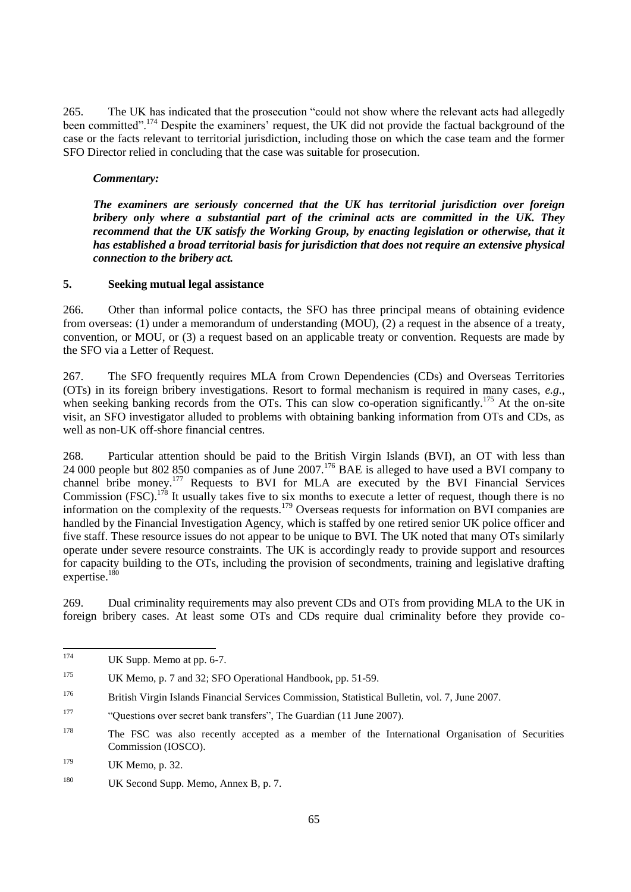265. The UK has indicated that the prosecution "could not show where the relevant acts had allegedly been committed".[174] Despite the examiners' request, the UK did not provide the factual background of the case or the facts relevant to territorial jurisdiction, including those on which the case team and the former SFO Director relied in concluding that the case was suitable for prosecution.

***Commentary:***

***The examiners are seriously concerned that the UK has territorial jurisdiction over foreign bribery only where a substantial part of the criminal acts are committed in the UK. They recommend that the UK satisfy the Working Group, by enacting legislation or otherwise, that it has established a broad territorial basis for jurisdiction that does not require an extensive physical connection to the bribery act.***

### 5. Seeking mutual legal assistance

266. Other than informal police contacts, the SFO has three principal means of obtaining evidence from overseas: (1) under a memorandum of understanding (MOU), (2) a request in the absence of a treaty, convention, or MOU, or (3) a request based on an applicable treaty or convention. Requests are made by the SFO via a Letter of Request.

267. The SFO frequently requires MLA from Crown Dependencies (CDs) and Overseas Territories (OTs) in its foreign bribery investigations. Resort to formal mechanism is required in many cases, *e.g.*, when seeking banking records from the OTs. This can slow co-operation significantly.[175] At the on-site visit, an SFO investigator alluded to problems with obtaining banking information from OTs and CDs, as well as non-UK off-shore financial centres.

268. Particular attention should be paid to the British Virgin Islands (BVI), an OT with less than 24 000 people but 802 850 companies as of June 2007.[176] BAE is alleged to have used a BVI company to channel bribe money.[177] Requests to BVI for MLA are executed by the BVI Financial Services Commission (FSC).[178] It usually takes five to six months to execute a letter of request, though there is no information on the complexity of the requests.[179] Overseas requests for information on BVI companies are handled by the Financial Investigation Agency, which is staffed by one retired senior UK police officer and five staff. These resource issues do not appear to be unique to BVI. The UK noted that many OTs similarly operate under severe resource constraints. The UK is accordingly ready to provide support and resources for capacity building to the OTs, including the provision of secondments, training and legislative drafting expertise.[180]

269. Dual criminality requirements may also prevent CDs and OTs from providing MLA to the UK in foreign bribery cases. At least some OTs and CDs require dual criminality before they provide co-

---

[174] UK Supp. Memo at pp. 6-7.

[175] UK Memo, p. 7 and 32; SFO Operational Handbook, pp. 51-59.

[176] British Virgin Islands Financial Services Commission, Statistical Bulletin, vol. 7, June 2007.

[177] "Questions over secret bank transfers", The Guardian (11 June 2007).

[178] The FSC was also recently accepted as a member of the International Organisation of Securities Commission (IOSCO).

[179] UK Memo, p. 32.

[180] UK Second Supp. Memo, Annex B, p. 7.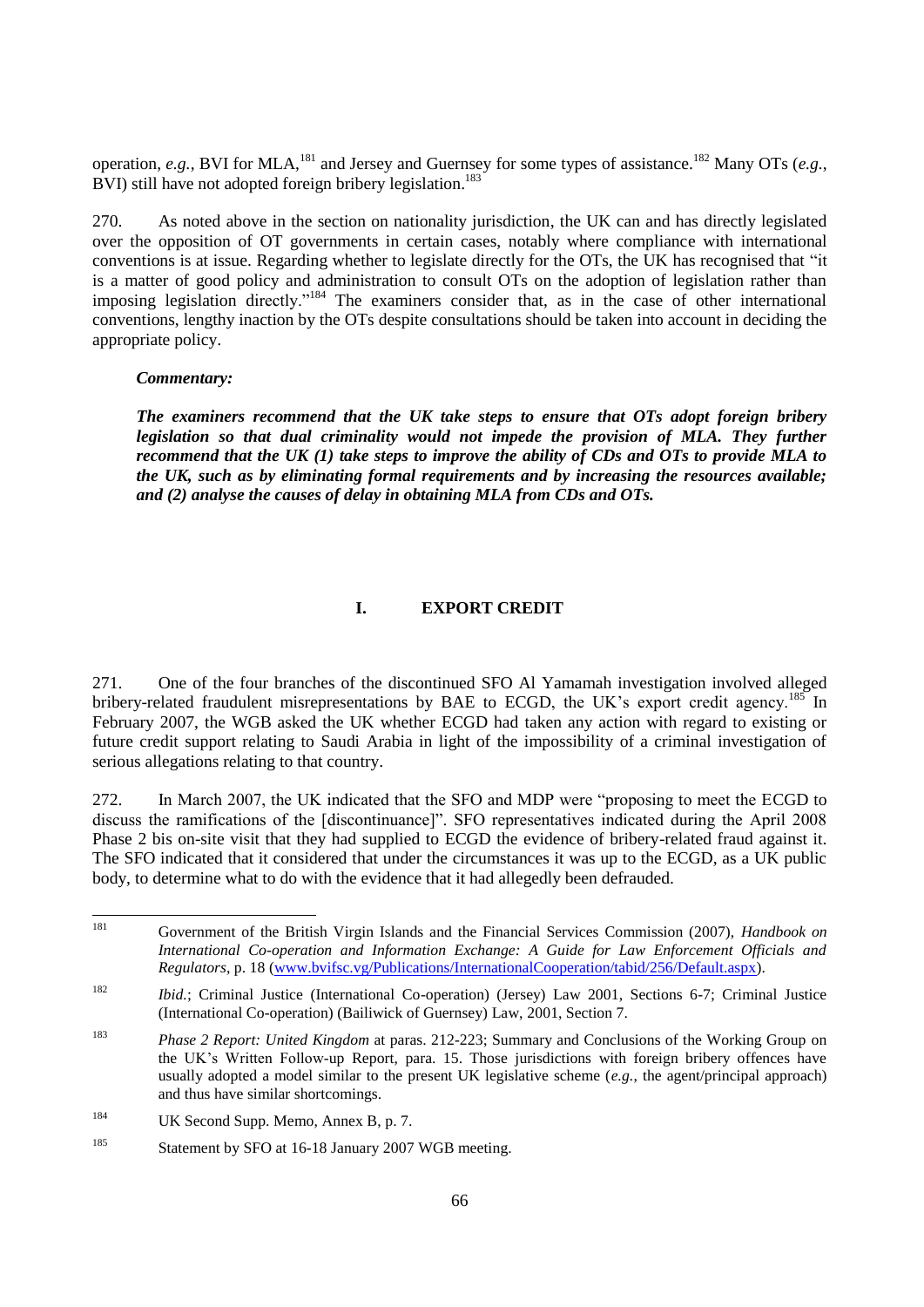operation, *e.g.*, BVI for MLA,[181] and Jersey and Guernsey for some types of assistance.[182] Many OTs (*e.g.*, BVI) still have not adopted foreign bribery legislation.[183]

270. As noted above in the section on nationality jurisdiction, the UK can and has directly legislated over the opposition of OT governments in certain cases, notably where compliance with international conventions is at issue. Regarding whether to legislate directly for the OTs, the UK has recognised that "it is a matter of good policy and administration to consult OTs on the adoption of legislation rather than imposing legislation directly."[184] The examiners consider that, as in the case of other international conventions, lengthy inaction by the OTs despite consultations should be taken into account in deciding the appropriate policy.

***Commentary:***

***The examiners recommend that the UK take steps to ensure that OTs adopt foreign bribery legislation so that dual criminality would not impede the provision of MLA. They further recommend that the UK (1) take steps to improve the ability of CDs and OTs to provide MLA to the UK, such as by eliminating formal requirements and by increasing the resources available; and (2) analyse the causes of delay in obtaining MLA from CDs and OTs.***

## I. EXPORT CREDIT

271. One of the four branches of the discontinued SFO Al Yamamah investigation involved alleged bribery-related fraudulent misrepresentations by BAE to ECGD, the UK's export credit agency.[185] In February 2007, the WGB asked the UK whether ECGD had taken any action with regard to existing or future credit support relating to Saudi Arabia in light of the impossibility of a criminal investigation of serious allegations relating to that country.

272. In March 2007, the UK indicated that the SFO and MDP were "proposing to meet the ECGD to discuss the ramifications of the [discontinuance]". SFO representatives indicated during the April 2008 Phase 2 bis on-site visit that they had supplied to ECGD the evidence of bribery-related fraud against it. The SFO indicated that it considered that under the circumstances it was up to the ECGD, as a UK public body, to determine what to do with the evidence that it had allegedly been defrauded.

---

[181] Government of the British Virgin Islands and the Financial Services Commission (2007), *Handbook on International Co-operation and Information Exchange: A Guide for Law Enforcement Officials and Regulators*, p. 18 (www.bvifsc.vg/Publications/InternationalCooperation/tabid/256/Default.aspx).

[182] *Ibid.*; Criminal Justice (International Co-operation) (Jersey) Law 2001, Sections 6-7; Criminal Justice (International Co-operation) (Bailiwick of Guernsey) Law, 2001, Section 7.

[183] *Phase 2 Report: United Kingdom* at paras. 212-223; Summary and Conclusions of the Working Group on the UK's Written Follow-up Report, para. 15. Those jurisdictions with foreign bribery offences have usually adopted a model similar to the present UK legislative scheme (*e.g.*, the agent/principal approach) and thus have similar shortcomings.

[184] UK Second Supp. Memo, Annex B, p. 7.

[185] Statement by SFO at 16-18 January 2007 WGB meeting.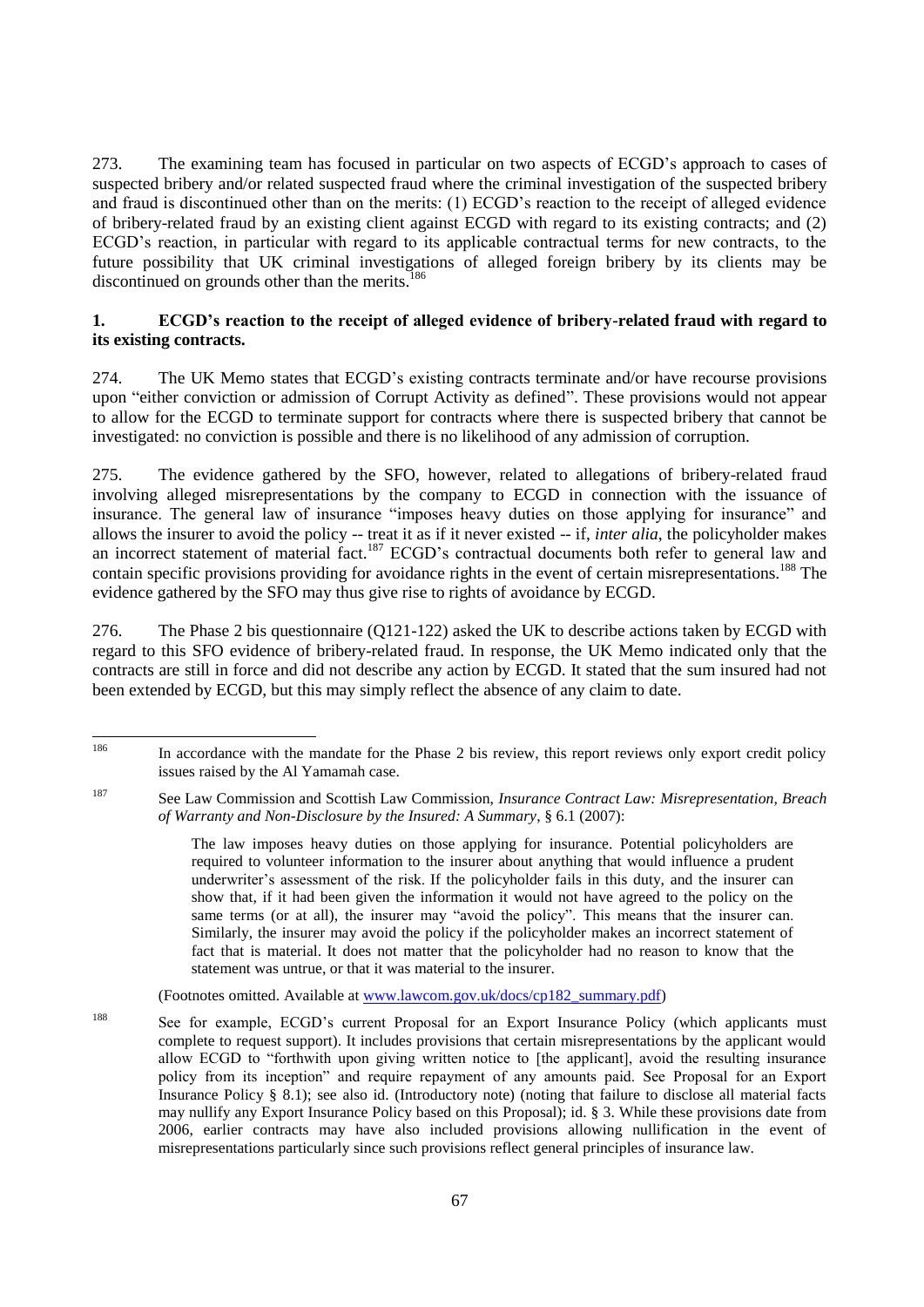273. The examining team has focused in particular on two aspects of ECGD's approach to cases of suspected bribery and/or related suspected fraud where the criminal investigation of the suspected bribery and fraud is discontinued other than on the merits: (1) ECGD's reaction to the receipt of alleged evidence of bribery-related fraud by an existing client against ECGD with regard to its existing contracts; and (2) ECGD's reaction, in particular with regard to its applicable contractual terms for new contracts, to the future possibility that UK criminal investigations of alleged foreign bribery by its clients may be discontinued on grounds other than the merits.[186]

**1. ECGD's reaction to the receipt of alleged evidence of bribery-related fraud with regard to its existing contracts.**

274. The UK Memo states that ECGD's existing contracts terminate and/or have recourse provisions upon "either conviction or admission of Corrupt Activity as defined". These provisions would not appear to allow for the ECGD to terminate support for contracts where there is suspected bribery that cannot be investigated: no conviction is possible and there is no likelihood of any admission of corruption.

275. The evidence gathered by the SFO, however, related to allegations of bribery-related fraud involving alleged misrepresentations by the company to ECGD in connection with the issuance of insurance. The general law of insurance "imposes heavy duties on those applying for insurance" and allows the insurer to avoid the policy -- treat it as if it never existed -- if, *inter alia*, the policyholder makes an incorrect statement of material fact.[187] ECGD's contractual documents both refer to general law and contain specific provisions providing for avoidance rights in the event of certain misrepresentations.[188] The evidence gathered by the SFO may thus give rise to rights of avoidance by ECGD.

276. The Phase 2 bis questionnaire (Q121-122) asked the UK to describe actions taken by ECGD with regard to this SFO evidence of bribery-related fraud. In response, the UK Memo indicated only that the contracts are still in force and did not describe any action by ECGD. It stated that the sum insured had not been extended by ECGD, but this may simply reflect the absence of any claim to date.

---

[186] In accordance with the mandate for the Phase 2 bis review, this report reviews only export credit policy issues raised by the Al Yamamah case.

[187] See Law Commission and Scottish Law Commission, *Insurance Contract Law: Misrepresentation, Breach of Warranty and Non-Disclosure by the Insured: A Summary*, § 6.1 (2007):

> The law imposes heavy duties on those applying for insurance. Potential policyholders are required to volunteer information to the insurer about anything that would influence a prudent underwriter's assessment of the risk. If the policyholder fails in this duty, and the insurer can show that, if it had been given the information it would not have agreed to the policy on the same terms (or at all), the insurer may "avoid the policy". This means that the insurer can. Similarly, the insurer may avoid the policy if the policyholder makes an incorrect statement of fact that is material. It does not matter that the policyholder had no reason to know that the statement was untrue, or that it was material to the insurer.

(Footnotes omitted. Available at www.lawcom.gov.uk/docs/cp182_summary.pdf)

[188] See for example, ECGD's current Proposal for an Export Insurance Policy (which applicants must complete to request support). It includes provisions that certain misrepresentations by the applicant would allow ECGD to "forthwith upon giving written notice to [the applicant], avoid the resulting insurance policy from its inception" and require repayment of any amounts paid. See Proposal for an Export Insurance Policy § 8.1); see also id. (Introductory note) (noting that failure to disclose all material facts may nullify any Export Insurance Policy based on this Proposal); id. § 3. While these provisions date from 2006, earlier contracts may have also included provisions allowing nullification in the event of misrepresentations particularly since such provisions reflect general principles of insurance law.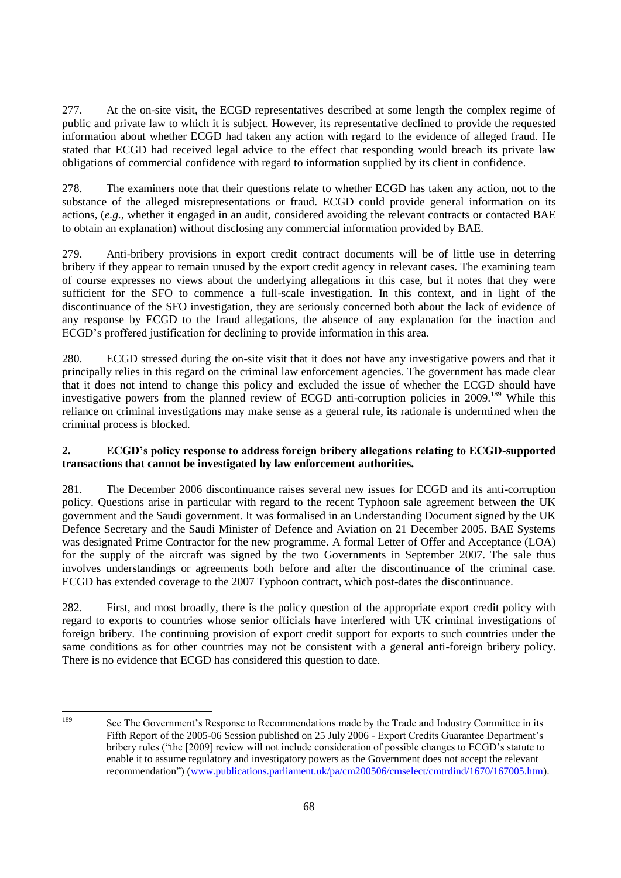277. At the on-site visit, the ECGD representatives described at some length the complex regime of public and private law to which it is subject. However, its representative declined to provide the requested information about whether ECGD had taken any action with regard to the evidence of alleged fraud. He stated that ECGD had received legal advice to the effect that responding would breach its private law obligations of commercial confidence with regard to information supplied by its client in confidence.

278. The examiners note that their questions relate to whether ECGD has taken any action, not to the substance of the alleged misrepresentations or fraud. ECGD could provide general information on its actions, (*e.g.*, whether it engaged in an audit, considered avoiding the relevant contracts or contacted BAE to obtain an explanation) without disclosing any commercial information provided by BAE.

279. Anti-bribery provisions in export credit contract documents will be of little use in deterring bribery if they appear to remain unused by the export credit agency in relevant cases. The examining team of course expresses no views about the underlying allegations in this case, but it notes that they were sufficient for the SFO to commence a full-scale investigation. In this context, and in light of the discontinuance of the SFO investigation, they are seriously concerned both about the lack of evidence of any response by ECGD to the fraud allegations, the absence of any explanation for the inaction and ECGD's proffered justification for declining to provide information in this area.

280. ECGD stressed during the on-site visit that it does not have any investigative powers and that it principally relies in this regard on the criminal law enforcement agencies. The government has made clear that it does not intend to change this policy and excluded the issue of whether the ECGD should have investigative powers from the planned review of ECGD anti-corruption policies in 2009.[189] While this reliance on criminal investigations may make sense as a general rule, its rationale is undermined when the criminal process is blocked.

**2. ECGD's policy response to address foreign bribery allegations relating to ECGD-supported transactions that cannot be investigated by law enforcement authorities.**

281. The December 2006 discontinuance raises several new issues for ECGD and its anti-corruption policy. Questions arise in particular with regard to the recent Typhoon sale agreement between the UK government and the Saudi government. It was formalised in an Understanding Document signed by the UK Defence Secretary and the Saudi Minister of Defence and Aviation on 21 December 2005. BAE Systems was designated Prime Contractor for the new programme. A formal Letter of Offer and Acceptance (LOA) for the supply of the aircraft was signed by the two Governments in September 2007. The sale thus involves understandings or agreements both before and after the discontinuance of the criminal case. ECGD has extended coverage to the 2007 Typhoon contract, which post-dates the discontinuance.

282. First, and most broadly, there is the policy question of the appropriate export credit policy with regard to exports to countries whose senior officials have interfered with UK criminal investigations of foreign bribery. The continuing provision of export credit support for exports to such countries under the same conditions as for other countries may not be consistent with a general anti-foreign bribery policy. There is no evidence that ECGD has considered this question to date.

---

[189] See The Government's Response to Recommendations made by the Trade and Industry Committee in its Fifth Report of the 2005-06 Session published on 25 July 2006 - Export Credits Guarantee Department's bribery rules ("the [2009] review will not include consideration of possible changes to ECGD's statute to enable it to assume regulatory and investigatory powers as the Government does not accept the relevant recommendation") (www.publications.parliament.uk/pa/cm200506/cmselect/cmtrdind/1670/167005.htm).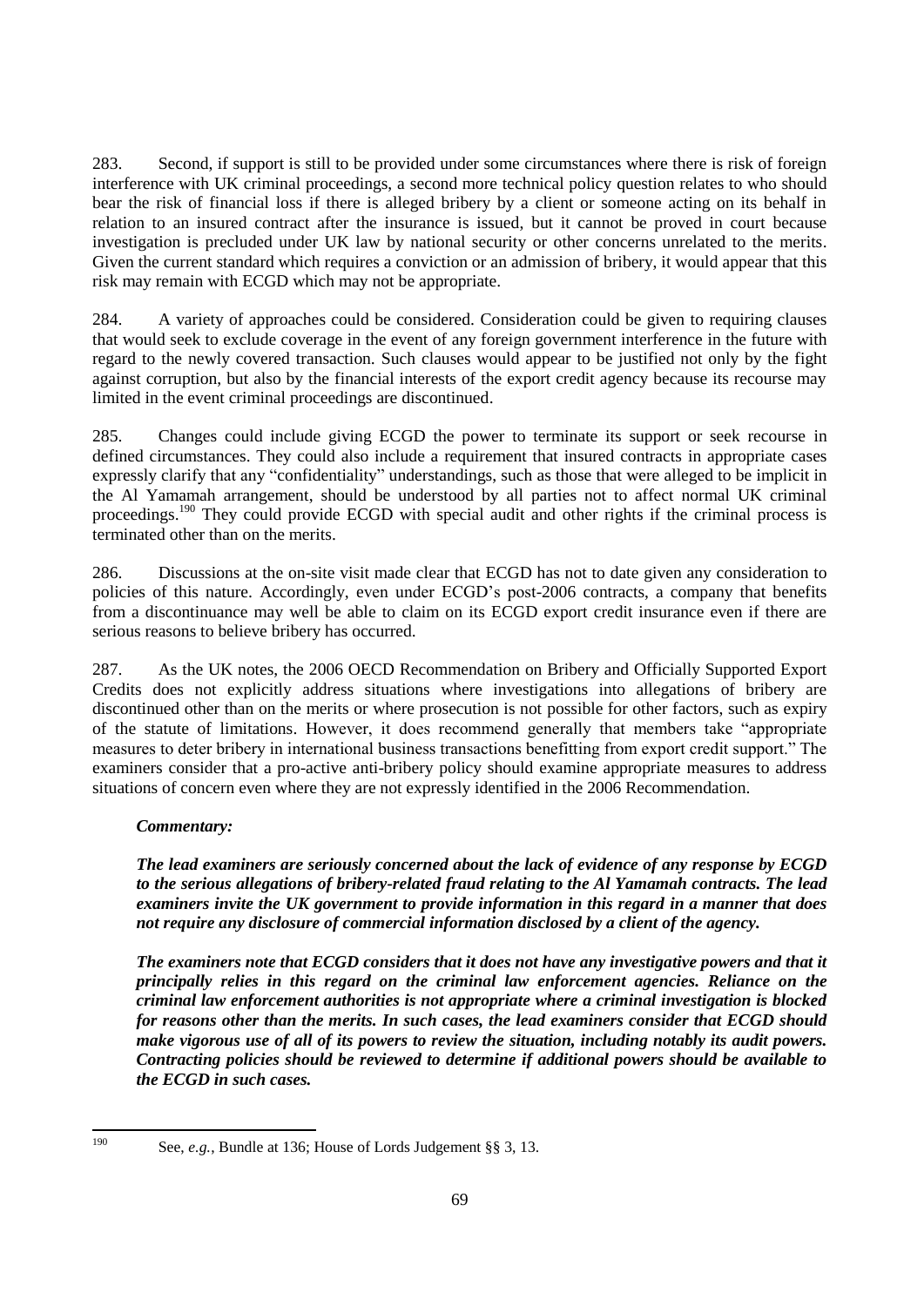283. Second, if support is still to be provided under some circumstances where there is risk of foreign interference with UK criminal proceedings, a second more technical policy question relates to who should bear the risk of financial loss if there is alleged bribery by a client or someone acting on its behalf in relation to an insured contract after the insurance is issued, but it cannot be proved in court because investigation is precluded under UK law by national security or other concerns unrelated to the merits. Given the current standard which requires a conviction or an admission of bribery, it would appear that this risk may remain with ECGD which may not be appropriate.

284. A variety of approaches could be considered. Consideration could be given to requiring clauses that would seek to exclude coverage in the event of any foreign government interference in the future with regard to the newly covered transaction. Such clauses would appear to be justified not only by the fight against corruption, but also by the financial interests of the export credit agency because its recourse may limited in the event criminal proceedings are discontinued.

285. Changes could include giving ECGD the power to terminate its support or seek recourse in defined circumstances. They could also include a requirement that insured contracts in appropriate cases expressly clarify that any "confidentiality" understandings, such as those that were alleged to be implicit in the Al Yamamah arrangement, should be understood by all parties not to affect normal UK criminal proceedings.[190] They could provide ECGD with special audit and other rights if the criminal process is terminated other than on the merits.

286. Discussions at the on-site visit made clear that ECGD has not to date given any consideration to policies of this nature. Accordingly, even under ECGD's post-2006 contracts, a company that benefits from a discontinuance may well be able to claim on its ECGD export credit insurance even if there are serious reasons to believe bribery has occurred.

287. As the UK notes, the 2006 OECD Recommendation on Bribery and Officially Supported Export Credits does not explicitly address situations where investigations into allegations of bribery are discontinued other than on the merits or where prosecution is not possible for other factors, such as expiry of the statute of limitations. However, it does recommend generally that members take "appropriate measures to deter bribery in international business transactions benefitting from export credit support." The examiners consider that a pro-active anti-bribery policy should examine appropriate measures to address situations of concern even where they are not expressly identified in the 2006 Recommendation.

***Commentary:***

***The lead examiners are seriously concerned about the lack of evidence of any response by ECGD to the serious allegations of bribery-related fraud relating to the Al Yamamah contracts. The lead examiners invite the UK government to provide information in this regard in a manner that does not require any disclosure of commercial information disclosed by a client of the agency.***

***The examiners note that ECGD considers that it does not have any investigative powers and that it principally relies in this regard on the criminal law enforcement agencies. Reliance on the criminal law enforcement authorities is not appropriate where a criminal investigation is blocked for reasons other than the merits. In such cases, the lead examiners consider that ECGD should make vigorous use of all of its powers to review the situation, including notably its audit powers. Contracting policies should be reviewed to determine if additional powers should be available to the ECGD in such cases.***

---

[190] See, *e.g.*, Bundle at 136; House of Lords Judgement §§ 3, 13.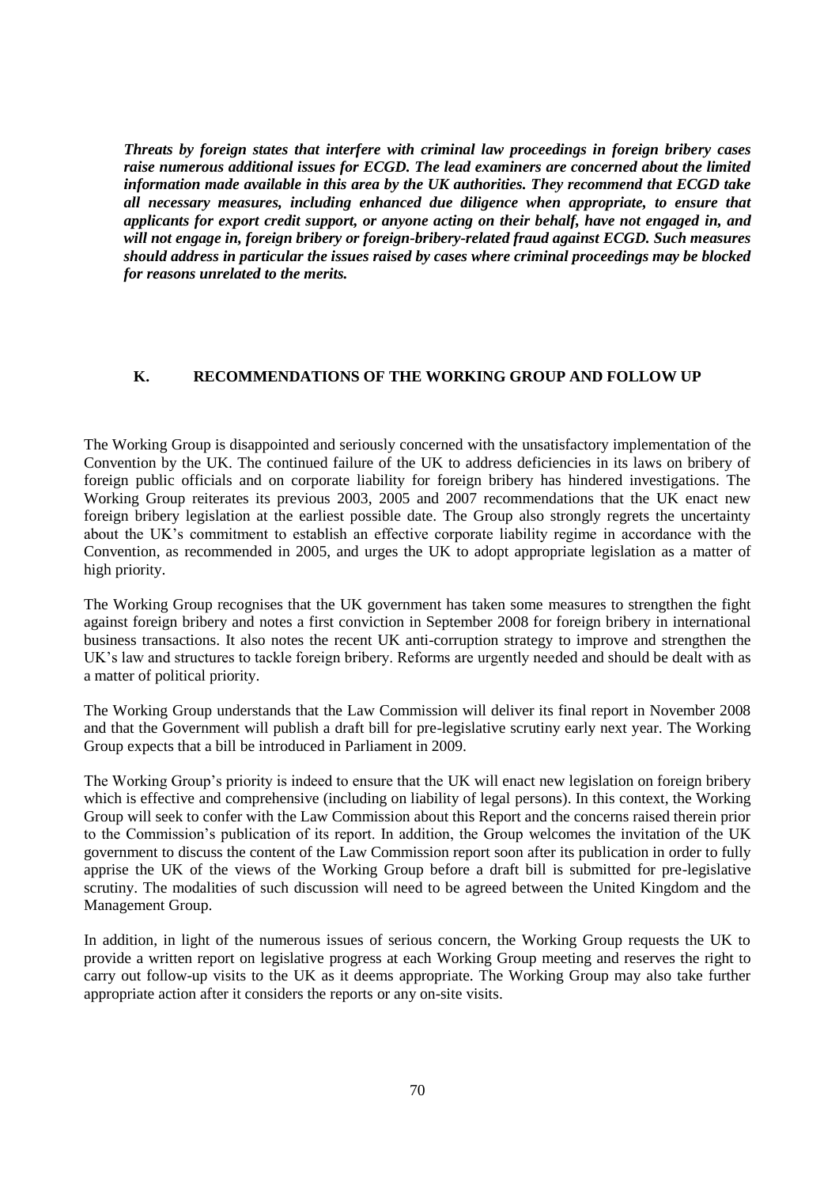***Threats by foreign states that interfere with criminal law proceedings in foreign bribery cases raise numerous additional issues for ECGD. The lead examiners are concerned about the limited information made available in this area by the UK authorities. They recommend that ECGD take all necessary measures, including enhanced due diligence when appropriate, to ensure that applicants for export credit support, or anyone acting on their behalf, have not engaged in, and will not engage in, foreign bribery or foreign-bribery-related fraud against ECGD. Such measures should address in particular the issues raised by cases where criminal proceedings may be blocked for reasons unrelated to the merits.***

## K. RECOMMENDATIONS OF THE WORKING GROUP AND FOLLOW UP

The Working Group is disappointed and seriously concerned with the unsatisfactory implementation of the Convention by the UK. The continued failure of the UK to address deficiencies in its laws on bribery of foreign public officials and on corporate liability for foreign bribery has hindered investigations. The Working Group reiterates its previous 2003, 2005 and 2007 recommendations that the UK enact new foreign bribery legislation at the earliest possible date. The Group also strongly regrets the uncertainty about the UK's commitment to establish an effective corporate liability regime in accordance with the Convention, as recommended in 2005, and urges the UK to adopt appropriate legislation as a matter of high priority.

The Working Group recognises that the UK government has taken some measures to strengthen the fight against foreign bribery and notes a first conviction in September 2008 for foreign bribery in international business transactions. It also notes the recent UK anti-corruption strategy to improve and strengthen the UK's law and structures to tackle foreign bribery. Reforms are urgently needed and should be dealt with as a matter of political priority.

The Working Group understands that the Law Commission will deliver its final report in November 2008 and that the Government will publish a draft bill for pre-legislative scrutiny early next year. The Working Group expects that a bill be introduced in Parliament in 2009.

The Working Group's priority is indeed to ensure that the UK will enact new legislation on foreign bribery which is effective and comprehensive (including on liability of legal persons). In this context, the Working Group will seek to confer with the Law Commission about this Report and the concerns raised therein prior to the Commission's publication of its report. In addition, the Group welcomes the invitation of the UK government to discuss the content of the Law Commission report soon after its publication in order to fully apprise the UK of the views of the Working Group before a draft bill is submitted for pre-legislative scrutiny. The modalities of such discussion will need to be agreed between the United Kingdom and the Management Group.

In addition, in light of the numerous issues of serious concern, the Working Group requests the UK to provide a written report on legislative progress at each Working Group meeting and reserves the right to carry out follow-up visits to the UK as it deems appropriate. The Working Group may also take further appropriate action after it considers the reports or any on-site visits.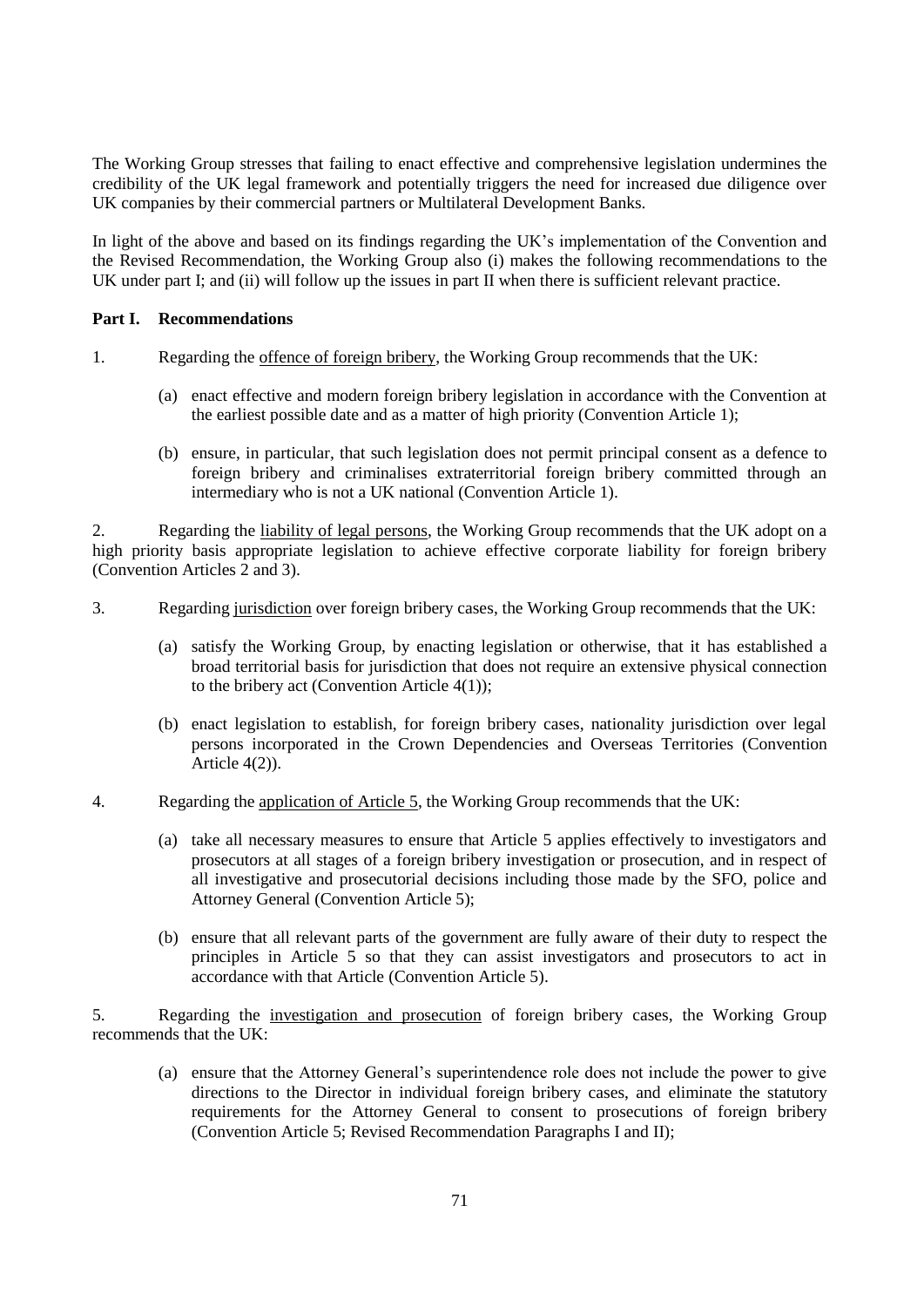The Working Group stresses that failing to enact effective and comprehensive legislation undermines the credibility of the UK legal framework and potentially triggers the need for increased due diligence over UK companies by their commercial partners or Multilateral Development Banks.

In light of the above and based on its findings regarding the UK's implementation of the Convention and the Revised Recommendation, the Working Group also (i) makes the following recommendations to the UK under part I; and (ii) will follow up the issues in part II when there is sufficient relevant practice.

**Part I. Recommendations**

1. Regarding the offence of foreign bribery, the Working Group recommends that the UK:

   (a) enact effective and modern foreign bribery legislation in accordance with the Convention at the earliest possible date and as a matter of high priority (Convention Article 1);

   (b) ensure, in particular, that such legislation does not permit principal consent as a defence to foreign bribery and criminalises extraterritorial foreign bribery committed through an intermediary who is not a UK national (Convention Article 1).

2. Regarding the liability of legal persons, the Working Group recommends that the UK adopt on a high priority basis appropriate legislation to achieve effective corporate liability for foreign bribery (Convention Articles 2 and 3).

3. Regarding jurisdiction over foreign bribery cases, the Working Group recommends that the UK:

   (a) satisfy the Working Group, by enacting legislation or otherwise, that it has established a broad territorial basis for jurisdiction that does not require an extensive physical connection to the bribery act (Convention Article 4(1));

   (b) enact legislation to establish, for foreign bribery cases, nationality jurisdiction over legal persons incorporated in the Crown Dependencies and Overseas Territories (Convention Article 4(2)).

4. Regarding the application of Article 5, the Working Group recommends that the UK:

   (a) take all necessary measures to ensure that Article 5 applies effectively to investigators and prosecutors at all stages of a foreign bribery investigation or prosecution, and in respect of all investigative and prosecutorial decisions including those made by the SFO, police and Attorney General (Convention Article 5);

   (b) ensure that all relevant parts of the government are fully aware of their duty to respect the principles in Article 5 so that they can assist investigators and prosecutors to act in accordance with that Article (Convention Article 5).

5. Regarding the investigation and prosecution of foreign bribery cases, the Working Group recommends that the UK:

   (a) ensure that the Attorney General's superintendence role does not include the power to give directions to the Director in individual foreign bribery cases, and eliminate the statutory requirements for the Attorney General to consent to prosecutions of foreign bribery (Convention Article 5; Revised Recommendation Paragraphs I and II);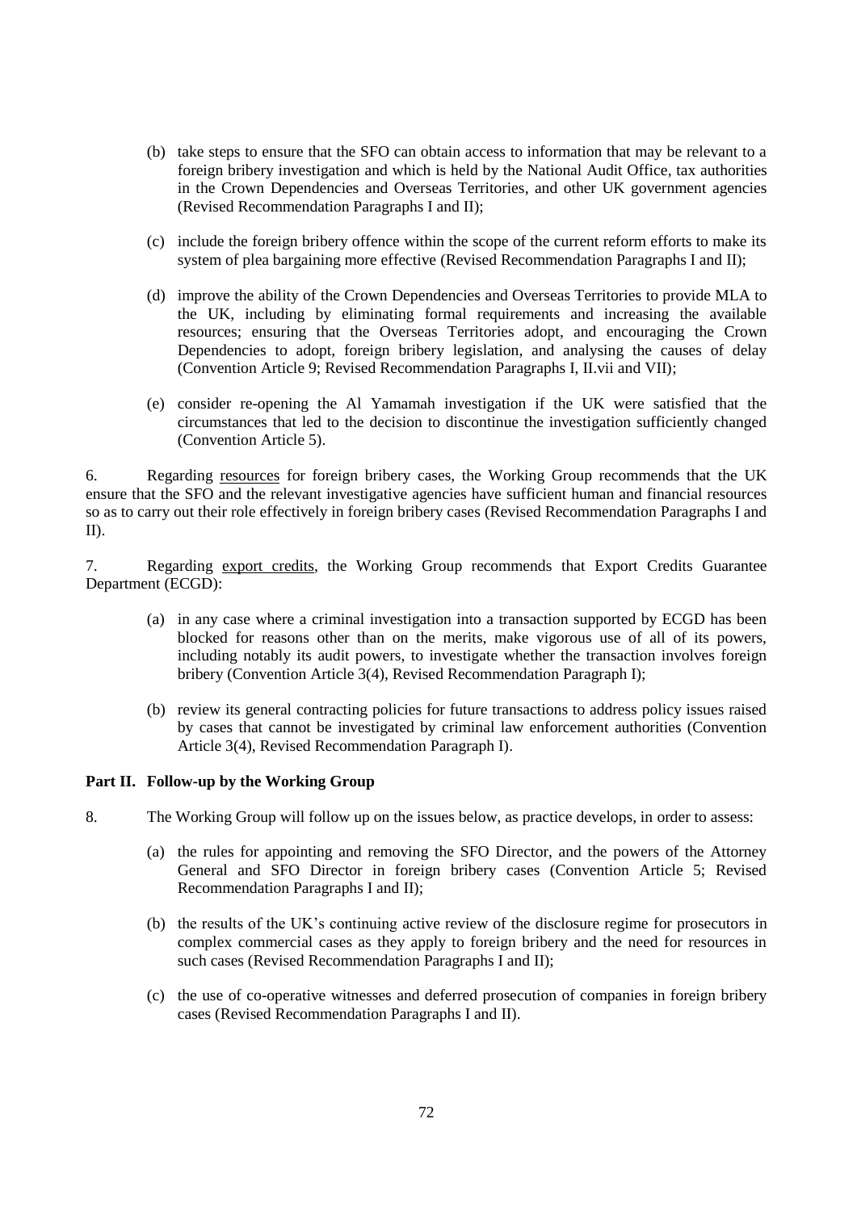(b) take steps to ensure that the SFO can obtain access to information that may be relevant to a foreign bribery investigation and which is held by the National Audit Office, tax authorities in the Crown Dependencies and Overseas Territories, and other UK government agencies (Revised Recommendation Paragraphs I and II);

(c) include the foreign bribery offence within the scope of the current reform efforts to make its system of plea bargaining more effective (Revised Recommendation Paragraphs I and II);

(d) improve the ability of the Crown Dependencies and Overseas Territories to provide MLA to the UK, including by eliminating formal requirements and increasing the available resources; ensuring that the Overseas Territories adopt, and encouraging the Crown Dependencies to adopt, foreign bribery legislation, and analysing the causes of delay (Convention Article 9; Revised Recommendation Paragraphs I, II.vii and VII);

(e) consider re-opening the Al Yamamah investigation if the UK were satisfied that the circumstances that led to the decision to discontinue the investigation sufficiently changed (Convention Article 5).

6. Regarding resources for foreign bribery cases, the Working Group recommends that the UK ensure that the SFO and the relevant investigative agencies have sufficient human and financial resources so as to carry out their role effectively in foreign bribery cases (Revised Recommendation Paragraphs I and II).

7. Regarding export credits, the Working Group recommends that Export Credits Guarantee Department (ECGD):

(a) in any case where a criminal investigation into a transaction supported by ECGD has been blocked for reasons other than on the merits, make vigorous use of all of its powers, including notably its audit powers, to investigate whether the transaction involves foreign bribery (Convention Article 3(4), Revised Recommendation Paragraph I);

(b) review its general contracting policies for future transactions to address policy issues raised by cases that cannot be investigated by criminal law enforcement authorities (Convention Article 3(4), Revised Recommendation Paragraph I).

**Part II. Follow-up by the Working Group**

8. The Working Group will follow up on the issues below, as practice develops, in order to assess:

(a) the rules for appointing and removing the SFO Director, and the powers of the Attorney General and SFO Director in foreign bribery cases (Convention Article 5; Revised Recommendation Paragraphs I and II);

(b) the results of the UK's continuing active review of the disclosure regime for prosecutors in complex commercial cases as they apply to foreign bribery and the need for resources in such cases (Revised Recommendation Paragraphs I and II);

(c) the use of co-operative witnesses and deferred prosecution of companies in foreign bribery cases (Revised Recommendation Paragraphs I and II).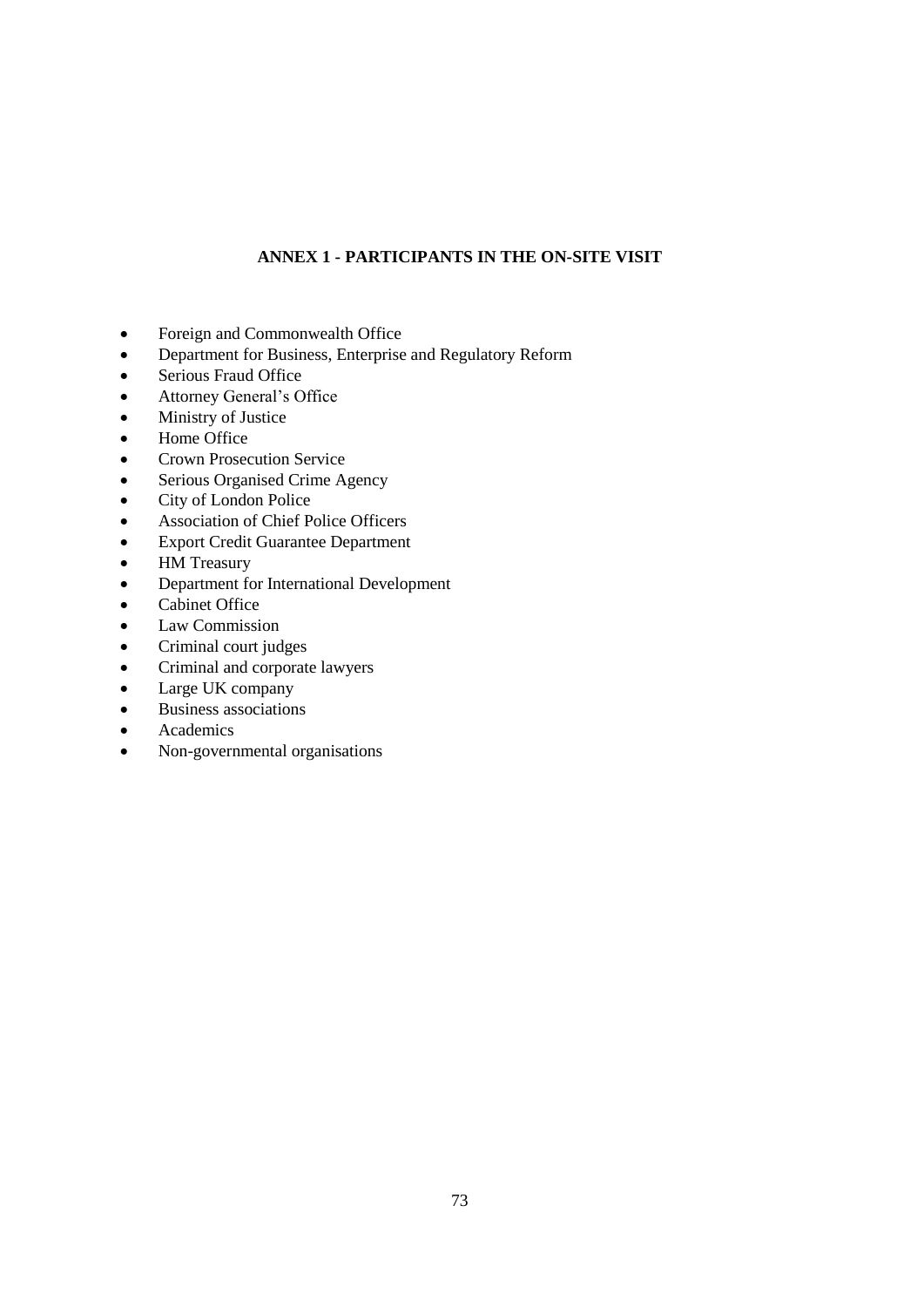# ANNEX 1 - PARTICIPANTS IN THE ON-SITE VISIT

- Foreign and Commonwealth Office
- Department for Business, Enterprise and Regulatory Reform
- Serious Fraud Office
- Attorney General's Office
- Ministry of Justice
- Home Office
- Crown Prosecution Service
- Serious Organised Crime Agency
- City of London Police
- Association of Chief Police Officers
- Export Credit Guarantee Department
- HM Treasury
- Department for International Development
- Cabinet Office
- Law Commission
- Criminal court judges
- Criminal and corporate lawyers
- Large UK company
- Business associations
- Academics
- Non-governmental organisations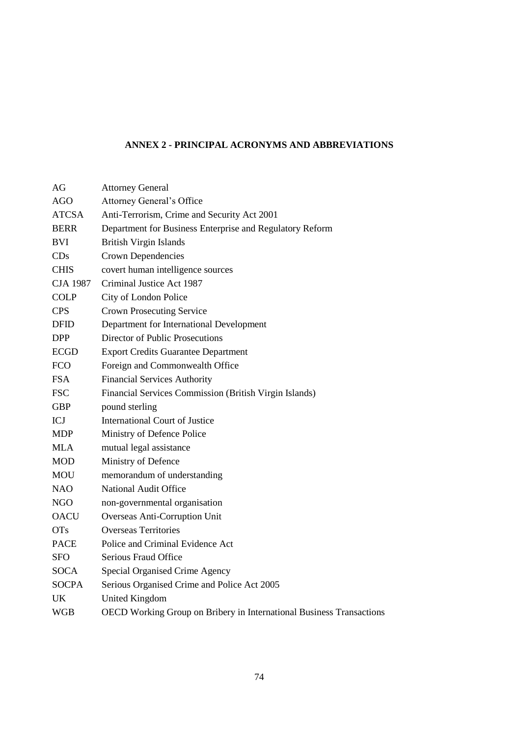## ANNEX 2 - PRINCIPAL ACRONYMS AND ABBREVIATIONS

| | |
|---|---|
| AG | Attorney General |
| AGO | Attorney General's Office |
| ATCSA | Anti-Terrorism, Crime and Security Act 2001 |
| BERR | Department for Business Enterprise and Regulatory Reform |
| BVI | British Virgin Islands |
| CDs | Crown Dependencies |
| CHIS | covert human intelligence sources |
| CJA 1987 | Criminal Justice Act 1987 |
| COLP | City of London Police |
| CPS | Crown Prosecuting Service |
| DFID | Department for International Development |
| DPP | Director of Public Prosecutions |
| ECGD | Export Credits Guarantee Department |
| FCO | Foreign and Commonwealth Office |
| FSA | Financial Services Authority |
| FSC | Financial Services Commission (British Virgin Islands) |
| GBP | pound sterling |
| ICJ | International Court of Justice |
| MDP | Ministry of Defence Police |
| MLA | mutual legal assistance |
| MOD | Ministry of Defence |
| MOU | memorandum of understanding |
| NAO | National Audit Office |
| NGO | non-governmental organisation |
| OACU | Overseas Anti-Corruption Unit |
| OTs | Overseas Territories |
| PACE | Police and Criminal Evidence Act |
| SFO | Serious Fraud Office |
| SOCA | Special Organised Crime Agency |
| SOCPA | Serious Organised Crime and Police Act 2005 |
| UK | United Kingdom |
| WGB | OECD Working Group on Bribery in International Business Transactions |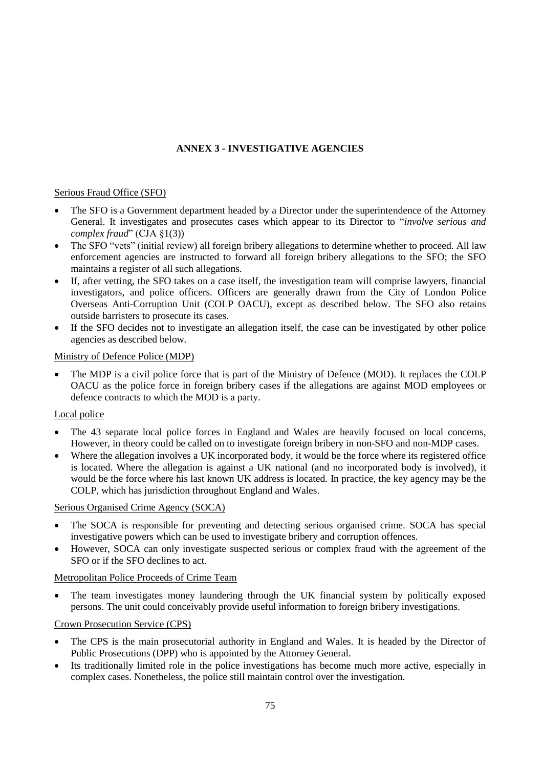## ANNEX 3 - INVESTIGATIVE AGENCIES

Serious Fraud Office (SFO)

- The SFO is a Government department headed by a Director under the superintendence of the Attorney General. It investigates and prosecutes cases which appear to its Director to "*involve serious and complex fraud*" (CJA §1(3))
- The SFO "vets" (initial review) all foreign bribery allegations to determine whether to proceed. All law enforcement agencies are instructed to forward all foreign bribery allegations to the SFO; the SFO maintains a register of all such allegations.
- If, after vetting, the SFO takes on a case itself, the investigation team will comprise lawyers, financial investigators, and police officers. Officers are generally drawn from the City of London Police Overseas Anti-Corruption Unit (COLP OACU), except as described below. The SFO also retains outside barristers to prosecute its cases.
- If the SFO decides not to investigate an allegation itself, the case can be investigated by other police agencies as described below.

Ministry of Defence Police (MDP)

- The MDP is a civil police force that is part of the Ministry of Defence (MOD). It replaces the COLP OACU as the police force in foreign bribery cases if the allegations are against MOD employees or defence contracts to which the MOD is a party.

Local police

- The 43 separate local police forces in England and Wales are heavily focused on local concerns, However, in theory could be called on to investigate foreign bribery in non-SFO and non-MDP cases.
- Where the allegation involves a UK incorporated body, it would be the force where its registered office is located. Where the allegation is against a UK national (and no incorporated body is involved), it would be the force where his last known UK address is located. In practice, the key agency may be the COLP, which has jurisdiction throughout England and Wales.

Serious Organised Crime Agency (SOCA)

- The SOCA is responsible for preventing and detecting serious organised crime. SOCA has special investigative powers which can be used to investigate bribery and corruption offences.
- However, SOCA can only investigate suspected serious or complex fraud with the agreement of the SFO or if the SFO declines to act.

Metropolitan Police Proceeds of Crime Team

- The team investigates money laundering through the UK financial system by politically exposed persons. The unit could conceivably provide useful information to foreign bribery investigations.

Crown Prosecution Service (CPS)

- The CPS is the main prosecutorial authority in England and Wales. It is headed by the Director of Public Prosecutions (DPP) who is appointed by the Attorney General.
- Its traditionally limited role in the police investigations has become much more active, especially in complex cases. Nonetheless, the police still maintain control over the investigation.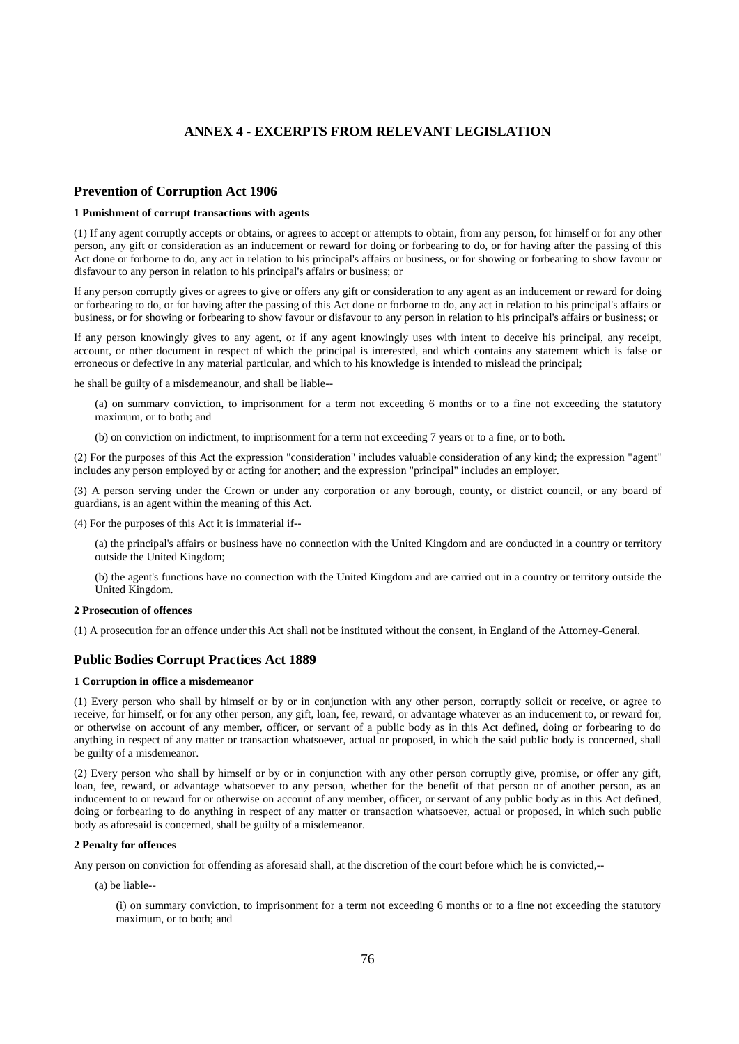# ANNEX 4 - EXCERPTS FROM RELEVANT LEGISLATION

## Prevention of Corruption Act 1906

#### 1 Punishment of corrupt transactions with agents

(1) If any agent corruptly accepts or obtains, or agrees to accept or attempts to obtain, from any person, for himself or for any other person, any gift or consideration as an inducement or reward for doing or forbearing to do, or for having after the passing of this Act done or forborne to do, any act in relation to his principal's affairs or business, or for showing or forbearing to show favour or disfavour to any person in relation to his principal's affairs or business; or

If any person corruptly gives or agrees to give or offers any gift or consideration to any agent as an inducement or reward for doing or forbearing to do, or for having after the passing of this Act done or forborne to do, any act in relation to his principal's affairs or business, or for showing or forbearing to show favour or disfavour to any person in relation to his principal's affairs or business; or

If any person knowingly gives to any agent, or if any agent knowingly uses with intent to deceive his principal, any receipt, account, or other document in respect of which the principal is interested, and which contains any statement which is false or erroneous or defective in any material particular, and which to his knowledge is intended to mislead the principal;

he shall be guilty of a misdemeanour, and shall be liable--

(a) on summary conviction, to imprisonment for a term not exceeding 6 months or to a fine not exceeding the statutory maximum, or to both; and

(b) on conviction on indictment, to imprisonment for a term not exceeding 7 years or to a fine, or to both.

(2) For the purposes of this Act the expression "consideration" includes valuable consideration of any kind; the expression "agent" includes any person employed by or acting for another; and the expression "principal" includes an employer.

(3) A person serving under the Crown or under any corporation or any borough, county, or district council, or any board of guardians, is an agent within the meaning of this Act.

(4) For the purposes of this Act it is immaterial if--

(a) the principal's affairs or business have no connection with the United Kingdom and are conducted in a country or territory outside the United Kingdom;

(b) the agent's functions have no connection with the United Kingdom and are carried out in a country or territory outside the United Kingdom.

#### 2 Prosecution of offences

(1) A prosecution for an offence under this Act shall not be instituted without the consent, in England of the Attorney-General.

## Public Bodies Corrupt Practices Act 1889

#### 1 Corruption in office a misdemeanor

(1) Every person who shall by himself or by or in conjunction with any other person, corruptly solicit or receive, or agree to receive, for himself, or for any other person, any gift, loan, fee, reward, or advantage whatever as an inducement to, or reward for, or otherwise on account of any member, officer, or servant of a public body as in this Act defined, doing or forbearing to do anything in respect of any matter or transaction whatsoever, actual or proposed, in which the said public body is concerned, shall be guilty of a misdemeanor.

(2) Every person who shall by himself or by or in conjunction with any other person corruptly give, promise, or offer any gift, loan, fee, reward, or advantage whatsoever to any person, whether for the benefit of that person or of another person, as an inducement to or reward for or otherwise on account of any member, officer, or servant of any public body as in this Act defined, doing or forbearing to do anything in respect of any matter or transaction whatsoever, actual or proposed, in which such public body as aforesaid is concerned, shall be guilty of a misdemeanor.

#### 2 Penalty for offences

Any person on conviction for offending as aforesaid shall, at the discretion of the court before which he is convicted,--

(a) be liable--

(i) on summary conviction, to imprisonment for a term not exceeding 6 months or to a fine not exceeding the statutory maximum, or to both; and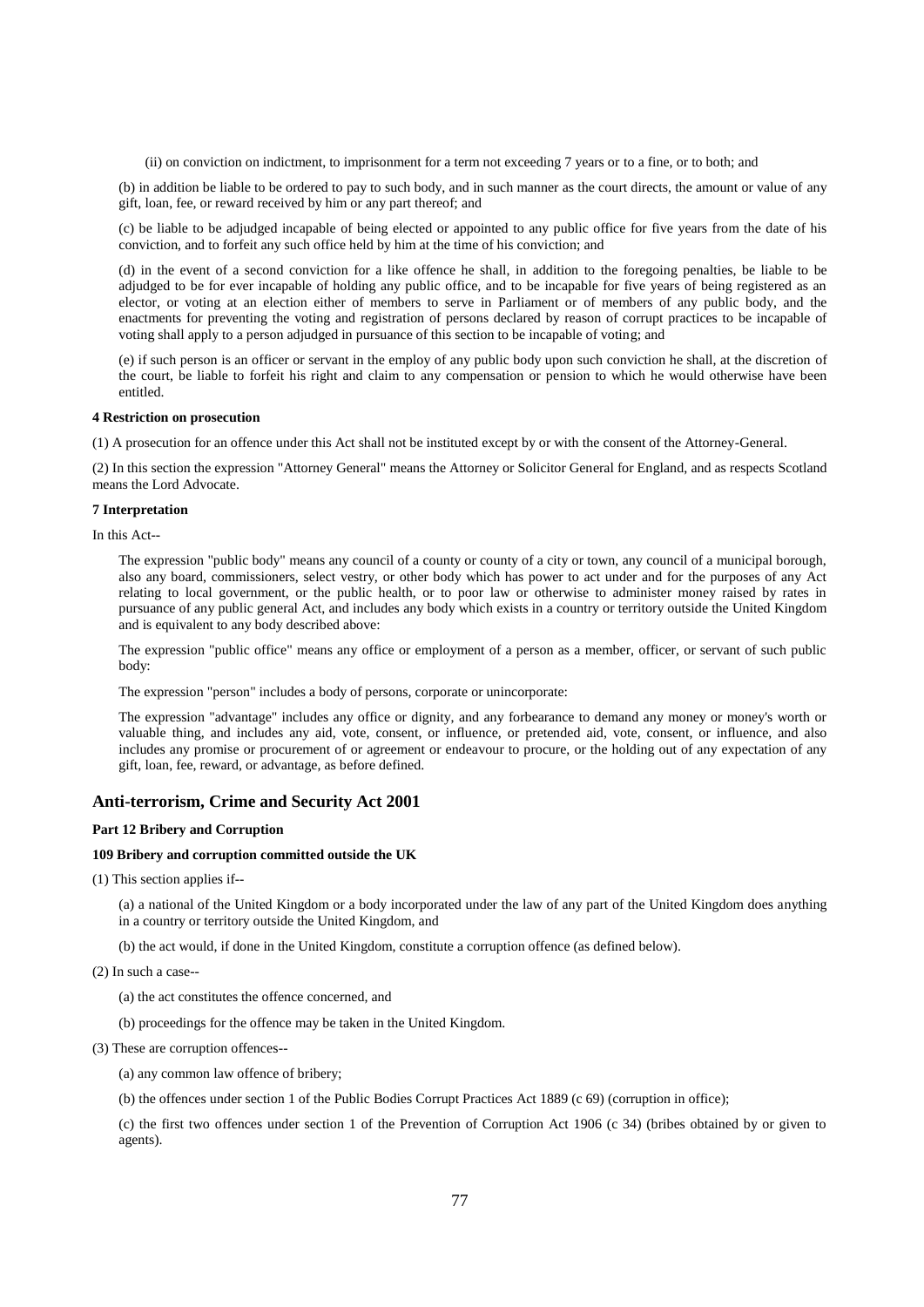(ii) on conviction on indictment, to imprisonment for a term not exceeding 7 years or to a fine, or to both; and

(b) in addition be liable to be ordered to pay to such body, and in such manner as the court directs, the amount or value of any gift, loan, fee, or reward received by him or any part thereof; and

(c) be liable to be adjudged incapable of being elected or appointed to any public office for five years from the date of his conviction, and to forfeit any such office held by him at the time of his conviction; and

(d) in the event of a second conviction for a like offence he shall, in addition to the foregoing penalties, be liable to be adjudged to be for ever incapable of holding any public office, and to be incapable for five years of being registered as an elector, or voting at an election either of members to serve in Parliament or of members of any public body, and the enactments for preventing the voting and registration of persons declared by reason of corrupt practices to be incapable of voting shall apply to a person adjudged in pursuance of this section to be incapable of voting; and

(e) if such person is an officer or servant in the employ of any public body upon such conviction he shall, at the discretion of the court, be liable to forfeit his right and claim to any compensation or pension to which he would otherwise have been entitled.

#### 4 Restriction on prosecution

(1) A prosecution for an offence under this Act shall not be instituted except by or with the consent of the Attorney-General.

(2) In this section the expression "Attorney General" means the Attorney or Solicitor General for England, and as respects Scotland means the Lord Advocate.

#### 7 Interpretation

In this Act--

The expression "public body" means any council of a county or county of a city or town, any council of a municipal borough, also any board, commissioners, select vestry, or other body which has power to act under and for the purposes of any Act relating to local government, or the public health, or to poor law or otherwise to administer money raised by rates in pursuance of any public general Act, and includes any body which exists in a country or territory outside the United Kingdom and is equivalent to any body described above:

The expression "public office" means any office or employment of a person as a member, officer, or servant of such public body:

The expression "person" includes a body of persons, corporate or unincorporate:

The expression "advantage" includes any office or dignity, and any forbearance to demand any money or money's worth or valuable thing, and includes any aid, vote, consent, or influence, or pretended aid, vote, consent, or influence, and also includes any promise or procurement of or agreement or endeavour to procure, or the holding out of any expectation of any gift, loan, fee, reward, or advantage, as before defined.

## Anti-terrorism, Crime and Security Act 2001

#### Part 12 Bribery and Corruption

#### 109 Bribery and corruption committed outside the UK

(1) This section applies if--

(a) a national of the United Kingdom or a body incorporated under the law of any part of the United Kingdom does anything in a country or territory outside the United Kingdom, and

(b) the act would, if done in the United Kingdom, constitute a corruption offence (as defined below).

(2) In such a case--

(a) the act constitutes the offence concerned, and

(b) proceedings for the offence may be taken in the United Kingdom.

(3) These are corruption offences--

(a) any common law offence of bribery;

(b) the offences under section 1 of the Public Bodies Corrupt Practices Act 1889 (c 69) (corruption in office);

(c) the first two offences under section 1 of the Prevention of Corruption Act 1906 (c 34) (bribes obtained by or given to agents).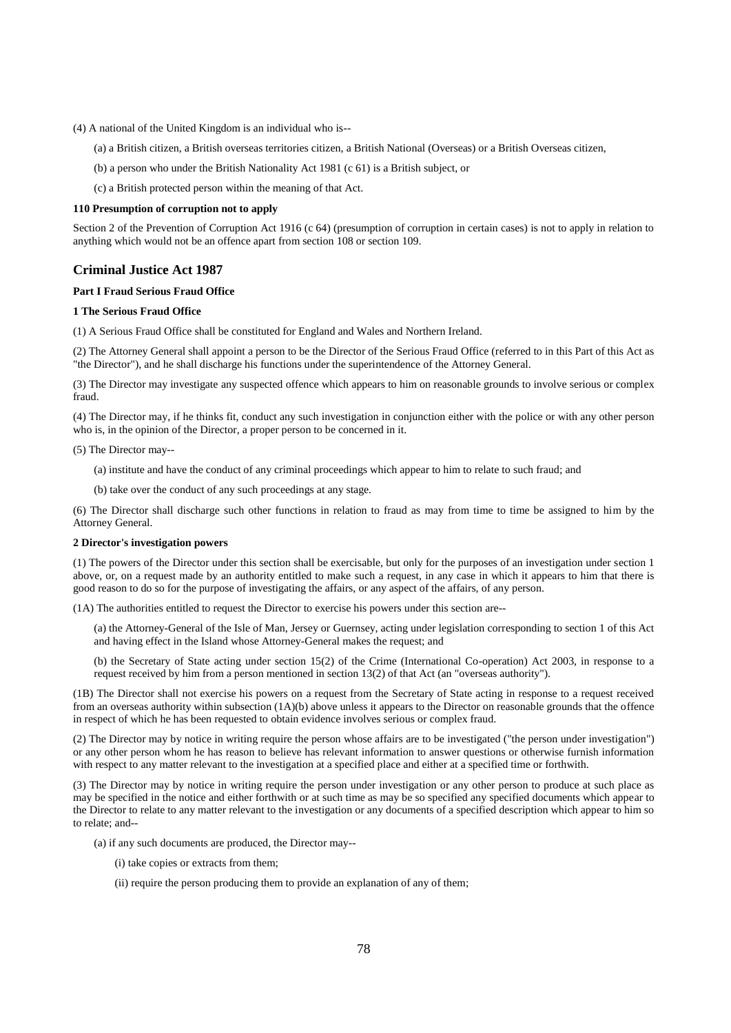(4) A national of the United Kingdom is an individual who is--

(a) a British citizen, a British overseas territories citizen, a British National (Overseas) or a British Overseas citizen,

(b) a person who under the British Nationality Act 1981 (c 61) is a British subject, or

(c) a British protected person within the meaning of that Act.

**110 Presumption of corruption not to apply**

Section 2 of the Prevention of Corruption Act 1916 (c 64) (presumption of corruption in certain cases) is not to apply in relation to anything which would not be an offence apart from section 108 or section 109.

## Criminal Justice Act 1987

**Part I Fraud Serious Fraud Office**

**1 The Serious Fraud Office**

(1) A Serious Fraud Office shall be constituted for England and Wales and Northern Ireland.

(2) The Attorney General shall appoint a person to be the Director of the Serious Fraud Office (referred to in this Part of this Act as "the Director"), and he shall discharge his functions under the superintendence of the Attorney General.

(3) The Director may investigate any suspected offence which appears to him on reasonable grounds to involve serious or complex fraud.

(4) The Director may, if he thinks fit, conduct any such investigation in conjunction either with the police or with any other person who is, in the opinion of the Director, a proper person to be concerned in it.

(5) The Director may--

(a) institute and have the conduct of any criminal proceedings which appear to him to relate to such fraud; and

(b) take over the conduct of any such proceedings at any stage.

(6) The Director shall discharge such other functions in relation to fraud as may from time to time be assigned to him by the Attorney General.

**2 Director's investigation powers**

(1) The powers of the Director under this section shall be exercisable, but only for the purposes of an investigation under section 1 above, or, on a request made by an authority entitled to make such a request, in any case in which it appears to him that there is good reason to do so for the purpose of investigating the affairs, or any aspect of the affairs, of any person.

(1A) The authorities entitled to request the Director to exercise his powers under this section are--

(a) the Attorney-General of the Isle of Man, Jersey or Guernsey, acting under legislation corresponding to section 1 of this Act and having effect in the Island whose Attorney-General makes the request; and

(b) the Secretary of State acting under section 15(2) of the Crime (International Co-operation) Act 2003, in response to a request received by him from a person mentioned in section 13(2) of that Act (an "overseas authority").

(1B) The Director shall not exercise his powers on a request from the Secretary of State acting in response to a request received from an overseas authority within subsection (1A)(b) above unless it appears to the Director on reasonable grounds that the offence in respect of which he has been requested to obtain evidence involves serious or complex fraud.

(2) The Director may by notice in writing require the person whose affairs are to be investigated ("the person under investigation") or any other person whom he has reason to believe has relevant information to answer questions or otherwise furnish information with respect to any matter relevant to the investigation at a specified place and either at a specified time or forthwith.

(3) The Director may by notice in writing require the person under investigation or any other person to produce at such place as may be specified in the notice and either forthwith or at such time as may be so specified any specified documents which appear to the Director to relate to any matter relevant to the investigation or any documents of a specified description which appear to him so to relate; and--

(a) if any such documents are produced, the Director may--

(i) take copies or extracts from them;

(ii) require the person producing them to provide an explanation of any of them;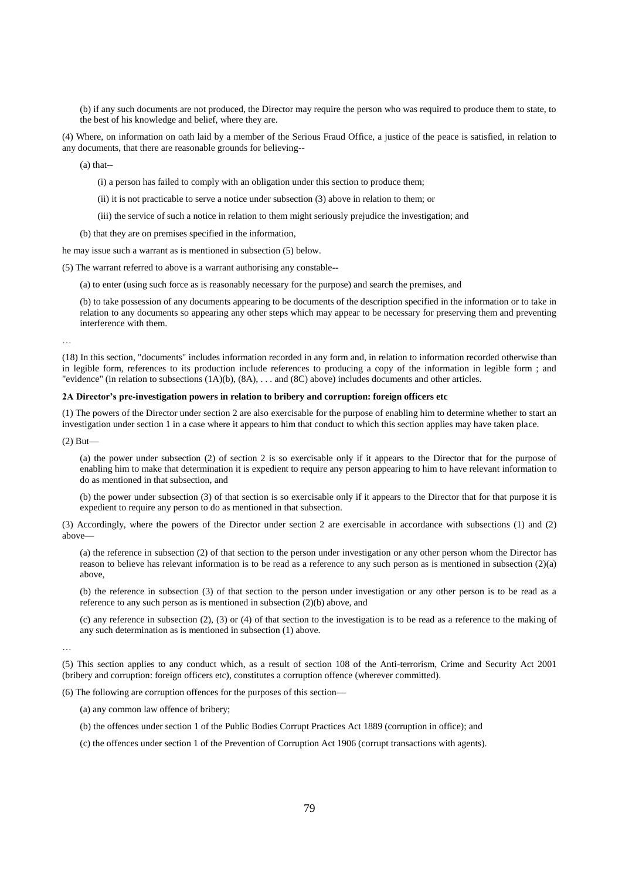(b) if any such documents are not produced, the Director may require the person who was required to produce them to state, to the best of his knowledge and belief, where they are.

(4) Where, on information on oath laid by a member of the Serious Fraud Office, a justice of the peace is satisfied, in relation to any documents, that there are reasonable grounds for believing--

(a) that--

(i) a person has failed to comply with an obligation under this section to produce them;

(ii) it is not practicable to serve a notice under subsection (3) above in relation to them; or

(iii) the service of such a notice in relation to them might seriously prejudice the investigation; and

(b) that they are on premises specified in the information,

he may issue such a warrant as is mentioned in subsection (5) below.

(5) The warrant referred to above is a warrant authorising any constable--

(a) to enter (using such force as is reasonably necessary for the purpose) and search the premises, and

(b) to take possession of any documents appearing to be documents of the description specified in the information or to take in relation to any documents so appearing any other steps which may appear to be necessary for preserving them and preventing interference with them.

…

(18) In this section, "documents" includes information recorded in any form and, in relation to information recorded otherwise than in legible form, references to its production include references to producing a copy of the information in legible form ; and "evidence" (in relation to subsections (1A)(b), (8A), . . . and (8C) above) includes documents and other articles.

**2A Director's pre-investigation powers in relation to bribery and corruption: foreign officers etc**

(1) The powers of the Director under section 2 are also exercisable for the purpose of enabling him to determine whether to start an investigation under section 1 in a case where it appears to him that conduct to which this section applies may have taken place.

(2) But—

(a) the power under subsection (2) of section 2 is so exercisable only if it appears to the Director that for the purpose of enabling him to make that determination it is expedient to require any person appearing to him to have relevant information to do as mentioned in that subsection, and

(b) the power under subsection (3) of that section is so exercisable only if it appears to the Director that for that purpose it is expedient to require any person to do as mentioned in that subsection.

(3) Accordingly, where the powers of the Director under section 2 are exercisable in accordance with subsections (1) and (2) above—

(a) the reference in subsection (2) of that section to the person under investigation or any other person whom the Director has reason to believe has relevant information is to be read as a reference to any such person as is mentioned in subsection (2)(a) above,

(b) the reference in subsection (3) of that section to the person under investigation or any other person is to be read as a reference to any such person as is mentioned in subsection (2)(b) above, and

(c) any reference in subsection (2), (3) or (4) of that section to the investigation is to be read as a reference to the making of any such determination as is mentioned in subsection (1) above.

…

(5) This section applies to any conduct which, as a result of section 108 of the Anti-terrorism, Crime and Security Act 2001 (bribery and corruption: foreign officers etc), constitutes a corruption offence (wherever committed).

(6) The following are corruption offences for the purposes of this section—

(a) any common law offence of bribery;

(b) the offences under section 1 of the Public Bodies Corrupt Practices Act 1889 (corruption in office); and

(c) the offences under section 1 of the Prevention of Corruption Act 1906 (corrupt transactions with agents).